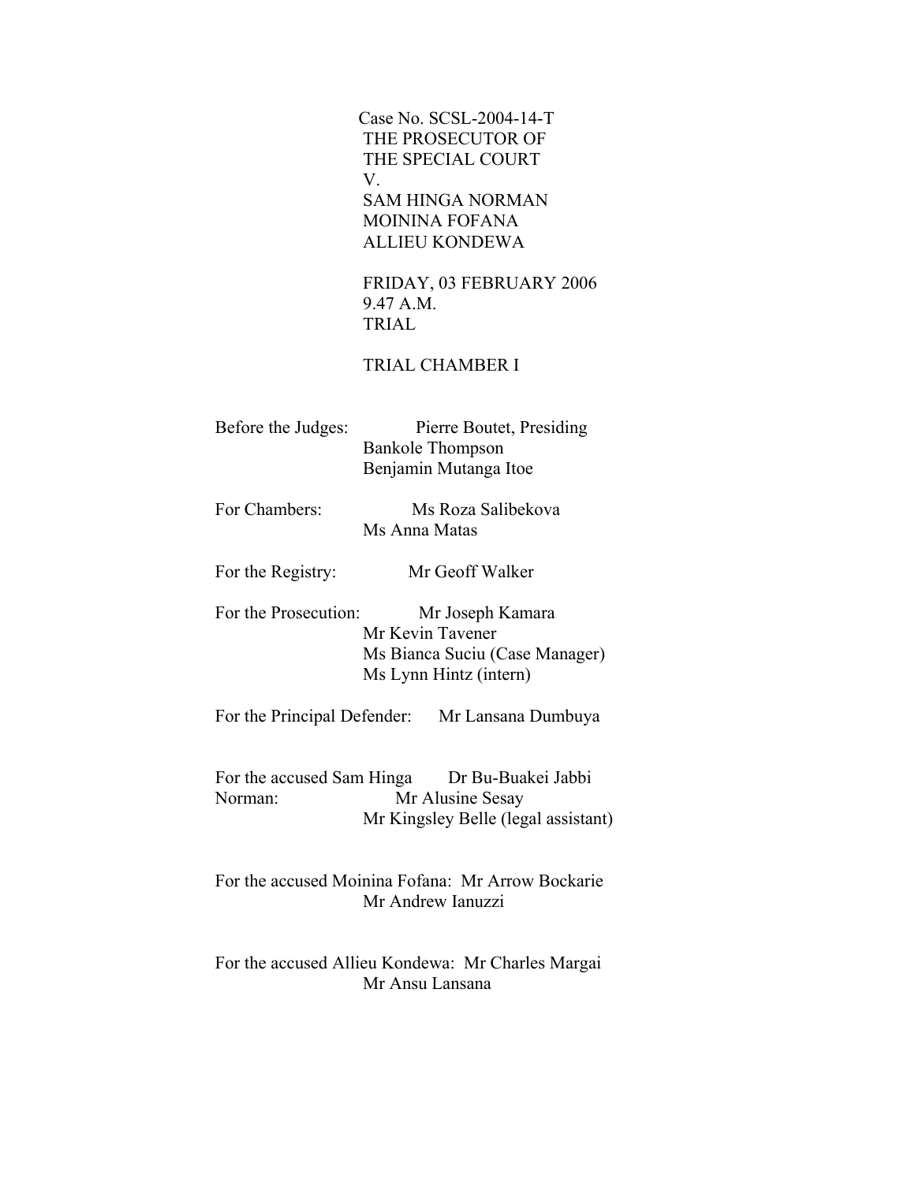Case No. SCSL-2004-14-T
THE PROSECUTOR OF
THE SPECIAL COURT
V.
SAM HINGA NORMAN
MOININA FOFANA
ALLIEU KONDEWA

FRIDAY, 03 FEBRUARY 2006
9.47 A.M.
TRIAL

TRIAL CHAMBER I

Before the Judges: Pierre Boutet, Presiding
Bankole Thompson
Benjamin Mutanga Itoe

For Chambers: Ms Roza Salibekova
Ms Anna Matas

For the Registry: Mr Geoff Walker

For the Prosecution: Mr Joseph Kamara
Mr Kevin Tavener
Ms Bianca Suciu (Case Manager)
Ms Lynn Hintz (intern)

For the Principal Defender: Mr Lansana Dumbuya

For the accused Sam Hinga Norman: Dr Bu-Buakei Jabbi
Mr Alusine Sesay
Mr Kingsley Belle (legal assistant)

For the accused Moinina Fofana: Mr Arrow Bockarie
Mr Andrew Ianuzzi

For the accused Allieu Kondewa: Mr Charles Margai
Mr Ansu Lansana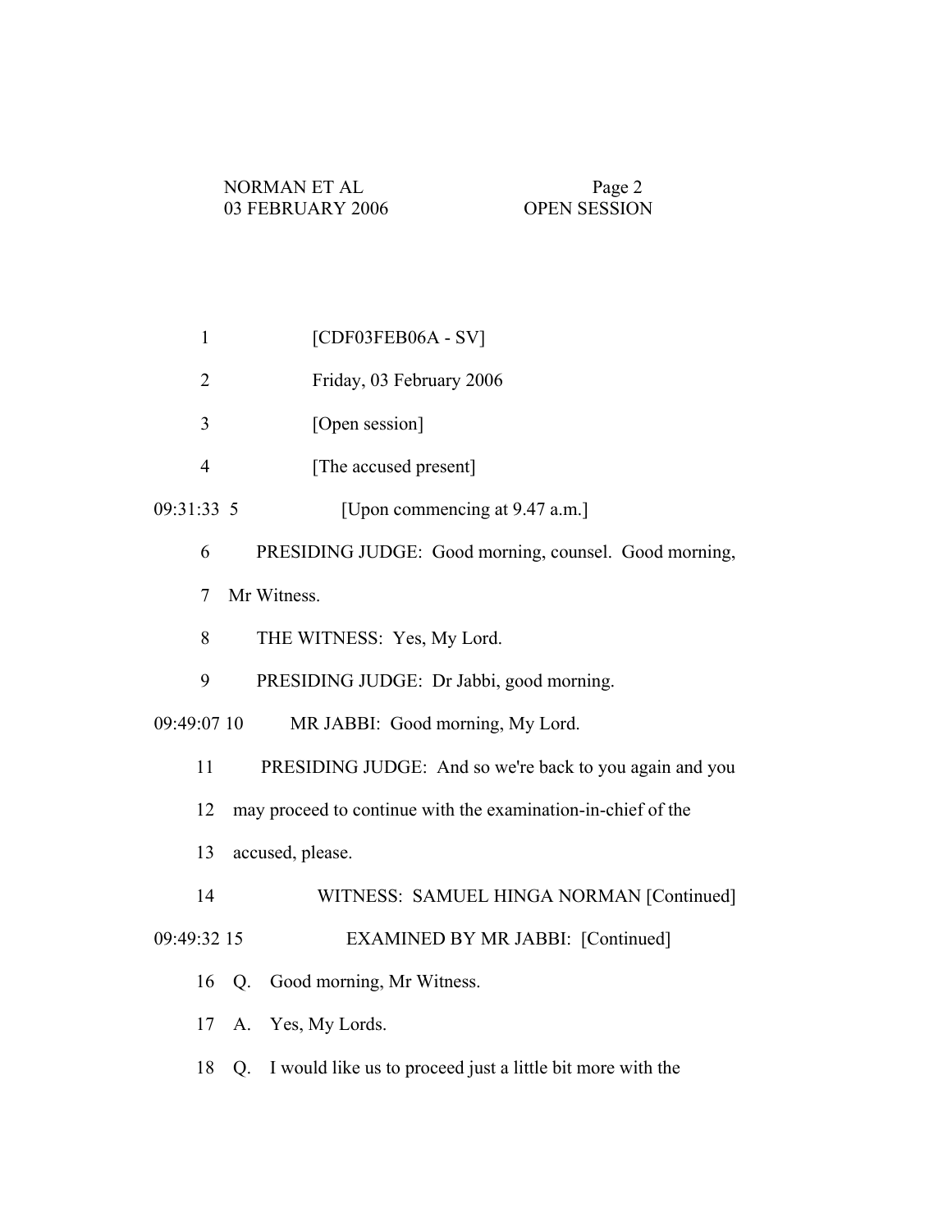1 [CDF03FEB06A - SV]

2 Friday, 03 February 2006

3 [Open session]

4 [The accused present]

09:31:33 5 [Upon commencing at 9.47 a.m.]

6 PRESIDING JUDGE: Good morning, counsel. Good morning,

7 Mr Witness.

8 THE WITNESS: Yes, My Lord.

9 PRESIDING JUDGE: Dr Jabbi, good morning.

09:49:07 10 MR JABBI: Good morning, My Lord.

11 PRESIDING JUDGE: And so we're back to you again and you

12 may proceed to continue with the examination-in-chief of the

13 accused, please.

14 WITNESS: SAMUEL HINGA NORMAN [Continued]

09:49:32 15 EXAMINED BY MR JABBI: [Continued]

16 Q. Good morning, Mr Witness.

17 A. Yes, My Lords.

18 Q. I would like us to proceed just a little bit more with the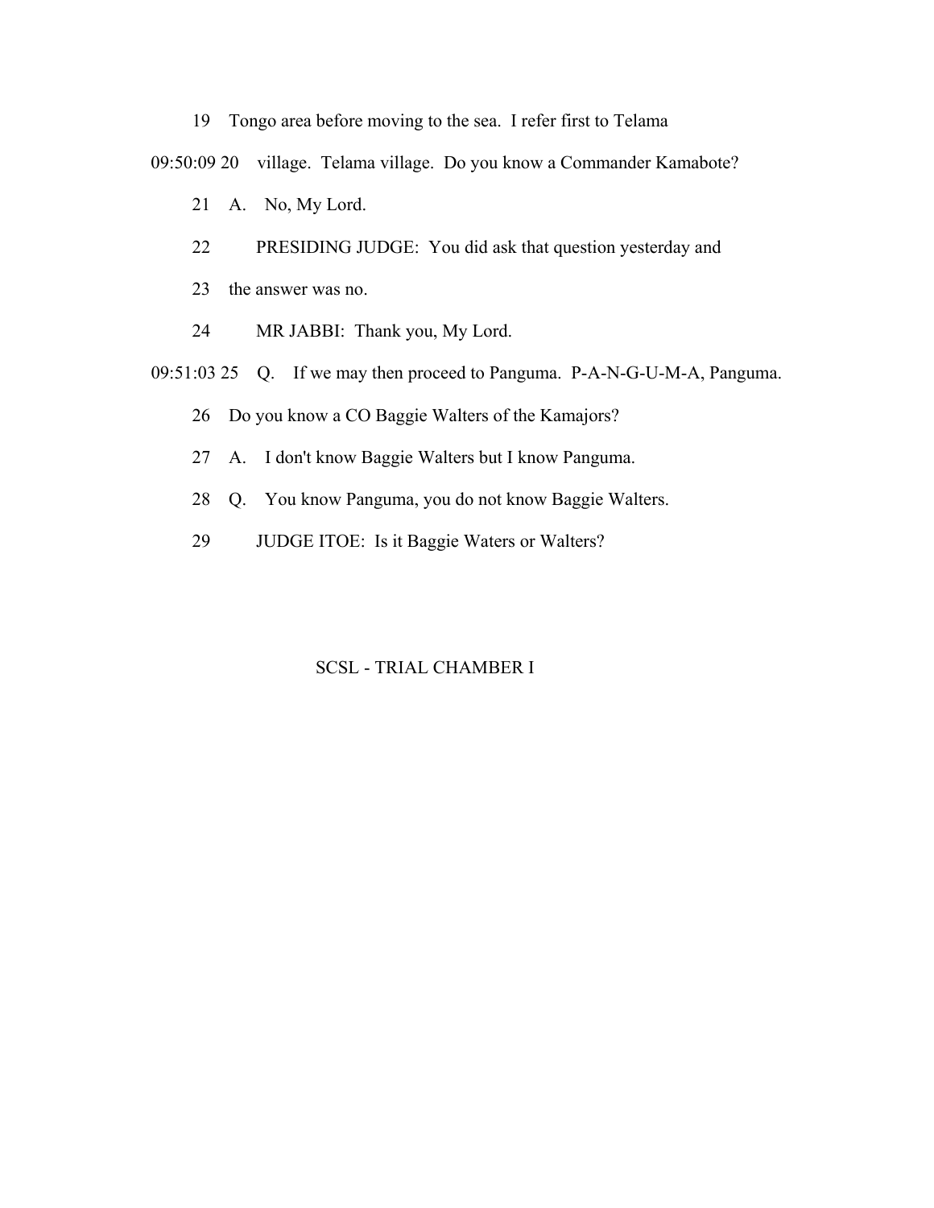19 Tongo area before moving to the sea. I refer first to Telama

09:50:09 20 village. Telama village. Do you know a Commander Kamabote?

21 A. No, My Lord.

22 PRESIDING JUDGE: You did ask that question yesterday and

23 the answer was no.

24 MR JABBI: Thank you, My Lord.

09:51:03 25 Q. If we may then proceed to Panguma. P-A-N-G-U-M-A, Panguma.

26 Do you know a CO Baggie Walters of the Kamajors?

27 A. I don't know Baggie Walters but I know Panguma.

28 Q. You know Panguma, you do not know Baggie Walters.

29 JUDGE ITOE: Is it Baggie Waters or Walters?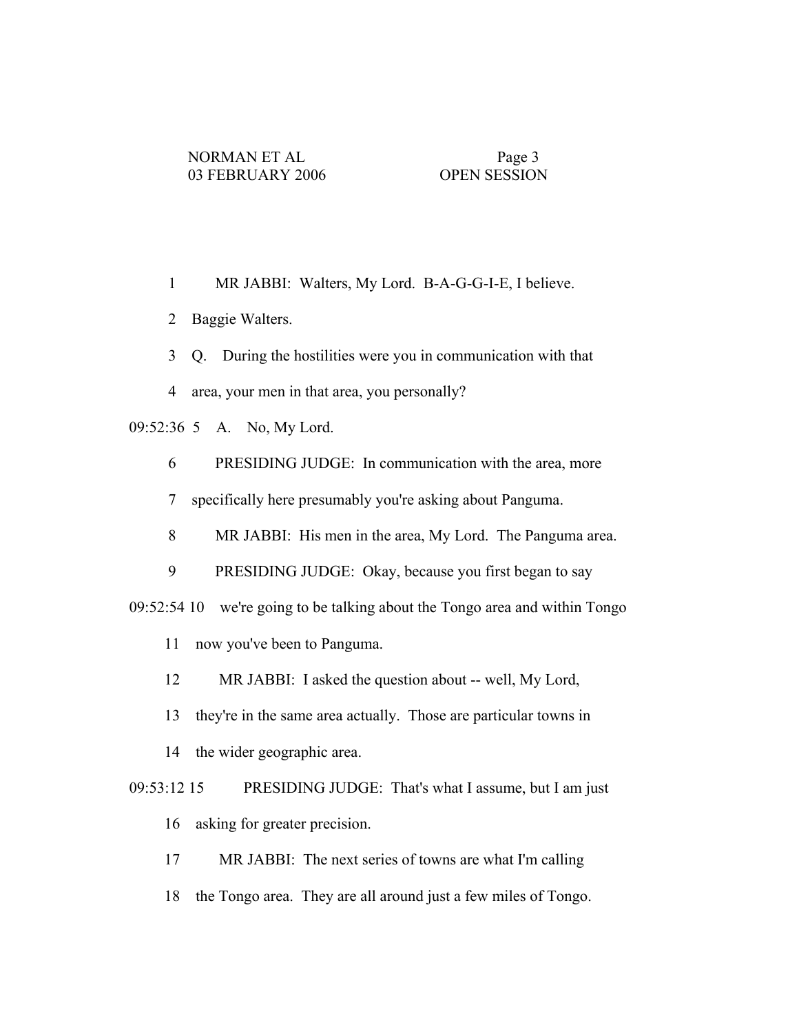1 MR JABBI: Walters, My Lord. B-A-G-G-I-E, I believe.

2 Baggie Walters.

3 Q. During the hostilities were you in communication with that

4 area, your men in that area, you personally?

09:52:36 5 A. No, My Lord.

6 PRESIDING JUDGE: In communication with the area, more

7 specifically here presumably you're asking about Panguma.

8 MR JABBI: His men in the area, My Lord. The Panguma area.

9 PRESIDING JUDGE: Okay, because you first began to say

09:52:54 10 we're going to be talking about the Tongo area and within Tongo

11 now you've been to Panguma.

12 MR JABBI: I asked the question about -- well, My Lord,

13 they're in the same area actually. Those are particular towns in

14 the wider geographic area.

09:53:12 15 PRESIDING JUDGE: That's what I assume, but I am just

16 asking for greater precision.

17 MR JABBI: The next series of towns are what I'm calling

18 the Tongo area. They are all around just a few miles of Tongo.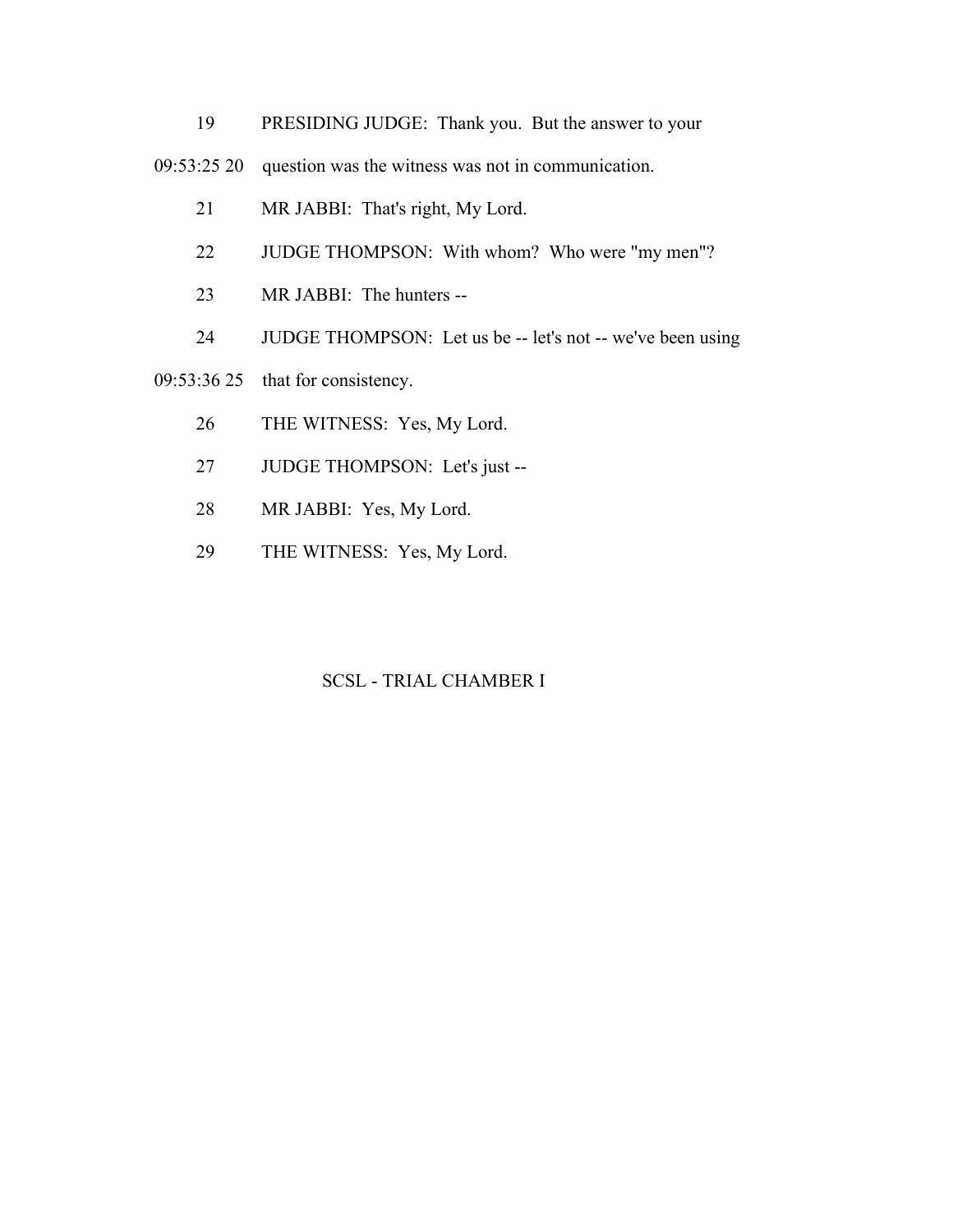19 PRESIDING JUDGE: Thank you. But the answer to your

09:53:25 20 question was the witness was not in communication.

21 MR JABBI: That's right, My Lord.

22 JUDGE THOMPSON: With whom? Who were "my men"?

23 MR JABBI: The hunters --

24 JUDGE THOMPSON: Let us be -- let's not -- we've been using

09:53:36 25 that for consistency.

26 THE WITNESS: Yes, My Lord.

27 JUDGE THOMPSON: Let's just --

28 MR JABBI: Yes, My Lord.

29 THE WITNESS: Yes, My Lord.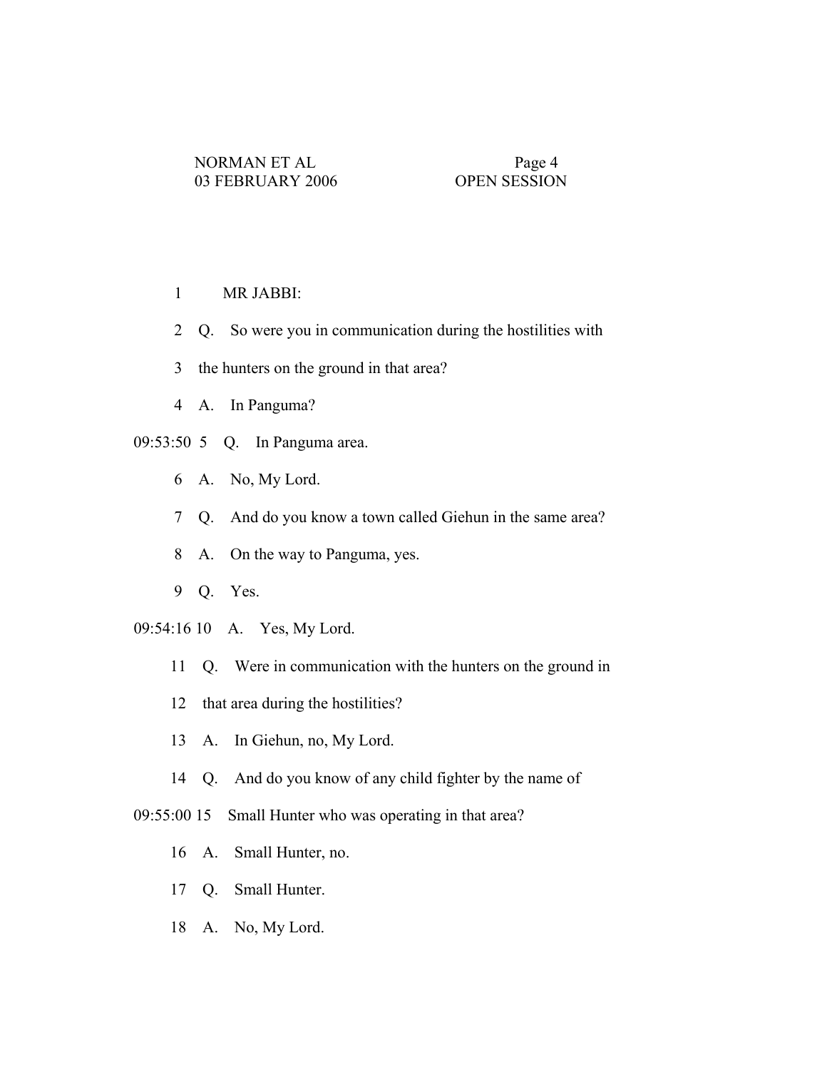1 MR JABBI:

2 Q. So were you in communication during the hostilities with

3 the hunters on the ground in that area?

4 A. In Panguma?

09:53:50 5 Q. In Panguma area.

6 A. No, My Lord.

7 Q. And do you know a town called Giehun in the same area?

8 A. On the way to Panguma, yes.

9 Q. Yes.

09:54:16 10 A. Yes, My Lord.

11 Q. Were in communication with the hunters on the ground in

12 that area during the hostilities?

13 A. In Giehun, no, My Lord.

14 Q. And do you know of any child fighter by the name of

09:55:00 15 Small Hunter who was operating in that area?

16 A. Small Hunter, no.

17 Q. Small Hunter.

18 A. No, My Lord.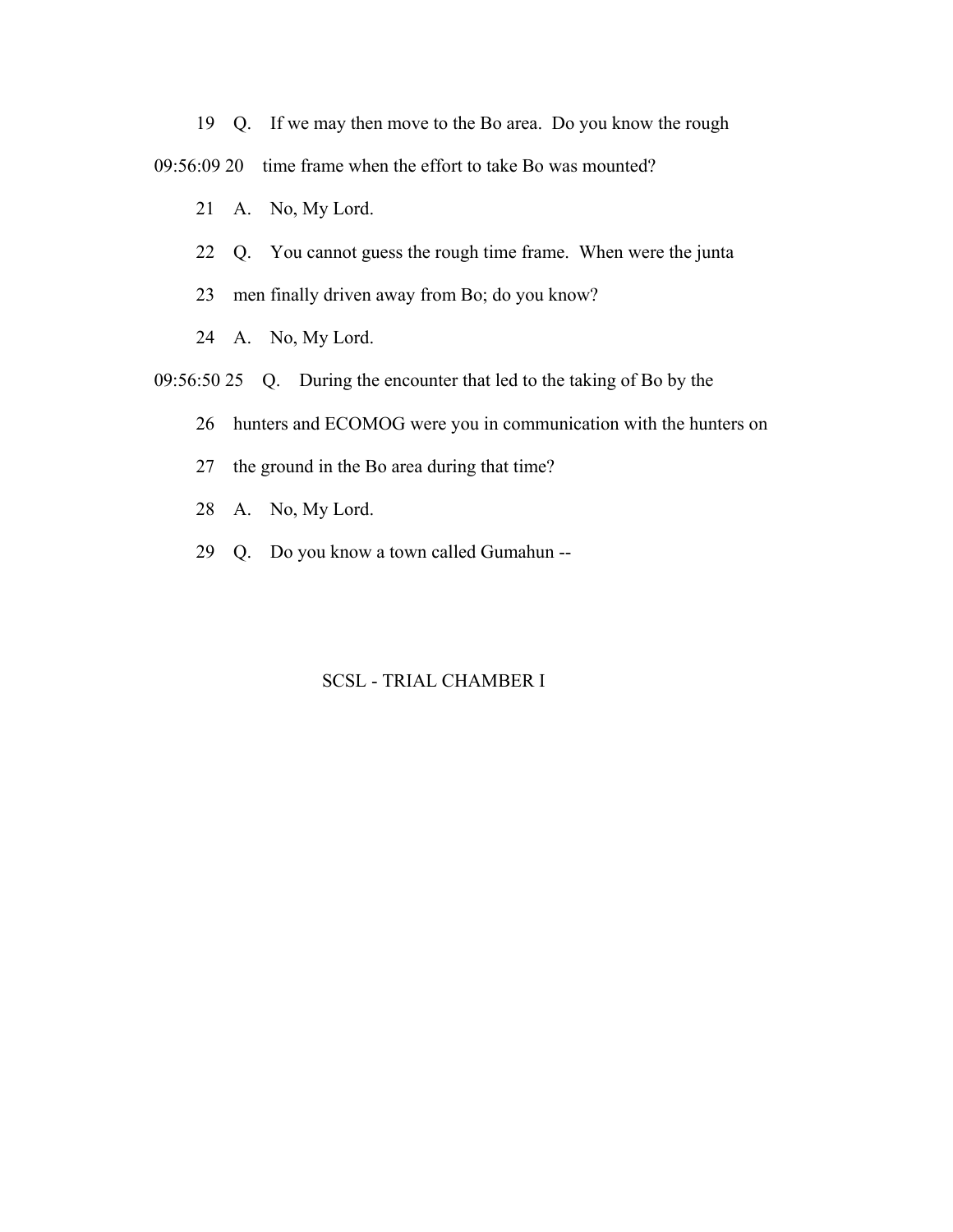19 Q. If we may then move to the Bo area. Do you know the rough

09:56:09 20 time frame when the effort to take Bo was mounted?

21 A. No, My Lord.

22 Q. You cannot guess the rough time frame. When were the junta

23 men finally driven away from Bo; do you know?

24 A. No, My Lord.

09:56:50 25 Q. During the encounter that led to the taking of Bo by the

26 hunters and ECOMOG were you in communication with the hunters on

27 the ground in the Bo area during that time?

28 A. No, My Lord.

29 Q. Do you know a town called Gumahun --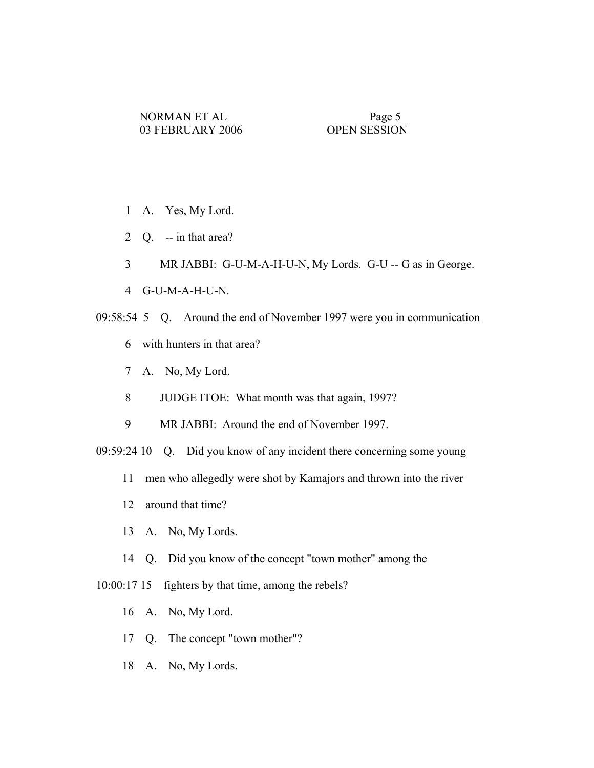1 A. Yes, My Lord.

2 Q. -- in that area?

3 MR JABBI: G-U-M-A-H-U-N, My Lords. G-U -- G as in George.

4 G-U-M-A-H-U-N.

09:58:54 5 Q. Around the end of November 1997 were you in communication

6 with hunters in that area?

7 A. No, My Lord.

8 JUDGE ITOE: What month was that again, 1997?

9 MR JABBI: Around the end of November 1997.

09:59:24 10 Q. Did you know of any incident there concerning some young

11 men who allegedly were shot by Kamajors and thrown into the river

12 around that time?

13 A. No, My Lords.

14 Q. Did you know of the concept "town mother" among the

10:00:17 15 fighters by that time, among the rebels?

16 A. No, My Lord.

17 Q. The concept "town mother"?

18 A. No, My Lords.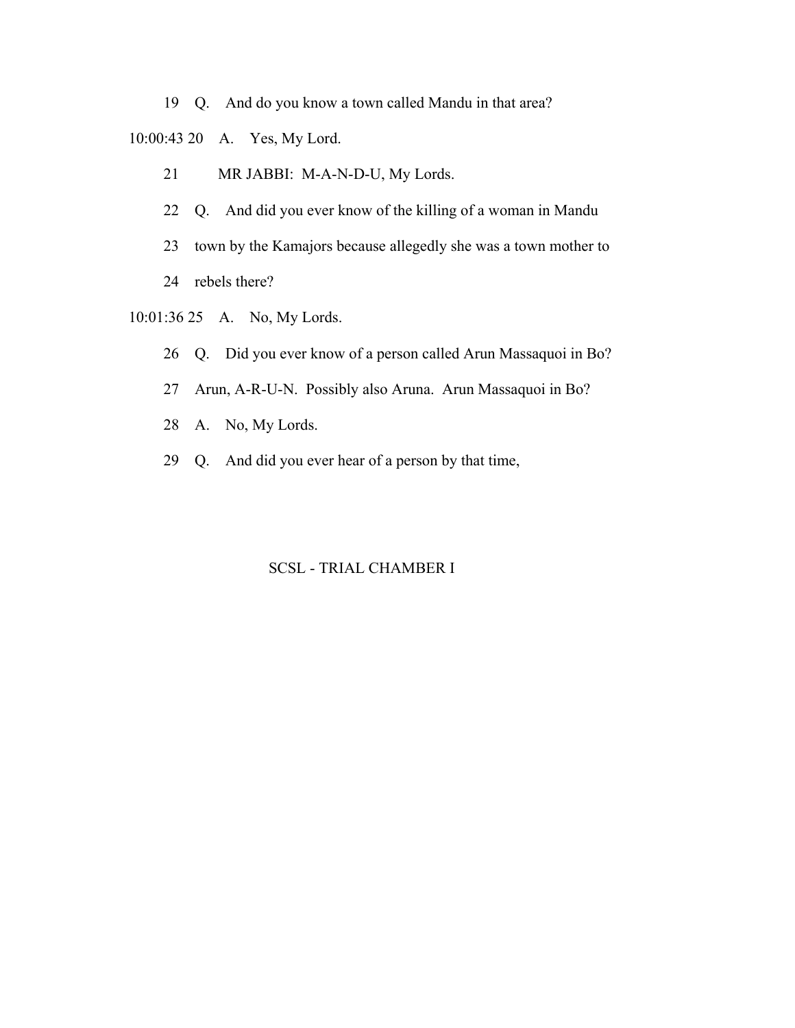19 Q. And do you know a town called Mandu in that area?

10:00:43 20 A. Yes, My Lord.

21 MR JABBI: M-A-N-D-U, My Lords.

22 Q. And did you ever know of the killing of a woman in Mandu

23 town by the Kamajors because allegedly she was a town mother to

24 rebels there?

10:01:36 25 A. No, My Lords.

26 Q. Did you ever know of a person called Arun Massaquoi in Bo?

27 Arun, A-R-U-N. Possibly also Aruna. Arun Massaquoi in Bo?

28 A. No, My Lords.

29 Q. And did you ever hear of a person by that time,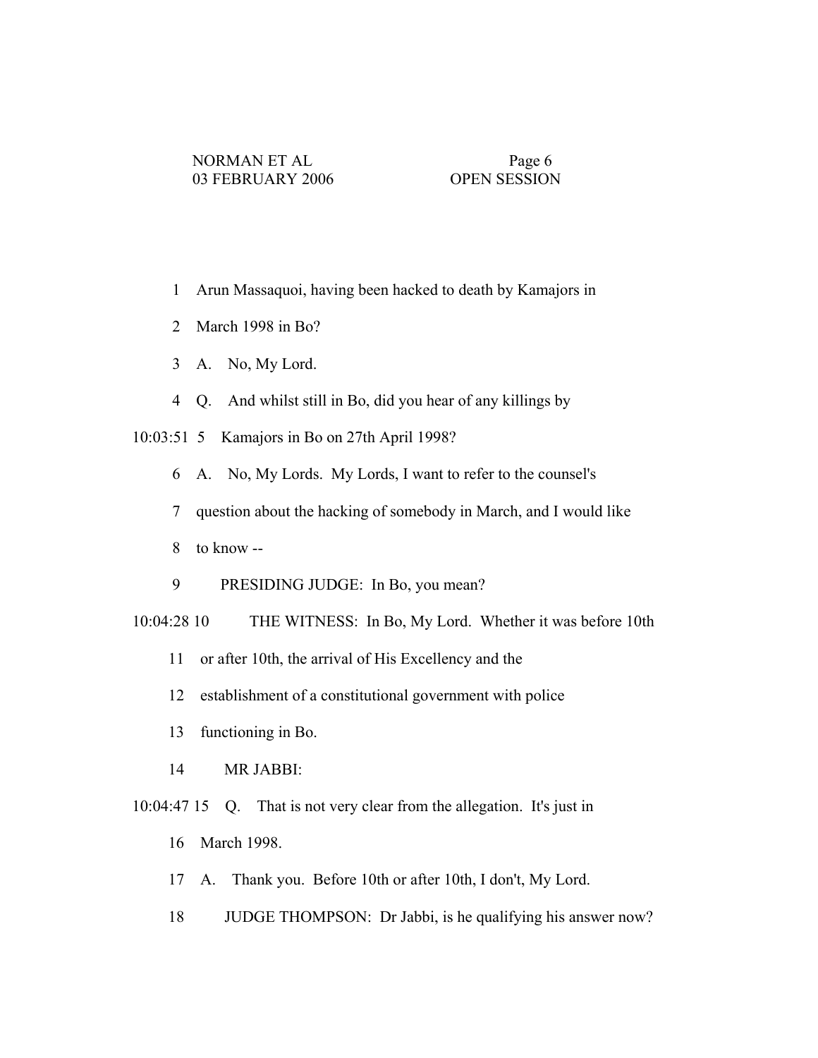1 Arun Massaquoi, having been hacked to death by Kamajors in

2 March 1998 in Bo?

3 A. No, My Lord.

4 Q. And whilst still in Bo, did you hear of any killings by

10:03:51 5 Kamajors in Bo on 27th April 1998?

6 A. No, My Lords. My Lords, I want to refer to the counsel's

7 question about the hacking of somebody in March, and I would like

8 to know --

9 PRESIDING JUDGE: In Bo, you mean?

10:04:28 10 THE WITNESS: In Bo, My Lord. Whether it was before 10th

11 or after 10th, the arrival of His Excellency and the

12 establishment of a constitutional government with police

13 functioning in Bo.

14 MR JABBI:

10:04:47 15 Q. That is not very clear from the allegation. It's just in

16 March 1998.

17 A. Thank you. Before 10th or after 10th, I don't, My Lord.

18 JUDGE THOMPSON: Dr Jabbi, is he qualifying his answer now?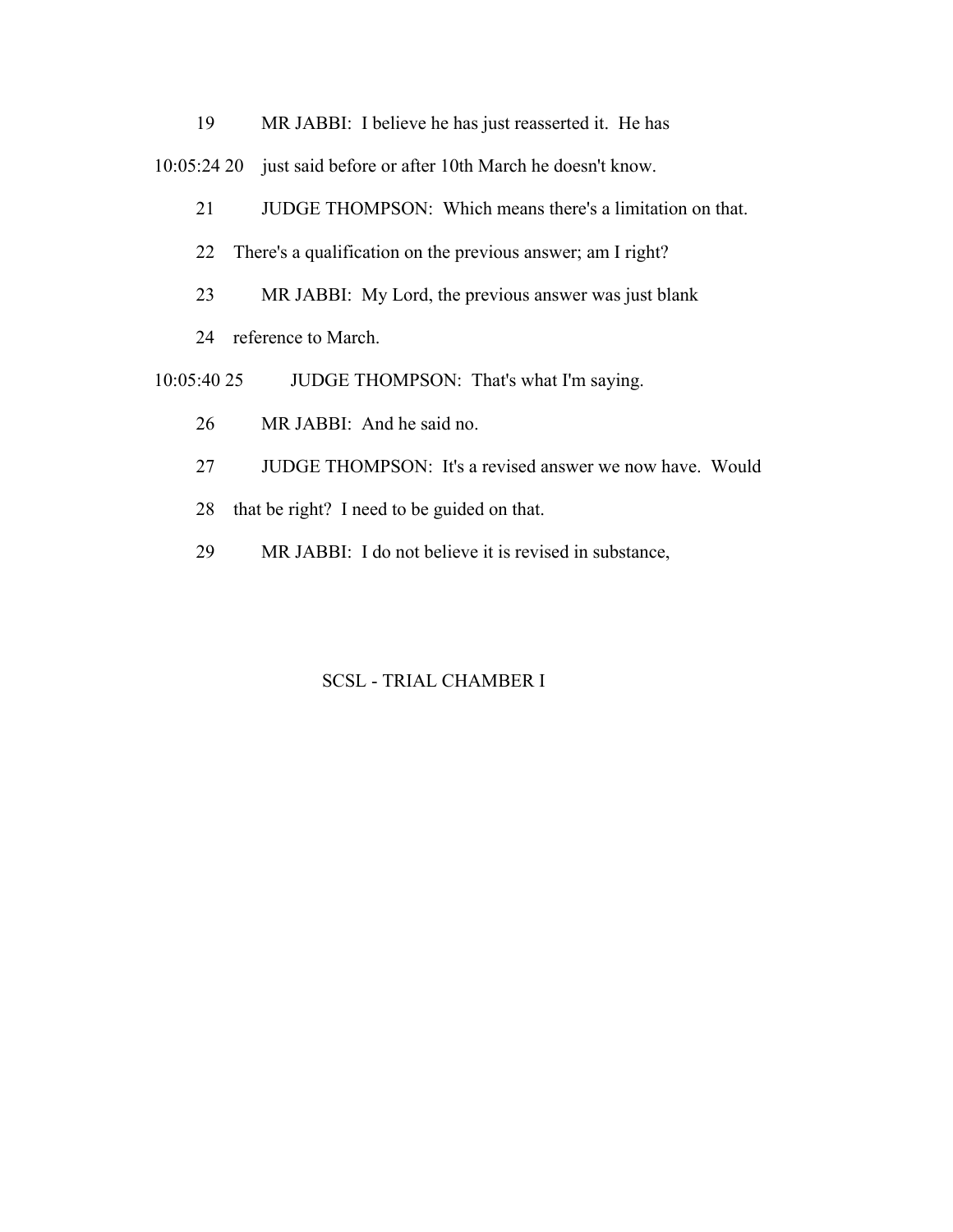19 MR JABBI: I believe he has just reasserted it. He has

10:05:24 20 just said before or after 10th March he doesn't know.

21 JUDGE THOMPSON: Which means there's a limitation on that.

22 There's a qualification on the previous answer; am I right?

23 MR JABBI: My Lord, the previous answer was just blank

24 reference to March.

10:05:40 25 JUDGE THOMPSON: That's what I'm saying.

26 MR JABBI: And he said no.

27 JUDGE THOMPSON: It's a revised answer we now have. Would

28 that be right? I need to be guided on that.

29 MR JABBI: I do not believe it is revised in substance,

SCSL - TRIAL CHAMBER I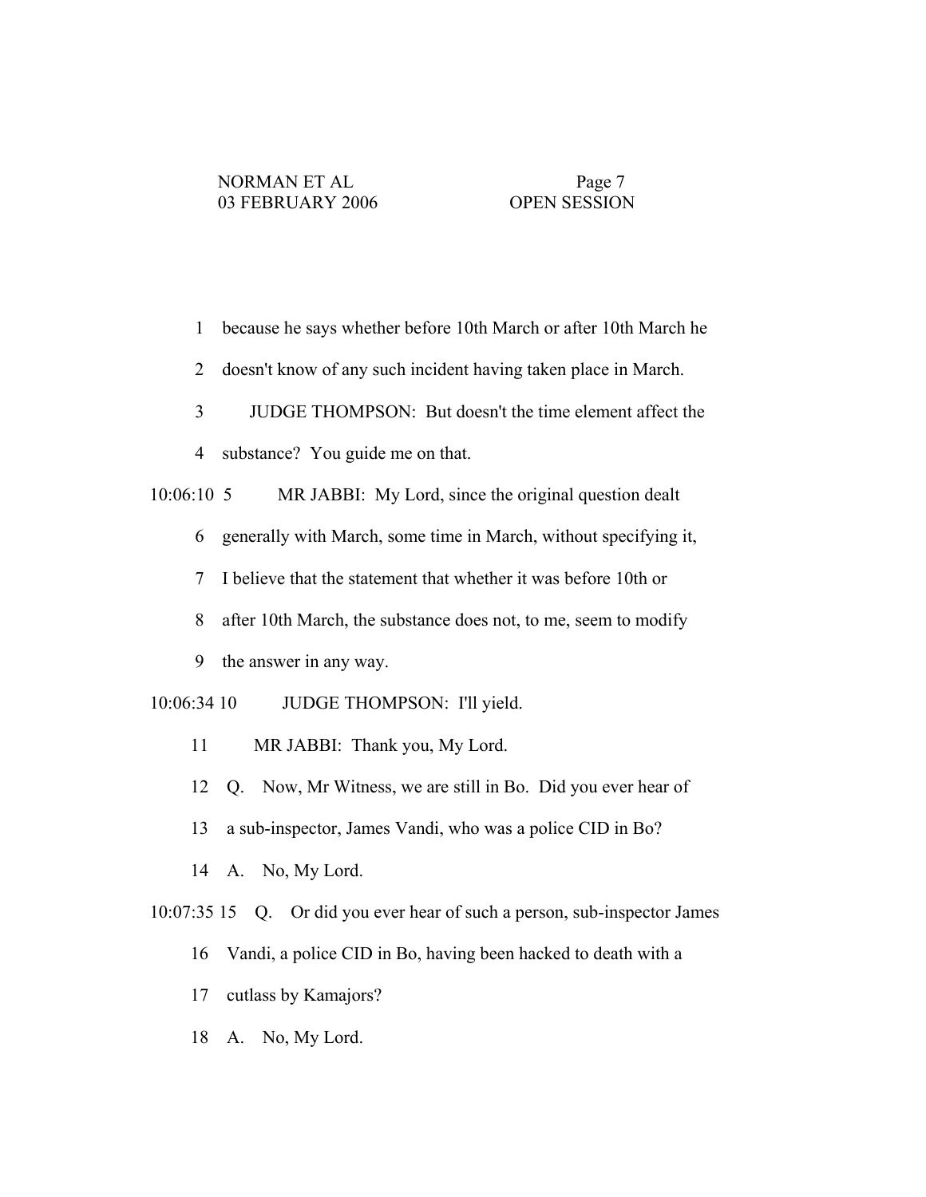1 because he says whether before 10th March or after 10th March he

2 doesn't know of any such incident having taken place in March.

3 JUDGE THOMPSON: But doesn't the time element affect the

4 substance? You guide me on that.

10:06:10 5 MR JABBI: My Lord, since the original question dealt

6 generally with March, some time in March, without specifying it,

7 I believe that the statement that whether it was before 10th or

8 after 10th March, the substance does not, to me, seem to modify

9 the answer in any way.

10:06:34 10 JUDGE THOMPSON: I'll yield.

11 MR JABBI: Thank you, My Lord.

12 Q. Now, Mr Witness, we are still in Bo. Did you ever hear of

13 a sub-inspector, James Vandi, who was a police CID in Bo?

14 A. No, My Lord.

10:07:35 15 Q. Or did you ever hear of such a person, sub-inspector James

16 Vandi, a police CID in Bo, having been hacked to death with a

17 cutlass by Kamajors?

18 A. No, My Lord.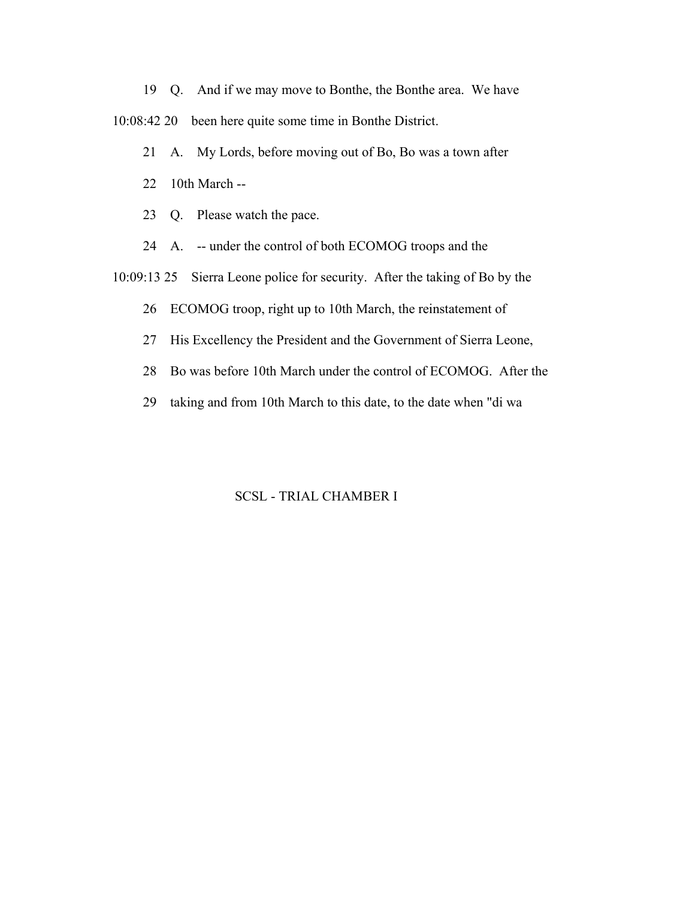19 Q. And if we may move to Bonthe, the Bonthe area. We have

10:08:42 20 been here quite some time in Bonthe District.

21 A. My Lords, before moving out of Bo, Bo was a town after

22 10th March --

23 Q. Please watch the pace.

24 A. -- under the control of both ECOMOG troops and the

10:09:13 25 Sierra Leone police for security. After the taking of Bo by the

26 ECOMOG troop, right up to 10th March, the reinstatement of

27 His Excellency the President and the Government of Sierra Leone,

28 Bo was before 10th March under the control of ECOMOG. After the

29 taking and from 10th March to this date, to the date when "di wa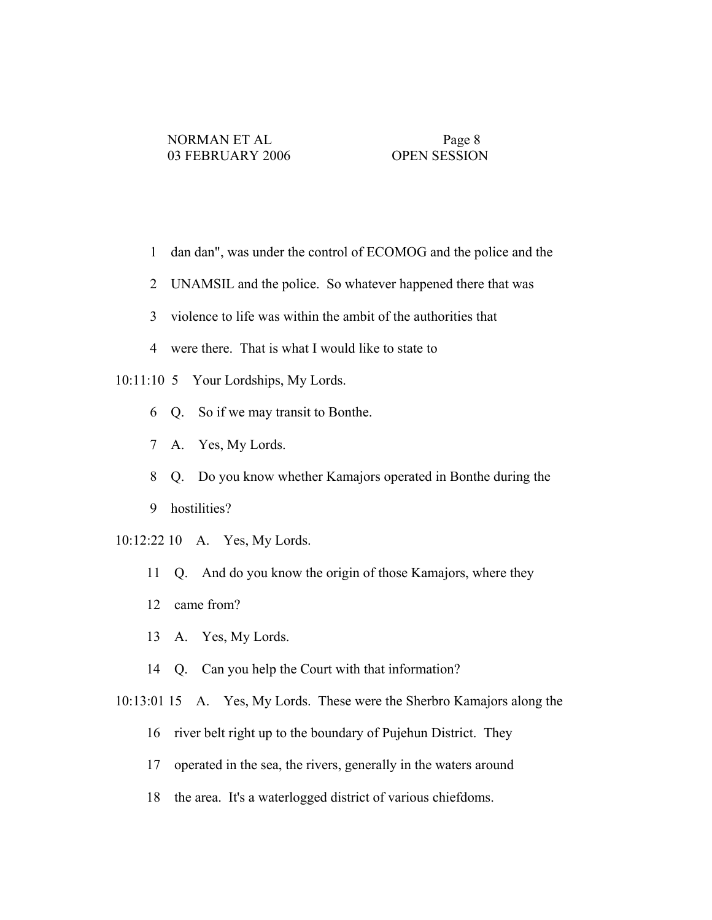1 dan dan", was under the control of ECOMOG and the police and the

2 UNAMSIL and the police. So whatever happened there that was

3 violence to life was within the ambit of the authorities that

4 were there. That is what I would like to state to

10:11:10 5 Your Lordships, My Lords.

6 Q. So if we may transit to Bonthe.

7 A. Yes, My Lords.

8 Q. Do you know whether Kamajors operated in Bonthe during the

9 hostilities?

10:12:22 10 A. Yes, My Lords.

11 Q. And do you know the origin of those Kamajors, where they

12 came from?

13 A. Yes, My Lords.

14 Q. Can you help the Court with that information?

10:13:01 15 A. Yes, My Lords. These were the Sherbro Kamajors along the

16 river belt right up to the boundary of Pujehun District. They

17 operated in the sea, the rivers, generally in the waters around

18 the area. It's a waterlogged district of various chiefdoms.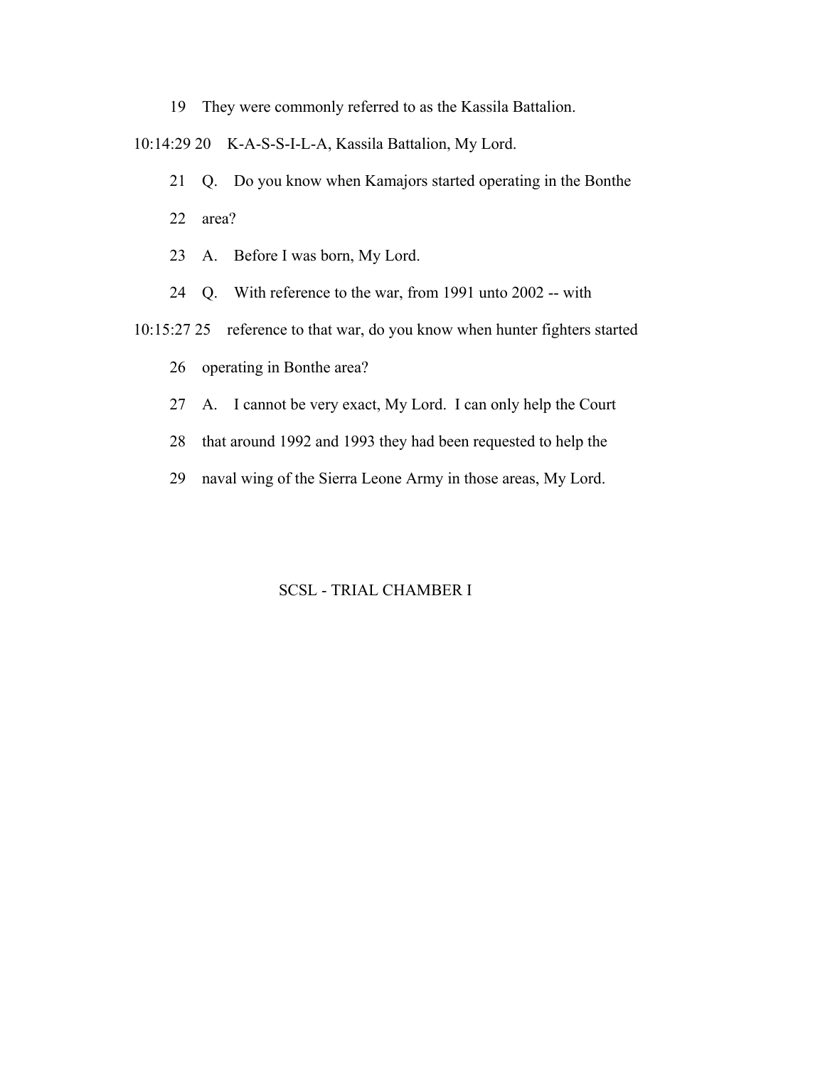19 They were commonly referred to as the Kassila Battalion.

10:14:29 20 K-A-S-S-I-L-A, Kassila Battalion, My Lord.

21 Q. Do you know when Kamajors started operating in the Bonthe

22 area?

23 A. Before I was born, My Lord.

24 Q. With reference to the war, from 1991 unto 2002 -- with

10:15:27 25 reference to that war, do you know when hunter fighters started

26 operating in Bonthe area?

27 A. I cannot be very exact, My Lord. I can only help the Court

28 that around 1992 and 1993 they had been requested to help the

29 naval wing of the Sierra Leone Army in those areas, My Lord.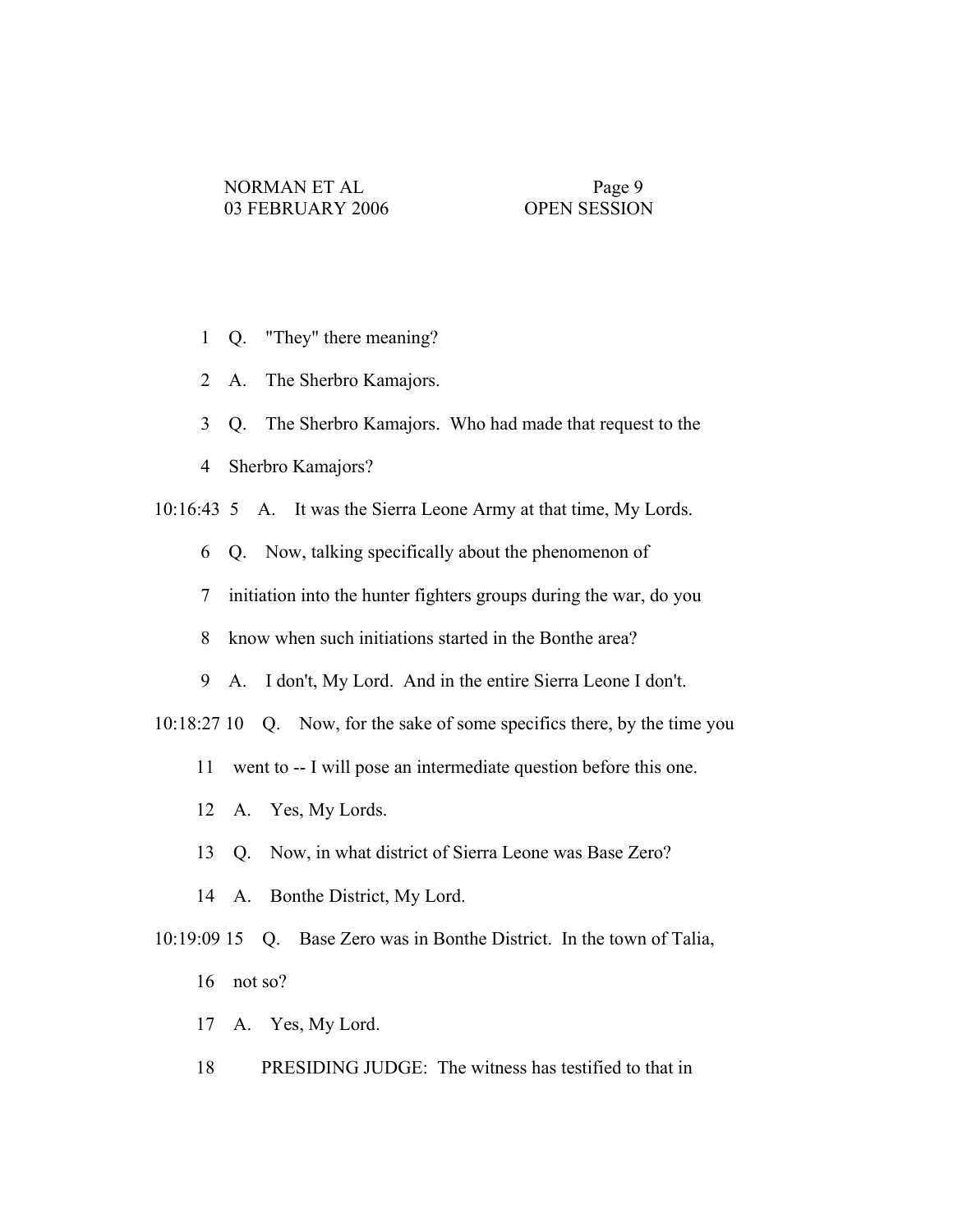1 Q. "They" there meaning?

2 A. The Sherbro Kamajors.

3 Q. The Sherbro Kamajors. Who had made that request to the

4 Sherbro Kamajors?

10:16:43 5 A. It was the Sierra Leone Army at that time, My Lords.

6 Q. Now, talking specifically about the phenomenon of

7 initiation into the hunter fighters groups during the war, do you

8 know when such initiations started in the Bonthe area?

9 A. I don't, My Lord. And in the entire Sierra Leone I don't.

10:18:27 10 Q. Now, for the sake of some specifics there, by the time you

11 went to -- I will pose an intermediate question before this one.

12 A. Yes, My Lords.

13 Q. Now, in what district of Sierra Leone was Base Zero?

14 A. Bonthe District, My Lord.

10:19:09 15 Q. Base Zero was in Bonthe District. In the town of Talia,

16 not so?

17 A. Yes, My Lord.

18 PRESIDING JUDGE: The witness has testified to that in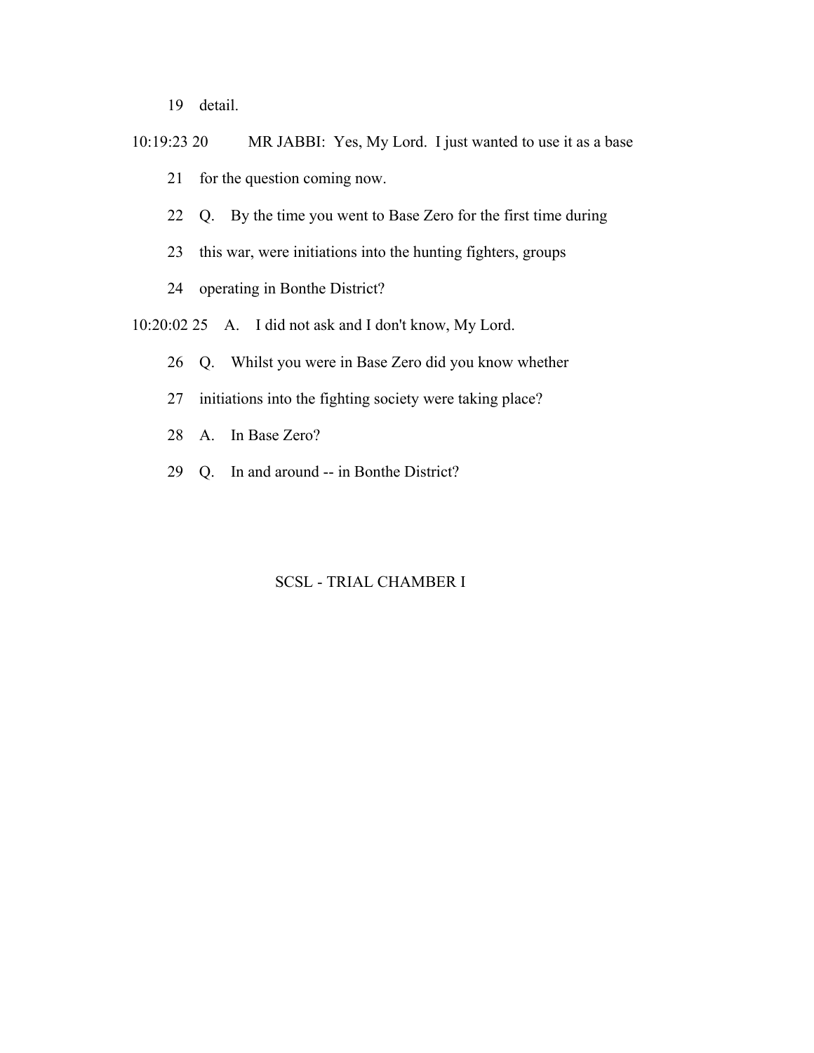19 detail.

10:19:23 20 MR JABBI: Yes, My Lord. I just wanted to use it as a base

21 for the question coming now.

22 Q. By the time you went to Base Zero for the first time during

23 this war, were initiations into the hunting fighters, groups

24 operating in Bonthe District?

10:20:02 25 A. I did not ask and I don't know, My Lord.

26 Q. Whilst you were in Base Zero did you know whether

27 initiations into the fighting society were taking place?

28 A. In Base Zero?

29 Q. In and around -- in Bonthe District?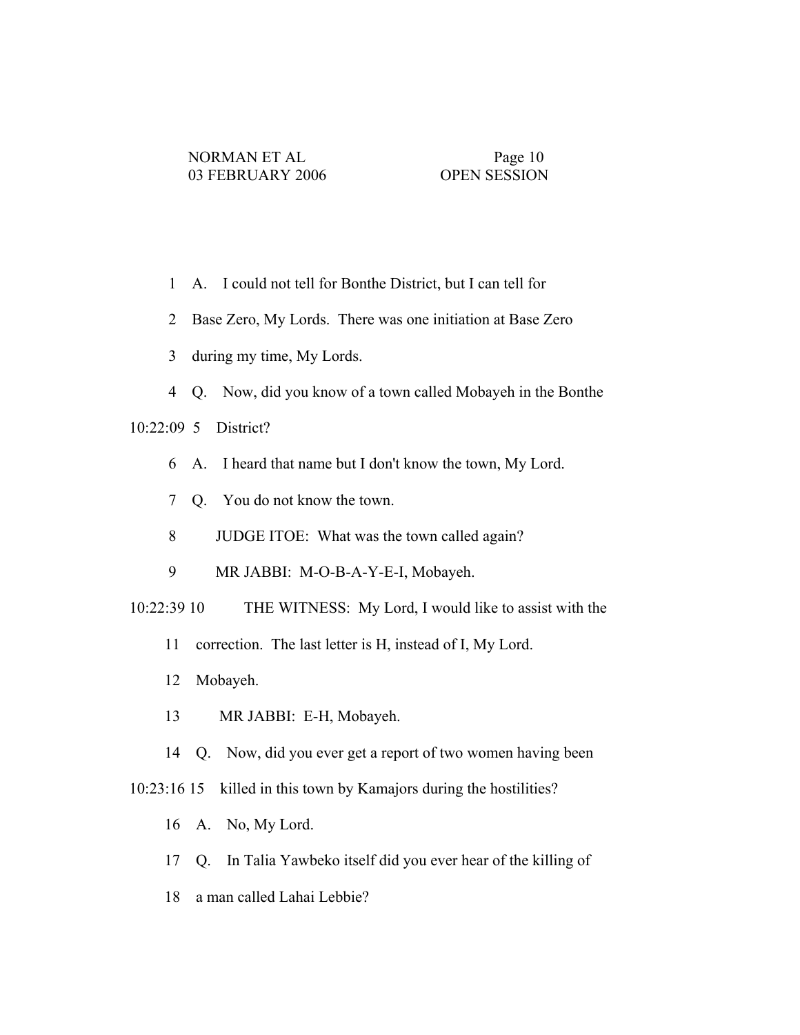1 A. I could not tell for Bonthe District, but I can tell for

2 Base Zero, My Lords. There was one initiation at Base Zero

3 during my time, My Lords.

4 Q. Now, did you know of a town called Mobayeh in the Bonthe

10:22:09 5 District?

6 A. I heard that name but I don't know the town, My Lord.

7 Q. You do not know the town.

8 JUDGE ITOE: What was the town called again?

9 MR JABBI: M-O-B-A-Y-E-I, Mobayeh.

10:22:39 10 THE WITNESS: My Lord, I would like to assist with the

11 correction. The last letter is H, instead of I, My Lord.

12 Mobayeh.

13 MR JABBI: E-H, Mobayeh.

14 Q. Now, did you ever get a report of two women having been

10:23:16 15 killed in this town by Kamajors during the hostilities?

16 A. No, My Lord.

17 Q. In Talia Yawbeko itself did you ever hear of the killing of

18 a man called Lahai Lebbie?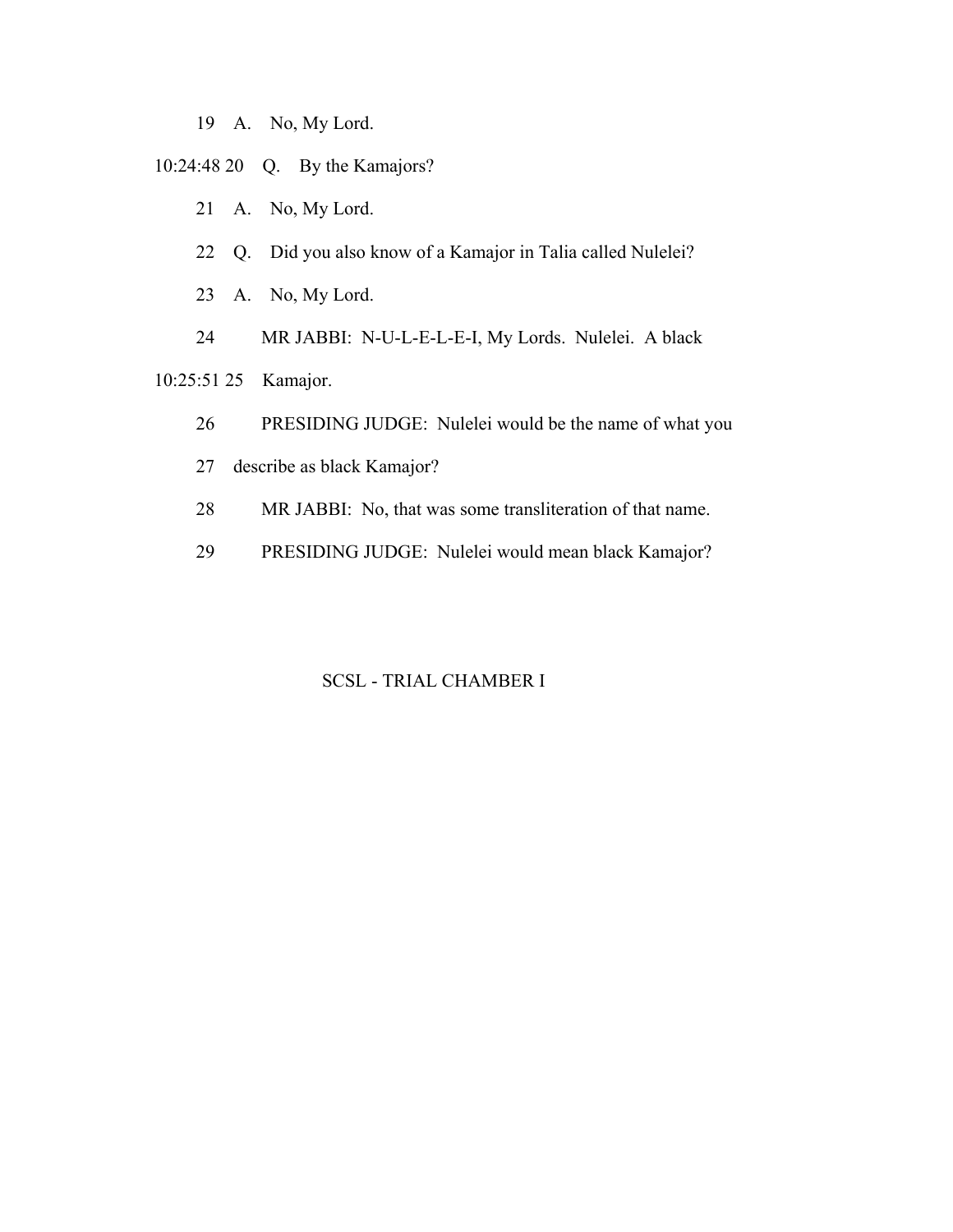19 A. No, My Lord.

10:24:48 20 Q. By the Kamajors?

21 A. No, My Lord.

22 Q. Did you also know of a Kamajor in Talia called Nulelei?

23 A. No, My Lord.

24 MR JABBI: N-U-L-E-L-E-I, My Lords. Nulelei. A black

10:25:51 25 Kamajor.

26 PRESIDING JUDGE: Nulelei would be the name of what you

27 describe as black Kamajor?

28 MR JABBI: No, that was some transliteration of that name.

29 PRESIDING JUDGE: Nulelei would mean black Kamajor?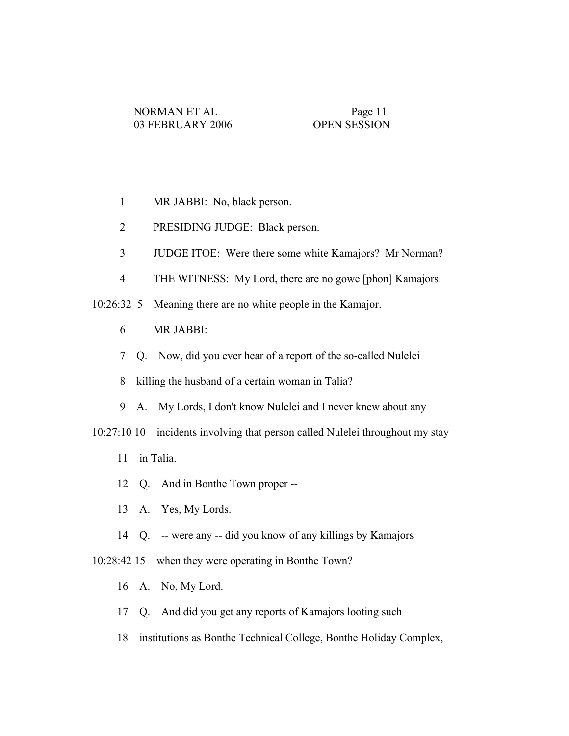1 MR JABBI: No, black person.

2 PRESIDING JUDGE: Black person.

3 JUDGE ITOE: Were there some white Kamajors? Mr Norman?

4 THE WITNESS: My Lord, there are no gowe [phon] Kamajors.

10:26:32 5 Meaning there are no white people in the Kamajor.

6 MR JABBI:

7 Q. Now, did you ever hear of a report of the so-called Nulelei

8 killing the husband of a certain woman in Talia?

9 A. My Lords, I don't know Nulelei and I never knew about any

10:27:10 10 incidents involving that person called Nulelei throughout my stay

11 in Talia.

12 Q. And in Bonthe Town proper --

13 A. Yes, My Lords.

14 Q. -- were any -- did you know of any killings by Kamajors

10:28:42 15 when they were operating in Bonthe Town?

16 A. No, My Lord.

17 Q. And did you get any reports of Kamajors looting such

18 institutions as Bonthe Technical College, Bonthe Holiday Complex,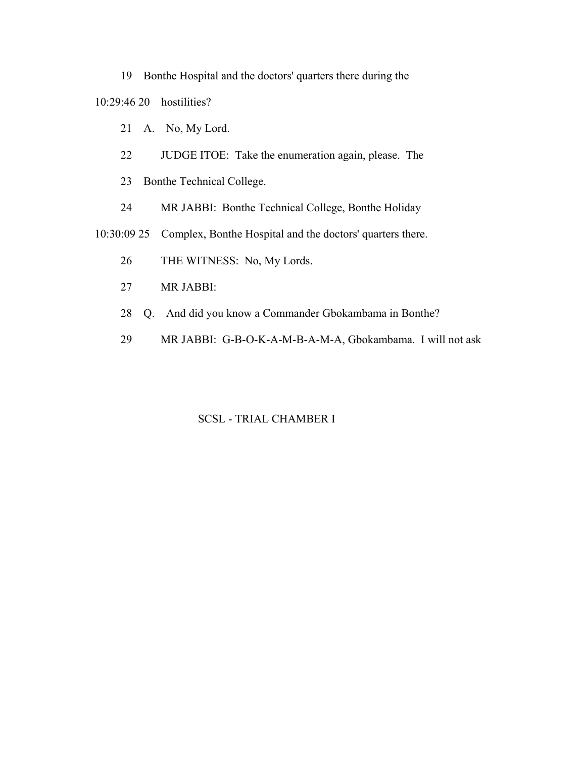19 Bonthe Hospital and the doctors' quarters there during the

10:29:46 20 hostilities?

21 A. No, My Lord.

22 JUDGE ITOE: Take the enumeration again, please. The

23 Bonthe Technical College.

24 MR JABBI: Bonthe Technical College, Bonthe Holiday

10:30:09 25 Complex, Bonthe Hospital and the doctors' quarters there.

26 THE WITNESS: No, My Lords.

27 MR JABBI:

28 Q. And did you know a Commander Gbokambama in Bonthe?

29 MR JABBI: G-B-O-K-A-M-B-A-M-A, Gbokambama. I will not ask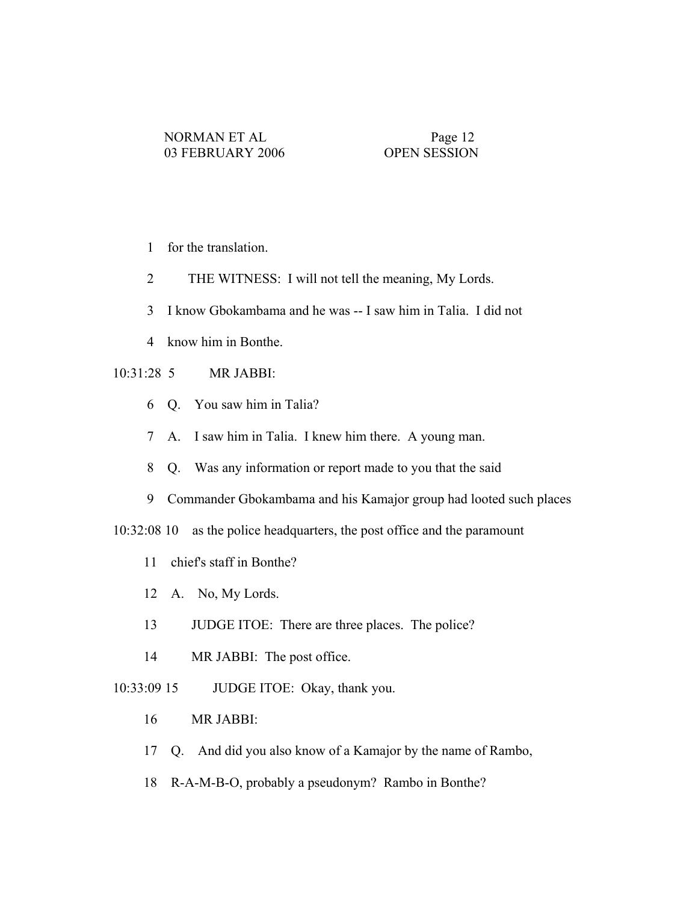1 for the translation.

2 THE WITNESS: I will not tell the meaning, My Lords.

3 I know Gbokambama and he was -- I saw him in Talia. I did not

4 know him in Bonthe.

10:31:28 5 MR JABBI:

6 Q. You saw him in Talia?

7 A. I saw him in Talia. I knew him there. A young man.

8 Q. Was any information or report made to you that the said

9 Commander Gbokambama and his Kamajor group had looted such places

10:32:08 10 as the police headquarters, the post office and the paramount

11 chief's staff in Bonthe?

12 A. No, My Lords.

13 JUDGE ITOE: There are three places. The police?

14 MR JABBI: The post office.

10:33:09 15 JUDGE ITOE: Okay, thank you.

16 MR JABBI:

17 Q. And did you also know of a Kamajor by the name of Rambo,

18 R-A-M-B-O, probably a pseudonym? Rambo in Bonthe?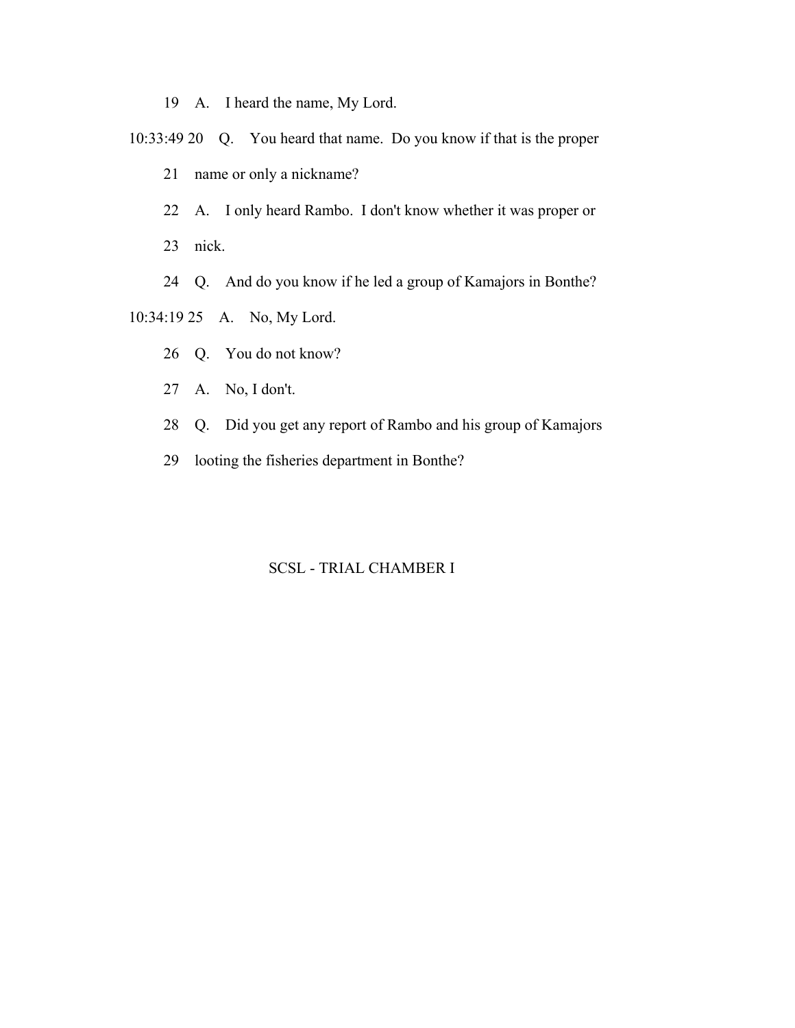19 A. I heard the name, My Lord.

10:33:49 20 Q. You heard that name. Do you know if that is the proper

21 name or only a nickname?

22 A. I only heard Rambo. I don't know whether it was proper or

23 nick.

24 Q. And do you know if he led a group of Kamajors in Bonthe?

10:34:19 25 A. No, My Lord.

26 Q. You do not know?

27 A. No, I don't.

28 Q. Did you get any report of Rambo and his group of Kamajors

29 looting the fisheries department in Bonthe?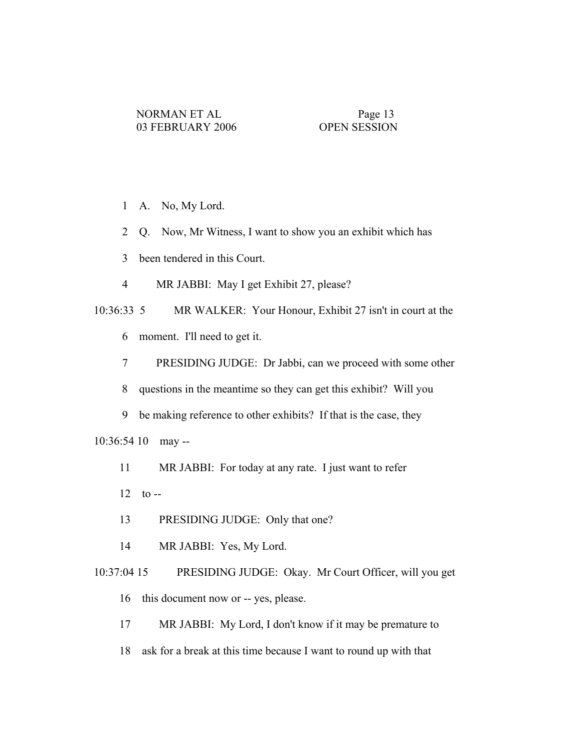1 A. No, My Lord.

2 Q. Now, Mr Witness, I want to show you an exhibit which has

3 been tendered in this Court.

4 MR JABBI: May I get Exhibit 27, please?

10:36:33 5 MR WALKER: Your Honour, Exhibit 27 isn't in court at the

6 moment. I'll need to get it.

7 PRESIDING JUDGE: Dr Jabbi, can we proceed with some other

8 questions in the meantime so they can get this exhibit? Will you

9 be making reference to other exhibits? If that is the case, they

10:36:54 10 may --

11 MR JABBI: For today at any rate. I just want to refer

12 to --

13 PRESIDING JUDGE: Only that one?

14 MR JABBI: Yes, My Lord.

10:37:04 15 PRESIDING JUDGE: Okay. Mr Court Officer, will you get

16 this document now or -- yes, please.

17 MR JABBI: My Lord, I don't know if it may be premature to

18 ask for a break at this time because I want to round up with that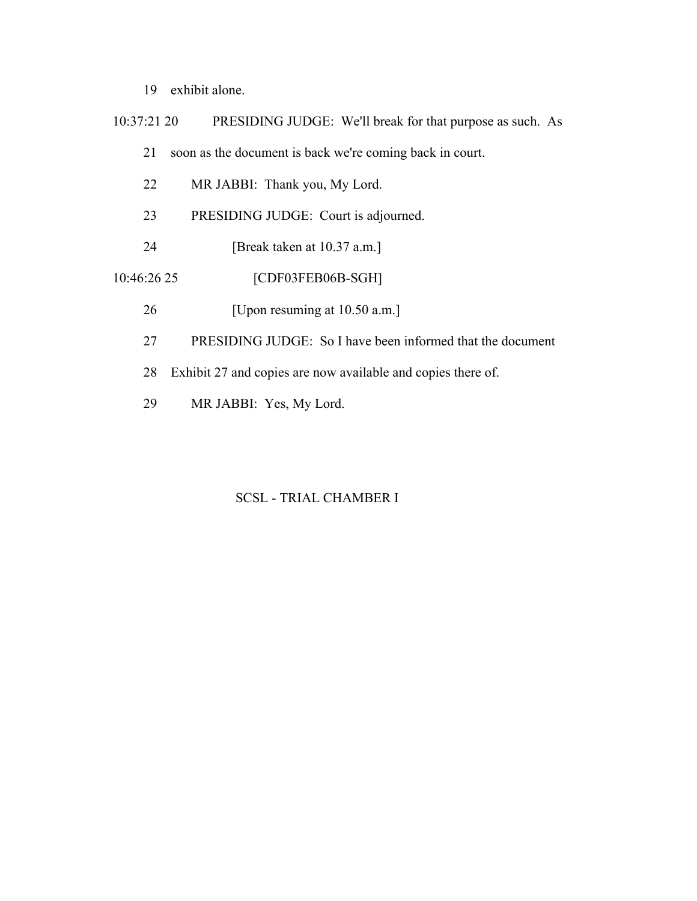19 exhibit alone.

10:37:21 20 PRESIDING JUDGE: We'll break for that purpose as such. As

21 soon as the document is back we're coming back in court.

22 MR JABBI: Thank you, My Lord.

23 PRESIDING JUDGE: Court is adjourned.

24 [Break taken at 10.37 a.m.]

10:46:26 25 [CDF03FEB06B-SGH]

26 [Upon resuming at 10.50 a.m.]

27 PRESIDING JUDGE: So I have been informed that the document

28 Exhibit 27 and copies are now available and copies there of.

29 MR JABBI: Yes, My Lord.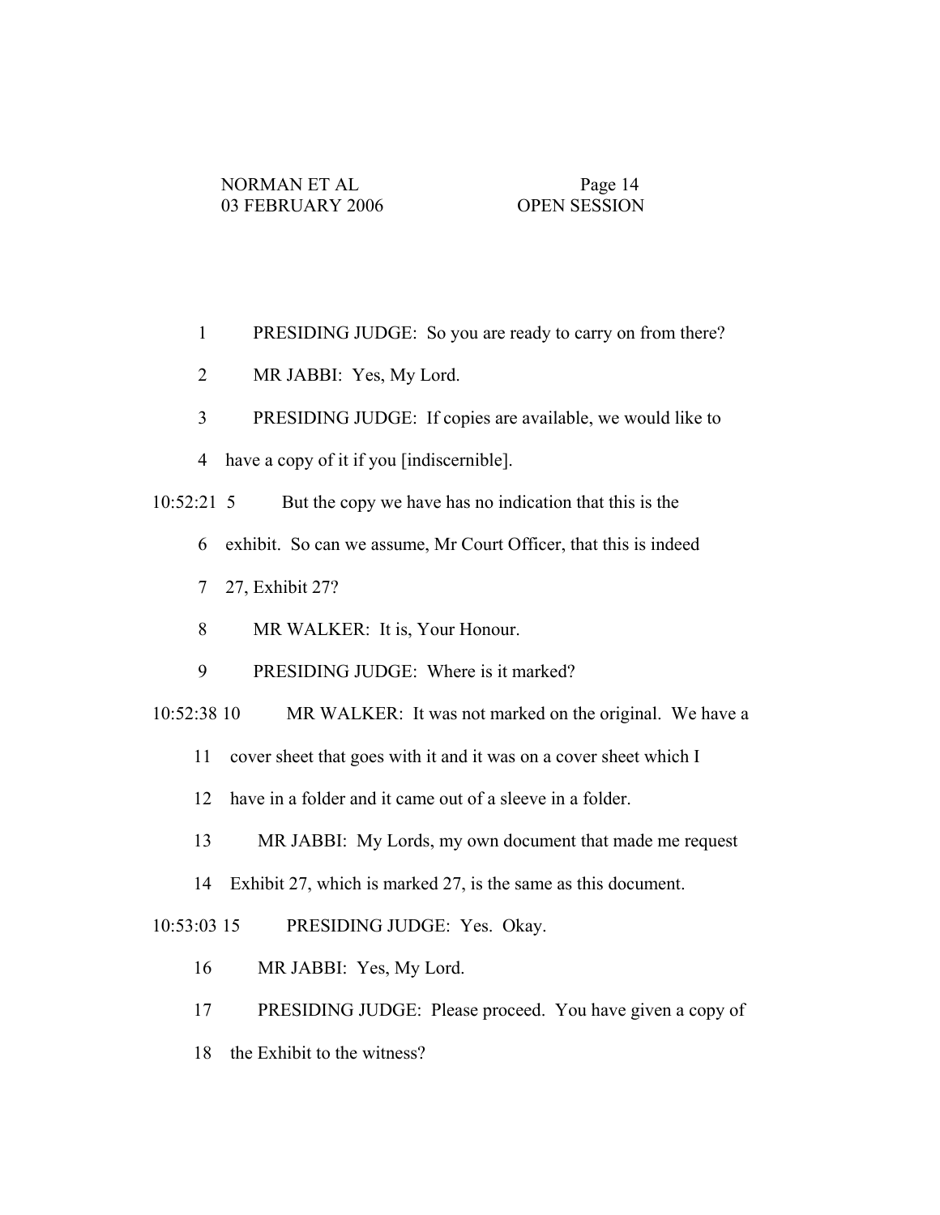1 PRESIDING JUDGE: So you are ready to carry on from there?

2 MR JABBI: Yes, My Lord.

3 PRESIDING JUDGE: If copies are available, we would like to

4 have a copy of it if you [indiscernible].

10:52:21 5 But the copy we have has no indication that this is the

6 exhibit. So can we assume, Mr Court Officer, that this is indeed

7 27, Exhibit 27?

8 MR WALKER: It is, Your Honour.

9 PRESIDING JUDGE: Where is it marked?

10:52:38 10 MR WALKER: It was not marked on the original. We have a

11 cover sheet that goes with it and it was on a cover sheet which I

12 have in a folder and it came out of a sleeve in a folder.

13 MR JABBI: My Lords, my own document that made me request

14 Exhibit 27, which is marked 27, is the same as this document.

10:53:03 15 PRESIDING JUDGE: Yes. Okay.

16 MR JABBI: Yes, My Lord.

17 PRESIDING JUDGE: Please proceed. You have given a copy of

18 the Exhibit to the witness?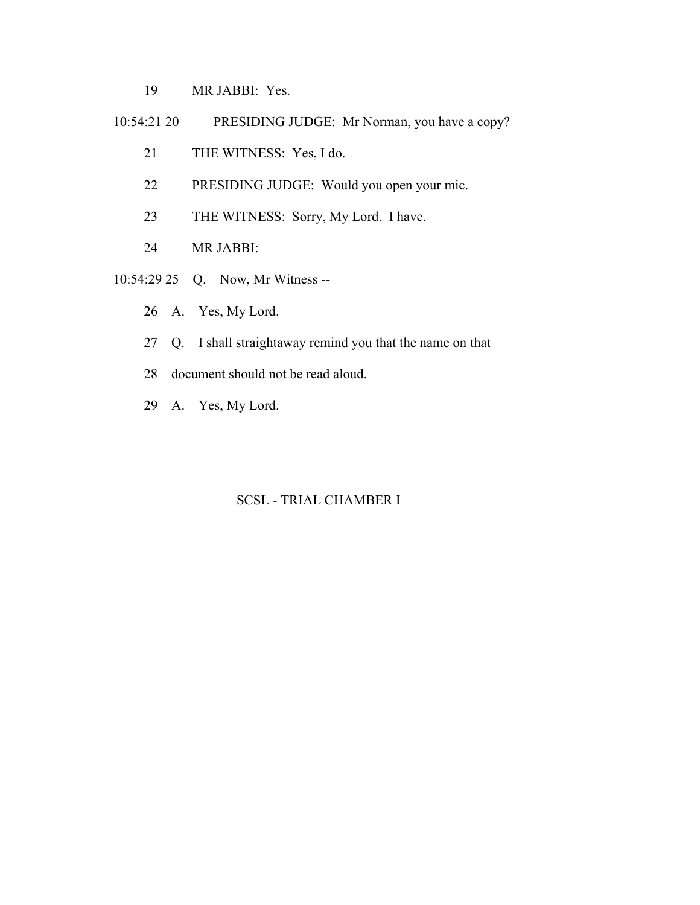19 MR JABBI: Yes.

10:54:21 20 PRESIDING JUDGE: Mr Norman, you have a copy?

21 THE WITNESS: Yes, I do.

22 PRESIDING JUDGE: Would you open your mic.

23 THE WITNESS: Sorry, My Lord. I have.

24 MR JABBI:

10:54:29 25 Q. Now, Mr Witness --

26 A. Yes, My Lord.

27 Q. I shall straightaway remind you that the name on that

28 document should not be read aloud.

29 A. Yes, My Lord.

SCSL - TRIAL CHAMBER I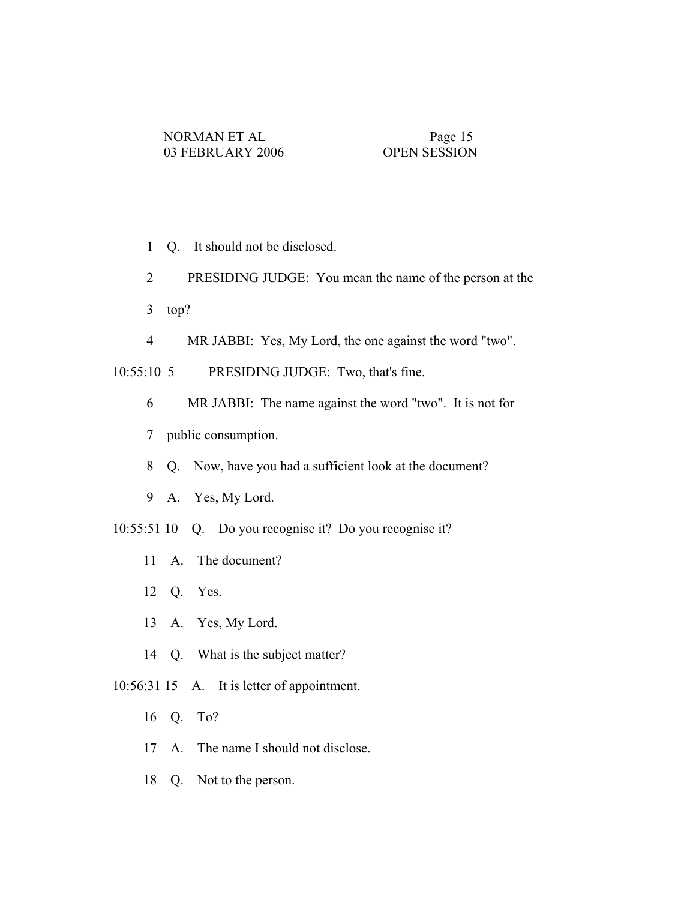1 Q. It should not be disclosed.

2 PRESIDING JUDGE: You mean the name of the person at the

3 top?

4 MR JABBI: Yes, My Lord, the one against the word "two".

10:55:10 5 PRESIDING JUDGE: Two, that's fine.

6 MR JABBI: The name against the word "two". It is not for

7 public consumption.

8 Q. Now, have you had a sufficient look at the document?

9 A. Yes, My Lord.

10:55:51 10 Q. Do you recognise it? Do you recognise it?

11 A. The document?

12 Q. Yes.

13 A. Yes, My Lord.

14 Q. What is the subject matter?

10:56:31 15 A. It is letter of appointment.

16 Q. To?

17 A. The name I should not disclose.

18 Q. Not to the person.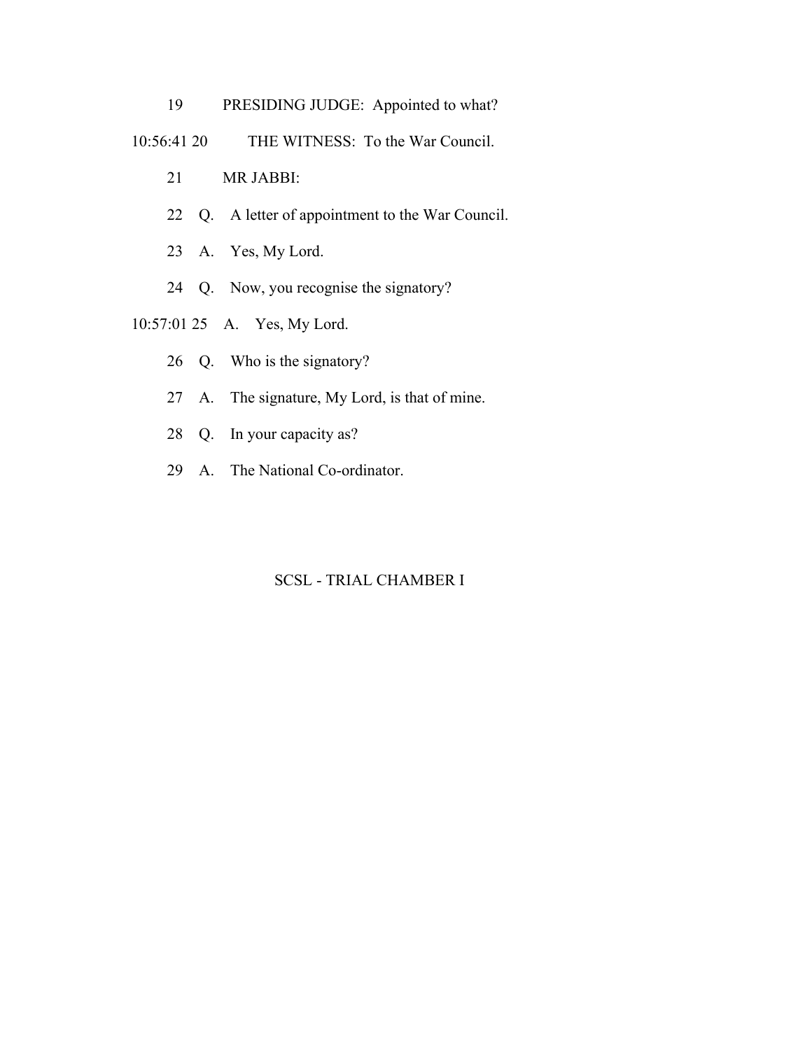19 PRESIDING JUDGE: Appointed to what?

10:56:41 20 THE WITNESS: To the War Council.

21 MR JABBI:

22 Q. A letter of appointment to the War Council.

23 A. Yes, My Lord.

24 Q. Now, you recognise the signatory?

10:57:01 25 A. Yes, My Lord.

26 Q. Who is the signatory?

27 A. The signature, My Lord, is that of mine.

28 Q. In your capacity as?

29 A. The National Co-ordinator.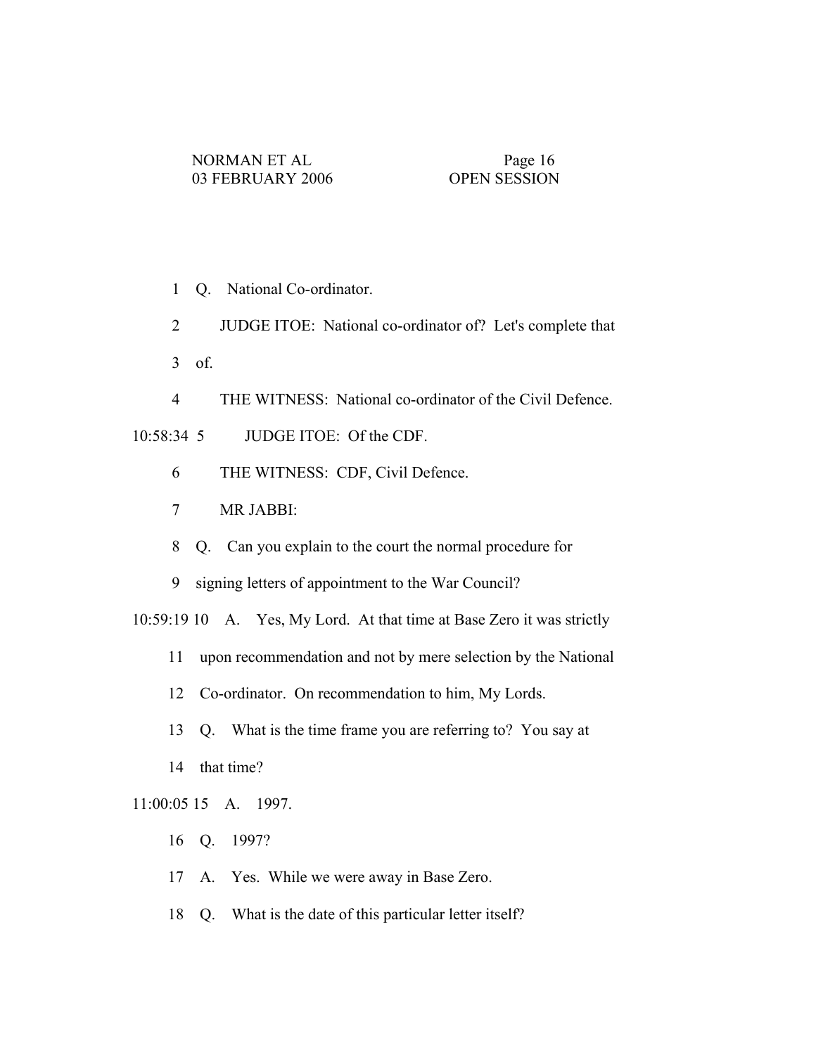1 Q. National Co-ordinator.

2 JUDGE ITOE: National co-ordinator of? Let's complete that

3 of.

4 THE WITNESS: National co-ordinator of the Civil Defence.

10:58:34 5 JUDGE ITOE: Of the CDF.

6 THE WITNESS: CDF, Civil Defence.

7 MR JABBI:

8 Q. Can you explain to the court the normal procedure for

9 signing letters of appointment to the War Council?

10:59:19 10 A. Yes, My Lord. At that time at Base Zero it was strictly

11 upon recommendation and not by mere selection by the National

12 Co-ordinator. On recommendation to him, My Lords.

13 Q. What is the time frame you are referring to? You say at

14 that time?

11:00:05 15 A. 1997.

16 Q. 1997?

17 A. Yes. While we were away in Base Zero.

18 Q. What is the date of this particular letter itself?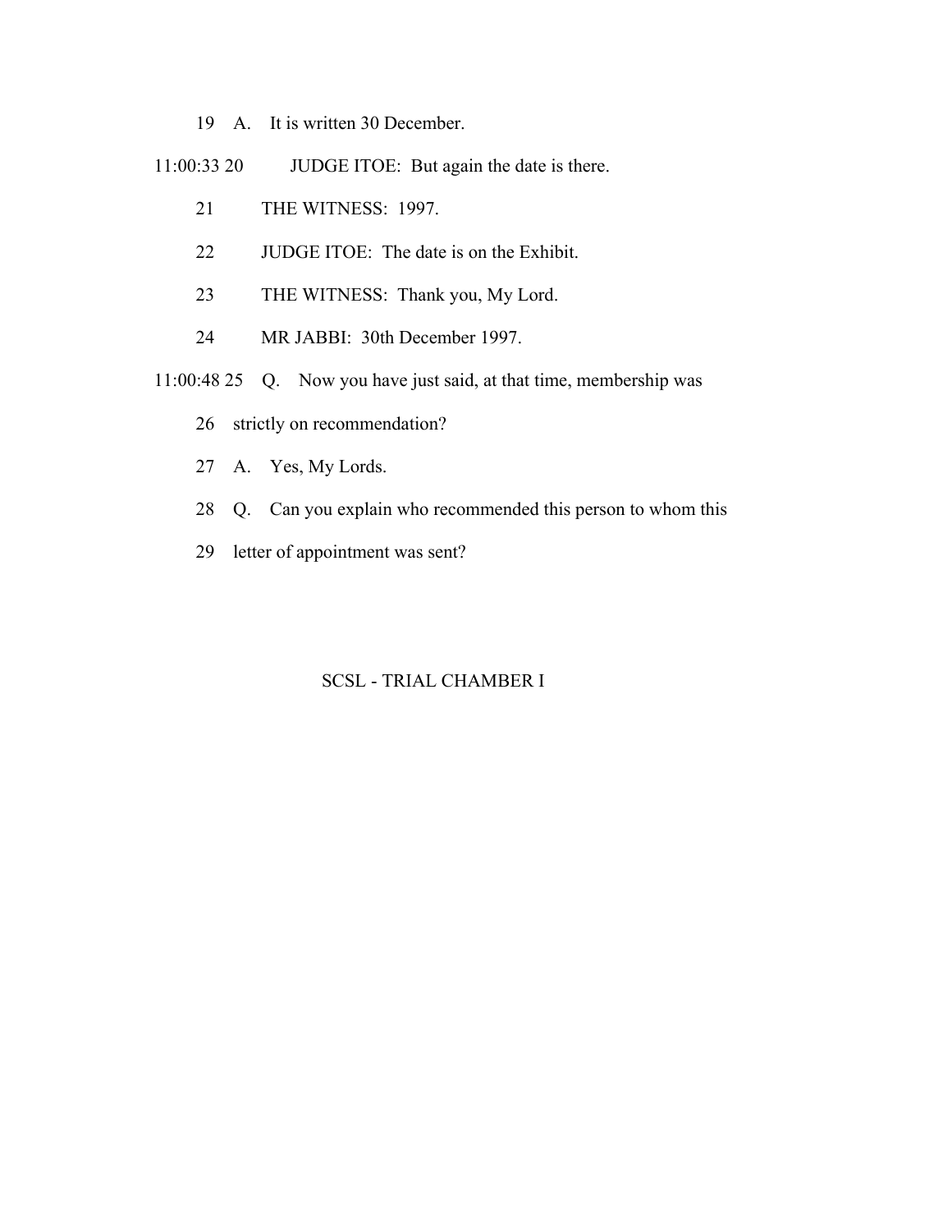19 A. It is written 30 December.

11:00:33 20 JUDGE ITOE: But again the date is there.

21 THE WITNESS: 1997.

22 JUDGE ITOE: The date is on the Exhibit.

23 THE WITNESS: Thank you, My Lord.

24 MR JABBI: 30th December 1997.

11:00:48 25 Q. Now you have just said, at that time, membership was

26 strictly on recommendation?

27 A. Yes, My Lords.

28 Q. Can you explain who recommended this person to whom this

29 letter of appointment was sent?

SCSL - TRIAL CHAMBER I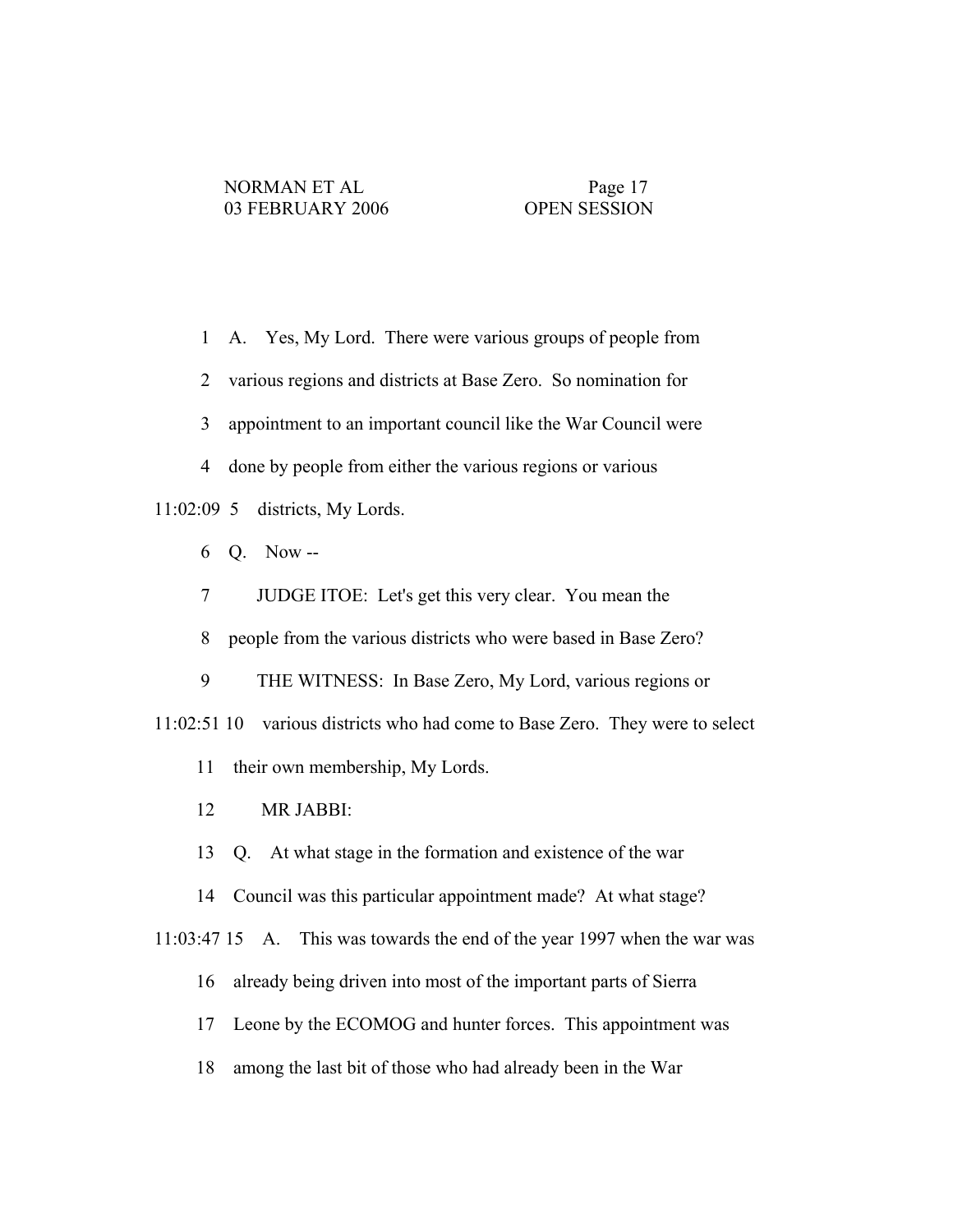1 A. Yes, My Lord. There were various groups of people from

2 various regions and districts at Base Zero. So nomination for

3 appointment to an important council like the War Council were

4 done by people from either the various regions or various

11:02:09 5 districts, My Lords.

6 Q. Now --

7 JUDGE ITOE: Let's get this very clear. You mean the

8 people from the various districts who were based in Base Zero?

9 THE WITNESS: In Base Zero, My Lord, various regions or

11:02:51 10 various districts who had come to Base Zero. They were to select

11 their own membership, My Lords.

12 MR JABBI:

13 Q. At what stage in the formation and existence of the war

14 Council was this particular appointment made? At what stage?

11:03:47 15 A. This was towards the end of the year 1997 when the war was

16 already being driven into most of the important parts of Sierra

17 Leone by the ECOMOG and hunter forces. This appointment was

18 among the last bit of those who had already been in the War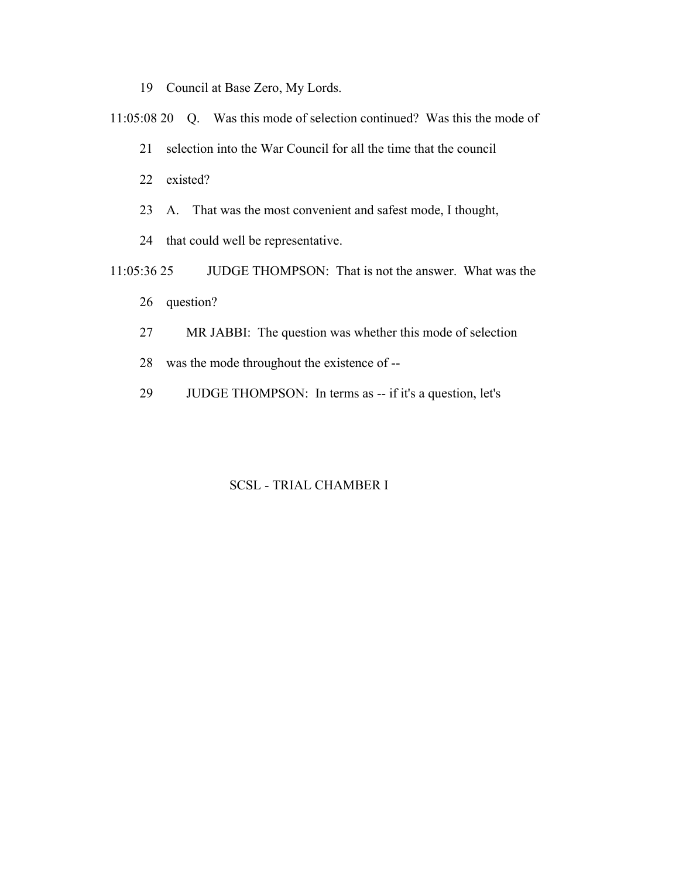19 Council at Base Zero, My Lords.

11:05:08 20 Q. Was this mode of selection continued? Was this the mode of

21 selection into the War Council for all the time that the council

22 existed?

23 A. That was the most convenient and safest mode, I thought,

24 that could well be representative.

11:05:36 25 JUDGE THOMPSON: That is not the answer. What was the

26 question?

27 MR JABBI: The question was whether this mode of selection

28 was the mode throughout the existence of --

29 JUDGE THOMPSON: In terms as -- if it's a question, let's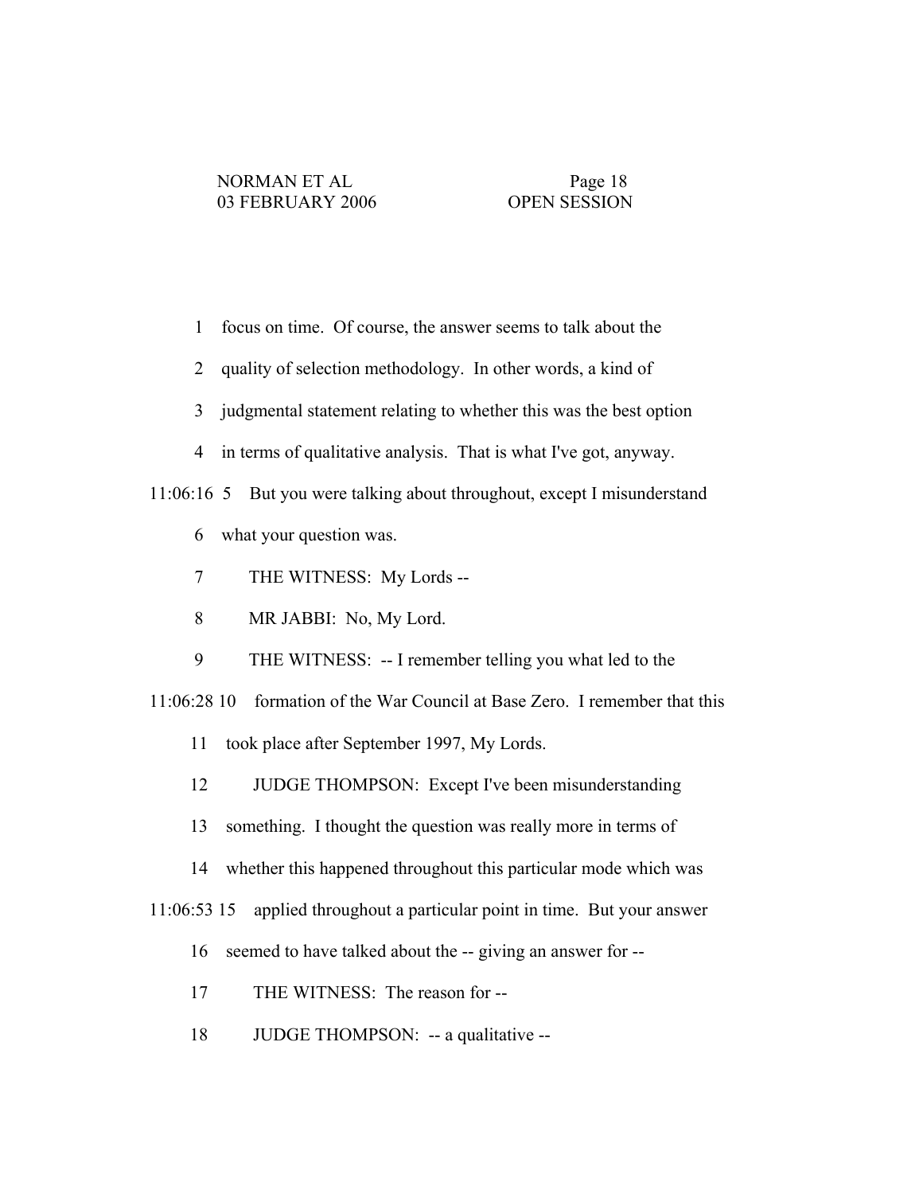1 focus on time. Of course, the answer seems to talk about the

2 quality of selection methodology. In other words, a kind of

3 judgmental statement relating to whether this was the best option

4 in terms of qualitative analysis. That is what I've got, anyway.

11:06:16 5 But you were talking about throughout, except I misunderstand

6 what your question was.

7 THE WITNESS: My Lords --

8 MR JABBI: No, My Lord.

9 THE WITNESS: -- I remember telling you what led to the

11:06:28 10 formation of the War Council at Base Zero. I remember that this

11 took place after September 1997, My Lords.

12 JUDGE THOMPSON: Except I've been misunderstanding

13 something. I thought the question was really more in terms of

14 whether this happened throughout this particular mode which was

11:06:53 15 applied throughout a particular point in time. But your answer

16 seemed to have talked about the -- giving an answer for --

17 THE WITNESS: The reason for --

18 JUDGE THOMPSON: -- a qualitative --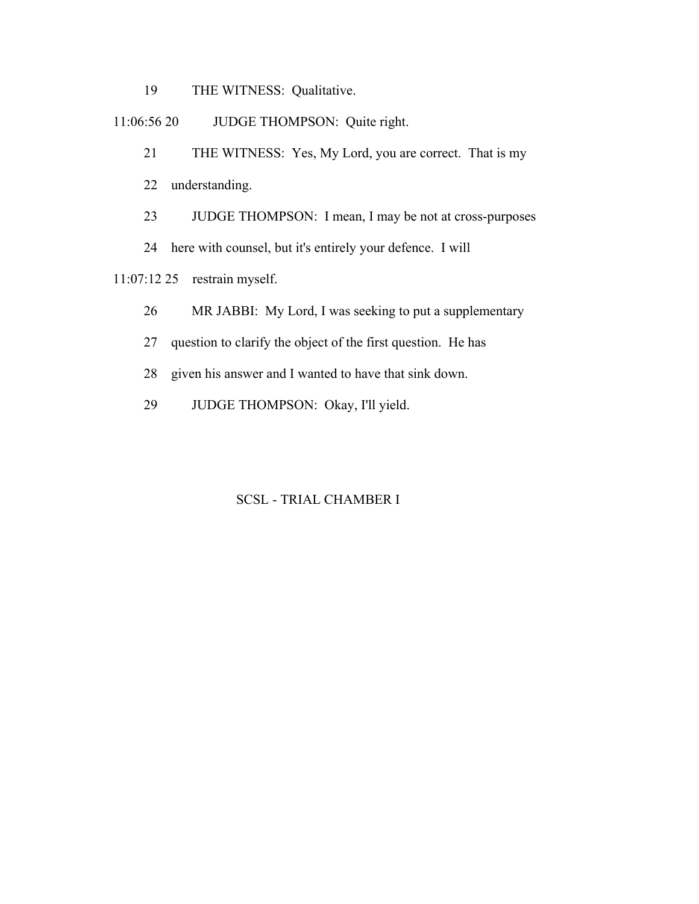19 THE WITNESS: Qualitative.

11:06:56 20 JUDGE THOMPSON: Quite right.

21 THE WITNESS: Yes, My Lord, you are correct. That is my

22 understanding.

23 JUDGE THOMPSON: I mean, I may be not at cross-purposes

24 here with counsel, but it's entirely your defence. I will

11:07:12 25 restrain myself.

26 MR JABBI: My Lord, I was seeking to put a supplementary

27 question to clarify the object of the first question. He has

28 given his answer and I wanted to have that sink down.

29 JUDGE THOMPSON: Okay, I'll yield.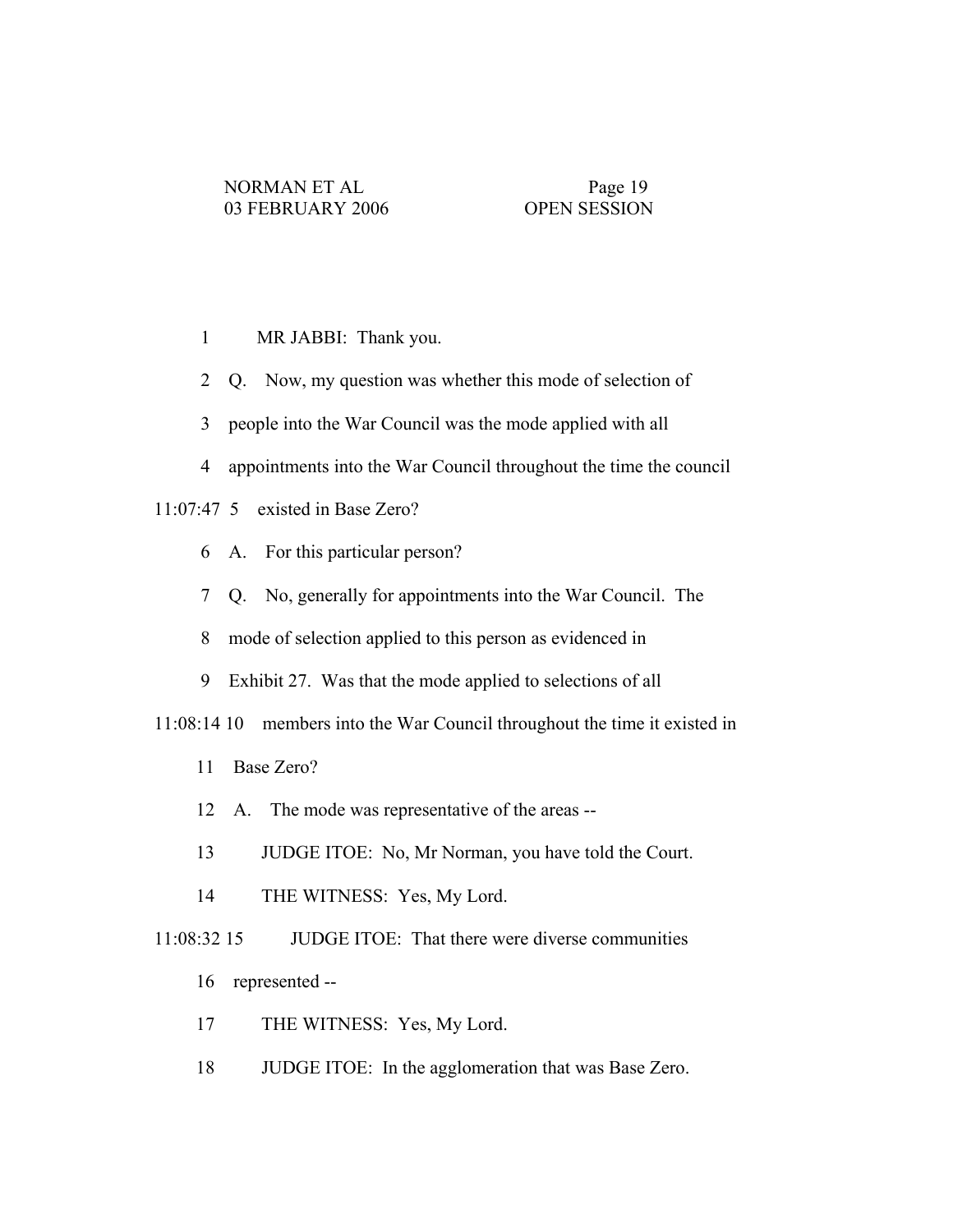1 MR JABBI: Thank you.

2 Q. Now, my question was whether this mode of selection of

3 people into the War Council was the mode applied with all

4 appointments into the War Council throughout the time the council

11:07:47 5 existed in Base Zero?

6 A. For this particular person?

7 Q. No, generally for appointments into the War Council. The

8 mode of selection applied to this person as evidenced in

9 Exhibit 27. Was that the mode applied to selections of all

11:08:14 10 members into the War Council throughout the time it existed in

11 Base Zero?

12 A. The mode was representative of the areas --

13 JUDGE ITOE: No, Mr Norman, you have told the Court.

14 THE WITNESS: Yes, My Lord.

11:08:32 15 JUDGE ITOE: That there were diverse communities

16 represented --

17 THE WITNESS: Yes, My Lord.

18 JUDGE ITOE: In the agglomeration that was Base Zero.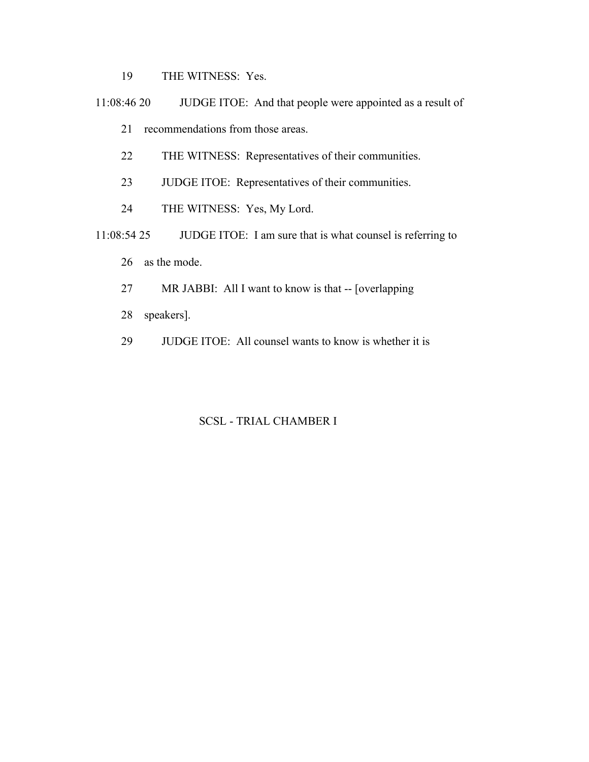19 THE WITNESS: Yes.

11:08:46 20 JUDGE ITOE: And that people were appointed as a result of

21 recommendations from those areas.

22 THE WITNESS: Representatives of their communities.

23 JUDGE ITOE: Representatives of their communities.

24 THE WITNESS: Yes, My Lord.

11:08:54 25 JUDGE ITOE: I am sure that is what counsel is referring to

26 as the mode.

27 MR JABBI: All I want to know is that -- [overlapping

28 speakers].

29 JUDGE ITOE: All counsel wants to know is whether it is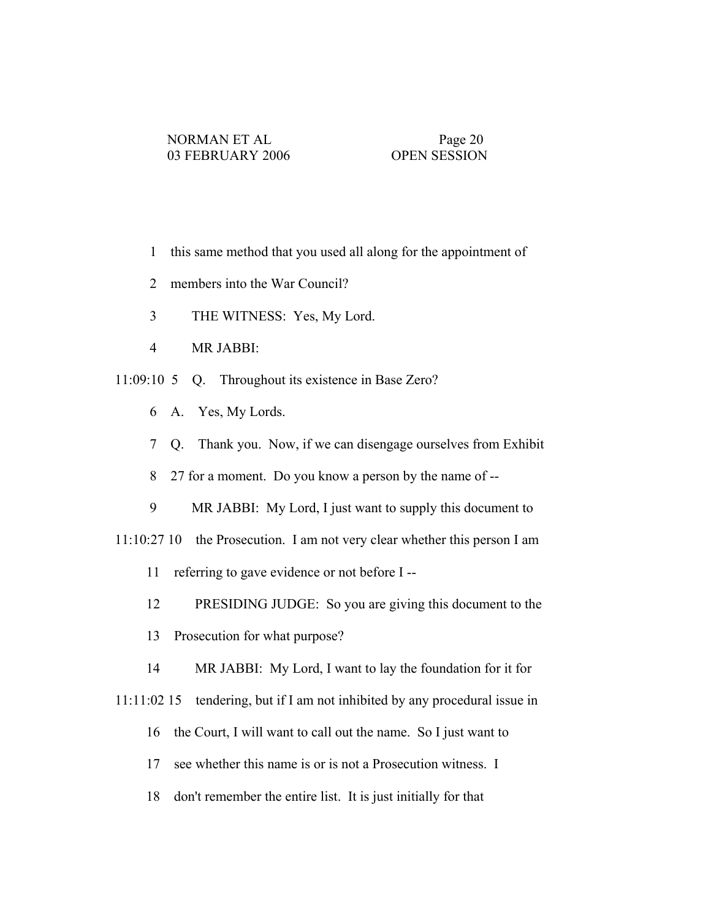1 this same method that you used all along for the appointment of

2 members into the War Council?

3 THE WITNESS: Yes, My Lord.

4 MR JABBI:

11:09:10 5 Q. Throughout its existence in Base Zero?

6 A. Yes, My Lords.

7 Q. Thank you. Now, if we can disengage ourselves from Exhibit

8 27 for a moment. Do you know a person by the name of --

9 MR JABBI: My Lord, I just want to supply this document to

11:10:27 10 the Prosecution. I am not very clear whether this person I am

11 referring to gave evidence or not before I --

12 PRESIDING JUDGE: So you are giving this document to the

13 Prosecution for what purpose?

14 MR JABBI: My Lord, I want to lay the foundation for it for

11:11:02 15 tendering, but if I am not inhibited by any procedural issue in

16 the Court, I will want to call out the name. So I just want to

17 see whether this name is or is not a Prosecution witness. I

18 don't remember the entire list. It is just initially for that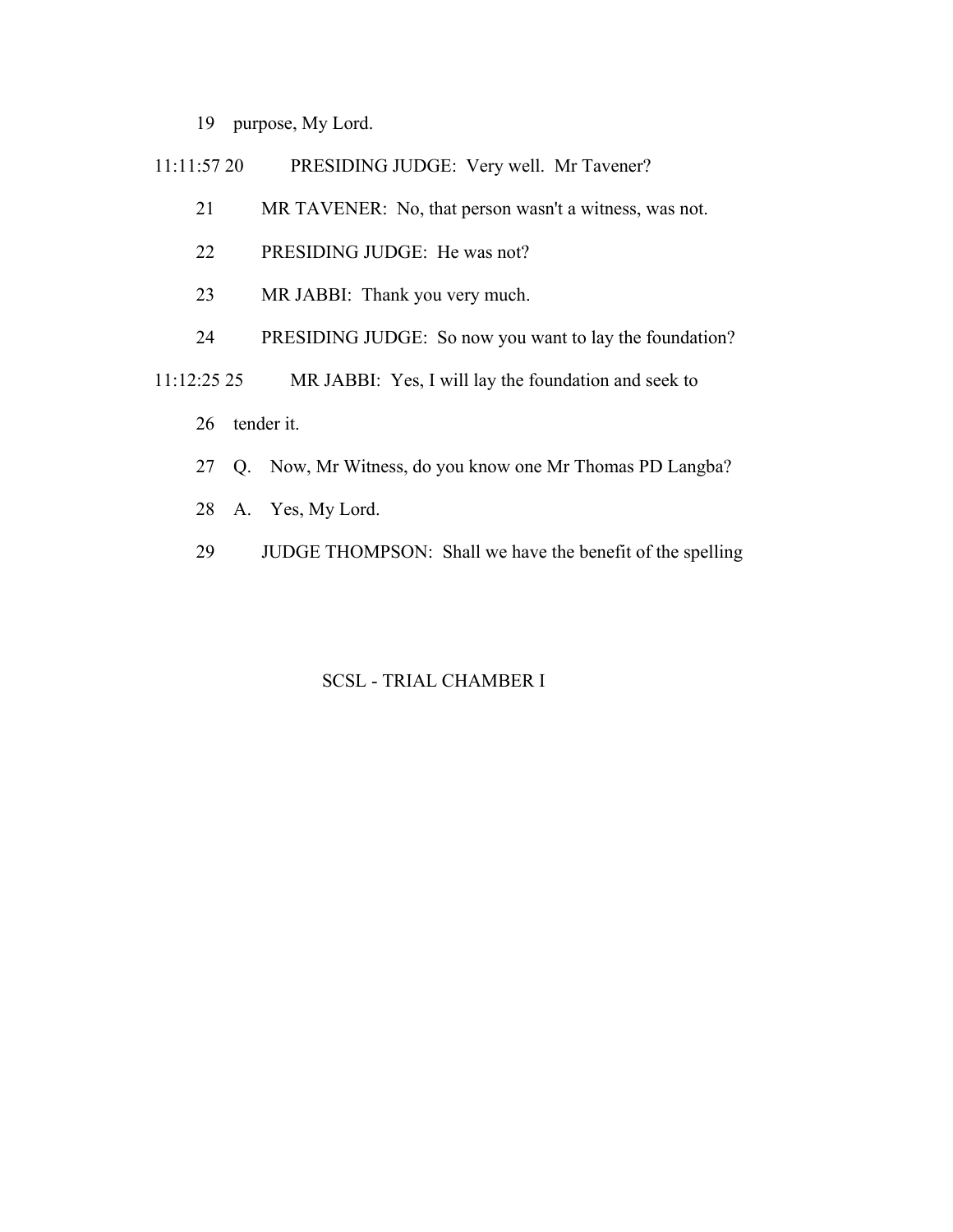19 purpose, My Lord.

11:11:57 20 PRESIDING JUDGE: Very well. Mr Tavener?

21 MR TAVENER: No, that person wasn't a witness, was not.

22 PRESIDING JUDGE: He was not?

23 MR JABBI: Thank you very much.

24 PRESIDING JUDGE: So now you want to lay the foundation?

11:12:25 25 MR JABBI: Yes, I will lay the foundation and seek to

26 tender it.

27 Q. Now, Mr Witness, do you know one Mr Thomas PD Langba?

28 A. Yes, My Lord.

29 JUDGE THOMPSON: Shall we have the benefit of the spelling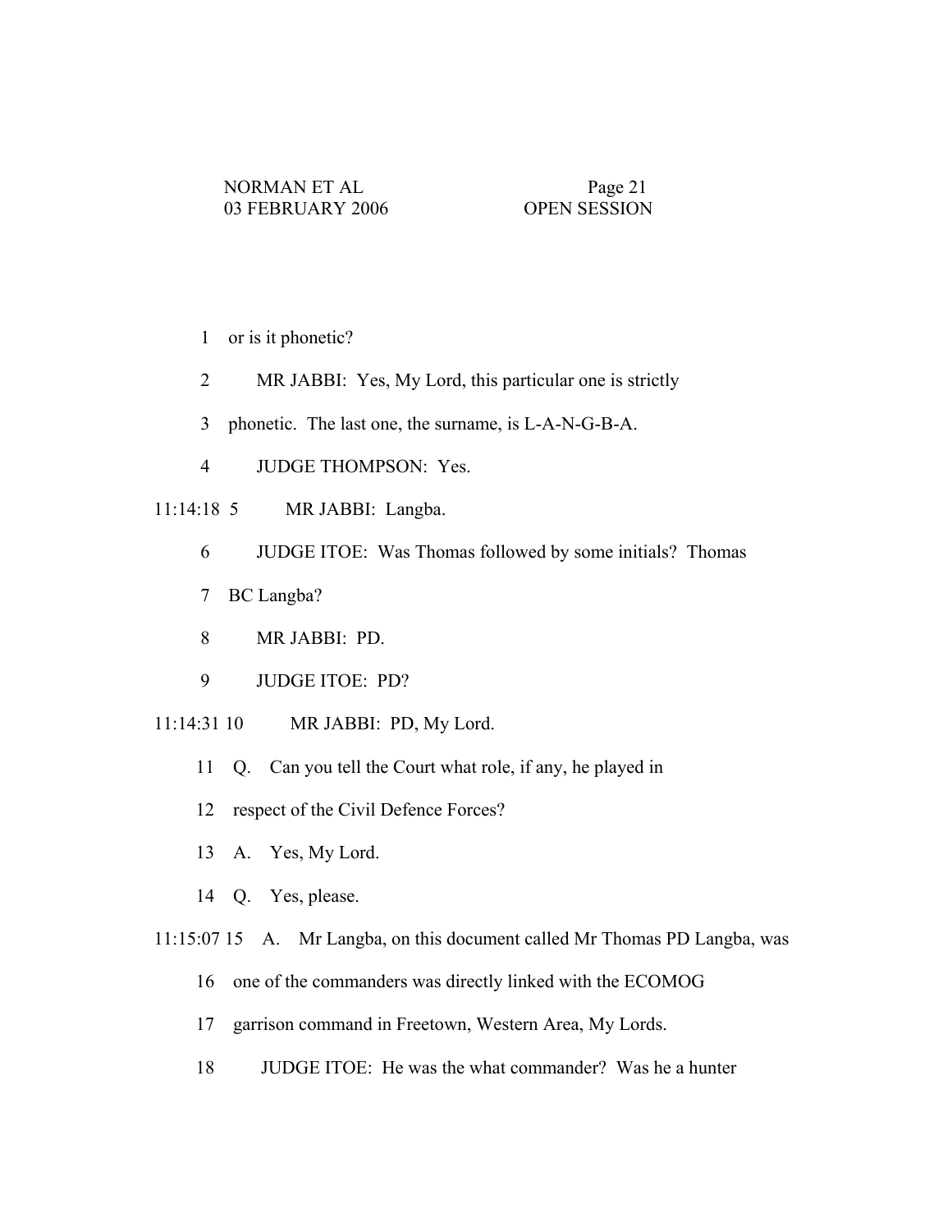1 or is it phonetic?

2 MR JABBI: Yes, My Lord, this particular one is strictly

3 phonetic. The last one, the surname, is L-A-N-G-B-A.

4 JUDGE THOMPSON: Yes.

11:14:18 5 MR JABBI: Langba.

6 JUDGE ITOE: Was Thomas followed by some initials? Thomas

7 BC Langba?

8 MR JABBI: PD.

9 JUDGE ITOE: PD?

11:14:31 10 MR JABBI: PD, My Lord.

11 Q. Can you tell the Court what role, if any, he played in

12 respect of the Civil Defence Forces?

13 A. Yes, My Lord.

14 Q. Yes, please.

11:15:07 15 A. Mr Langba, on this document called Mr Thomas PD Langba, was

16 one of the commanders was directly linked with the ECOMOG

17 garrison command in Freetown, Western Area, My Lords.

18 JUDGE ITOE: He was the what commander? Was he a hunter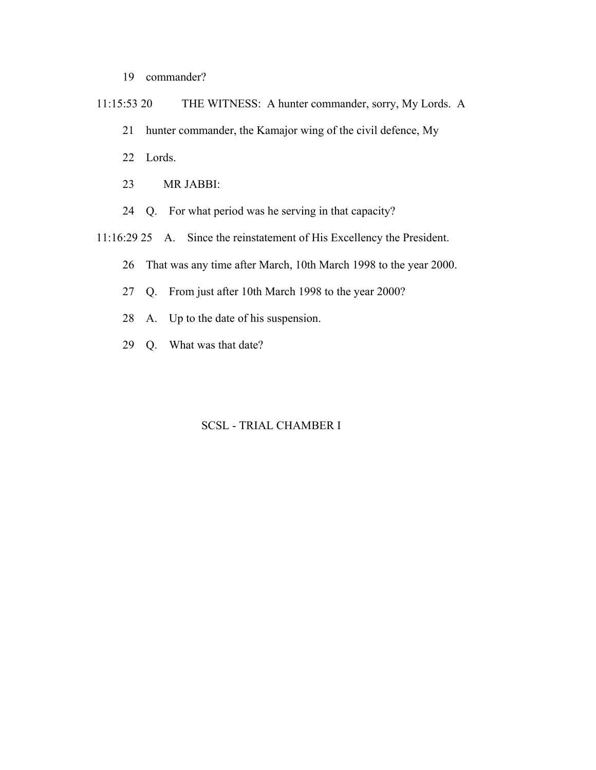19 commander?

11:15:53 20 THE WITNESS: A hunter commander, sorry, My Lords. A

21 hunter commander, the Kamajor wing of the civil defence, My

22 Lords.

23 MR JABBI:

24 Q. For what period was he serving in that capacity?

11:16:29 25 A. Since the reinstatement of His Excellency the President.

26 That was any time after March, 10th March 1998 to the year 2000.

27 Q. From just after 10th March 1998 to the year 2000?

28 A. Up to the date of his suspension.

29 Q. What was that date?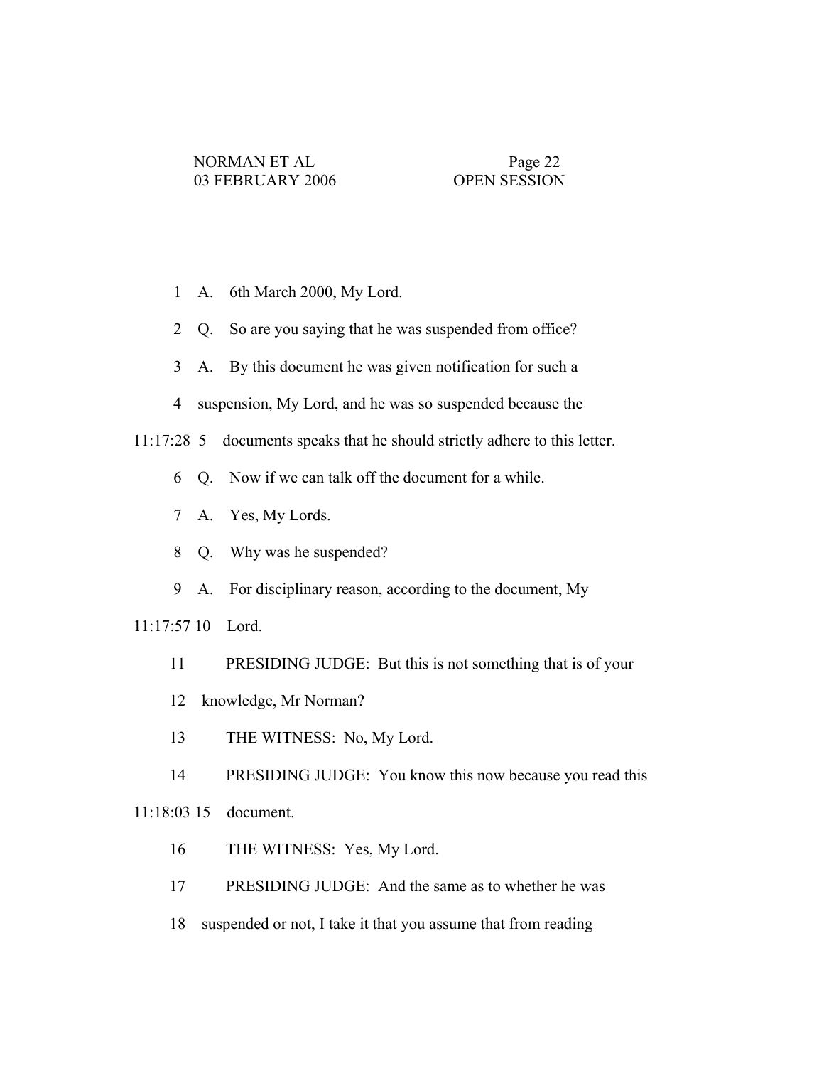1 A. 6th March 2000, My Lord.

2 Q. So are you saying that he was suspended from office?

3 A. By this document he was given notification for such a

4 suspension, My Lord, and he was so suspended because the

11:17:28 5 documents speaks that he should strictly adhere to this letter.

6 Q. Now if we can talk off the document for a while.

7 A. Yes, My Lords.

8 Q. Why was he suspended?

9 A. For disciplinary reason, according to the document, My

11:17:57 10 Lord.

11 PRESIDING JUDGE: But this is not something that is of your

12 knowledge, Mr Norman?

13 THE WITNESS: No, My Lord.

14 PRESIDING JUDGE: You know this now because you read this

11:18:03 15 document.

16 THE WITNESS: Yes, My Lord.

17 PRESIDING JUDGE: And the same as to whether he was

18 suspended or not, I take it that you assume that from reading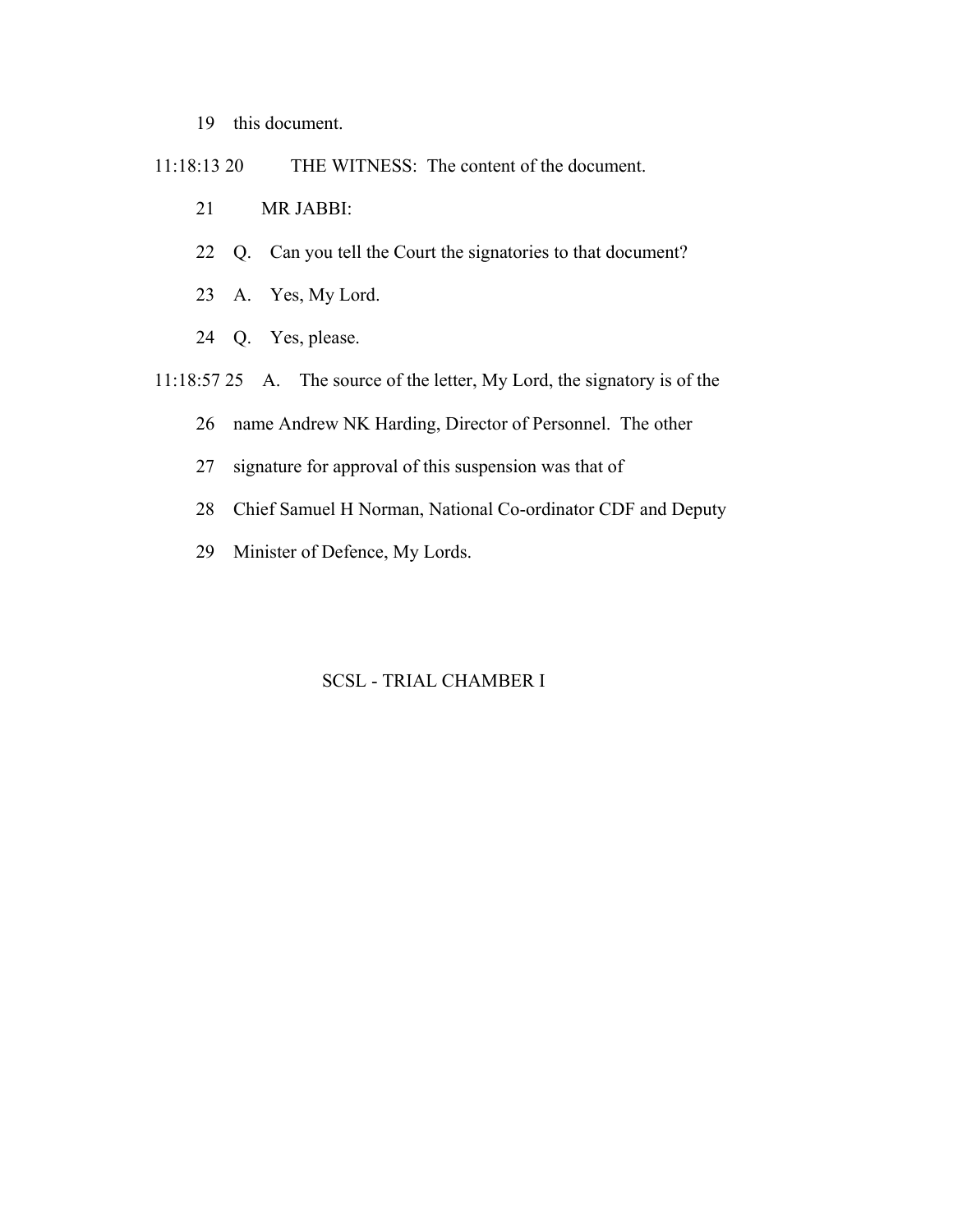19 this document.

11:18:13 20 THE WITNESS: The content of the document.

21 MR JABBI:

22 Q. Can you tell the Court the signatories to that document?

23 A. Yes, My Lord.

24 Q. Yes, please.

11:18:57 25 A. The source of the letter, My Lord, the signatory is of the

26 name Andrew NK Harding, Director of Personnel. The other

27 signature for approval of this suspension was that of

28 Chief Samuel H Norman, National Co-ordinator CDF and Deputy

29 Minister of Defence, My Lords.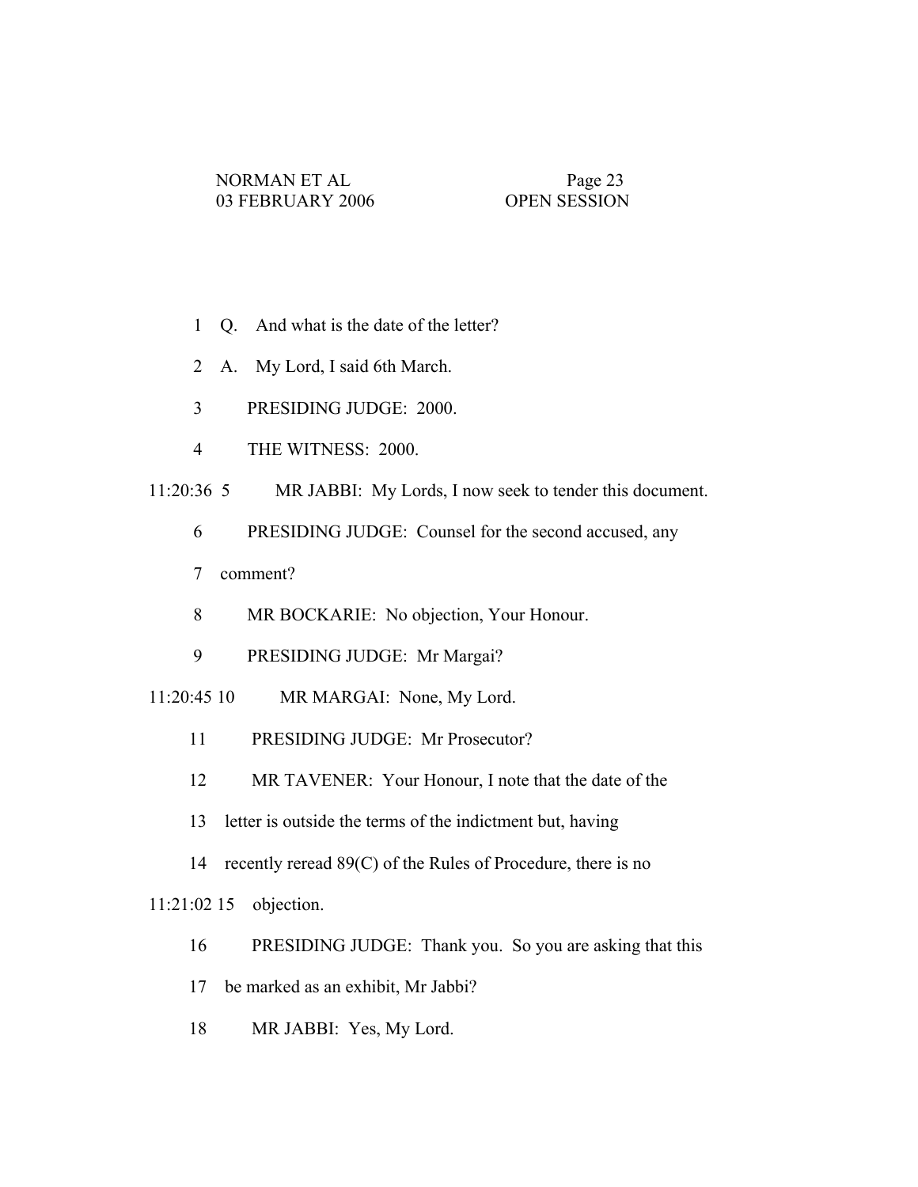1 Q. And what is the date of the letter?

2 A. My Lord, I said 6th March.

3 PRESIDING JUDGE: 2000.

4 THE WITNESS: 2000.

11:20:36 5 MR JABBI: My Lords, I now seek to tender this document.

6 PRESIDING JUDGE: Counsel for the second accused, any

7 comment?

8 MR BOCKARIE: No objection, Your Honour.

9 PRESIDING JUDGE: Mr Margai?

11:20:45 10 MR MARGAI: None, My Lord.

11 PRESIDING JUDGE: Mr Prosecutor?

12 MR TAVENER: Your Honour, I note that the date of the

13 letter is outside the terms of the indictment but, having

14 recently reread 89(C) of the Rules of Procedure, there is no

11:21:02 15 objection.

16 PRESIDING JUDGE: Thank you. So you are asking that this

17 be marked as an exhibit, Mr Jabbi?

18 MR JABBI: Yes, My Lord.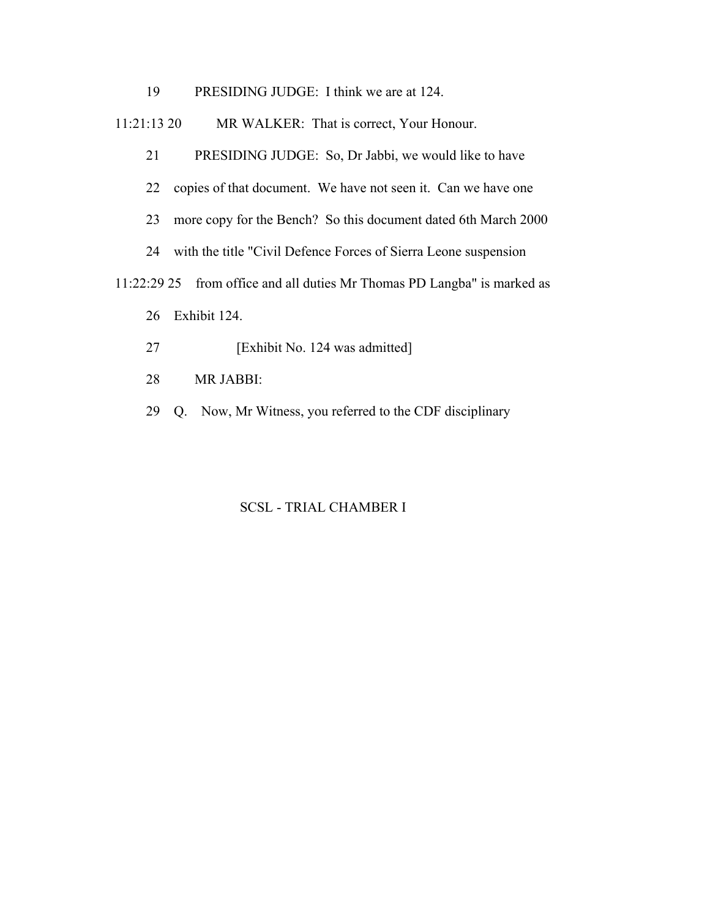19 PRESIDING JUDGE: I think we are at 124.

11:21:13 20 MR WALKER: That is correct, Your Honour.

21 PRESIDING JUDGE: So, Dr Jabbi, we would like to have

22 copies of that document. We have not seen it. Can we have one

23 more copy for the Bench? So this document dated 6th March 2000

24 with the title "Civil Defence Forces of Sierra Leone suspension

11:22:29 25 from office and all duties Mr Thomas PD Langba" is marked as

26 Exhibit 124.

27 [Exhibit No. 124 was admitted]

28 MR JABBI:

29 Q. Now, Mr Witness, you referred to the CDF disciplinary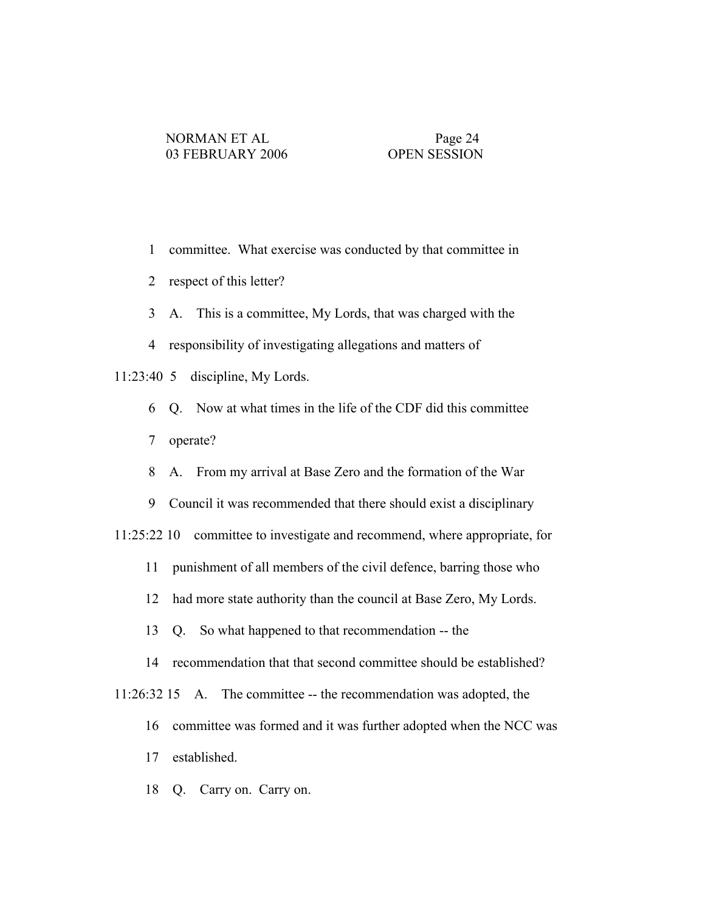1 committee. What exercise was conducted by that committee in

2 respect of this letter?

3 A. This is a committee, My Lords, that was charged with the

4 responsibility of investigating allegations and matters of

11:23:40 5 discipline, My Lords.

6 Q. Now at what times in the life of the CDF did this committee

7 operate?

8 A. From my arrival at Base Zero and the formation of the War

9 Council it was recommended that there should exist a disciplinary

11:25:22 10 committee to investigate and recommend, where appropriate, for

11 punishment of all members of the civil defence, barring those who

12 had more state authority than the council at Base Zero, My Lords.

13 Q. So what happened to that recommendation -- the

14 recommendation that that second committee should be established?

11:26:32 15 A. The committee -- the recommendation was adopted, the

16 committee was formed and it was further adopted when the NCC was

17 established.

18 Q. Carry on. Carry on.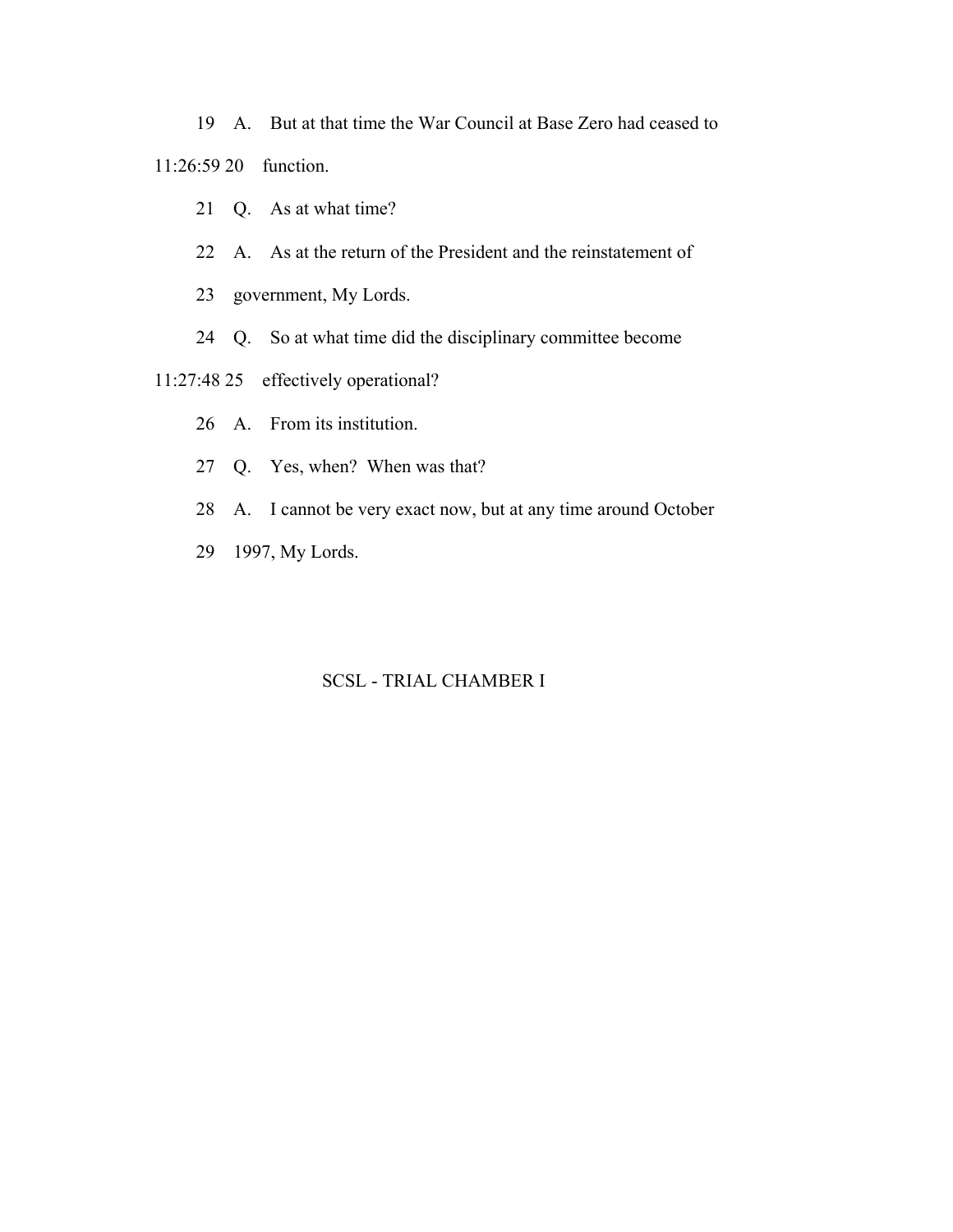19 A. But at that time the War Council at Base Zero had ceased to

11:26:59 20 function.

21 Q. As at what time?

22 A. As at the return of the President and the reinstatement of

23 government, My Lords.

24 Q. So at what time did the disciplinary committee become

11:27:48 25 effectively operational?

26 A. From its institution.

27 Q. Yes, when? When was that?

28 A. I cannot be very exact now, but at any time around October

29 1997, My Lords.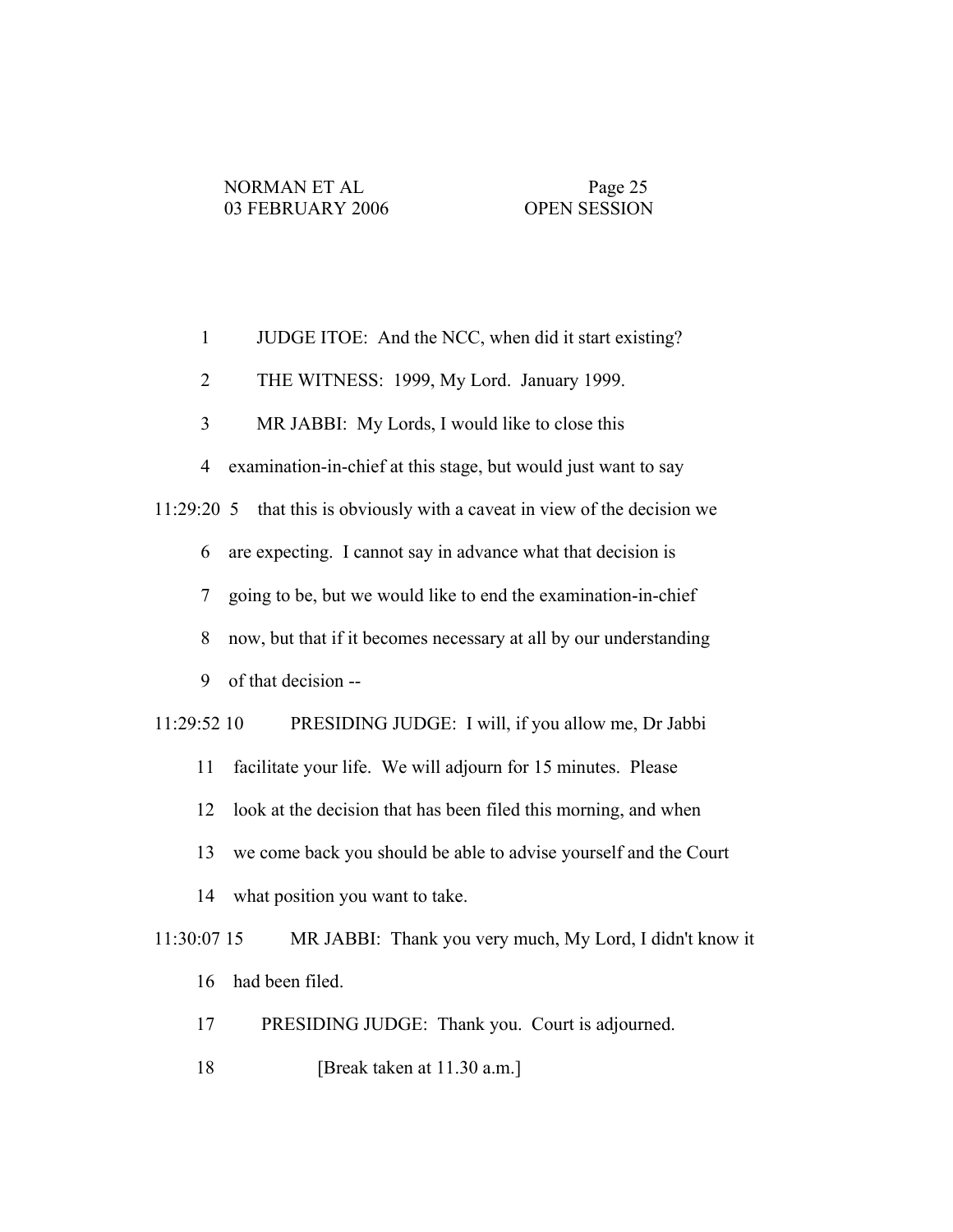JUDGE ITOE: And the NCC, when did it start existing?

THE WITNESS: 1999, My Lord. January 1999.

MR JABBI: My Lords, I would like to close this examination-in-chief at this stage, but would just want to say that this is obviously with a caveat in view of the decision we are expecting. I cannot say in advance what that decision is going to be, but we would like to end the examination-in-chief now, but that if it becomes necessary at all by our understanding of that decision --

PRESIDING JUDGE: I will, if you allow me, Dr Jabbi facilitate your life. We will adjourn for 15 minutes. Please look at the decision that has been filed this morning, and when we come back you should be able to advise yourself and the Court what position you want to take.

MR JABBI: Thank you very much, My Lord, I didn't know it had been filed.

PRESIDING JUDGE: Thank you. Court is adjourned.

[Break taken at 11.30 a.m.]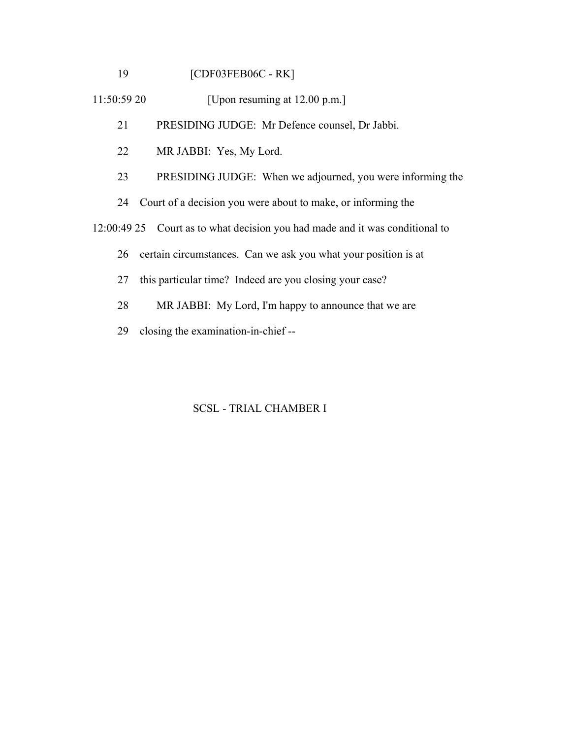19 [CDF03FEB06C - RK]

11:50:59 20 [Upon resuming at 12.00 p.m.]

21 PRESIDING JUDGE: Mr Defence counsel, Dr Jabbi.

22 MR JABBI: Yes, My Lord.

23 PRESIDING JUDGE: When we adjourned, you were informing the

24 Court of a decision you were about to make, or informing the

12:00:49 25 Court as to what decision you had made and it was conditional to

26 certain circumstances. Can we ask you what your position is at

27 this particular time? Indeed are you closing your case?

28 MR JABBI: My Lord, I'm happy to announce that we are

29 closing the examination-in-chief --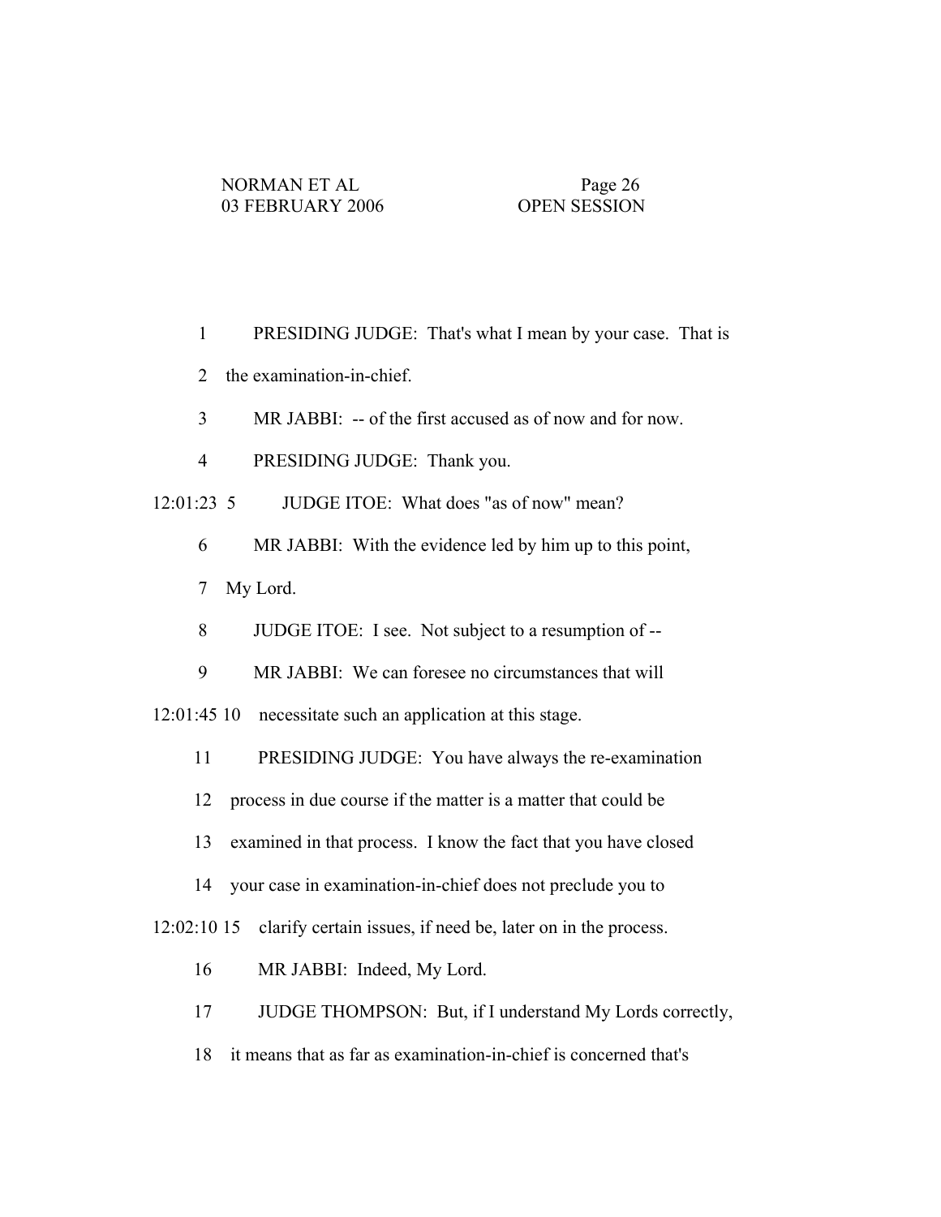1 PRESIDING JUDGE: That's what I mean by your case. That is

2 the examination-in-chief.

3 MR JABBI: -- of the first accused as of now and for now.

4 PRESIDING JUDGE: Thank you.

12:01:23 5 JUDGE ITOE: What does "as of now" mean?

6 MR JABBI: With the evidence led by him up to this point,

7 My Lord.

8 JUDGE ITOE: I see. Not subject to a resumption of --

9 MR JABBI: We can foresee no circumstances that will

12:01:45 10 necessitate such an application at this stage.

11 PRESIDING JUDGE: You have always the re-examination

12 process in due course if the matter is a matter that could be

13 examined in that process. I know the fact that you have closed

14 your case in examination-in-chief does not preclude you to

12:02:10 15 clarify certain issues, if need be, later on in the process.

16 MR JABBI: Indeed, My Lord.

17 JUDGE THOMPSON: But, if I understand My Lords correctly,

18 it means that as far as examination-in-chief is concerned that's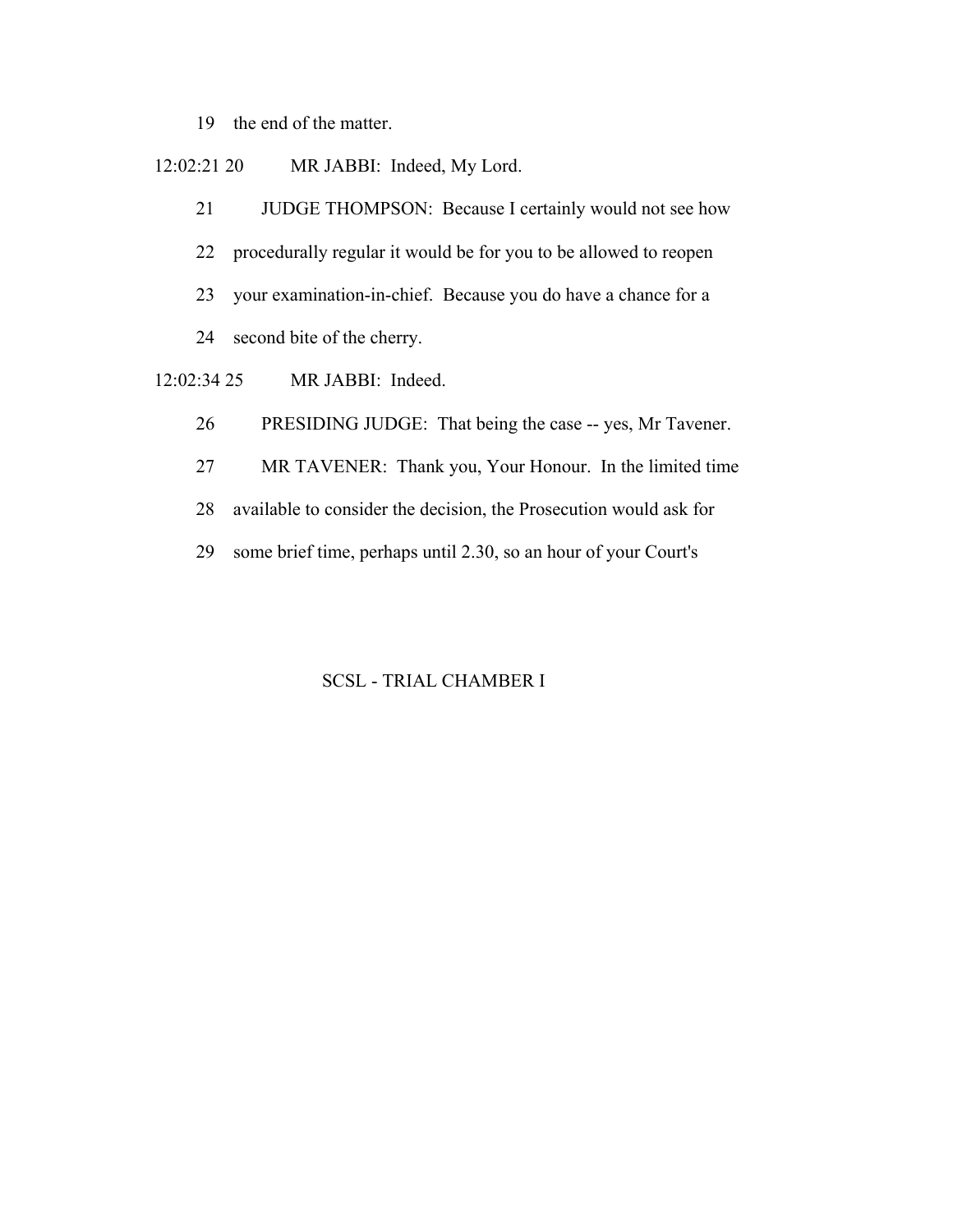19 the end of the matter.

12:02:21 20 MR JABBI: Indeed, My Lord.

21 JUDGE THOMPSON: Because I certainly would not see how

22 procedurally regular it would be for you to be allowed to reopen

23 your examination-in-chief. Because you do have a chance for a

24 second bite of the cherry.

12:02:34 25 MR JABBI: Indeed.

26 PRESIDING JUDGE: That being the case -- yes, Mr Tavener.

27 MR TAVENER: Thank you, Your Honour. In the limited time

28 available to consider the decision, the Prosecution would ask for

29 some brief time, perhaps until 2.30, so an hour of your Court's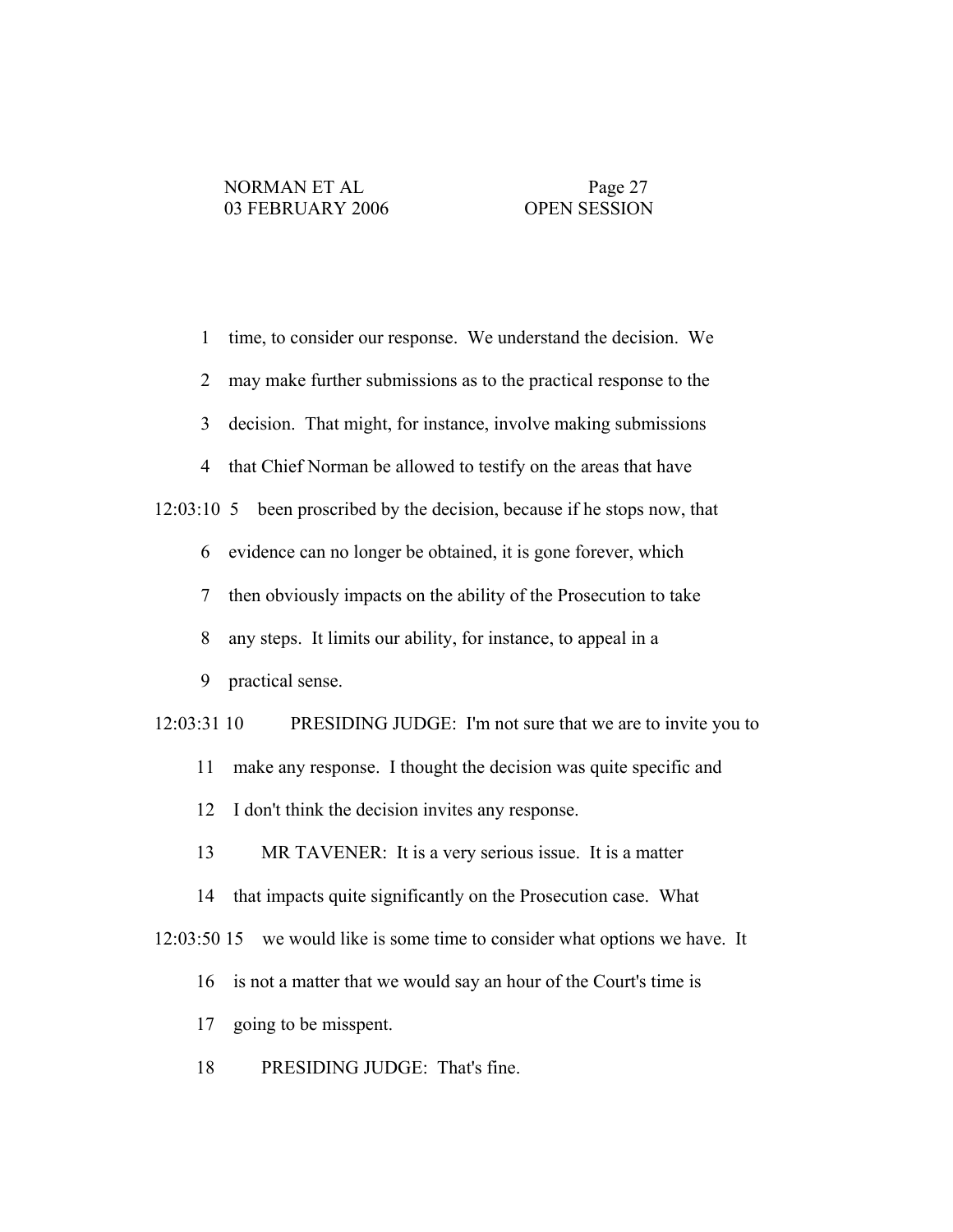1 time, to consider our response. We understand the decision. We

2 may make further submissions as to the practical response to the

3 decision. That might, for instance, involve making submissions

4 that Chief Norman be allowed to testify on the areas that have

12:03:10 5 been proscribed by the decision, because if he stops now, that

6 evidence can no longer be obtained, it is gone forever, which

7 then obviously impacts on the ability of the Prosecution to take

8 any steps. It limits our ability, for instance, to appeal in a

9 practical sense.

12:03:31 10 PRESIDING JUDGE: I'm not sure that we are to invite you to

11 make any response. I thought the decision was quite specific and

12 I don't think the decision invites any response.

13 MR TAVENER: It is a very serious issue. It is a matter

14 that impacts quite significantly on the Prosecution case. What

12:03:50 15 we would like is some time to consider what options we have. It

16 is not a matter that we would say an hour of the Court's time is

17 going to be misspent.

18 PRESIDING JUDGE: That's fine.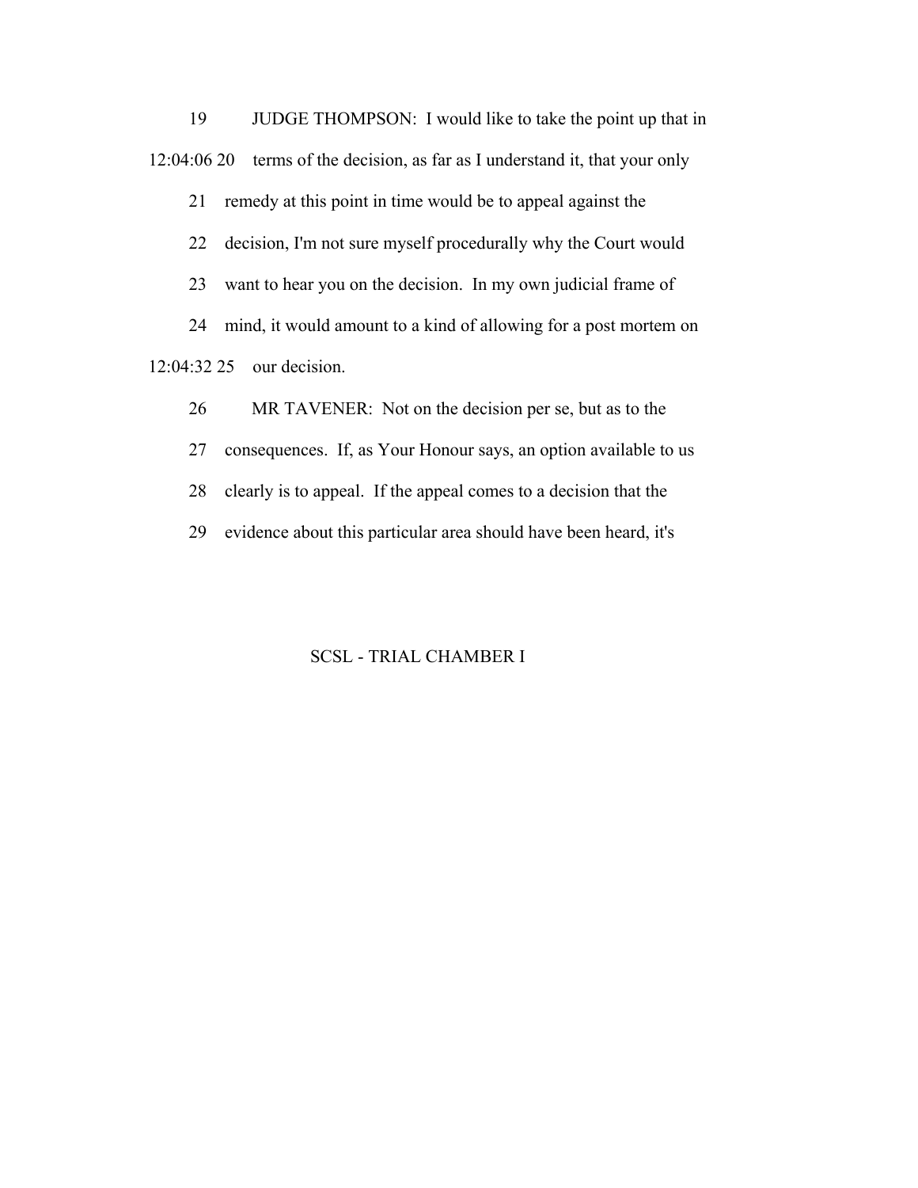19 JUDGE THOMPSON: I would like to take the point up that in

12:04:06 20 terms of the decision, as far as I understand it, that your only

21 remedy at this point in time would be to appeal against the

22 decision, I'm not sure myself procedurally why the Court would

23 want to hear you on the decision. In my own judicial frame of

24 mind, it would amount to a kind of allowing for a post mortem on

12:04:32 25 our decision.

26 MR TAVENER: Not on the decision per se, but as to the

27 consequences. If, as Your Honour says, an option available to us

28 clearly is to appeal. If the appeal comes to a decision that the

29 evidence about this particular area should have been heard, it's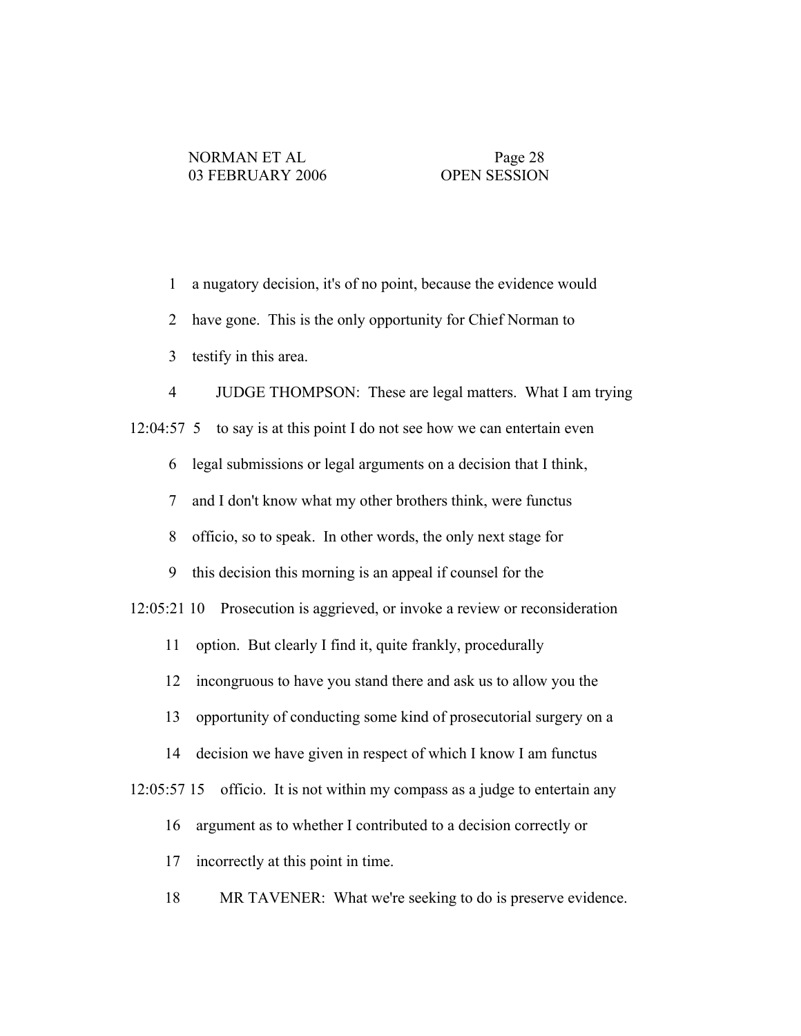a nugatory decision, it's of no point, because the evidence would have gone. This is the only opportunity for Chief Norman to testify in this area.

JUDGE THOMPSON: These are legal matters. What I am trying to say is at this point I do not see how we can entertain even legal submissions or legal arguments on a decision that I think, and I don't know what my other brothers think, were functus officio, so to speak. In other words, the only next stage for this decision this morning is an appeal if counsel for the Prosecution is aggrieved, or invoke a review or reconsideration option. But clearly I find it, quite frankly, procedurally incongruous to have you stand there and ask us to allow you the opportunity of conducting some kind of prosecutorial surgery on a decision we have given in respect of which I know I am functus officio. It is not within my compass as a judge to entertain any argument as to whether I contributed to a decision correctly or incorrectly at this point in time.

MR TAVENER: What we're seeking to do is preserve evidence.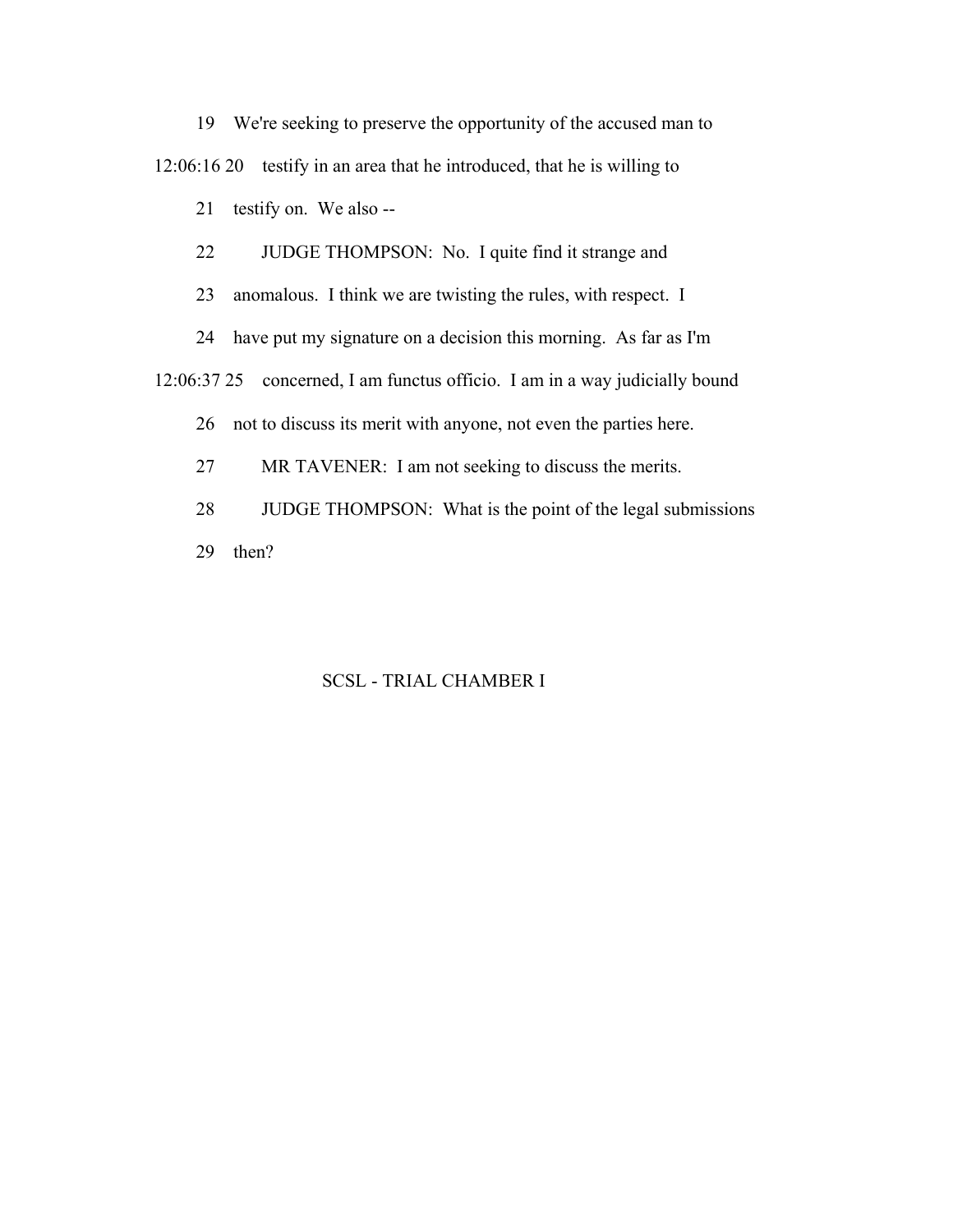We're seeking to preserve the opportunity of the accused man to testify in an area that he introduced, that he is willing to testify on. We also --

JUDGE THOMPSON: No. I quite find it strange and anomalous. I think we are twisting the rules, with respect. I have put my signature on a decision this morning. As far as I'm concerned, I am functus officio. I am in a way judicially bound not to discuss its merit with anyone, not even the parties here.

MR TAVENER: I am not seeking to discuss the merits.

JUDGE THOMPSON: What is the point of the legal submissions then?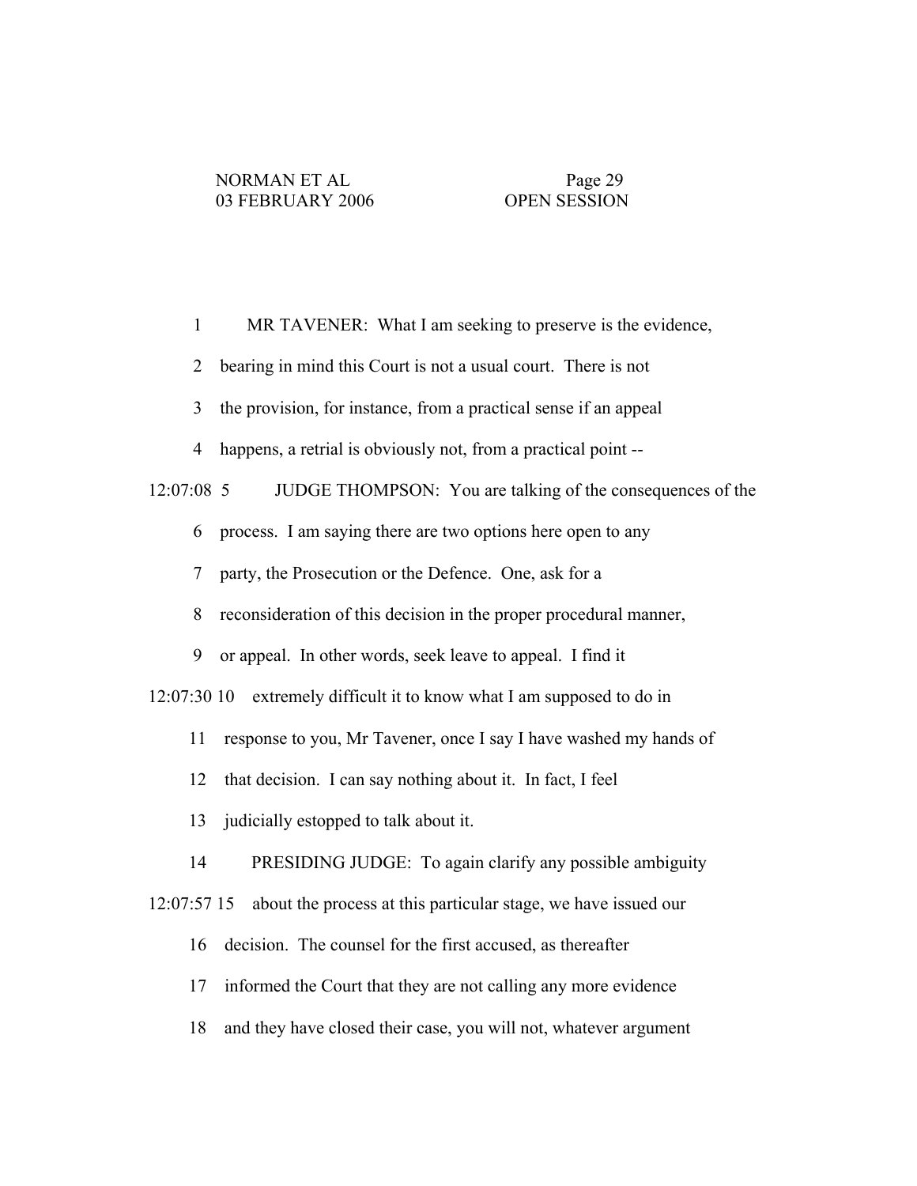1 MR TAVENER: What I am seeking to preserve is the evidence,

2 bearing in mind this Court is not a usual court. There is not

3 the provision, for instance, from a practical sense if an appeal

4 happens, a retrial is obviously not, from a practical point --

12:07:08 5 JUDGE THOMPSON: You are talking of the consequences of the

6 process. I am saying there are two options here open to any

7 party, the Prosecution or the Defence. One, ask for a

8 reconsideration of this decision in the proper procedural manner,

9 or appeal. In other words, seek leave to appeal. I find it

12:07:30 10 extremely difficult it to know what I am supposed to do in

11 response to you, Mr Tavener, once I say I have washed my hands of

12 that decision. I can say nothing about it. In fact, I feel

13 judicially estopped to talk about it.

14 PRESIDING JUDGE: To again clarify any possible ambiguity

12:07:57 15 about the process at this particular stage, we have issued our

16 decision. The counsel for the first accused, as thereafter

17 informed the Court that they are not calling any more evidence

18 and they have closed their case, you will not, whatever argument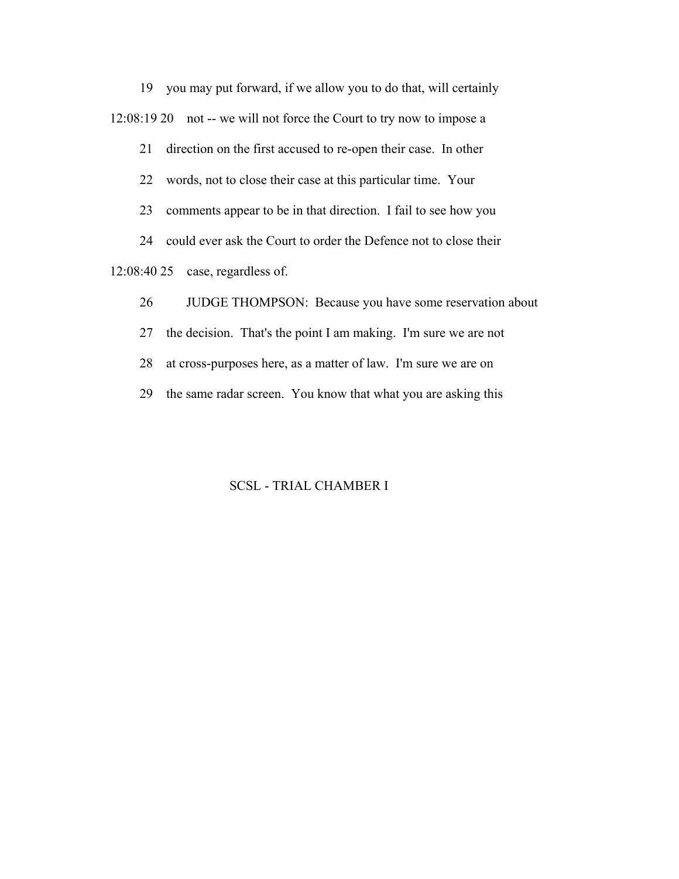19 you may put forward, if we allow you to do that, will certainly

12:08:19 20 not -- we will not force the Court to try now to impose a

21 direction on the first accused to re-open their case. In other

22 words, not to close their case at this particular time. Your

23 comments appear to be in that direction. I fail to see how you

24 could ever ask the Court to order the Defence not to close their

12:08:40 25 case, regardless of.

26 JUDGE THOMPSON: Because you have some reservation about

27 the decision. That's the point I am making. I'm sure we are not

28 at cross-purposes here, as a matter of law. I'm sure we are on

29 the same radar screen. You know that what you are asking this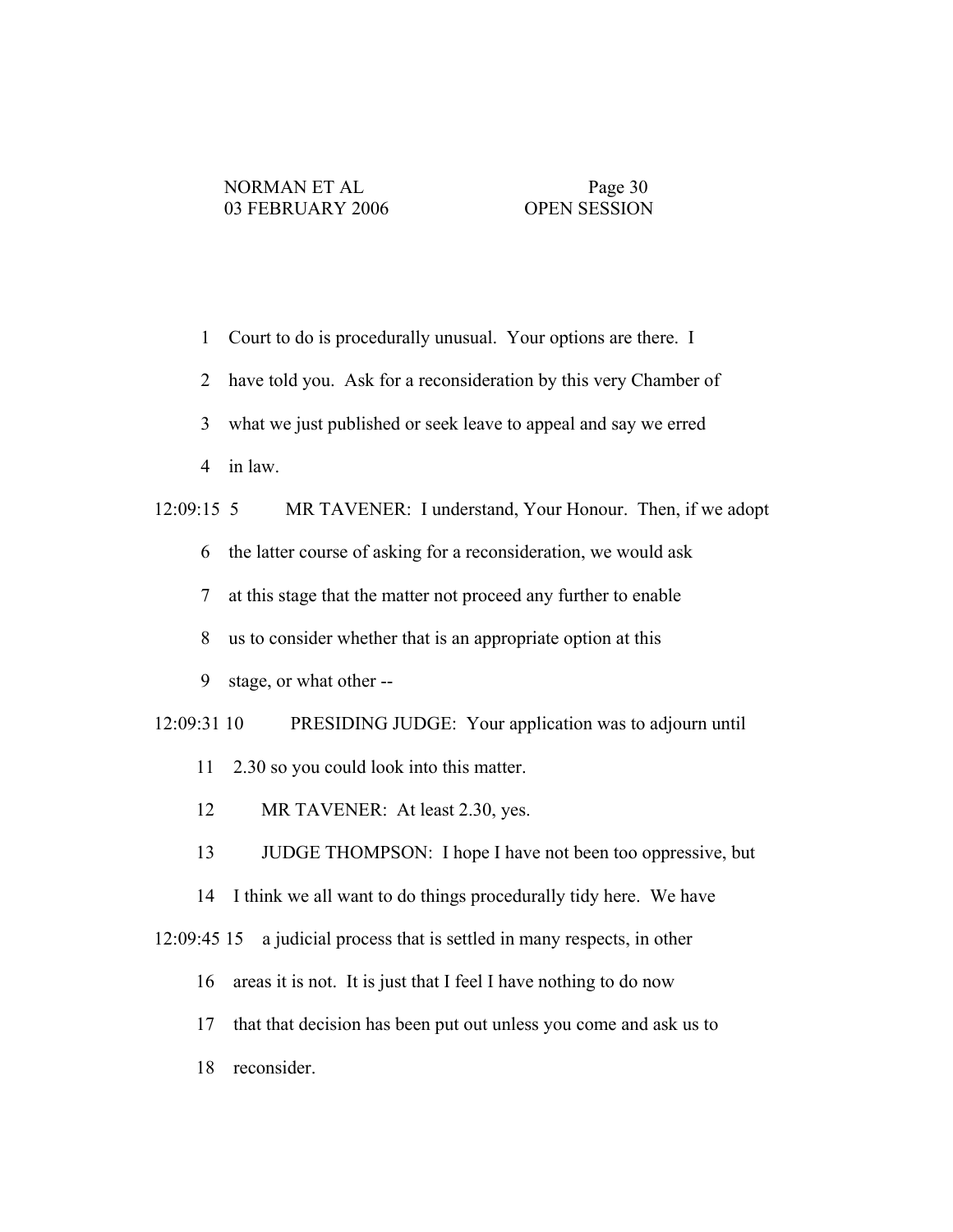1 Court to do is procedurally unusual. Your options are there. I

2 have told you. Ask for a reconsideration by this very Chamber of

3 what we just published or seek leave to appeal and say we erred

4 in law.

12:09:15 5 MR TAVENER: I understand, Your Honour. Then, if we adopt

6 the latter course of asking for a reconsideration, we would ask

7 at this stage that the matter not proceed any further to enable

8 us to consider whether that is an appropriate option at this

9 stage, or what other --

12:09:31 10 PRESIDING JUDGE: Your application was to adjourn until

11 2.30 so you could look into this matter.

12 MR TAVENER: At least 2.30, yes.

13 JUDGE THOMPSON: I hope I have not been too oppressive, but

14 I think we all want to do things procedurally tidy here. We have

12:09:45 15 a judicial process that is settled in many respects, in other

16 areas it is not. It is just that I feel I have nothing to do now

17 that that decision has been put out unless you come and ask us to

18 reconsider.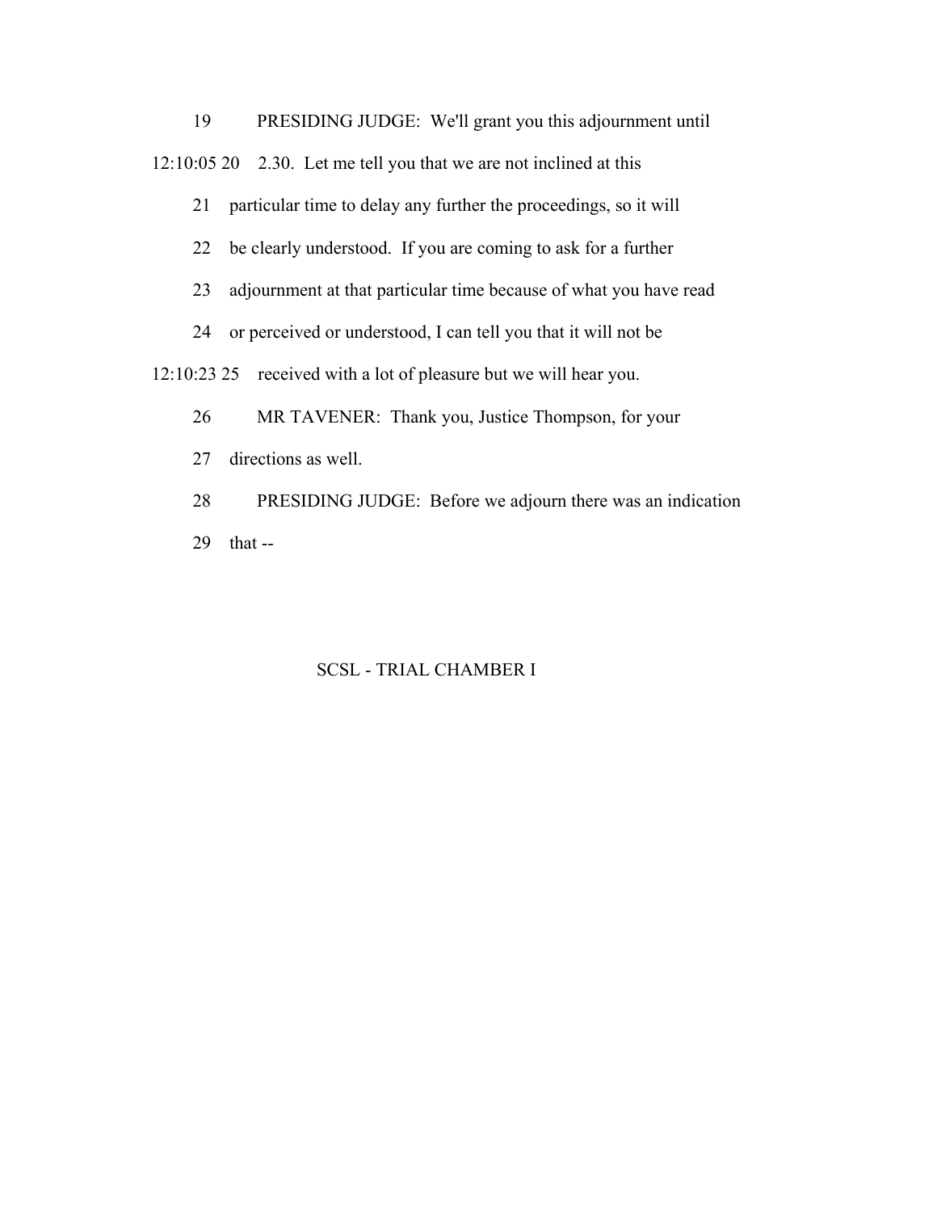19 PRESIDING JUDGE: We'll grant you this adjournment until

12:10:05 20 2.30. Let me tell you that we are not inclined at this

21 particular time to delay any further the proceedings, so it will

22 be clearly understood. If you are coming to ask for a further

23 adjournment at that particular time because of what you have read

24 or perceived or understood, I can tell you that it will not be

12:10:23 25 received with a lot of pleasure but we will hear you.

26 MR TAVENER: Thank you, Justice Thompson, for your

27 directions as well.

28 PRESIDING JUDGE: Before we adjourn there was an indication

29 that --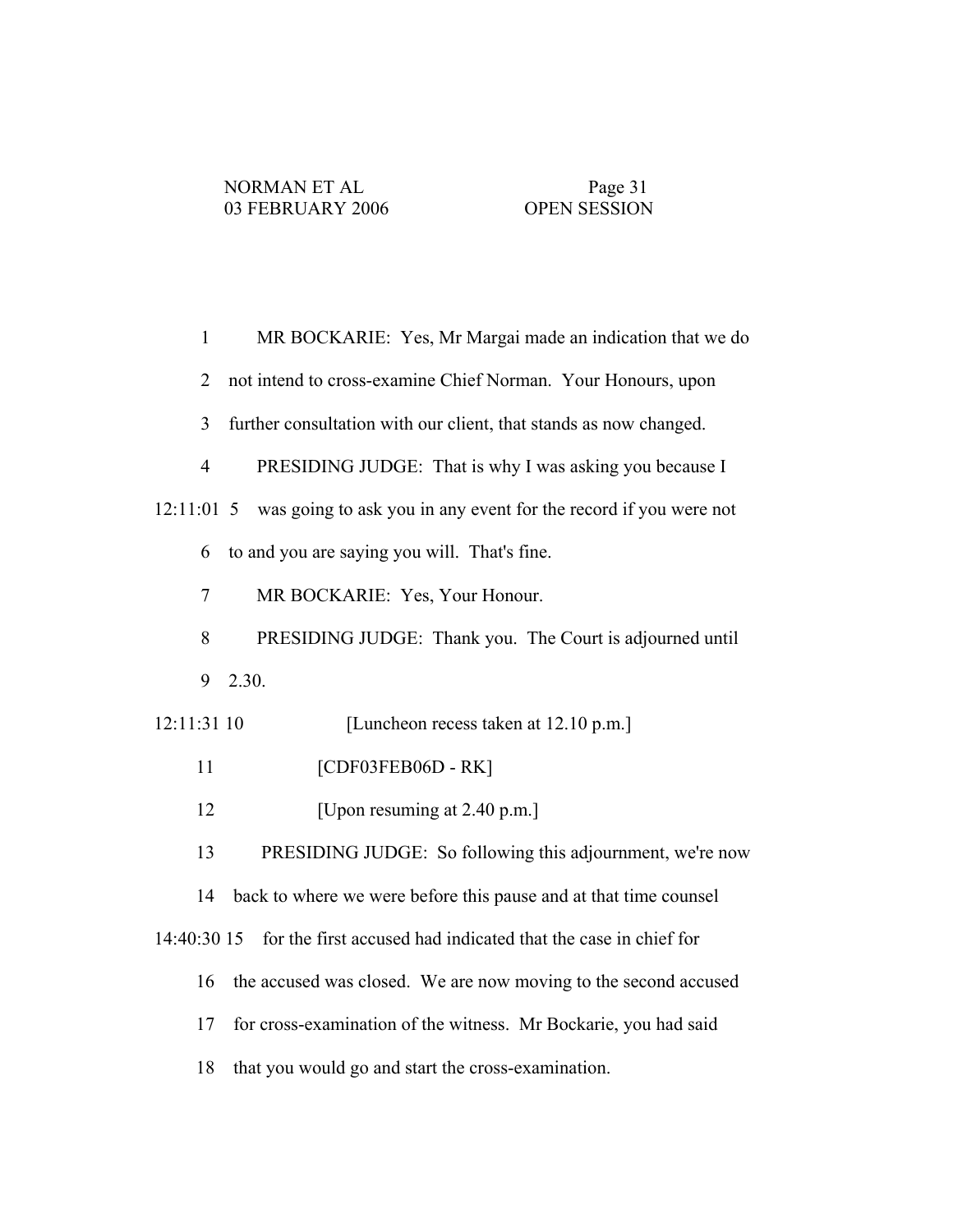1 MR BOCKARIE: Yes, Mr Margai made an indication that we do

2 not intend to cross-examine Chief Norman. Your Honours, upon

3 further consultation with our client, that stands as now changed.

4 PRESIDING JUDGE: That is why I was asking you because I

12:11:01 5 was going to ask you in any event for the record if you were not

6 to and you are saying you will. That's fine.

7 MR BOCKARIE: Yes, Your Honour.

8 PRESIDING JUDGE: Thank you. The Court is adjourned until

9 2.30.

12:11:31 10 [Luncheon recess taken at 12.10 p.m.]

11 [CDF03FEB06D - RK]

12 [Upon resuming at 2.40 p.m.]

13 PRESIDING JUDGE: So following this adjournment, we're now

14 back to where we were before this pause and at that time counsel

14:40:30 15 for the first accused had indicated that the case in chief for

16 the accused was closed. We are now moving to the second accused

17 for cross-examination of the witness. Mr Bockarie, you had said

18 that you would go and start the cross-examination.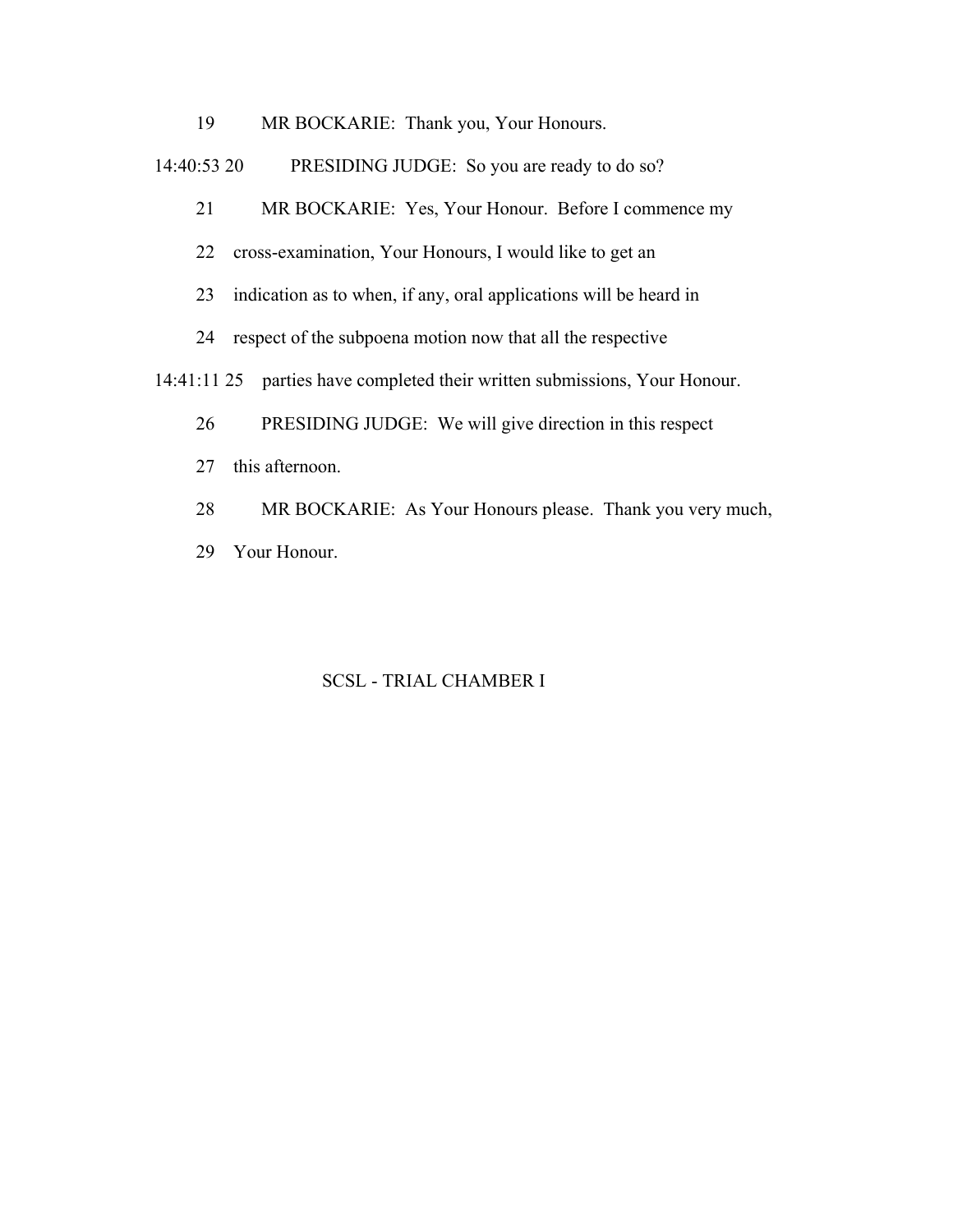19 MR BOCKARIE: Thank you, Your Honours.

14:40:53 20 PRESIDING JUDGE: So you are ready to do so?

21 MR BOCKARIE: Yes, Your Honour. Before I commence my

22 cross-examination, Your Honours, I would like to get an

23 indication as to when, if any, oral applications will be heard in

24 respect of the subpoena motion now that all the respective

14:41:11 25 parties have completed their written submissions, Your Honour.

26 PRESIDING JUDGE: We will give direction in this respect

27 this afternoon.

28 MR BOCKARIE: As Your Honours please. Thank you very much,

29 Your Honour.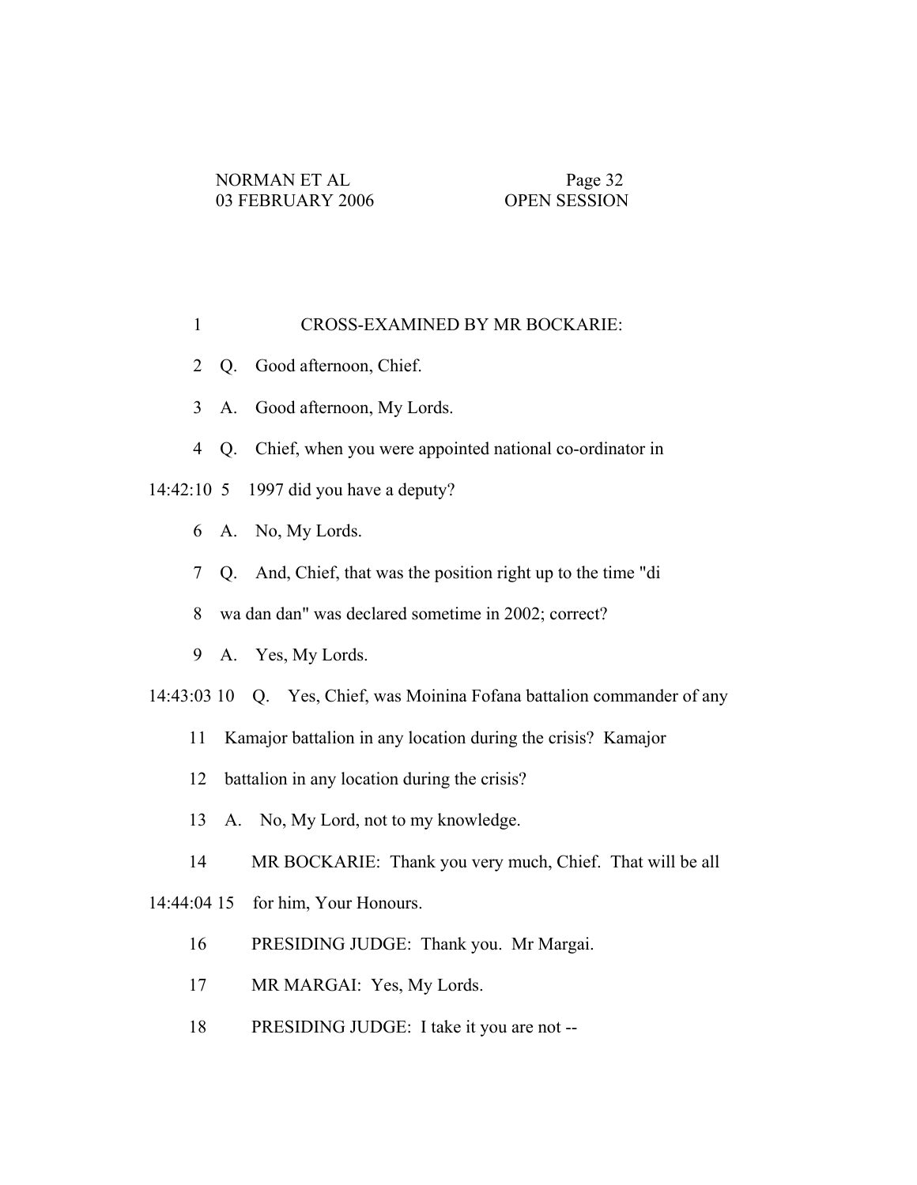CROSS-EXAMINED BY MR BOCKARIE:

Q. Good afternoon, Chief.

A. Good afternoon, My Lords.

Q. Chief, when you were appointed national co-ordinator in 1997 did you have a deputy?

A. No, My Lords.

Q. And, Chief, that was the position right up to the time "di wa dan dan" was declared sometime in 2002; correct?

A. Yes, My Lords.

Q. Yes, Chief, was Moinina Fofana battalion commander of any Kamajor battalion in any location during the crisis? Kamajor battalion in any location during the crisis?

A. No, My Lord, not to my knowledge.

MR BOCKARIE: Thank you very much, Chief. That will be all for him, Your Honours.

PRESIDING JUDGE: Thank you. Mr Margai.

MR MARGAI: Yes, My Lords.

PRESIDING JUDGE: I take it you are not --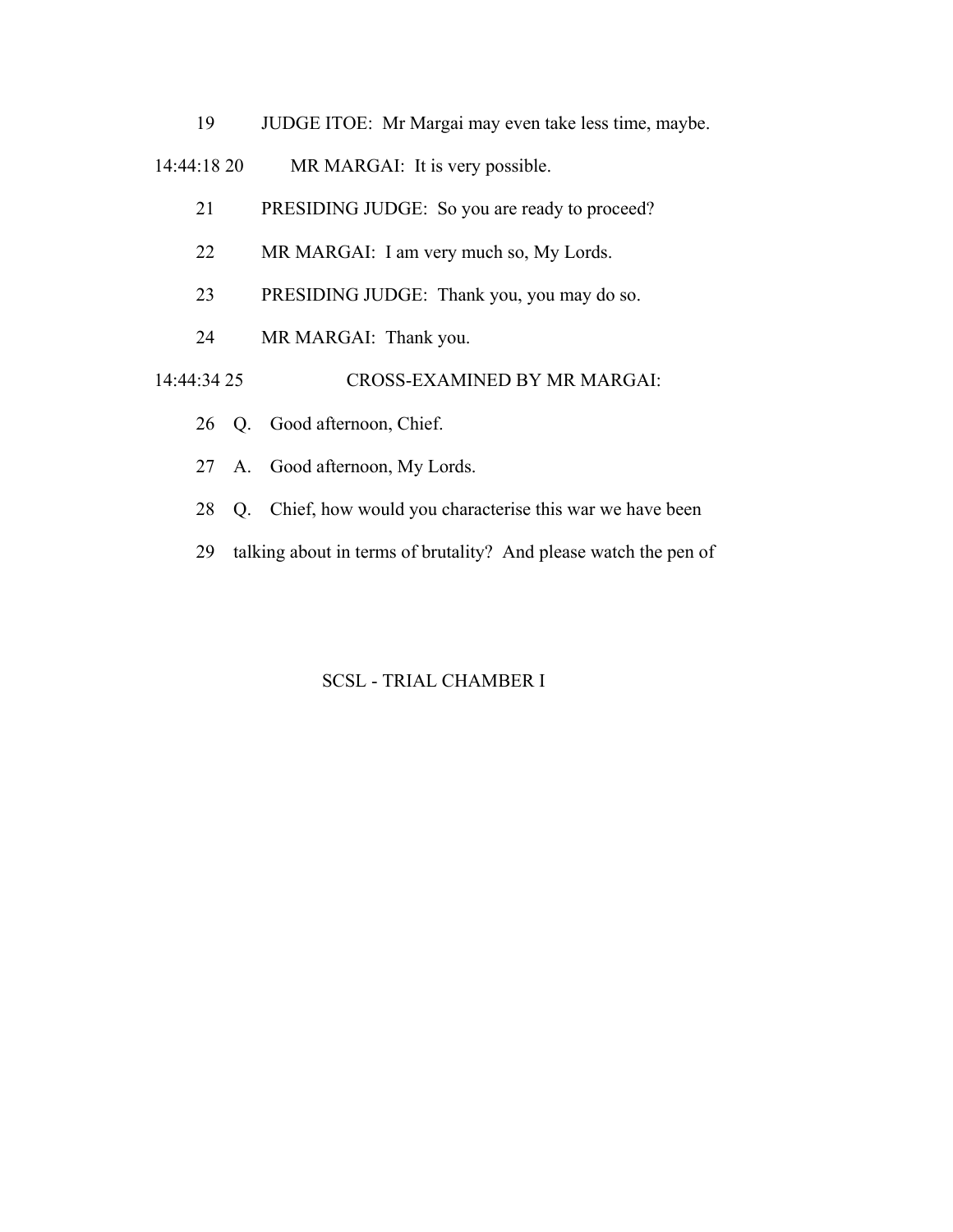19 JUDGE ITOE: Mr Margai may even take less time, maybe.

14:44:18 20 MR MARGAI: It is very possible.

21 PRESIDING JUDGE: So you are ready to proceed?

22 MR MARGAI: I am very much so, My Lords.

23 PRESIDING JUDGE: Thank you, you may do so.

24 MR MARGAI: Thank you.

14:44:34 25 CROSS-EXAMINED BY MR MARGAI:

26 Q. Good afternoon, Chief.

27 A. Good afternoon, My Lords.

28 Q. Chief, how would you characterise this war we have been

29 talking about in terms of brutality? And please watch the pen of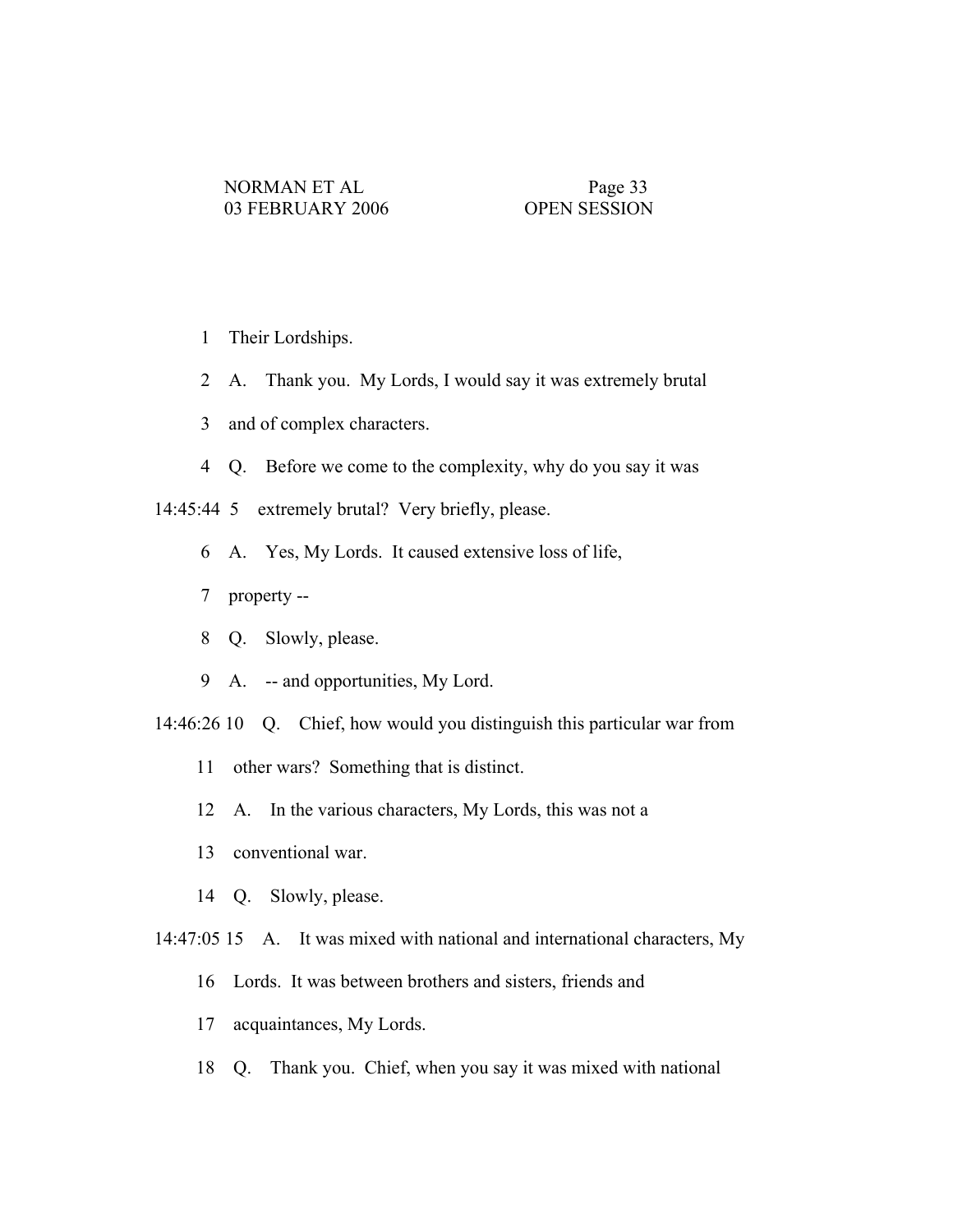1 Their Lordships.

2 A. Thank you. My Lords, I would say it was extremely brutal

3 and of complex characters.

4 Q. Before we come to the complexity, why do you say it was

14:45:44 5 extremely brutal? Very briefly, please.

6 A. Yes, My Lords. It caused extensive loss of life,

7 property --

8 Q. Slowly, please.

9 A. -- and opportunities, My Lord.

14:46:26 10 Q. Chief, how would you distinguish this particular war from

11 other wars? Something that is distinct.

12 A. In the various characters, My Lords, this was not a

13 conventional war.

14 Q. Slowly, please.

14:47:05 15 A. It was mixed with national and international characters, My

16 Lords. It was between brothers and sisters, friends and

17 acquaintances, My Lords.

18 Q. Thank you. Chief, when you say it was mixed with national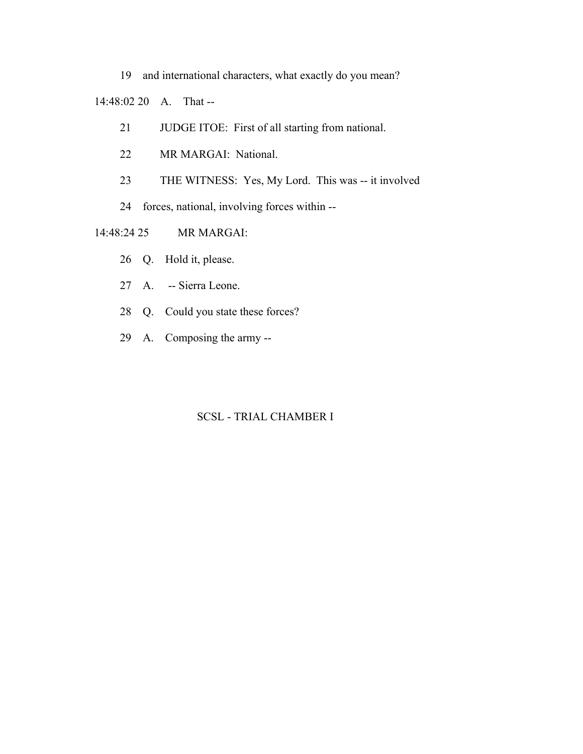19 and international characters, what exactly do you mean?

14:48:02 20 A. That --

21 JUDGE ITOE: First of all starting from national.

22 MR MARGAI: National.

23 THE WITNESS: Yes, My Lord. This was -- it involved

24 forces, national, involving forces within --

14:48:24 25 MR MARGAI:

26 Q. Hold it, please.

27 A. -- Sierra Leone.

28 Q. Could you state these forces?

29 A. Composing the army --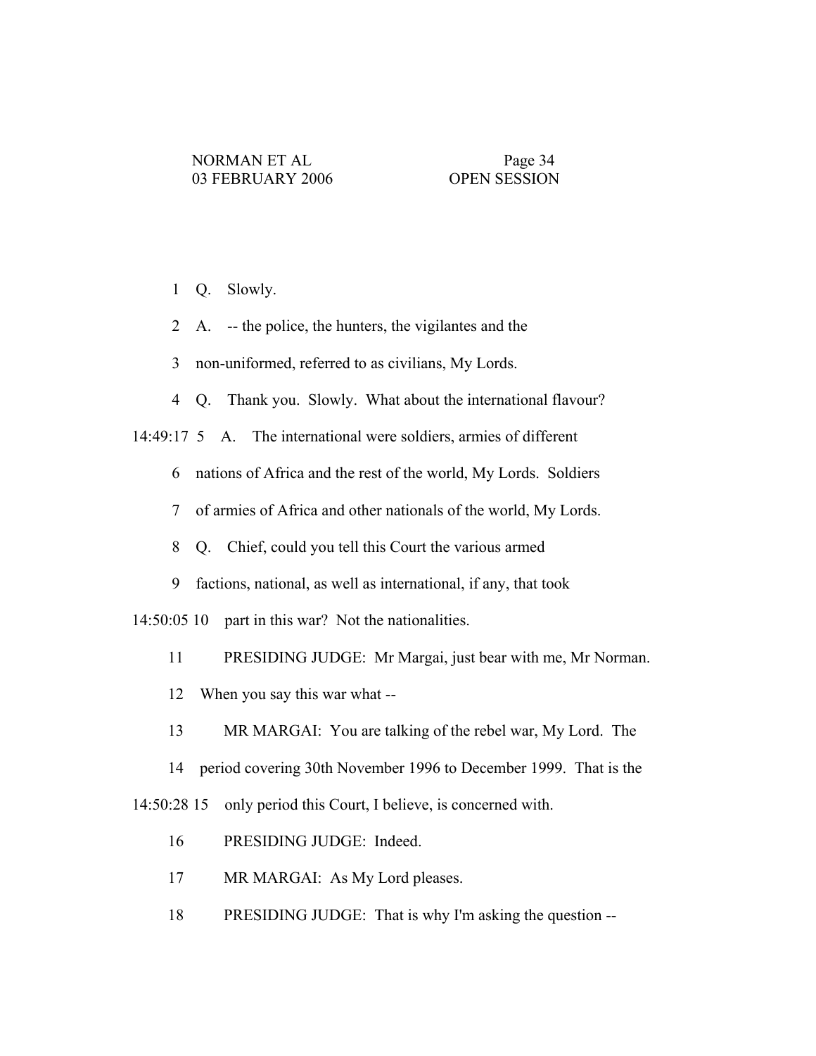1 Q. Slowly.

2 A. -- the police, the hunters, the vigilantes and the

3 non-uniformed, referred to as civilians, My Lords.

4 Q. Thank you. Slowly. What about the international flavour?

14:49:17 5 A. The international were soldiers, armies of different

6 nations of Africa and the rest of the world, My Lords. Soldiers

7 of armies of Africa and other nationals of the world, My Lords.

8 Q. Chief, could you tell this Court the various armed

9 factions, national, as well as international, if any, that took

14:50:05 10 part in this war? Not the nationalities.

11 PRESIDING JUDGE: Mr Margai, just bear with me, Mr Norman.

12 When you say this war what --

13 MR MARGAI: You are talking of the rebel war, My Lord. The

14 period covering 30th November 1996 to December 1999. That is the

14:50:28 15 only period this Court, I believe, is concerned with.

16 PRESIDING JUDGE: Indeed.

17 MR MARGAI: As My Lord pleases.

18 PRESIDING JUDGE: That is why I'm asking the question --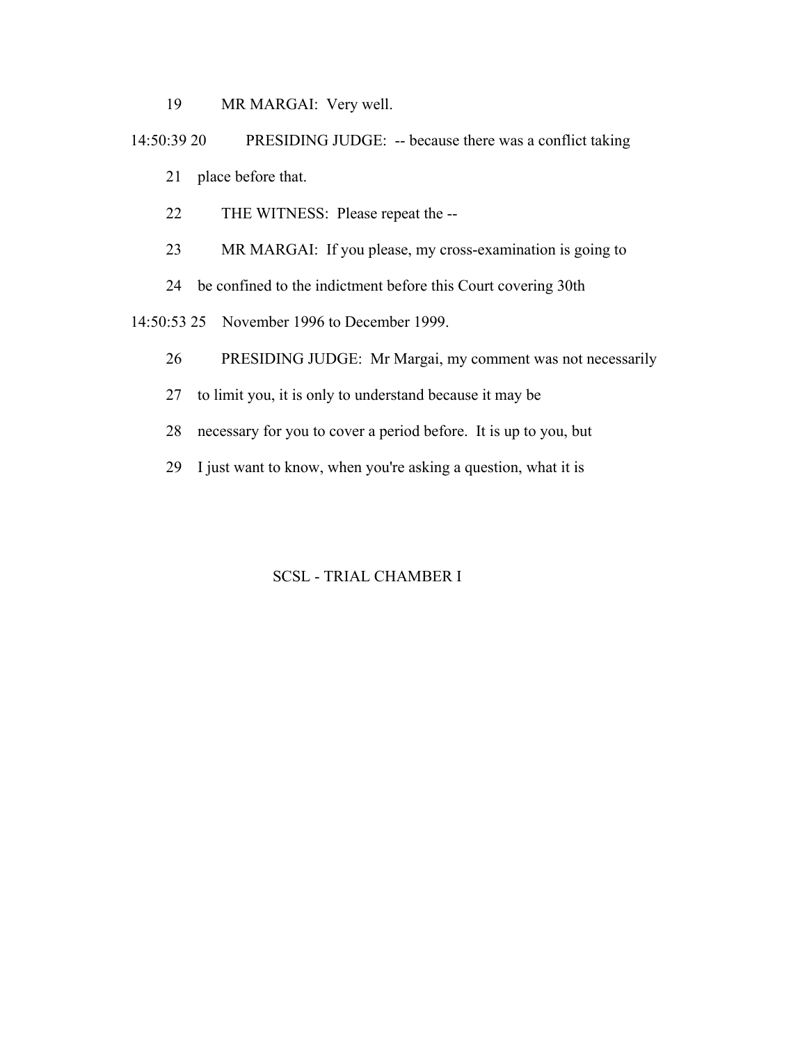19 MR MARGAI: Very well.

14:50:39 20 PRESIDING JUDGE: -- because there was a conflict taking

21 place before that.

22 THE WITNESS: Please repeat the --

23 MR MARGAI: If you please, my cross-examination is going to

24 be confined to the indictment before this Court covering 30th

14:50:53 25 November 1996 to December 1999.

26 PRESIDING JUDGE: Mr Margai, my comment was not necessarily

27 to limit you, it is only to understand because it may be

28 necessary for you to cover a period before. It is up to you, but

29 I just want to know, when you're asking a question, what it is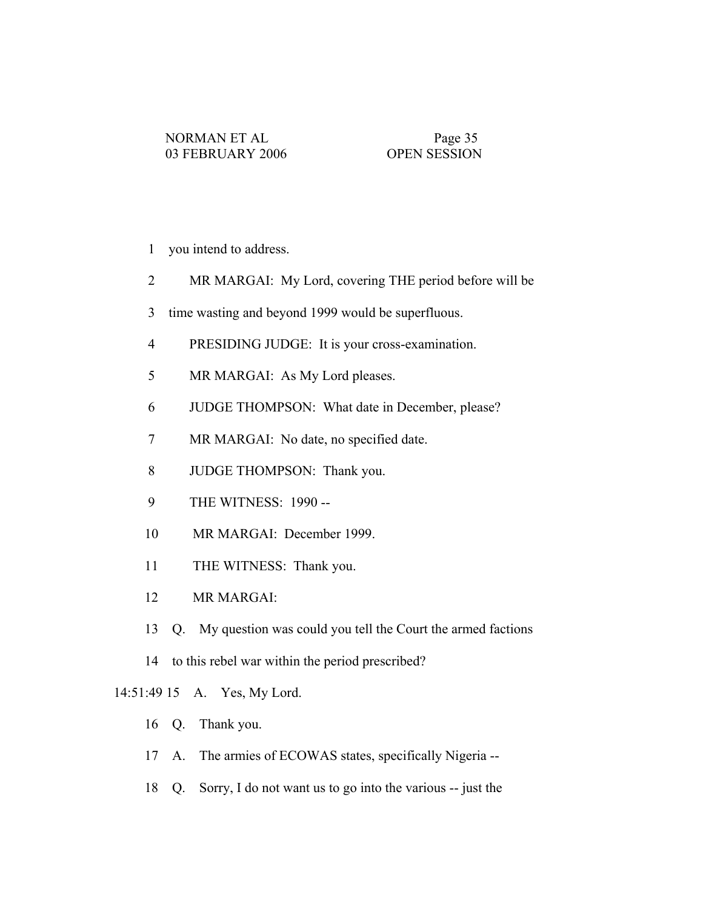1 you intend to address.

2 MR MARGAI: My Lord, covering THE period before will be

3 time wasting and beyond 1999 would be superfluous.

4 PRESIDING JUDGE: It is your cross-examination.

5 MR MARGAI: As My Lord pleases.

6 JUDGE THOMPSON: What date in December, please?

7 MR MARGAI: No date, no specified date.

8 JUDGE THOMPSON: Thank you.

9 THE WITNESS: 1990 --

10 MR MARGAI: December 1999.

11 THE WITNESS: Thank you.

12 MR MARGAI:

13 Q. My question was could you tell the Court the armed factions

14 to this rebel war within the period prescribed?

14:51:49 15 A. Yes, My Lord.

16 Q. Thank you.

17 A. The armies of ECOWAS states, specifically Nigeria --

18 Q. Sorry, I do not want us to go into the various -- just the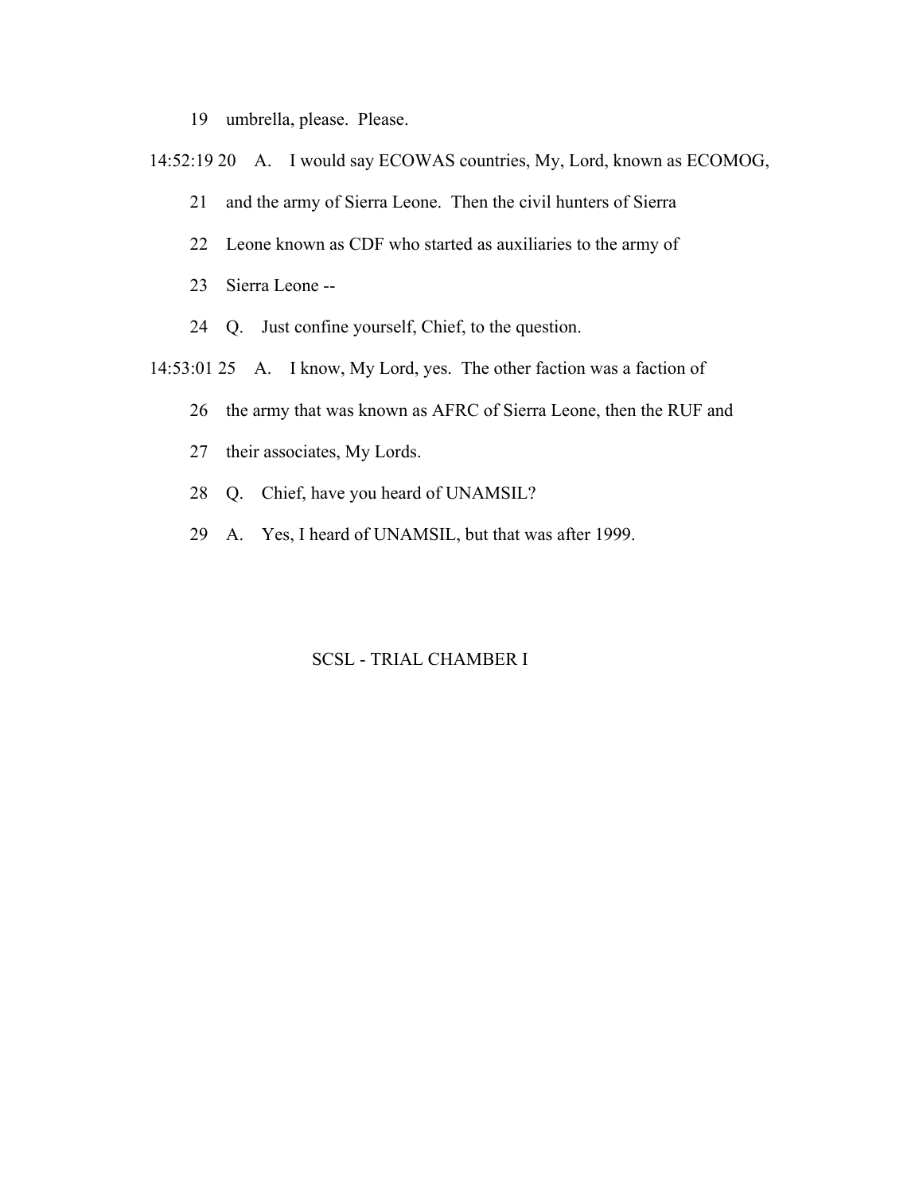19 umbrella, please. Please.

14:52:19 20 A. I would say ECOWAS countries, My, Lord, known as ECOMOG,

21 and the army of Sierra Leone. Then the civil hunters of Sierra

22 Leone known as CDF who started as auxiliaries to the army of

23 Sierra Leone --

24 Q. Just confine yourself, Chief, to the question.

14:53:01 25 A. I know, My Lord, yes. The other faction was a faction of

26 the army that was known as AFRC of Sierra Leone, then the RUF and

27 their associates, My Lords.

28 Q. Chief, have you heard of UNAMSIL?

29 A. Yes, I heard of UNAMSIL, but that was after 1999.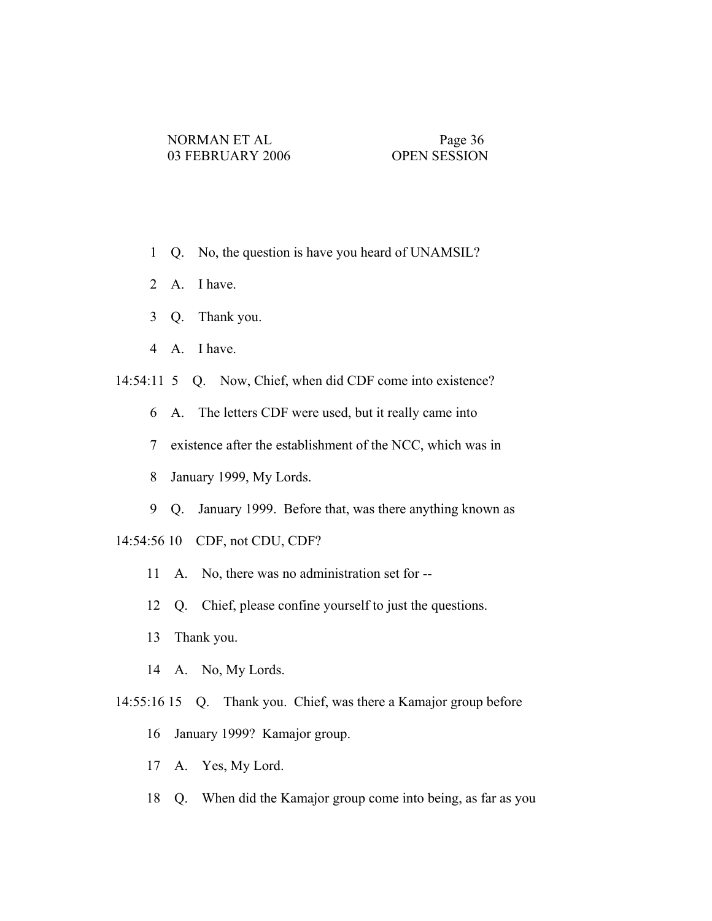1 Q. No, the question is have you heard of UNAMSIL?

2 A. I have.

3 Q. Thank you.

4 A. I have.

14:54:11 5 Q. Now, Chief, when did CDF come into existence?

6 A. The letters CDF were used, but it really came into

7 existence after the establishment of the NCC, which was in

8 January 1999, My Lords.

9 Q. January 1999. Before that, was there anything known as

14:54:56 10 CDF, not CDU, CDF?

11 A. No, there was no administration set for --

12 Q. Chief, please confine yourself to just the questions.

13 Thank you.

14 A. No, My Lords.

14:55:16 15 Q. Thank you. Chief, was there a Kamajor group before

16 January 1999? Kamajor group.

17 A. Yes, My Lord.

18 Q. When did the Kamajor group come into being, as far as you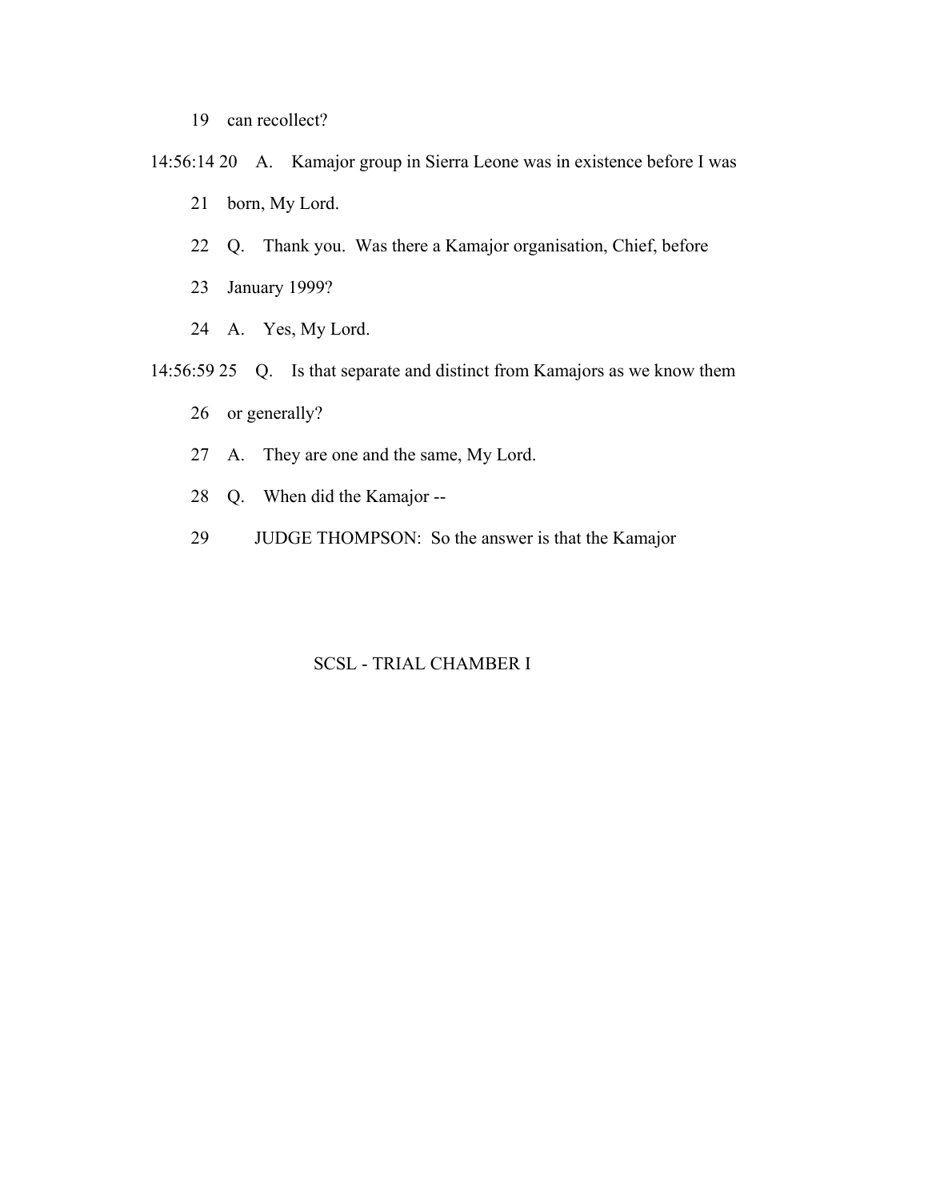19 can recollect?

14:56:14 20 A. Kamajor group in Sierra Leone was in existence before I was

21 born, My Lord.

22 Q. Thank you. Was there a Kamajor organisation, Chief, before

23 January 1999?

24 A. Yes, My Lord.

14:56:59 25 Q. Is that separate and distinct from Kamajors as we know them

26 or generally?

27 A. They are one and the same, My Lord.

28 Q. When did the Kamajor --

29 JUDGE THOMPSON: So the answer is that the Kamajor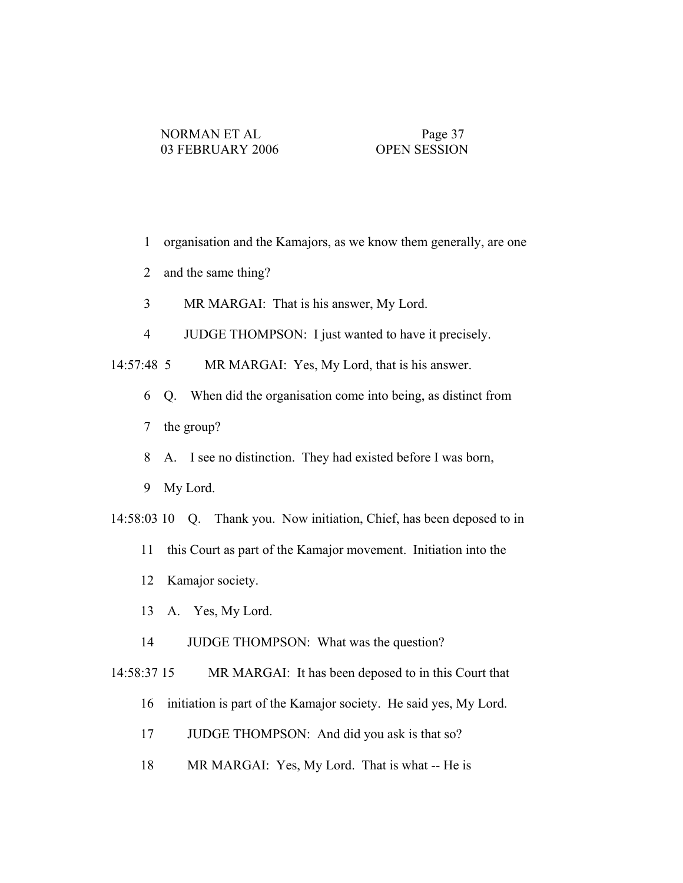1 organisation and the Kamajors, as we know them generally, are one

2 and the same thing?

3 MR MARGAI: That is his answer, My Lord.

4 JUDGE THOMPSON: I just wanted to have it precisely.

14:57:48 5 MR MARGAI: Yes, My Lord, that is his answer.

6 Q. When did the organisation come into being, as distinct from

7 the group?

8 A. I see no distinction. They had existed before I was born,

9 My Lord.

14:58:03 10 Q. Thank you. Now initiation, Chief, has been deposed to in

11 this Court as part of the Kamajor movement. Initiation into the

12 Kamajor society.

13 A. Yes, My Lord.

14 JUDGE THOMPSON: What was the question?

14:58:37 15 MR MARGAI: It has been deposed to in this Court that

16 initiation is part of the Kamajor society. He said yes, My Lord.

17 JUDGE THOMPSON: And did you ask is that so?

18 MR MARGAI: Yes, My Lord. That is what -- He is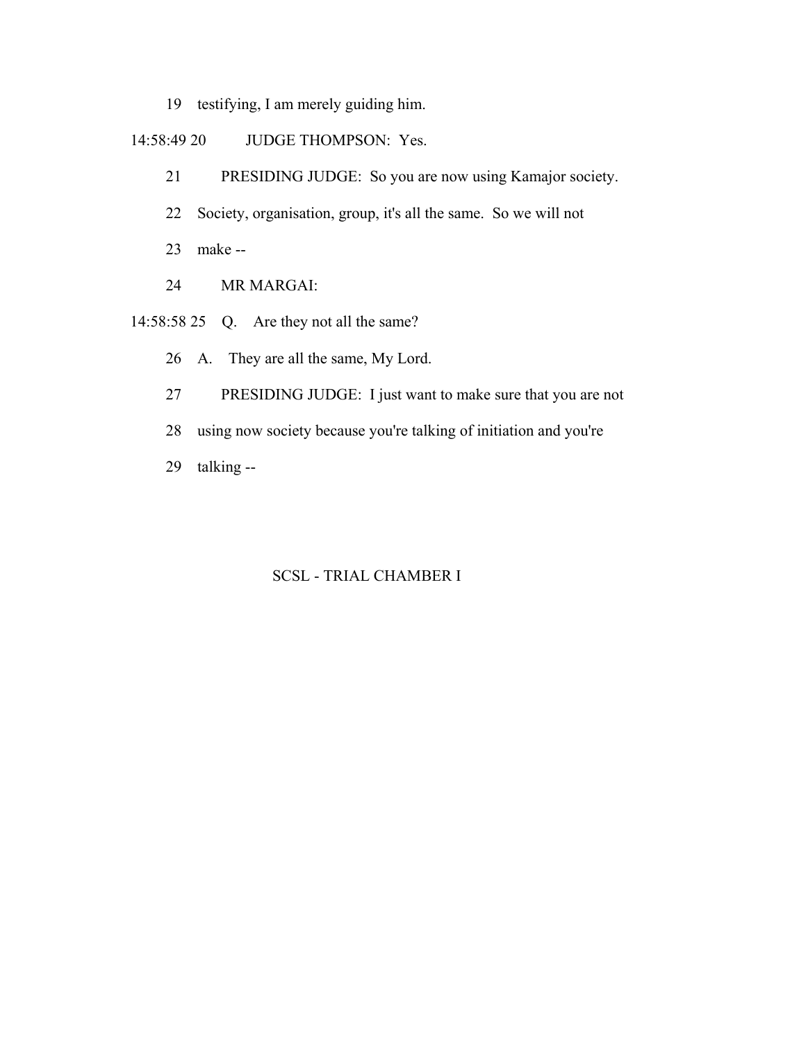19 testifying, I am merely guiding him.

14:58:49 20 JUDGE THOMPSON: Yes.

21 PRESIDING JUDGE: So you are now using Kamajor society.

22 Society, organisation, group, it's all the same. So we will not

23 make --

24 MR MARGAI:

14:58:58 25 Q. Are they not all the same?

26 A. They are all the same, My Lord.

27 PRESIDING JUDGE: I just want to make sure that you are not

28 using now society because you're talking of initiation and you're

29 talking --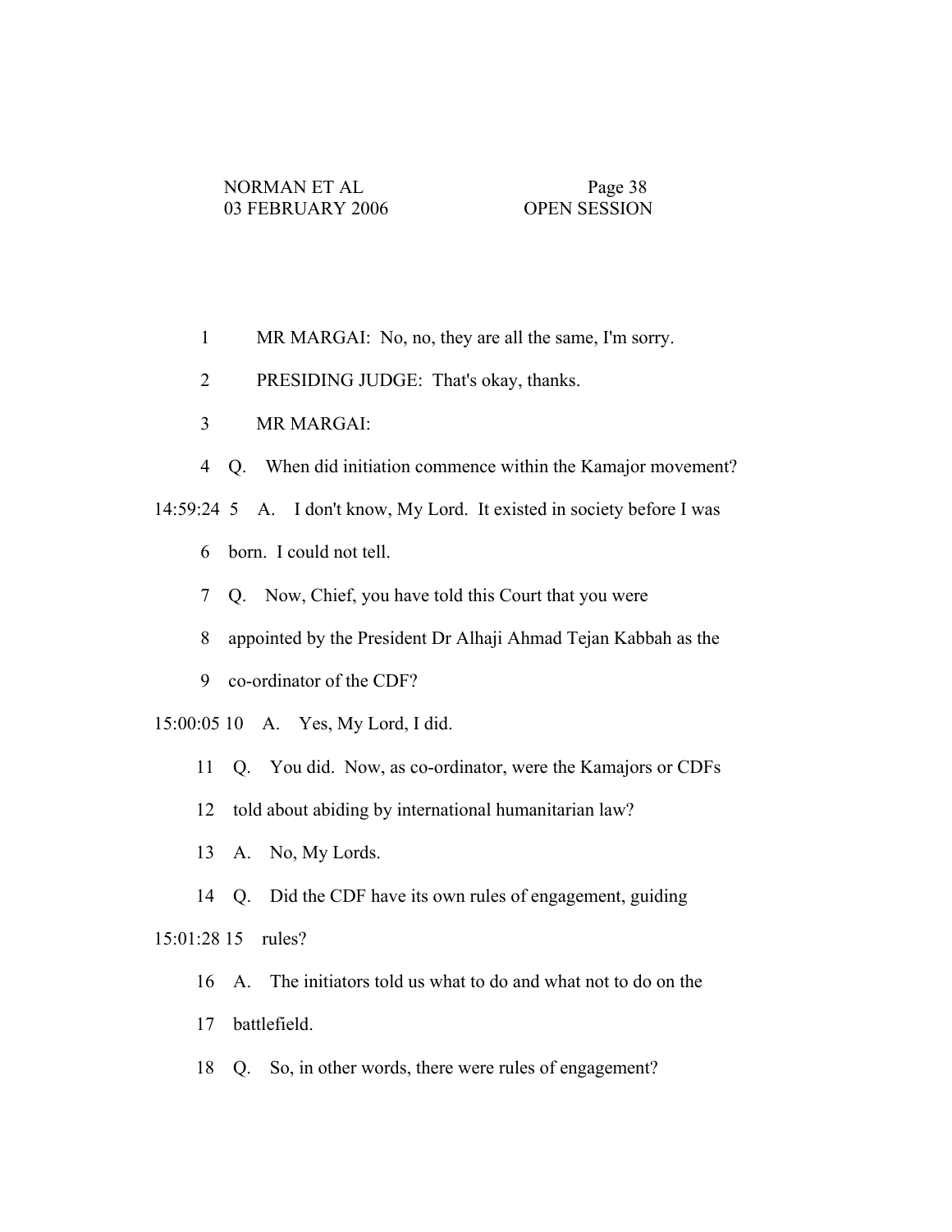1 MR MARGAI: No, no, they are all the same, I'm sorry.

2 PRESIDING JUDGE: That's okay, thanks.

3 MR MARGAI:

4 Q. When did initiation commence within the Kamajor movement?

14:59:24 5 A. I don't know, My Lord. It existed in society before I was

6 born. I could not tell.

7 Q. Now, Chief, you have told this Court that you were

8 appointed by the President Dr Alhaji Ahmad Tejan Kabbah as the

9 co-ordinator of the CDF?

15:00:05 10 A. Yes, My Lord, I did.

11 Q. You did. Now, as co-ordinator, were the Kamajors or CDFs

12 told about abiding by international humanitarian law?

13 A. No, My Lords.

14 Q. Did the CDF have its own rules of engagement, guiding

15:01:28 15 rules?

16 A. The initiators told us what to do and what not to do on the

17 battlefield.

18 Q. So, in other words, there were rules of engagement?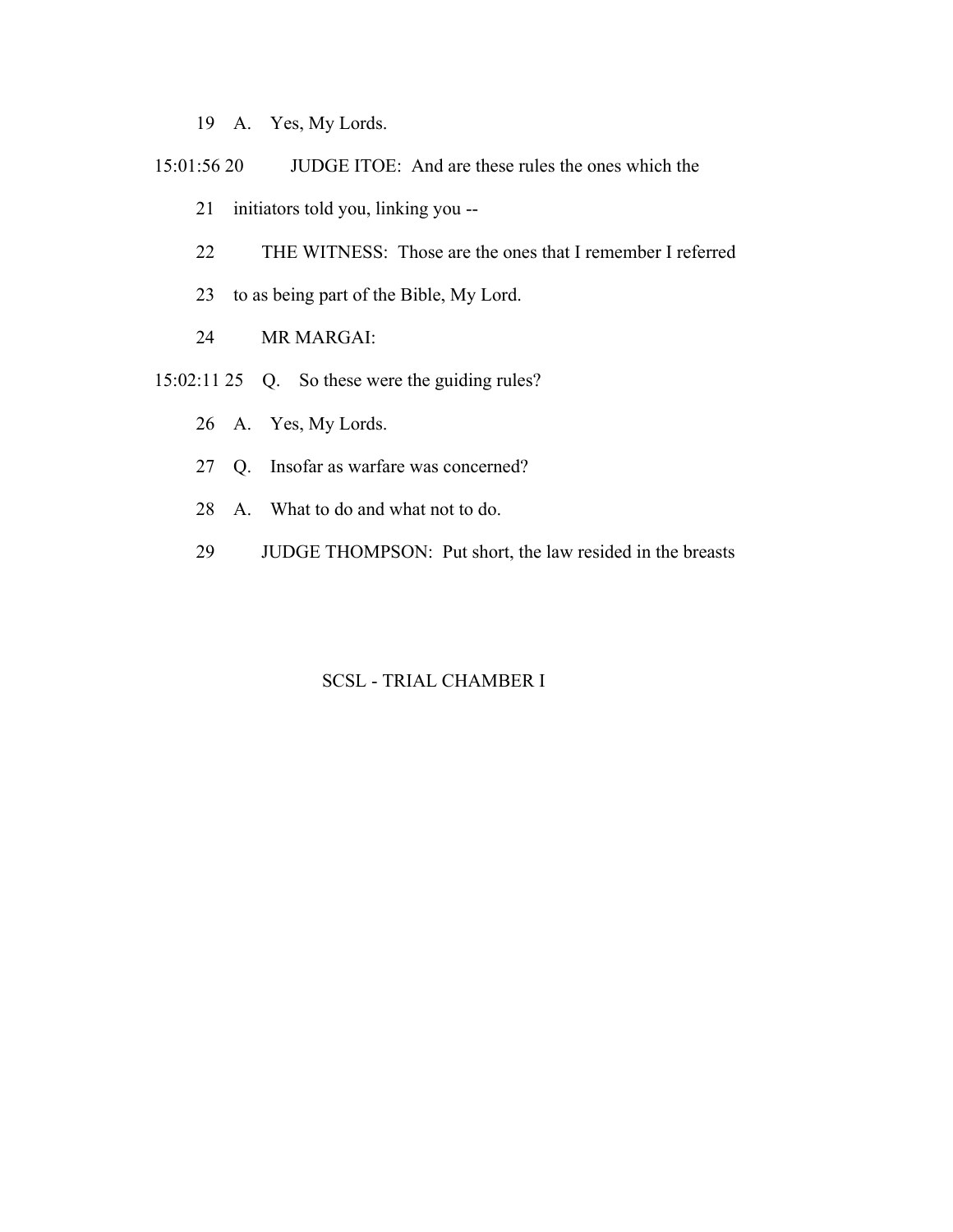19 A. Yes, My Lords.

15:01:56 20 JUDGE ITOE: And are these rules the ones which the

21 initiators told you, linking you --

22 THE WITNESS: Those are the ones that I remember I referred

23 to as being part of the Bible, My Lord.

24 MR MARGAI:

15:02:11 25 Q. So these were the guiding rules?

26 A. Yes, My Lords.

27 Q. Insofar as warfare was concerned?

28 A. What to do and what not to do.

29 JUDGE THOMPSON: Put short, the law resided in the breasts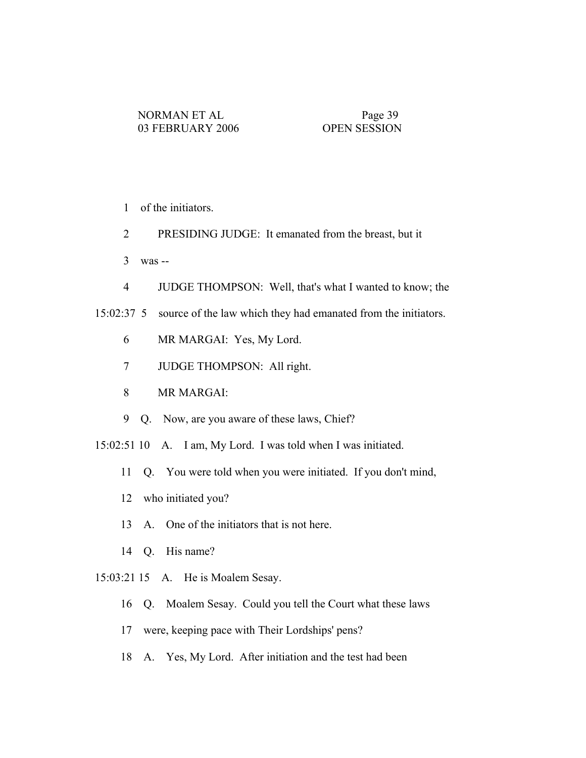1 of the initiators.

2 PRESIDING JUDGE: It emanated from the breast, but it

3 was --

4 JUDGE THOMPSON: Well, that's what I wanted to know; the

15:02:37 5 source of the law which they had emanated from the initiators.

6 MR MARGAI: Yes, My Lord.

7 JUDGE THOMPSON: All right.

8 MR MARGAI:

9 Q. Now, are you aware of these laws, Chief?

15:02:51 10 A. I am, My Lord. I was told when I was initiated.

11 Q. You were told when you were initiated. If you don't mind,

12 who initiated you?

13 A. One of the initiators that is not here.

14 Q. His name?

15:03:21 15 A. He is Moalem Sesay.

16 Q. Moalem Sesay. Could you tell the Court what these laws

17 were, keeping pace with Their Lordships' pens?

18 A. Yes, My Lord. After initiation and the test had been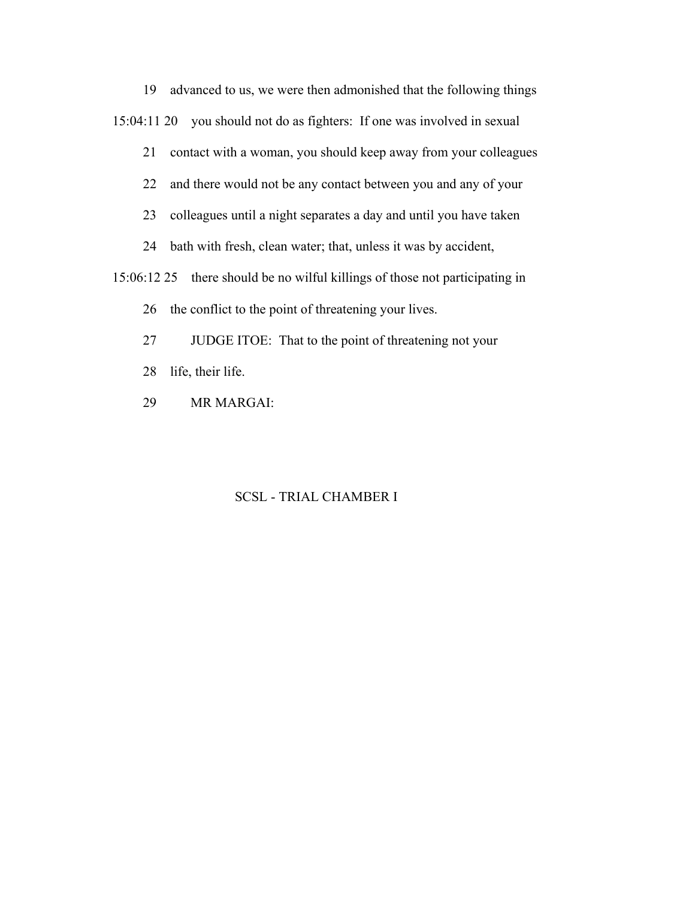19 advanced to us, we were then admonished that the following things

15:04:11 20 you should not do as fighters: If one was involved in sexual

21 contact with a woman, you should keep away from your colleagues

22 and there would not be any contact between you and any of your

23 colleagues until a night separates a day and until you have taken

24 bath with fresh, clean water; that, unless it was by accident,

15:06:12 25 there should be no wilful killings of those not participating in

26 the conflict to the point of threatening your lives.

27 JUDGE ITOE: That to the point of threatening not your

28 life, their life.

29 MR MARGAI: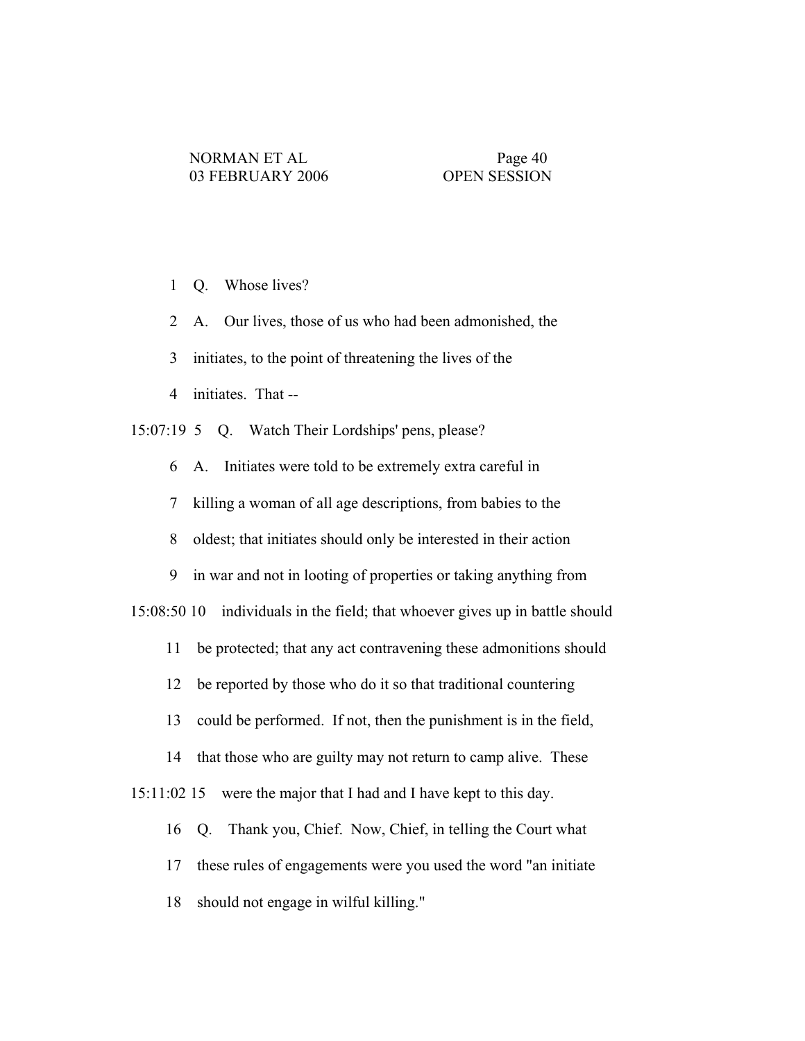1 Q. Whose lives?

2 A. Our lives, those of us who had been admonished, the

3 initiates, to the point of threatening the lives of the

4 initiates. That --

15:07:19 5 Q. Watch Their Lordships' pens, please?

6 A. Initiates were told to be extremely extra careful in

7 killing a woman of all age descriptions, from babies to the

8 oldest; that initiates should only be interested in their action

9 in war and not in looting of properties or taking anything from

15:08:50 10 individuals in the field; that whoever gives up in battle should

11 be protected; that any act contravening these admonitions should

12 be reported by those who do it so that traditional countering

13 could be performed. If not, then the punishment is in the field,

14 that those who are guilty may not return to camp alive. These

15:11:02 15 were the major that I had and I have kept to this day.

16 Q. Thank you, Chief. Now, Chief, in telling the Court what

17 these rules of engagements were you used the word "an initiate

18 should not engage in wilful killing."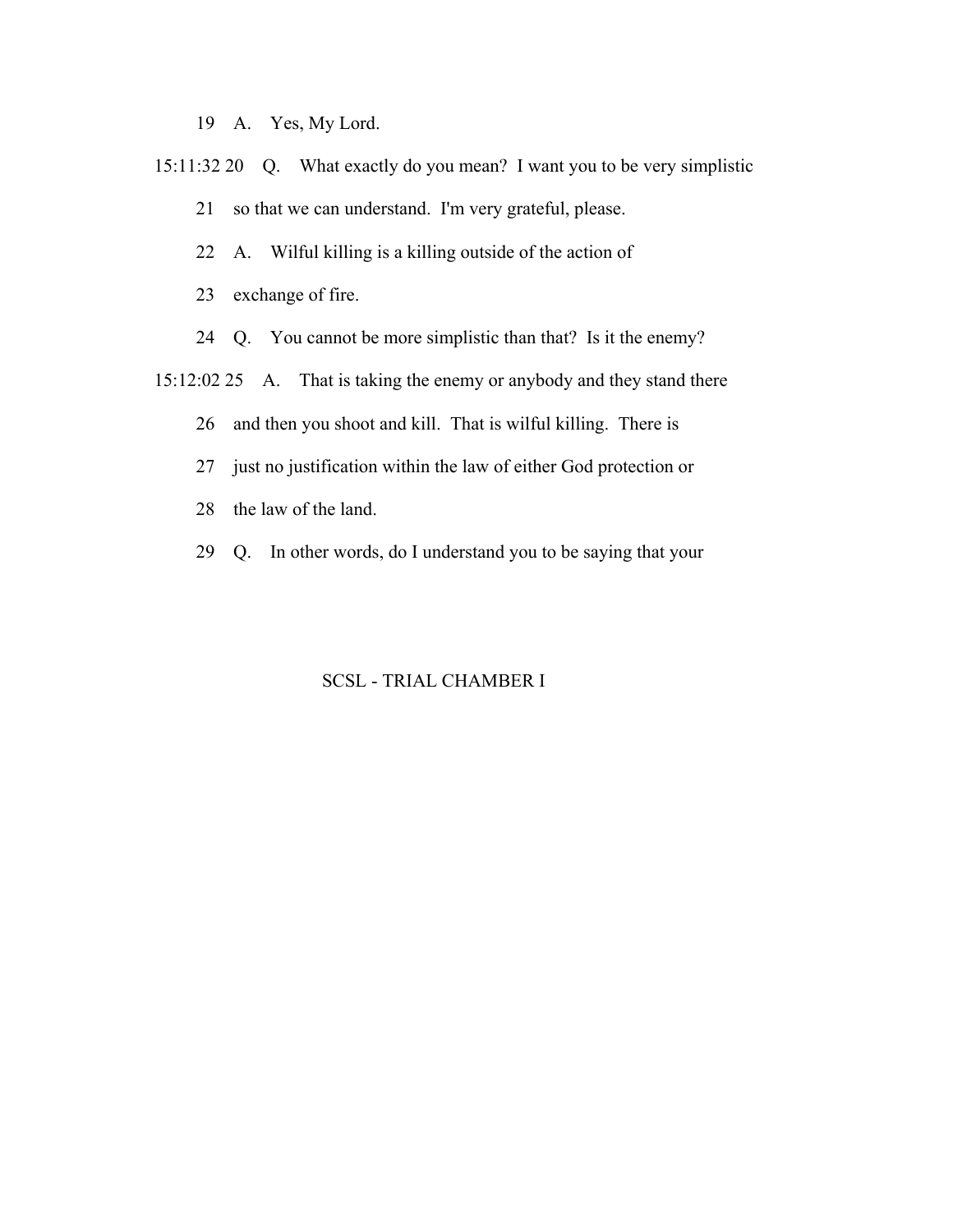19 A. Yes, My Lord.

15:11:32 20 Q. What exactly do you mean? I want you to be very simplistic

21 so that we can understand. I'm very grateful, please.

22 A. Wilful killing is a killing outside of the action of

23 exchange of fire.

24 Q. You cannot be more simplistic than that? Is it the enemy?

15:12:02 25 A. That is taking the enemy or anybody and they stand there

26 and then you shoot and kill. That is wilful killing. There is

27 just no justification within the law of either God protection or

28 the law of the land.

29 Q. In other words, do I understand you to be saying that your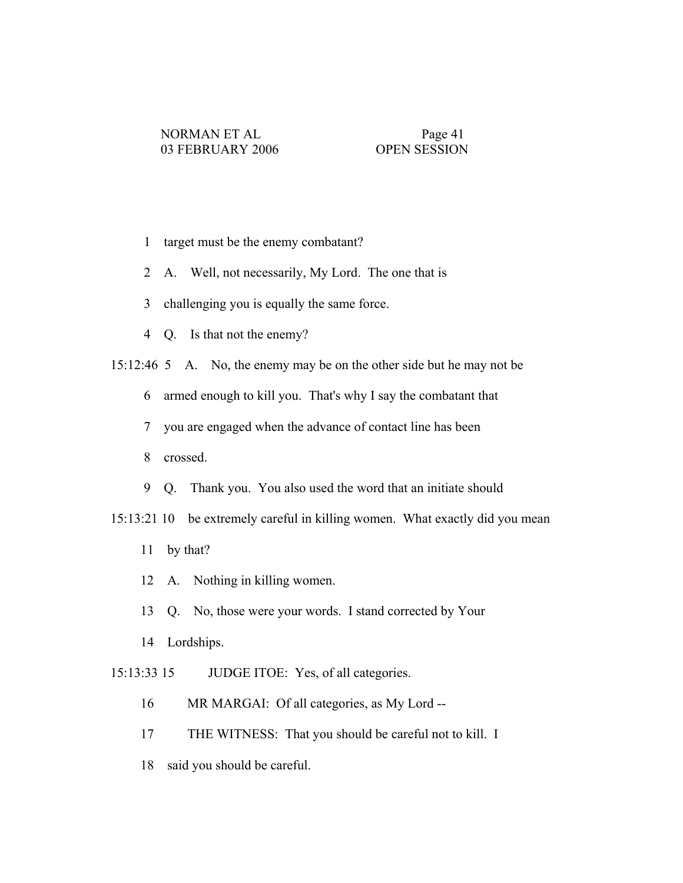1 target must be the enemy combatant?

2 A. Well, not necessarily, My Lord. The one that is

3 challenging you is equally the same force.

4 Q. Is that not the enemy?

15:12:46 5 A. No, the enemy may be on the other side but he may not be

6 armed enough to kill you. That's why I say the combatant that

7 you are engaged when the advance of contact line has been

8 crossed.

9 Q. Thank you. You also used the word that an initiate should

15:13:21 10 be extremely careful in killing women. What exactly did you mean

11 by that?

12 A. Nothing in killing women.

13 Q. No, those were your words. I stand corrected by Your

14 Lordships.

15:13:33 15 JUDGE ITOE: Yes, of all categories.

16 MR MARGAI: Of all categories, as My Lord --

17 THE WITNESS: That you should be careful not to kill. I

18 said you should be careful.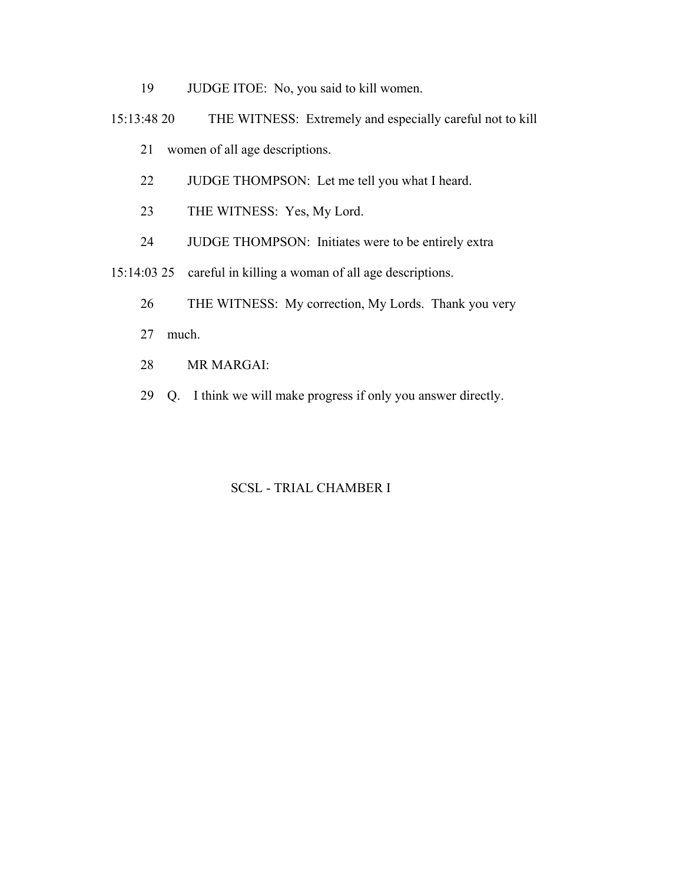19 JUDGE ITOE: No, you said to kill women.

15:13:48 20 THE WITNESS: Extremely and especially careful not to kill

21 women of all age descriptions.

22 JUDGE THOMPSON: Let me tell you what I heard.

23 THE WITNESS: Yes, My Lord.

24 JUDGE THOMPSON: Initiates were to be entirely extra

15:14:03 25 careful in killing a woman of all age descriptions.

26 THE WITNESS: My correction, My Lords. Thank you very

27 much.

28 MR MARGAI:

29 Q. I think we will make progress if only you answer directly.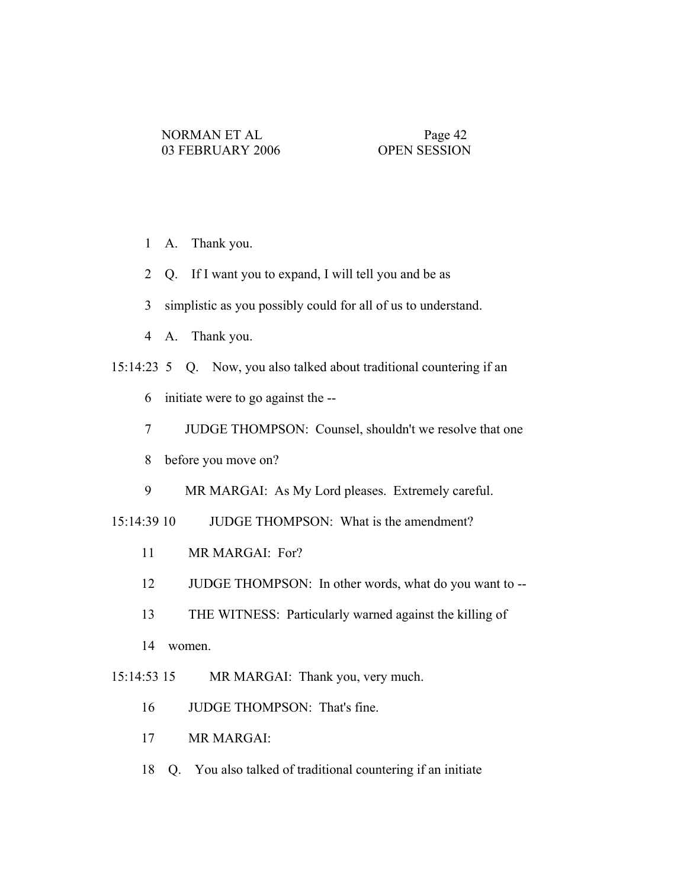1 A. Thank you.

2 Q. If I want you to expand, I will tell you and be as

3 simplistic as you possibly could for all of us to understand.

4 A. Thank you.

15:14:23 5 Q. Now, you also talked about traditional countering if an

6 initiate were to go against the --

7 JUDGE THOMPSON: Counsel, shouldn't we resolve that one

8 before you move on?

9 MR MARGAI: As My Lord pleases. Extremely careful.

15:14:39 10 JUDGE THOMPSON: What is the amendment?

11 MR MARGAI: For?

12 JUDGE THOMPSON: In other words, what do you want to --

13 THE WITNESS: Particularly warned against the killing of

14 women.

15:14:53 15 MR MARGAI: Thank you, very much.

16 JUDGE THOMPSON: That's fine.

17 MR MARGAI:

18 Q. You also talked of traditional countering if an initiate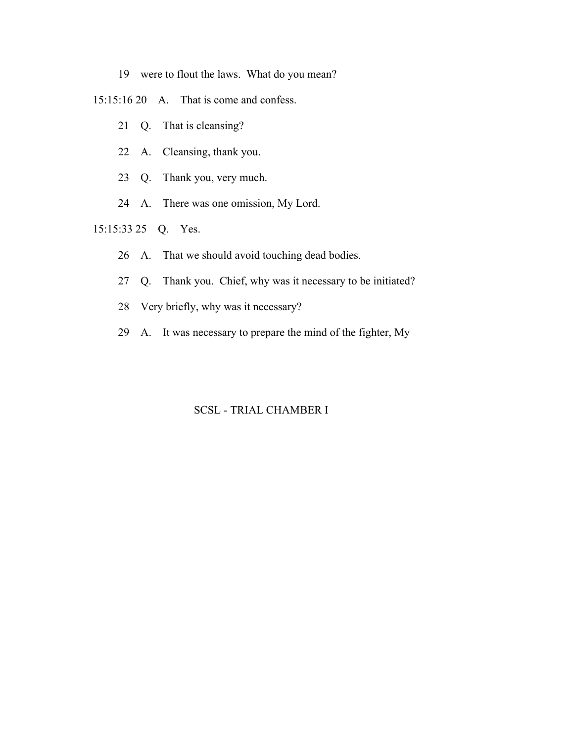19 were to flout the laws. What do you mean?

15:15:16 20 A. That is come and confess.

21 Q. That is cleansing?

22 A. Cleansing, thank you.

23 Q. Thank you, very much.

24 A. There was one omission, My Lord.

15:15:33 25 Q. Yes.

26 A. That we should avoid touching dead bodies.

27 Q. Thank you. Chief, why was it necessary to be initiated?

28 Very briefly, why was it necessary?

29 A. It was necessary to prepare the mind of the fighter, My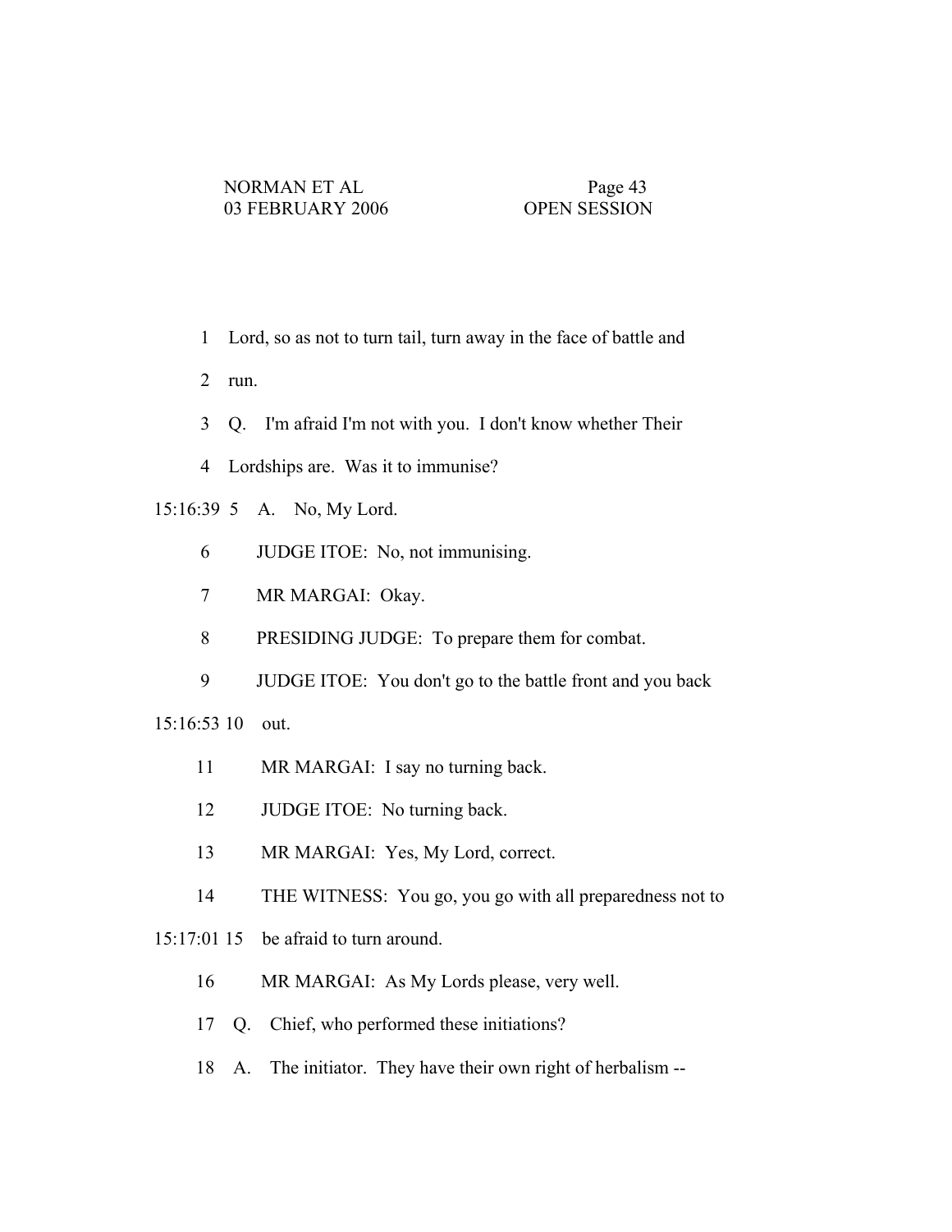1 Lord, so as not to turn tail, turn away in the face of battle and

2 run.

3 Q. I'm afraid I'm not with you. I don't know whether Their

4 Lordships are. Was it to immunise?

15:16:39 5 A. No, My Lord.

6 JUDGE ITOE: No, not immunising.

7 MR MARGAI: Okay.

8 PRESIDING JUDGE: To prepare them for combat.

9 JUDGE ITOE: You don't go to the battle front and you back

15:16:53 10 out.

11 MR MARGAI: I say no turning back.

12 JUDGE ITOE: No turning back.

13 MR MARGAI: Yes, My Lord, correct.

14 THE WITNESS: You go, you go with all preparedness not to

15:17:01 15 be afraid to turn around.

16 MR MARGAI: As My Lords please, very well.

17 Q. Chief, who performed these initiations?

18 A. The initiator. They have their own right of herbalism --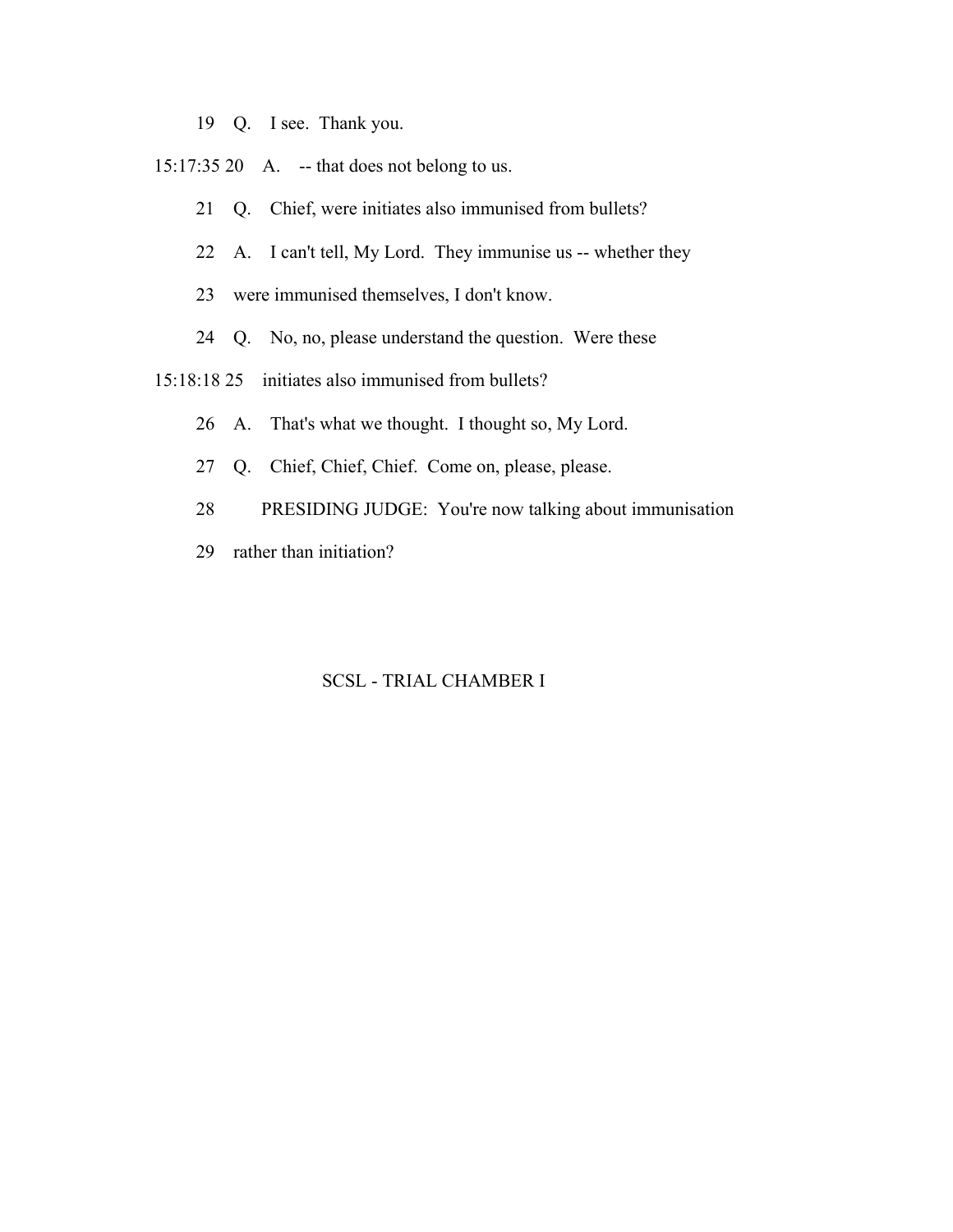19 Q. I see. Thank you.

15:17:35 20 A. -- that does not belong to us.

21 Q. Chief, were initiates also immunised from bullets?

22 A. I can't tell, My Lord. They immunise us -- whether they

23 were immunised themselves, I don't know.

24 Q. No, no, please understand the question. Were these

15:18:18 25 initiates also immunised from bullets?

26 A. That's what we thought. I thought so, My Lord.

27 Q. Chief, Chief, Chief. Come on, please, please.

28 PRESIDING JUDGE: You're now talking about immunisation

29 rather than initiation?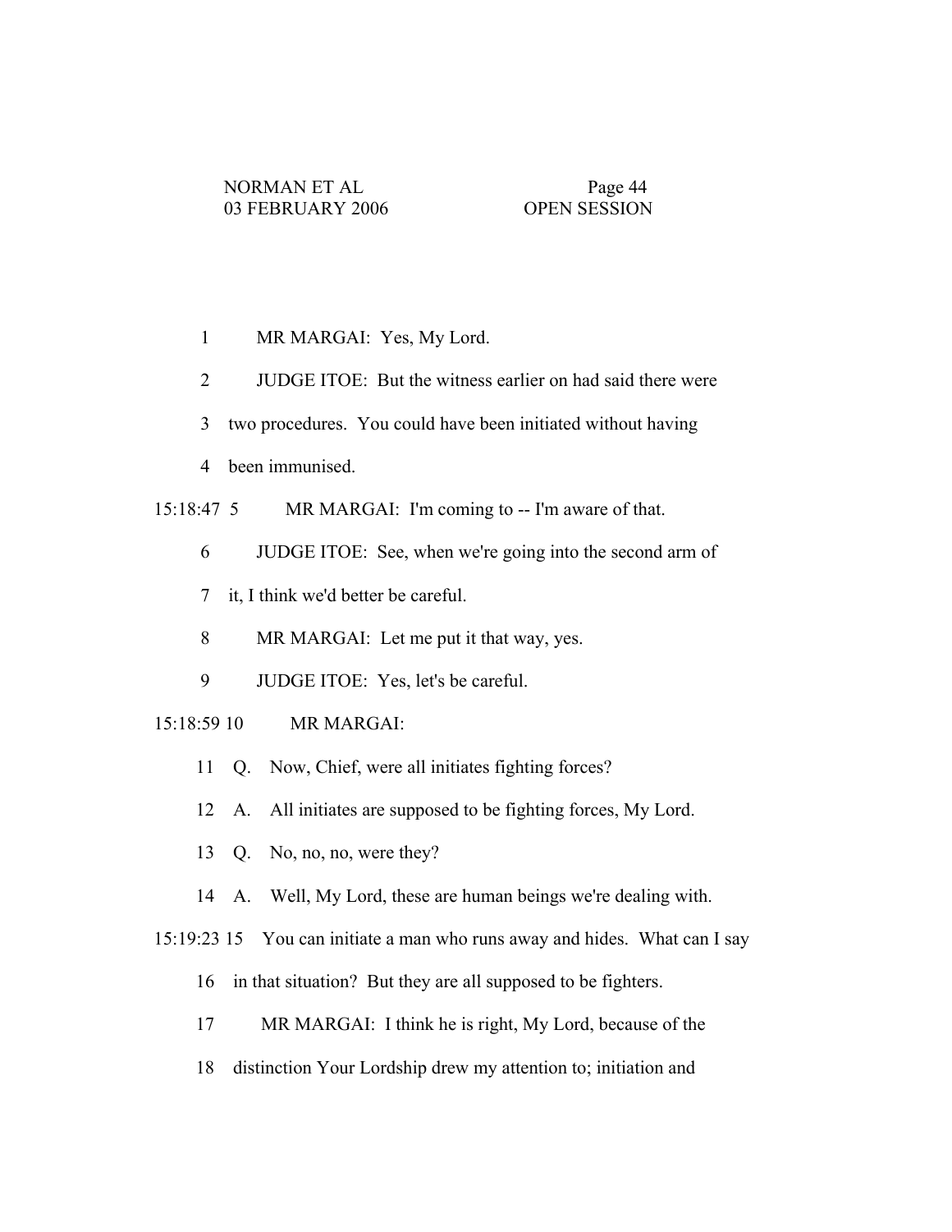1 MR MARGAI: Yes, My Lord.

2 JUDGE ITOE: But the witness earlier on had said there were

3 two procedures. You could have been initiated without having

4 been immunised.

15:18:47 5 MR MARGAI: I'm coming to -- I'm aware of that.

6 JUDGE ITOE: See, when we're going into the second arm of

7 it, I think we'd better be careful.

8 MR MARGAI: Let me put it that way, yes.

9 JUDGE ITOE: Yes, let's be careful.

15:18:59 10 MR MARGAI:

11 Q. Now, Chief, were all initiates fighting forces?

12 A. All initiates are supposed to be fighting forces, My Lord.

13 Q. No, no, no, were they?

14 A. Well, My Lord, these are human beings we're dealing with.

15:19:23 15 You can initiate a man who runs away and hides. What can I say

16 in that situation? But they are all supposed to be fighters.

17 MR MARGAI: I think he is right, My Lord, because of the

18 distinction Your Lordship drew my attention to; initiation and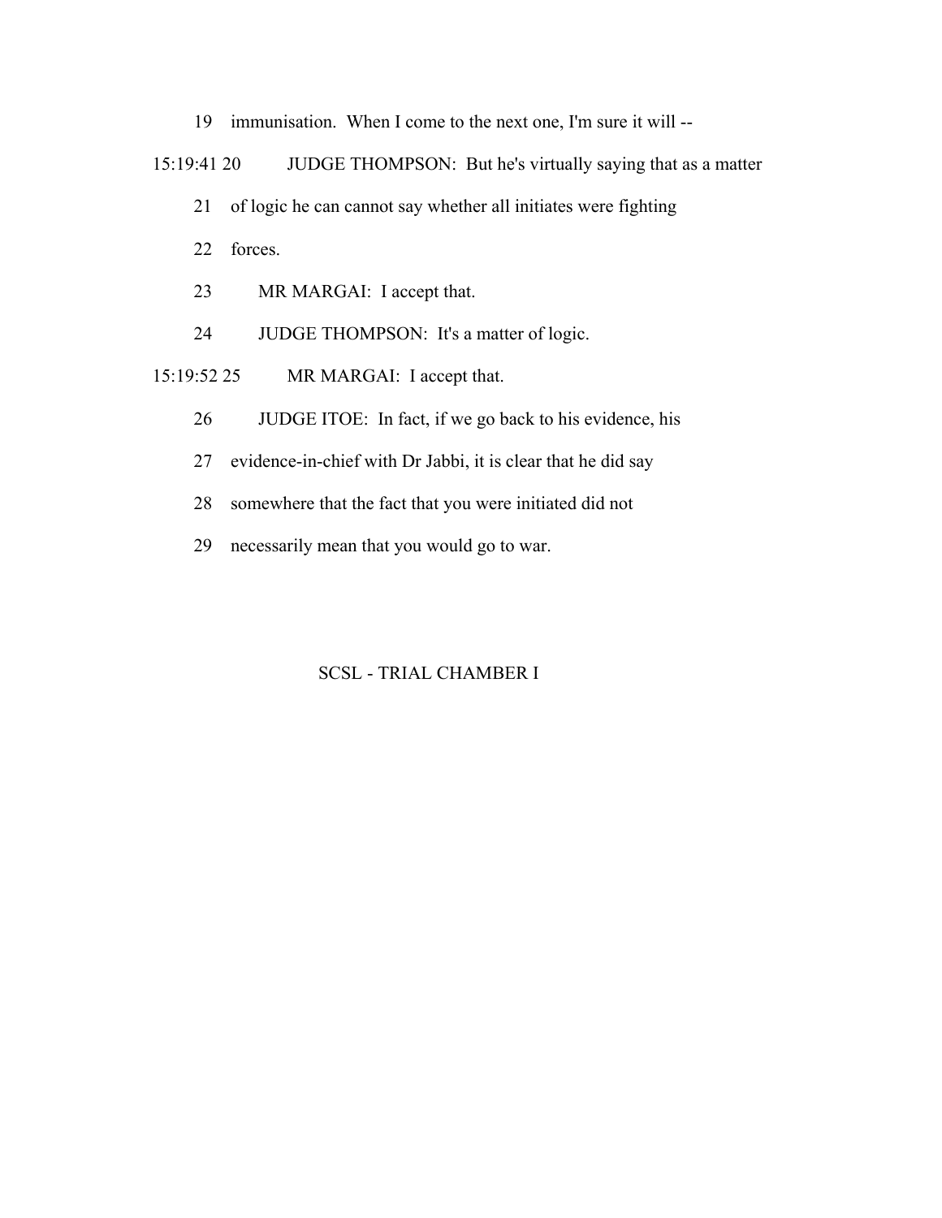19 immunisation. When I come to the next one, I'm sure it will --

15:19:41 20 JUDGE THOMPSON: But he's virtually saying that as a matter

21 of logic he can cannot say whether all initiates were fighting

22 forces.

23 MR MARGAI: I accept that.

24 JUDGE THOMPSON: It's a matter of logic.

15:19:52 25 MR MARGAI: I accept that.

26 JUDGE ITOE: In fact, if we go back to his evidence, his

27 evidence-in-chief with Dr Jabbi, it is clear that he did say

28 somewhere that the fact that you were initiated did not

29 necessarily mean that you would go to war.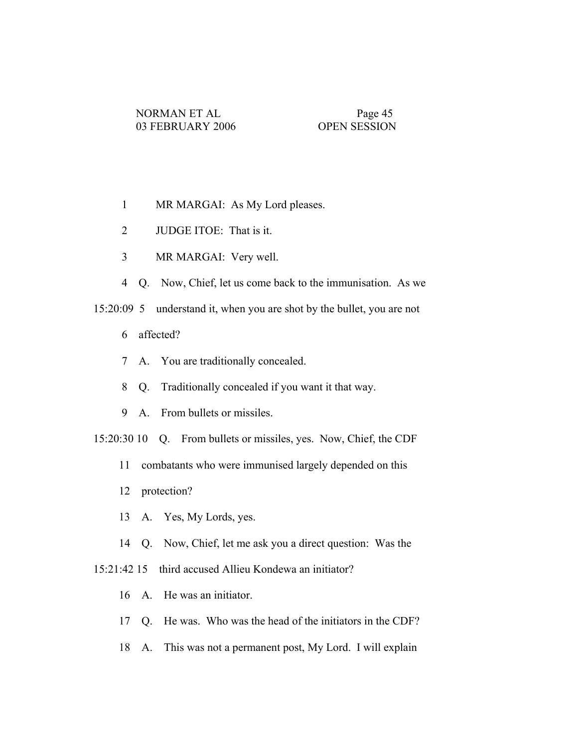1 MR MARGAI: As My Lord pleases.

2 JUDGE ITOE: That is it.

3 MR MARGAI: Very well.

4 Q. Now, Chief, let us come back to the immunisation. As we

15:20:09 5 understand it, when you are shot by the bullet, you are not

6 affected?

7 A. You are traditionally concealed.

8 Q. Traditionally concealed if you want it that way.

9 A. From bullets or missiles.

15:20:30 10 Q. From bullets or missiles, yes. Now, Chief, the CDF

11 combatants who were immunised largely depended on this

12 protection?

13 A. Yes, My Lords, yes.

14 Q. Now, Chief, let me ask you a direct question: Was the

15:21:42 15 third accused Allieu Kondewa an initiator?

16 A. He was an initiator.

17 Q. He was. Who was the head of the initiators in the CDF?

18 A. This was not a permanent post, My Lord. I will explain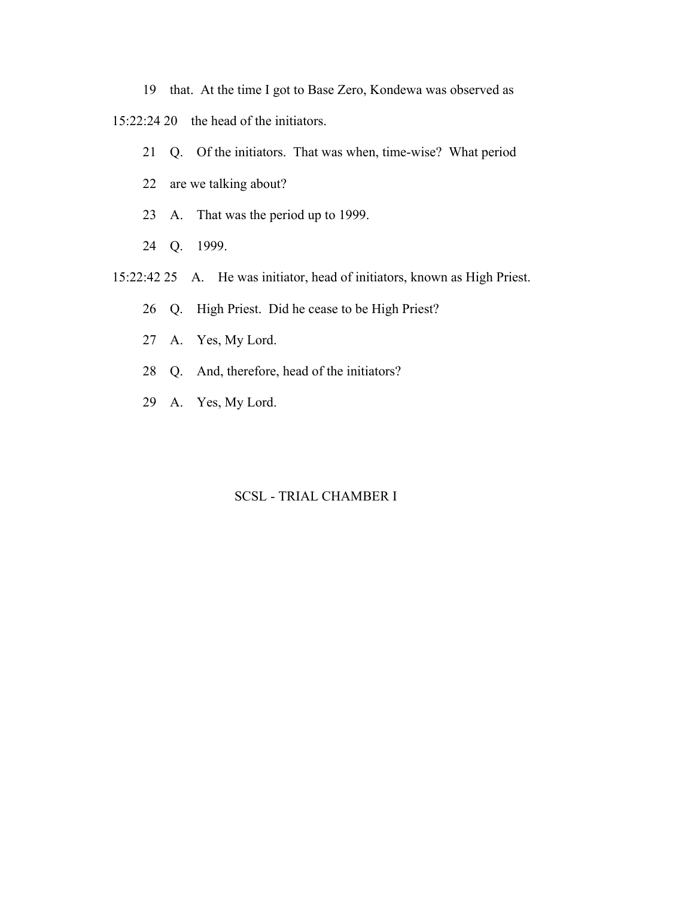19 that. At the time I got to Base Zero, Kondewa was observed as

15:22:24 20 the head of the initiators.

21 Q. Of the initiators. That was when, time-wise? What period

22 are we talking about?

23 A. That was the period up to 1999.

24 Q. 1999.

15:22:42 25 A. He was initiator, head of initiators, known as High Priest.

26 Q. High Priest. Did he cease to be High Priest?

27 A. Yes, My Lord.

28 Q. And, therefore, head of the initiators?

29 A. Yes, My Lord.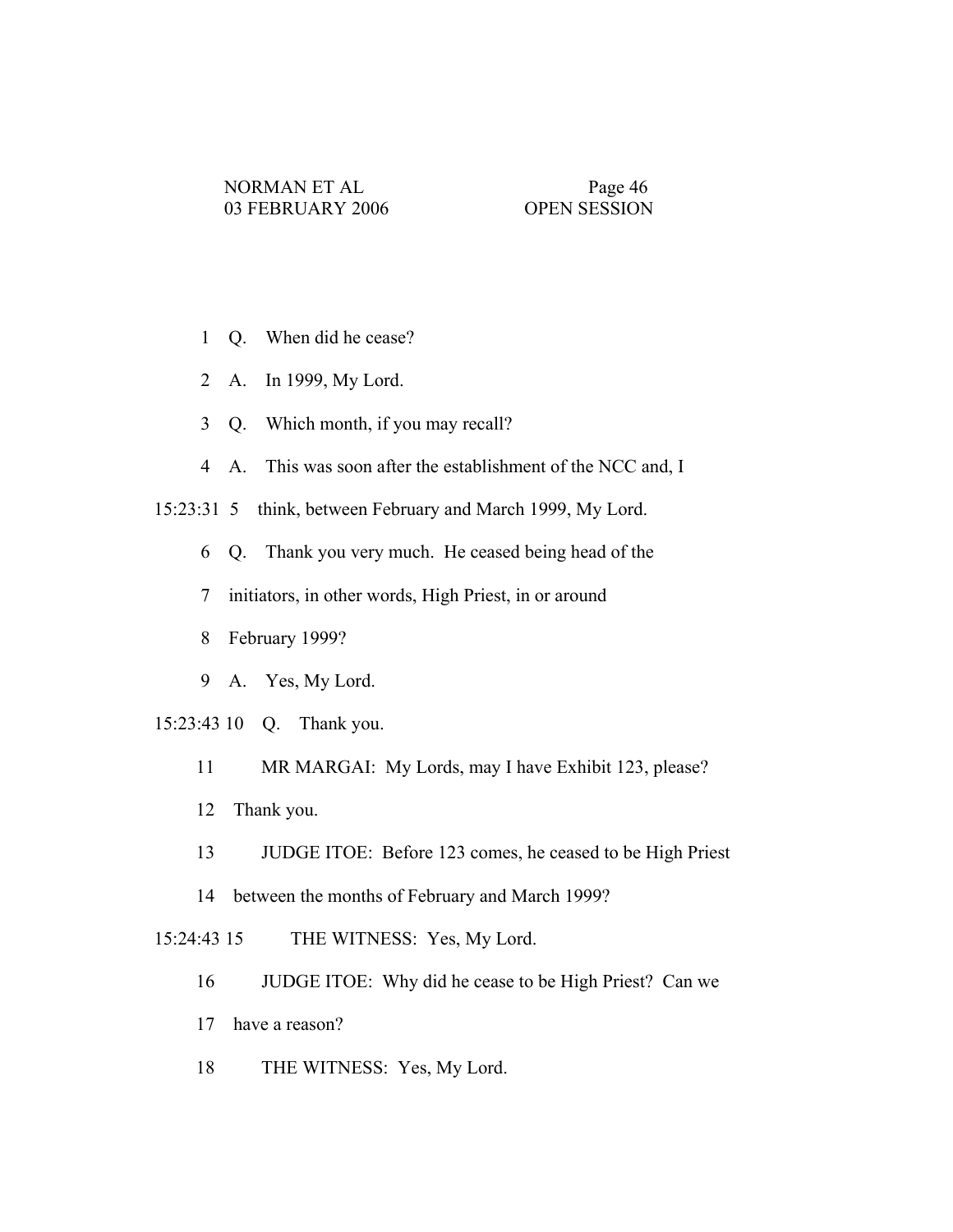1 Q. When did he cease?

2 A. In 1999, My Lord.

3 Q. Which month, if you may recall?

4 A. This was soon after the establishment of the NCC and, I

15:23:31 5 think, between February and March 1999, My Lord.

6 Q. Thank you very much. He ceased being head of the

7 initiators, in other words, High Priest, in or around

8 February 1999?

9 A. Yes, My Lord.

15:23:43 10 Q. Thank you.

11 MR MARGAI: My Lords, may I have Exhibit 123, please?

12 Thank you.

13 JUDGE ITOE: Before 123 comes, he ceased to be High Priest

14 between the months of February and March 1999?

15:24:43 15 THE WITNESS: Yes, My Lord.

16 JUDGE ITOE: Why did he cease to be High Priest? Can we

17 have a reason?

18 THE WITNESS: Yes, My Lord.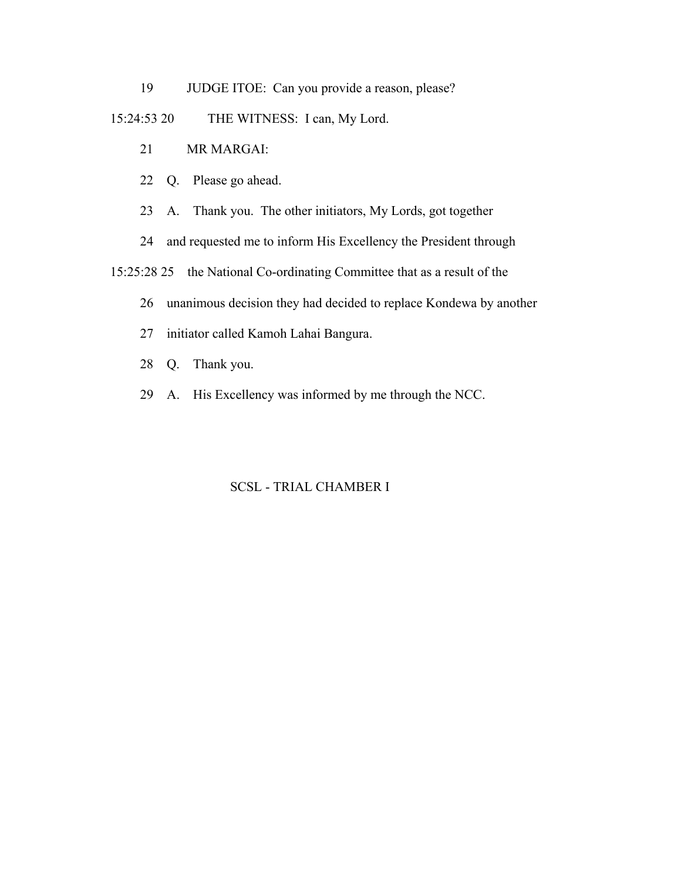19 JUDGE ITOE: Can you provide a reason, please?

15:24:53 20 THE WITNESS: I can, My Lord.

21 MR MARGAI:

22 Q. Please go ahead.

23 A. Thank you. The other initiators, My Lords, got together

24 and requested me to inform His Excellency the President through

15:25:28 25 the National Co-ordinating Committee that as a result of the

26 unanimous decision they had decided to replace Kondewa by another

27 initiator called Kamoh Lahai Bangura.

28 Q. Thank you.

29 A. His Excellency was informed by me through the NCC.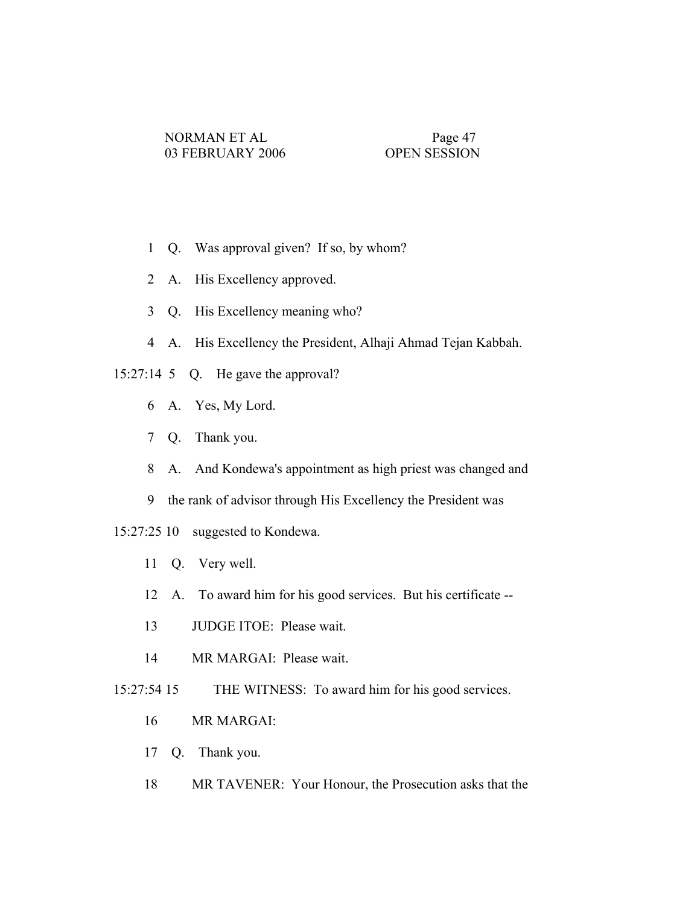1 Q. Was approval given? If so, by whom?

2 A. His Excellency approved.

3 Q. His Excellency meaning who?

4 A. His Excellency the President, Alhaji Ahmad Tejan Kabbah.

15:27:14 5 Q. He gave the approval?

6 A. Yes, My Lord.

7 Q. Thank you.

8 A. And Kondewa's appointment as high priest was changed and

9 the rank of advisor through His Excellency the President was

15:27:25 10 suggested to Kondewa.

11 Q. Very well.

12 A. To award him for his good services. But his certificate --

13 JUDGE ITOE: Please wait.

14 MR MARGAI: Please wait.

15:27:54 15 THE WITNESS: To award him for his good services.

16 MR MARGAI:

17 Q. Thank you.

18 MR TAVENER: Your Honour, the Prosecution asks that the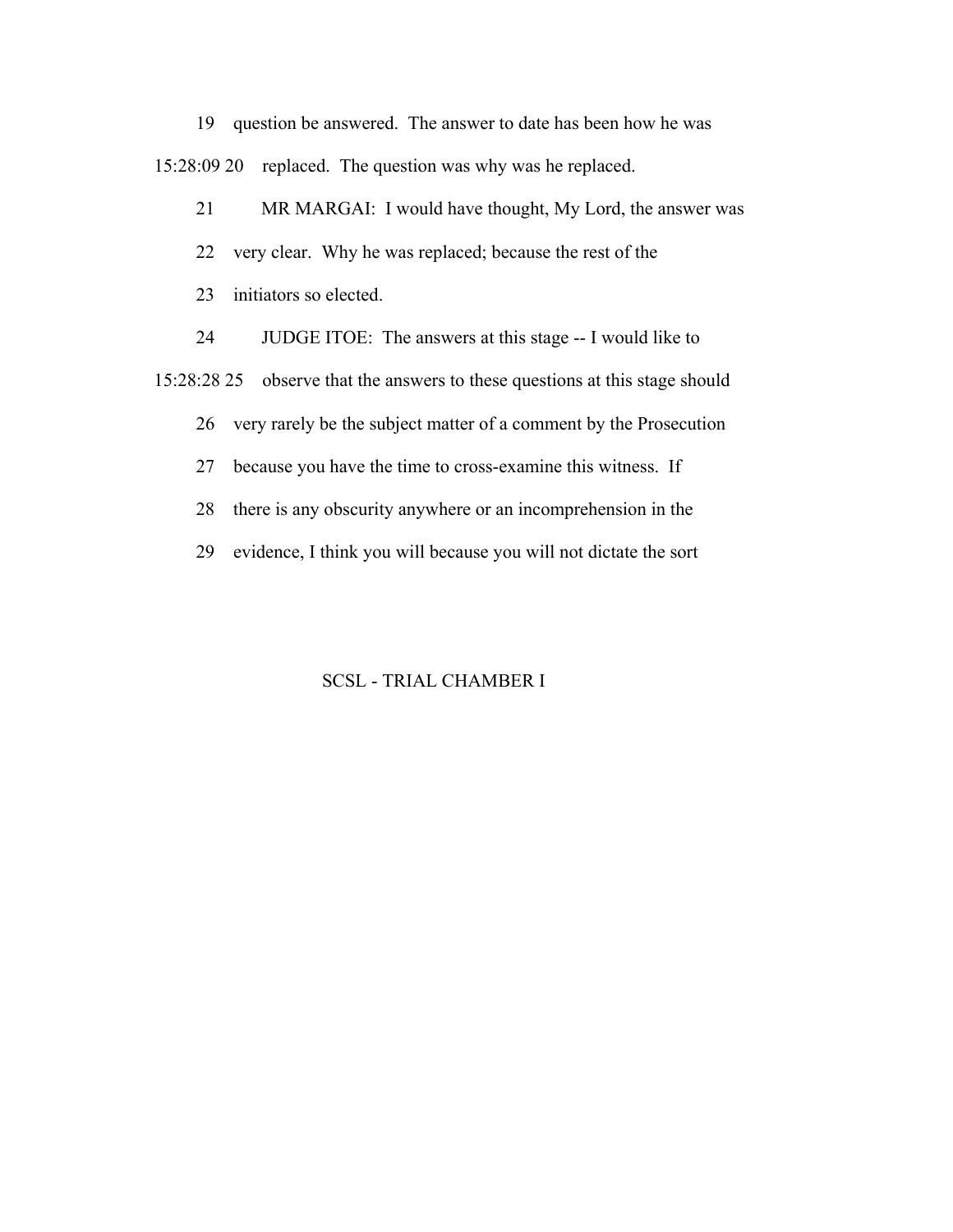19 question be answered. The answer to date has been how he was

15:28:09 20 replaced. The question was why was he replaced.

21 MR MARGAI: I would have thought, My Lord, the answer was

22 very clear. Why he was replaced; because the rest of the

23 initiators so elected.

24 JUDGE ITOE: The answers at this stage -- I would like to

15:28:28 25 observe that the answers to these questions at this stage should

26 very rarely be the subject matter of a comment by the Prosecution

27 because you have the time to cross-examine this witness. If

28 there is any obscurity anywhere or an incomprehension in the

29 evidence, I think you will because you will not dictate the sort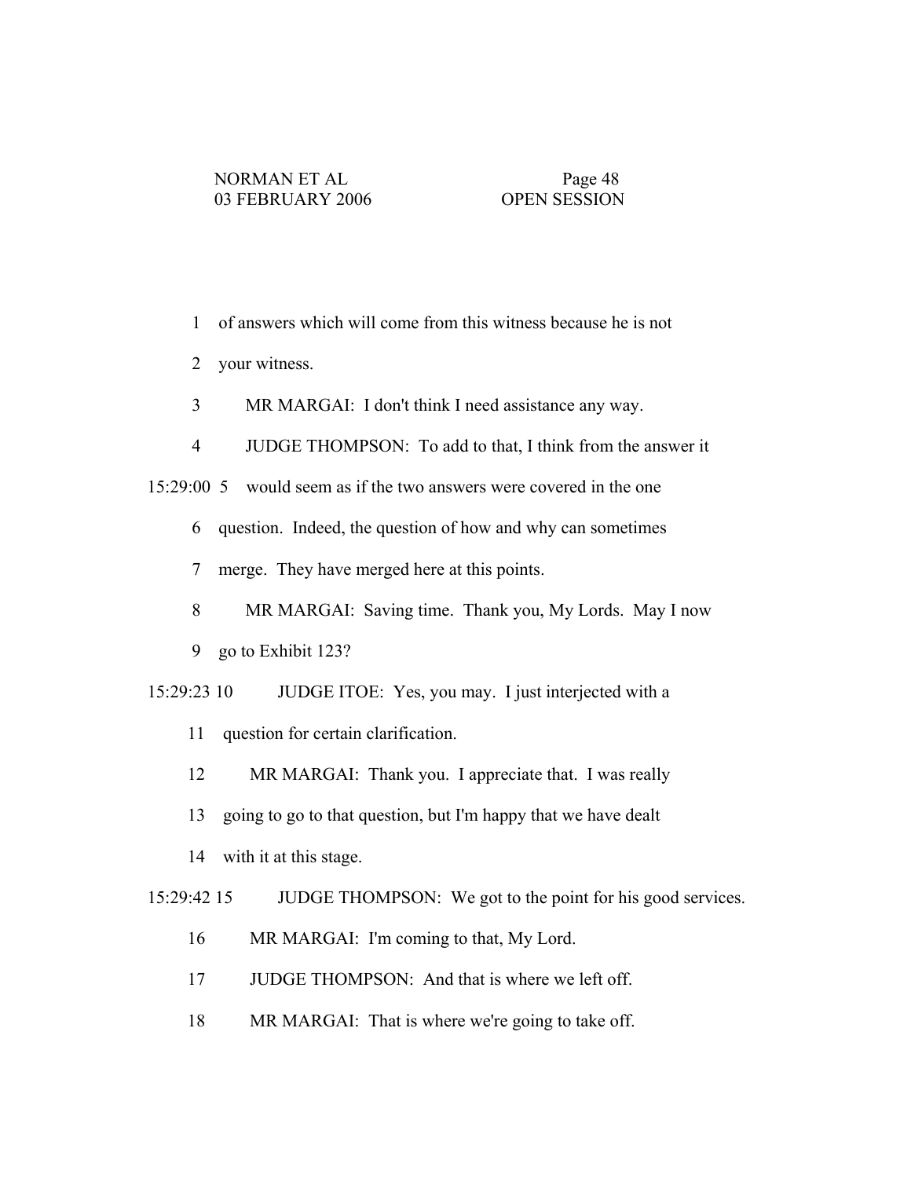1 of answers which will come from this witness because he is not

2 your witness.

3 MR MARGAI: I don't think I need assistance any way.

4 JUDGE THOMPSON: To add to that, I think from the answer it

15:29:00 5 would seem as if the two answers were covered in the one

6 question. Indeed, the question of how and why can sometimes

7 merge. They have merged here at this points.

8 MR MARGAI: Saving time. Thank you, My Lords. May I now

9 go to Exhibit 123?

15:29:23 10 JUDGE ITOE: Yes, you may. I just interjected with a

11 question for certain clarification.

12 MR MARGAI: Thank you. I appreciate that. I was really

13 going to go to that question, but I'm happy that we have dealt

14 with it at this stage.

15:29:42 15 JUDGE THOMPSON: We got to the point for his good services.

16 MR MARGAI: I'm coming to that, My Lord.

17 JUDGE THOMPSON: And that is where we left off.

18 MR MARGAI: That is where we're going to take off.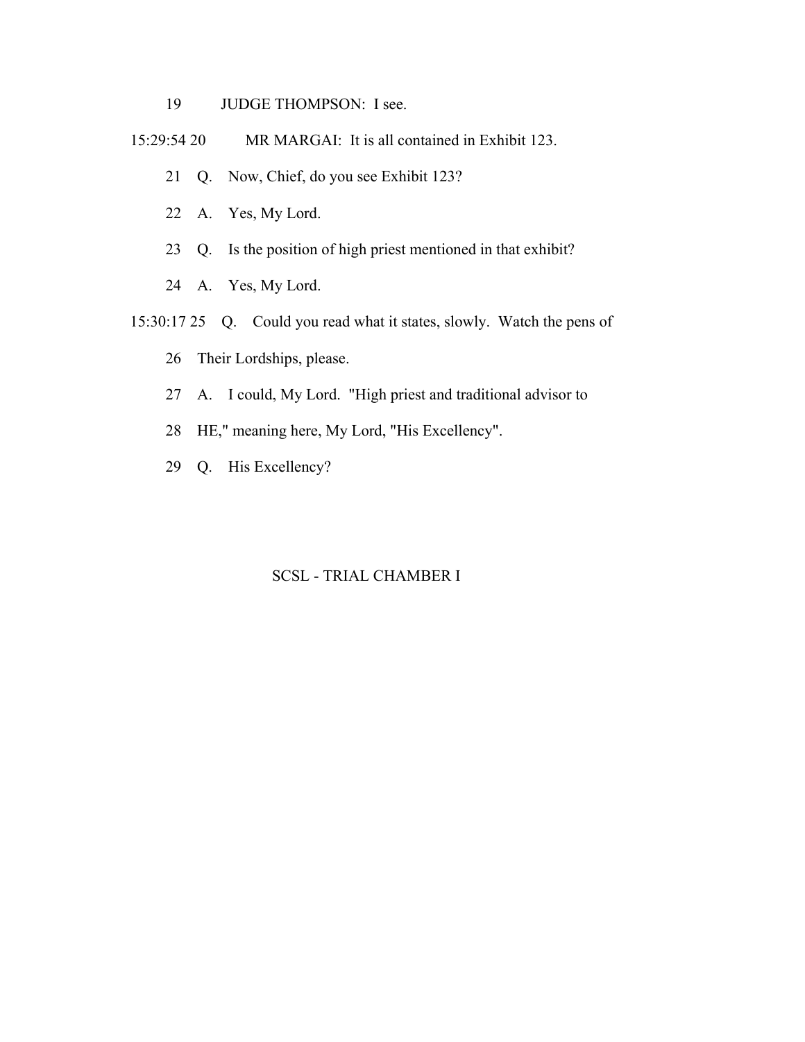19 JUDGE THOMPSON: I see.

15:29:54 20 MR MARGAI: It is all contained in Exhibit 123.

21 Q. Now, Chief, do you see Exhibit 123?

22 A. Yes, My Lord.

23 Q. Is the position of high priest mentioned in that exhibit?

24 A. Yes, My Lord.

15:30:17 25 Q. Could you read what it states, slowly. Watch the pens of

26 Their Lordships, please.

27 A. I could, My Lord. "High priest and traditional advisor to

28 HE," meaning here, My Lord, "His Excellency".

29 Q. His Excellency?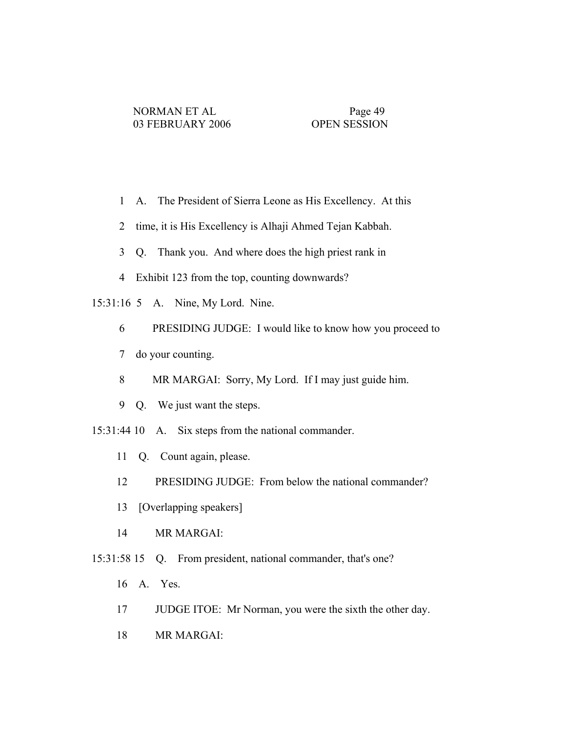1 A. The President of Sierra Leone as His Excellency. At this

2 time, it is His Excellency is Alhaji Ahmed Tejan Kabbah.

3 Q. Thank you. And where does the high priest rank in

4 Exhibit 123 from the top, counting downwards?

15:31:16 5 A. Nine, My Lord. Nine.

6 PRESIDING JUDGE: I would like to know how you proceed to

7 do your counting.

8 MR MARGAI: Sorry, My Lord. If I may just guide him.

9 Q. We just want the steps.

15:31:44 10 A. Six steps from the national commander.

11 Q. Count again, please.

12 PRESIDING JUDGE: From below the national commander?

13 [Overlapping speakers]

14 MR MARGAI:

15:31:58 15 Q. From president, national commander, that's one?

16 A. Yes.

17 JUDGE ITOE: Mr Norman, you were the sixth the other day.

18 MR MARGAI: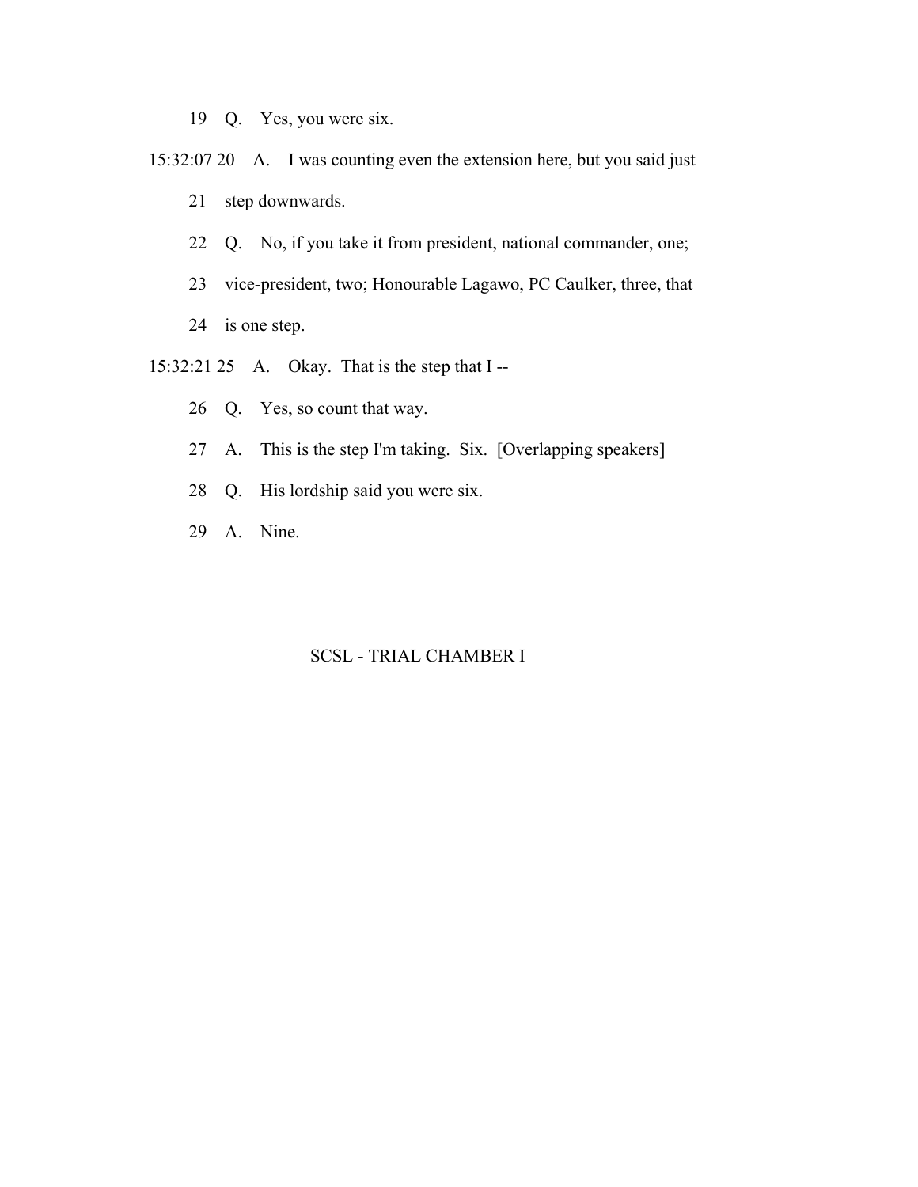19 Q. Yes, you were six.

15:32:07 20 A. I was counting even the extension here, but you said just

21 step downwards.

22 Q. No, if you take it from president, national commander, one;

23 vice-president, two; Honourable Lagawo, PC Caulker, three, that

24 is one step.

15:32:21 25 A. Okay. That is the step that I --

26 Q. Yes, so count that way.

27 A. This is the step I'm taking. Six. [Overlapping speakers]

28 Q. His lordship said you were six.

29 A. Nine.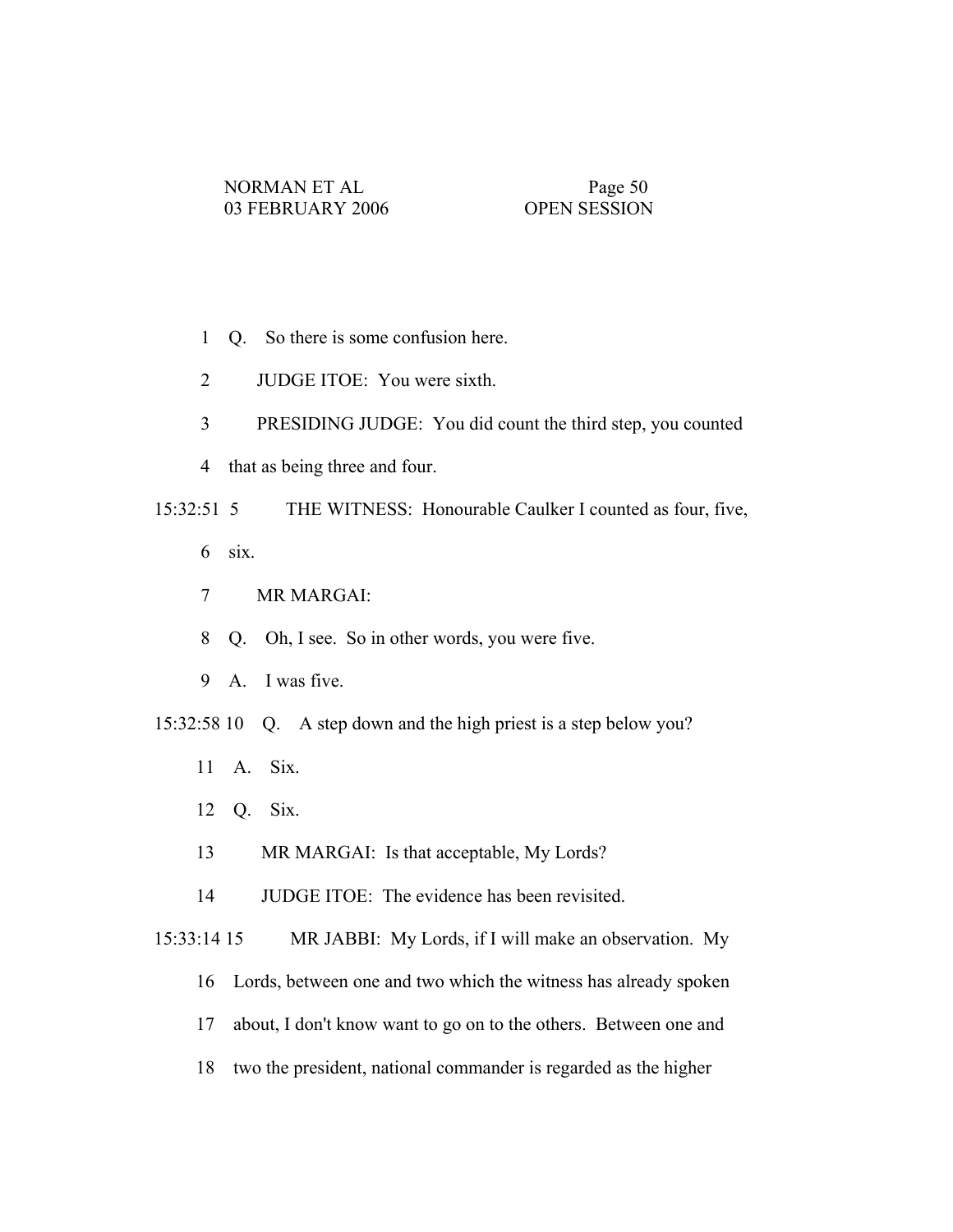1 Q. So there is some confusion here.

2 JUDGE ITOE: You were sixth.

3 PRESIDING JUDGE: You did count the third step, you counted

4 that as being three and four.

15:32:51 5 THE WITNESS: Honourable Caulker I counted as four, five,

6 six.

7 MR MARGAI:

8 Q. Oh, I see. So in other words, you were five.

9 A. I was five.

15:32:58 10 Q. A step down and the high priest is a step below you?

11 A. Six.

12 Q. Six.

13 MR MARGAI: Is that acceptable, My Lords?

14 JUDGE ITOE: The evidence has been revisited.

15:33:14 15 MR JABBI: My Lords, if I will make an observation. My

16 Lords, between one and two which the witness has already spoken

17 about, I don't know want to go on to the others. Between one and

18 two the president, national commander is regarded as the higher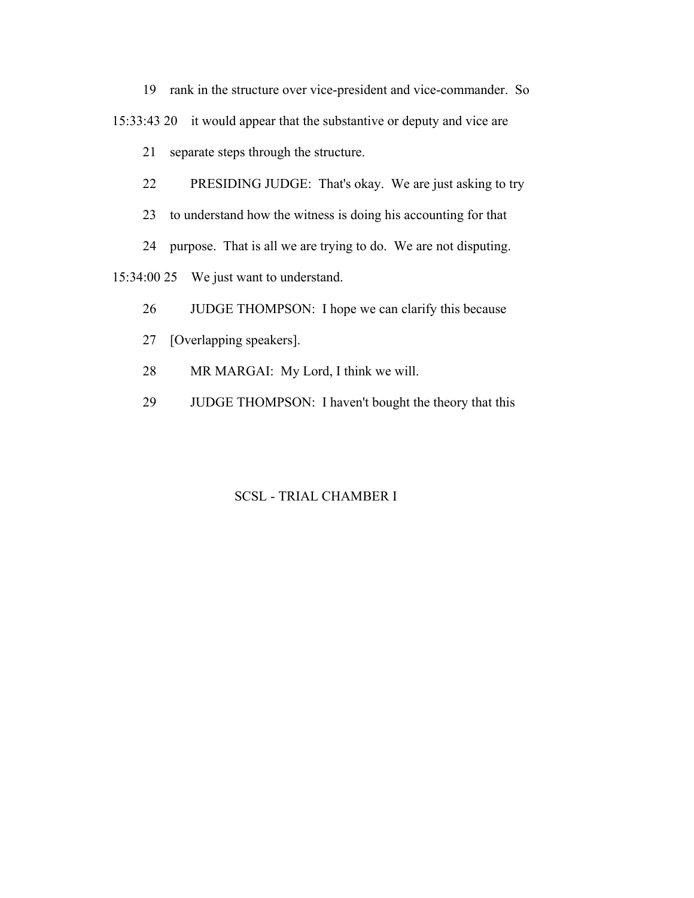rank in the structure over vice-president and vice-commander. So it would appear that the substantive or deputy and vice are separate steps through the structure.

PRESIDING JUDGE: That's okay. We are just asking to try to understand how the witness is doing his accounting for that purpose. That is all we are trying to do. We are not disputing. We just want to understand.

JUDGE THOMPSON: I hope we can clarify this because [Overlapping speakers].

MR MARGAI: My Lord, I think we will.

JUDGE THOMPSON: I haven't bought the theory that this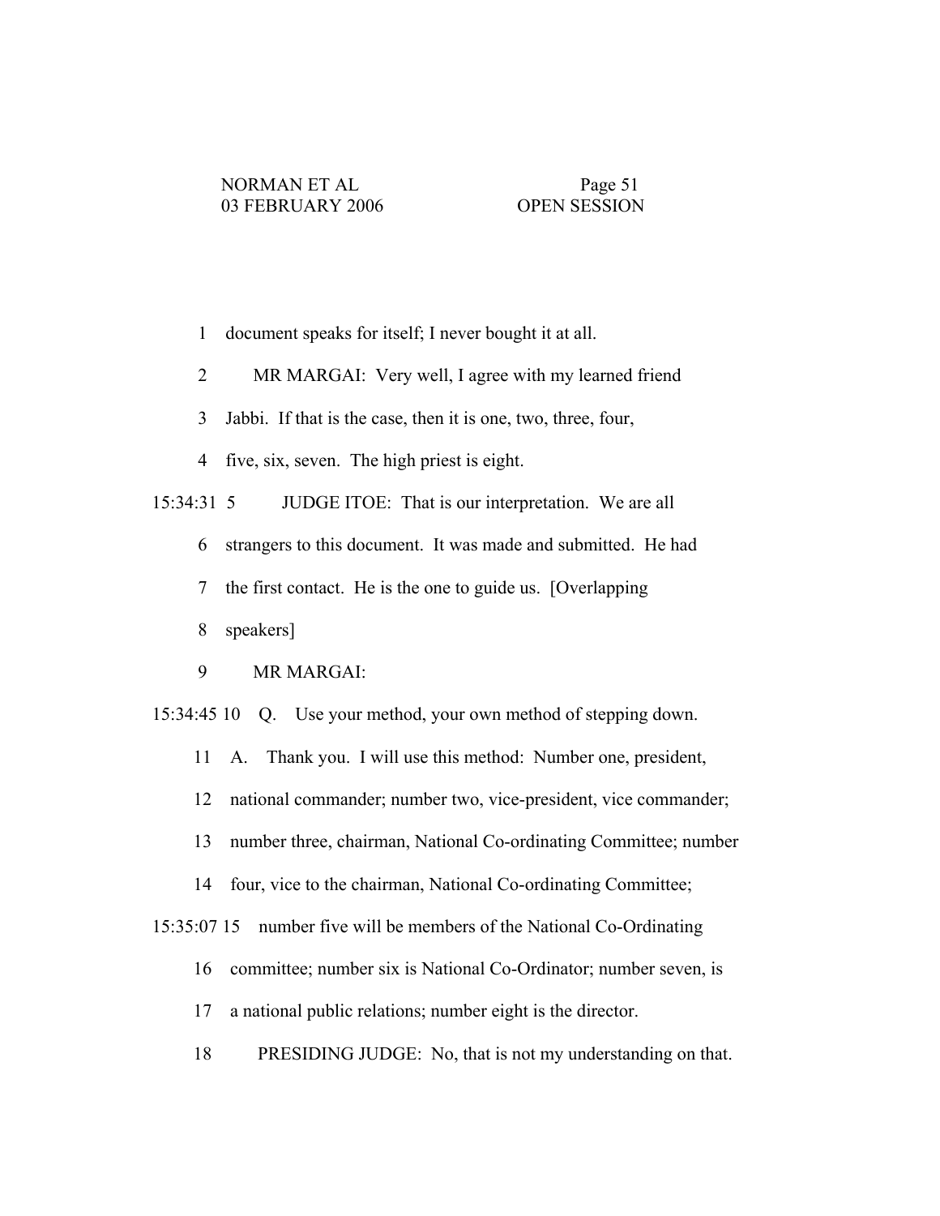document speaks for itself; I never bought it at all.

MR MARGAI: Very well, I agree with my learned friend Jabbi. If that is the case, then it is one, two, three, four, five, six, seven. The high priest is eight.

JUDGE ITOE: That is our interpretation. We are all strangers to this document. It was made and submitted. He had the first contact. He is the one to guide us. [Overlapping speakers]

MR MARGAI:

Q. Use your method, your own method of stepping down.

A. Thank you. I will use this method: Number one, president, national commander; number two, vice-president, vice commander; number three, chairman, National Co-ordinating Committee; number four, vice to the chairman, National Co-ordinating Committee; number five will be members of the National Co-Ordinating committee; number six is National Co-Ordinator; number seven, is a national public relations; number eight is the director.

PRESIDING JUDGE: No, that is not my understanding on that.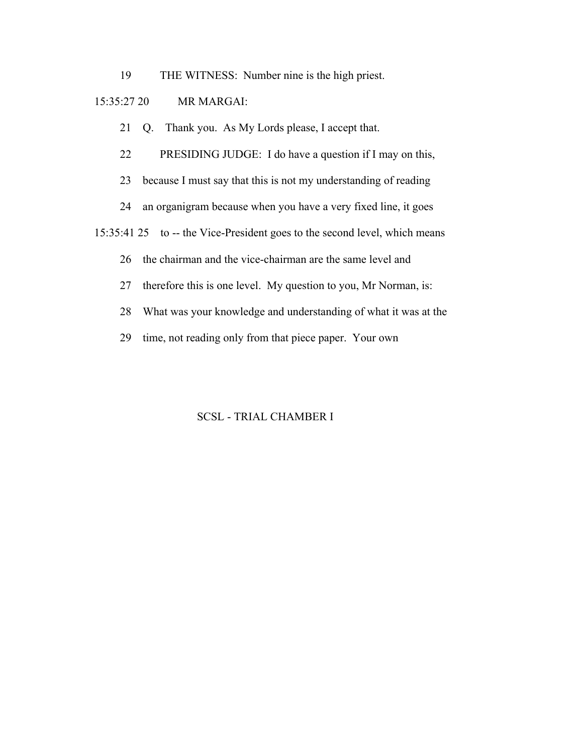19 THE WITNESS: Number nine is the high priest.

15:35:27 20 MR MARGAI:

21 Q. Thank you. As My Lords please, I accept that.

22 PRESIDING JUDGE: I do have a question if I may on this,

23 because I must say that this is not my understanding of reading

24 an organigram because when you have a very fixed line, it goes

15:35:41 25 to -- the Vice-President goes to the second level, which means

26 the chairman and the vice-chairman are the same level and

27 therefore this is one level. My question to you, Mr Norman, is:

28 What was your knowledge and understanding of what it was at the

29 time, not reading only from that piece paper. Your own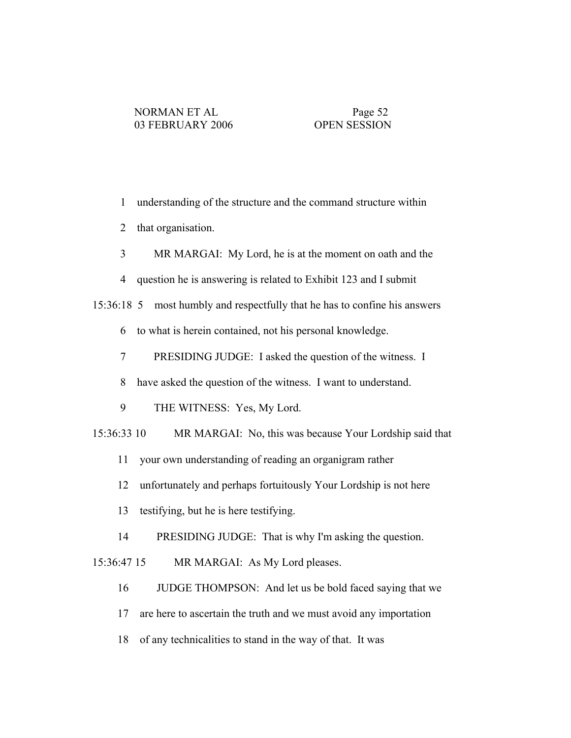understanding of the structure and the command structure within that organisation.

MR MARGAI: My Lord, he is at the moment on oath and the question he is answering is related to Exhibit 123 and I submit most humbly and respectfully that he has to confine his answers to what is herein contained, not his personal knowledge.

PRESIDING JUDGE: I asked the question of the witness. I have asked the question of the witness. I want to understand.

THE WITNESS: Yes, My Lord.

MR MARGAI: No, this was because Your Lordship said that your own understanding of reading an organigram rather unfortunately and perhaps fortuitously Your Lordship is not here testifying, but he is here testifying.

PRESIDING JUDGE: That is why I'm asking the question.

MR MARGAI: As My Lord pleases.

JUDGE THOMPSON: And let us be bold faced saying that we are here to ascertain the truth and we must avoid any importation of any technicalities to stand in the way of that. It was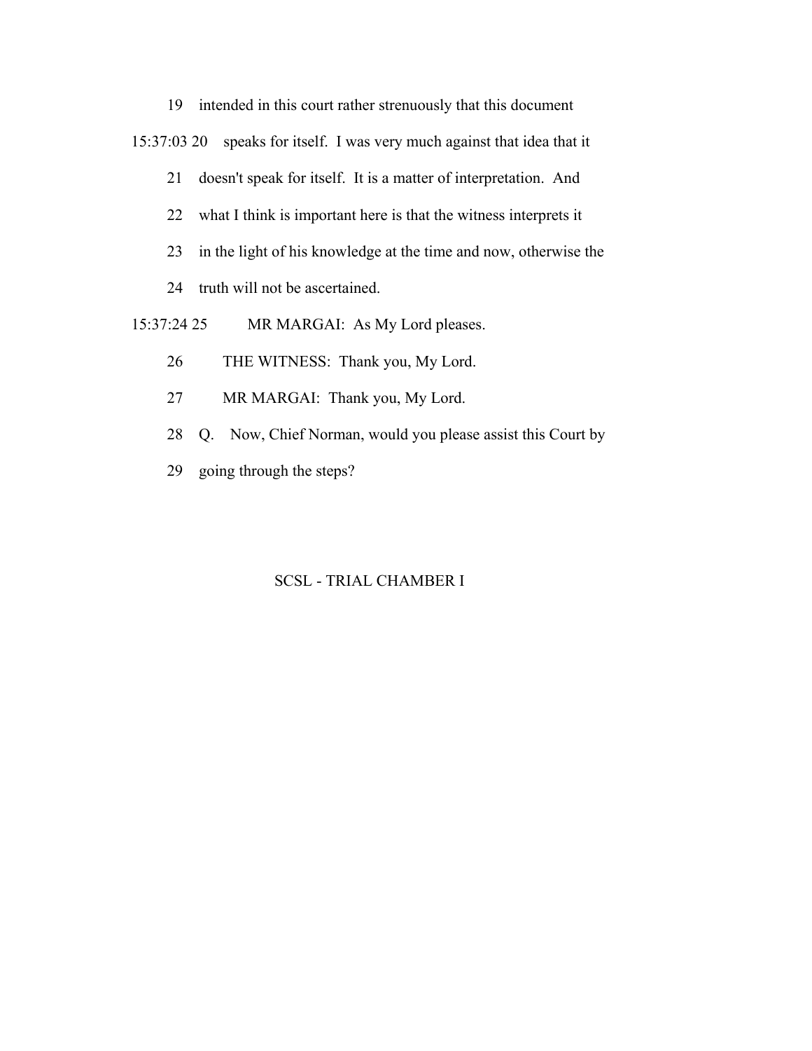intended in this court rather strenuously that this document speaks for itself. I was very much against that idea that it doesn't speak for itself. It is a matter of interpretation. And what I think is important here is that the witness interprets it in the light of his knowledge at the time and now, otherwise the truth will not be ascertained.

MR MARGAI: As My Lord pleases.

THE WITNESS: Thank you, My Lord.

MR MARGAI: Thank you, My Lord.

Q. Now, Chief Norman, would you please assist this Court by going through the steps?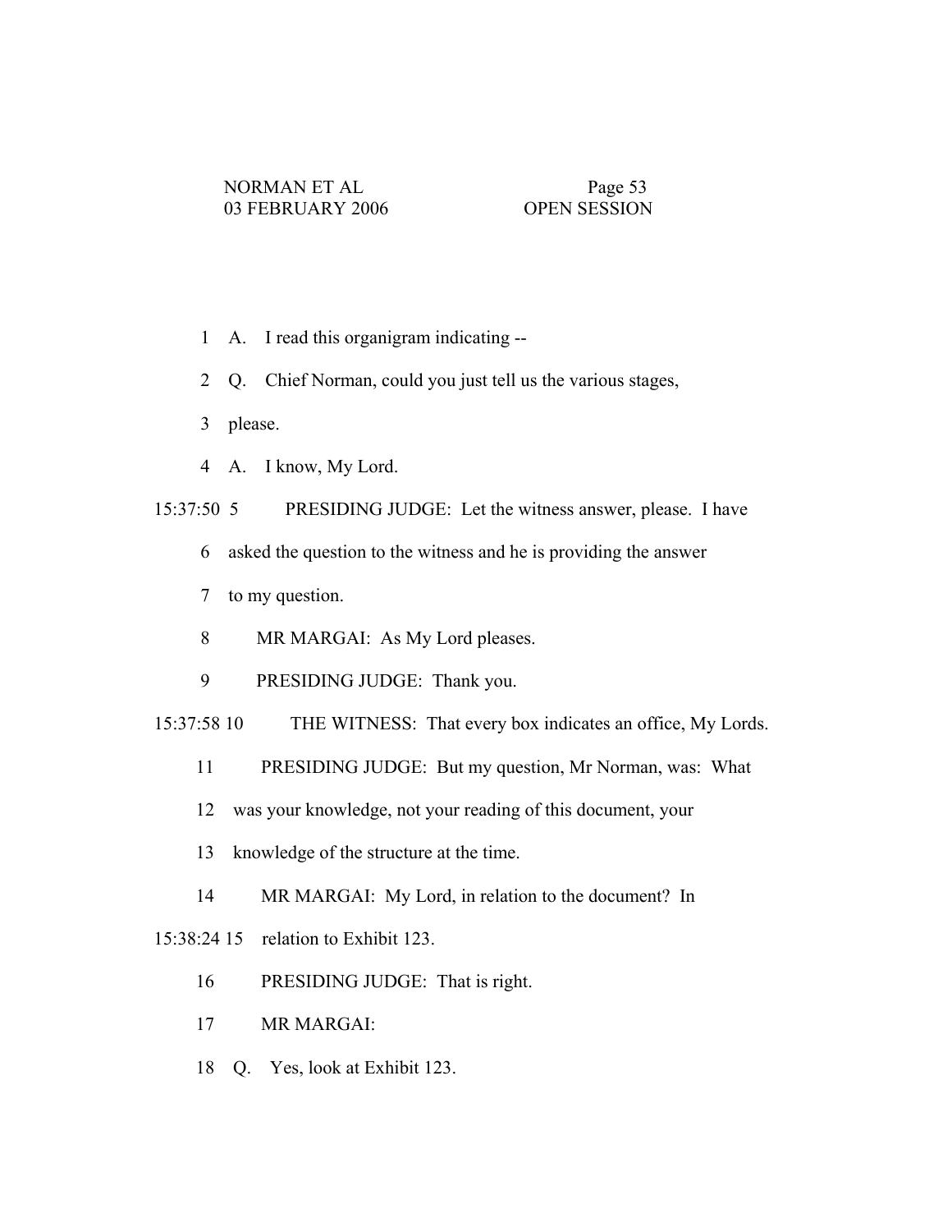1 A. I read this organigram indicating --

2 Q. Chief Norman, could you just tell us the various stages,

3 please.

4 A. I know, My Lord.

15:37:50 5 PRESIDING JUDGE: Let the witness answer, please. I have

6 asked the question to the witness and he is providing the answer

7 to my question.

8 MR MARGAI: As My Lord pleases.

9 PRESIDING JUDGE: Thank you.

15:37:58 10 THE WITNESS: That every box indicates an office, My Lords.

11 PRESIDING JUDGE: But my question, Mr Norman, was: What

12 was your knowledge, not your reading of this document, your

13 knowledge of the structure at the time.

14 MR MARGAI: My Lord, in relation to the document? In

15:38:24 15 relation to Exhibit 123.

16 PRESIDING JUDGE: That is right.

17 MR MARGAI:

18 Q. Yes, look at Exhibit 123.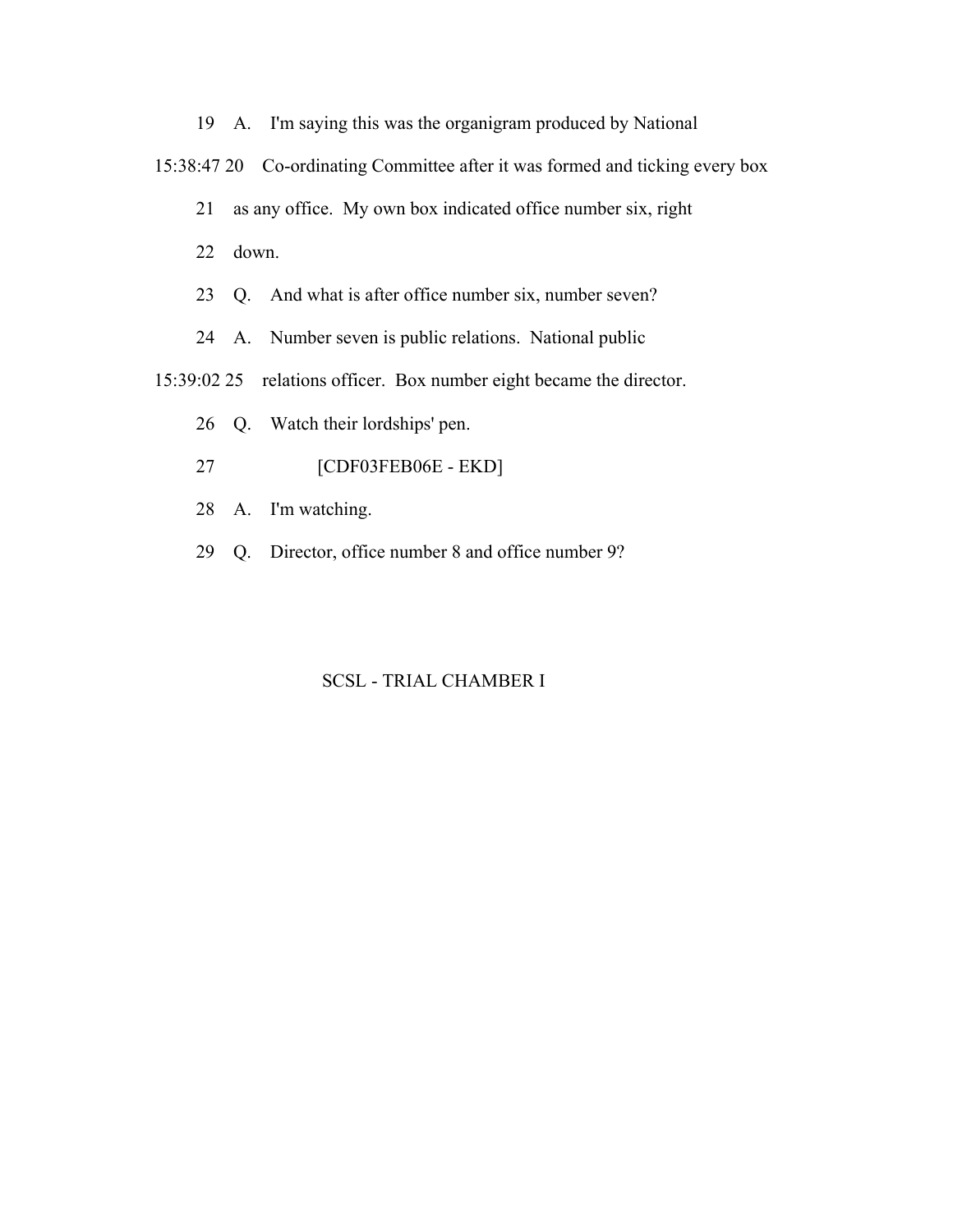19 A. I'm saying this was the organigram produced by National

15:38:47 20 Co-ordinating Committee after it was formed and ticking every box

21 as any office. My own box indicated office number six, right

22 down.

23 Q. And what is after office number six, number seven?

24 A. Number seven is public relations. National public

15:39:02 25 relations officer. Box number eight became the director.

26 Q. Watch their lordships' pen.

27 [CDF03FEB06E - EKD]

28 A. I'm watching.

29 Q. Director, office number 8 and office number 9?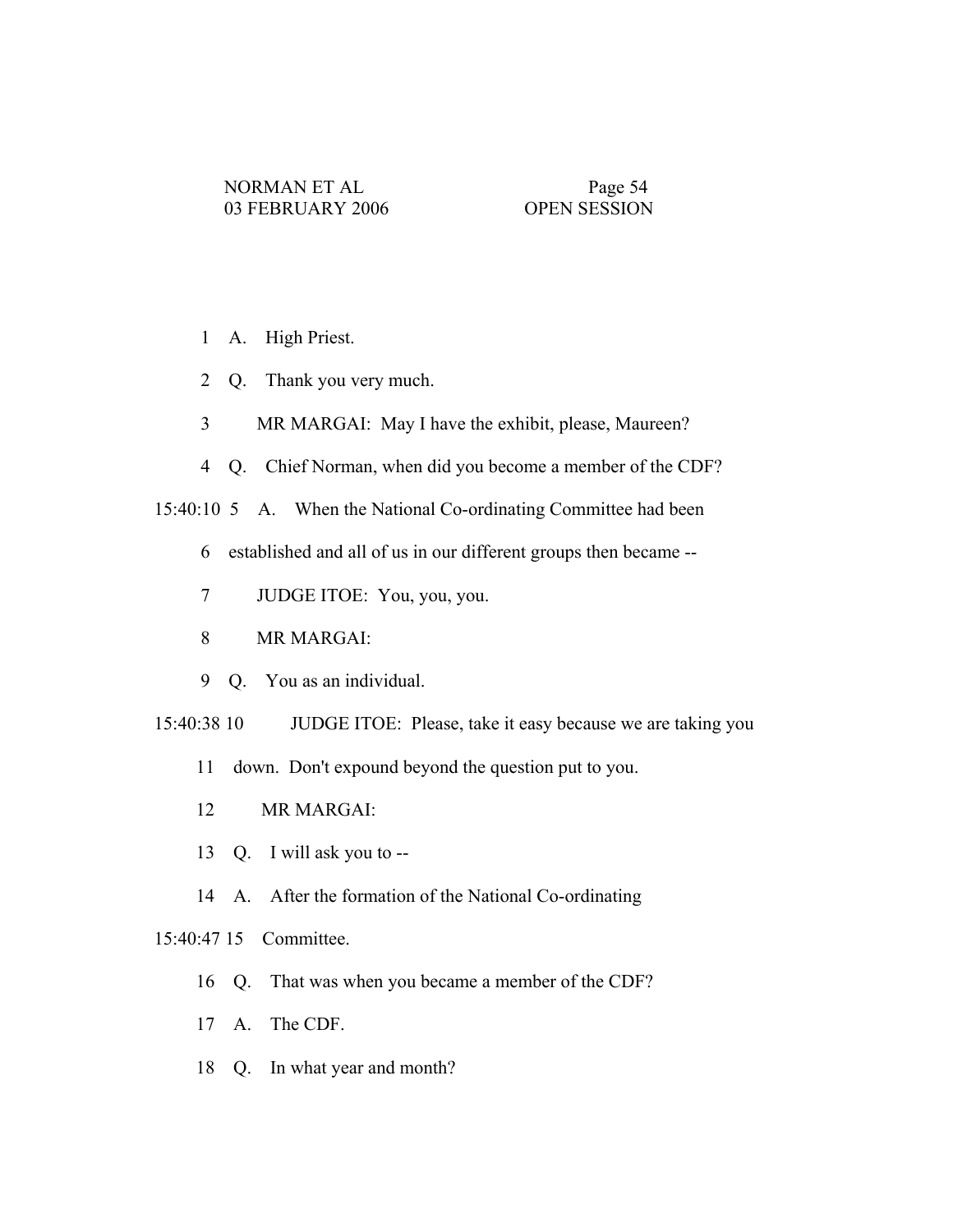1 A. High Priest.

2 Q. Thank you very much.

3 MR MARGAI: May I have the exhibit, please, Maureen?

4 Q. Chief Norman, when did you become a member of the CDF?

15:40:10 5 A. When the National Co-ordinating Committee had been

6 established and all of us in our different groups then became --

7 JUDGE ITOE: You, you, you.

8 MR MARGAI:

9 Q. You as an individual.

15:40:38 10 JUDGE ITOE: Please, take it easy because we are taking you

11 down. Don't expound beyond the question put to you.

12 MR MARGAI:

13 Q. I will ask you to --

14 A. After the formation of the National Co-ordinating

15:40:47 15 Committee.

16 Q. That was when you became a member of the CDF?

17 A. The CDF.

18 Q. In what year and month?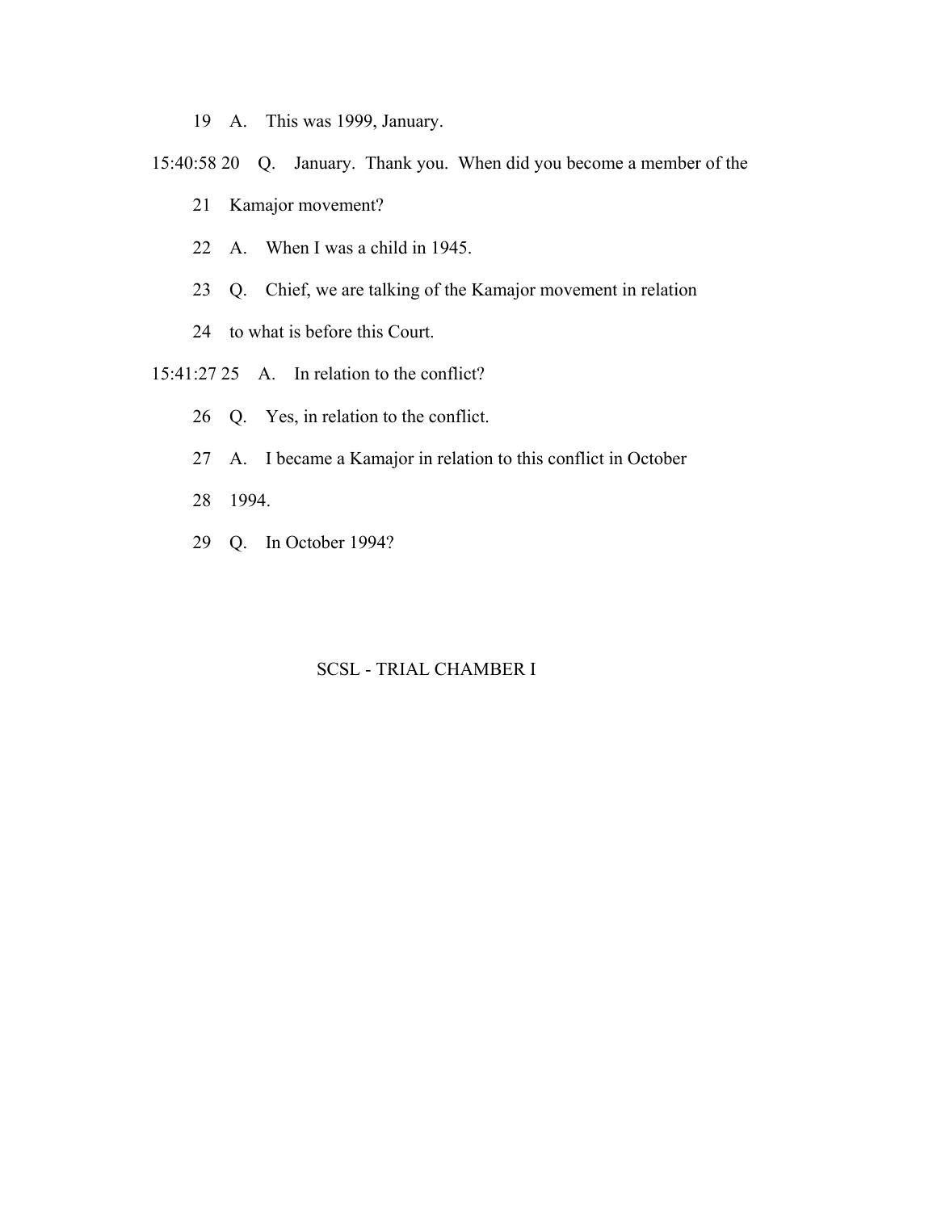19 A. This was 1999, January.

15:40:58 20 Q. January. Thank you. When did you become a member of the

21 Kamajor movement?

22 A. When I was a child in 1945.

23 Q. Chief, we are talking of the Kamajor movement in relation

24 to what is before this Court.

15:41:27 25 A. In relation to the conflict?

26 Q. Yes, in relation to the conflict.

27 A. I became a Kamajor in relation to this conflict in October

28 1994.

29 Q. In October 1994?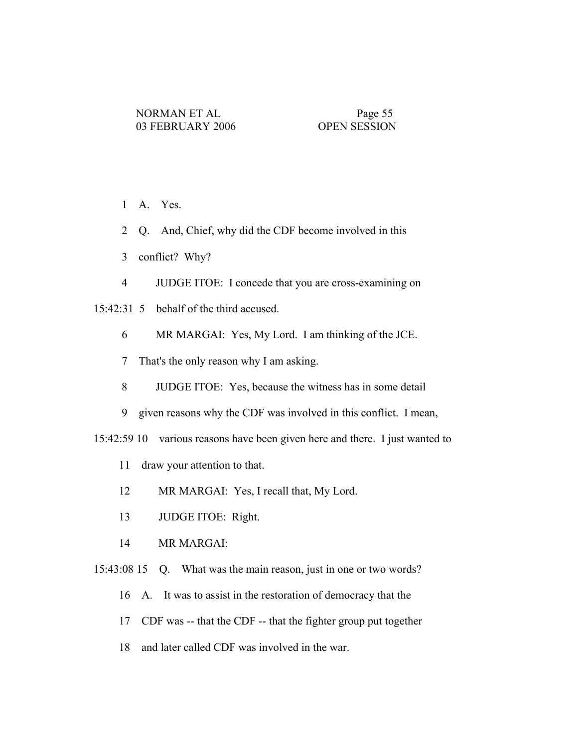1 A. Yes.

2 Q. And, Chief, why did the CDF become involved in this

3 conflict? Why?

4 JUDGE ITOE: I concede that you are cross-examining on

15:42:31 5 behalf of the third accused.

6 MR MARGAI: Yes, My Lord. I am thinking of the JCE.

7 That's the only reason why I am asking.

8 JUDGE ITOE: Yes, because the witness has in some detail

9 given reasons why the CDF was involved in this conflict. I mean,

15:42:59 10 various reasons have been given here and there. I just wanted to

11 draw your attention to that.

12 MR MARGAI: Yes, I recall that, My Lord.

13 JUDGE ITOE: Right.

14 MR MARGAI:

15:43:08 15 Q. What was the main reason, just in one or two words?

16 A. It was to assist in the restoration of democracy that the

17 CDF was -- that the CDF -- that the fighter group put together

18 and later called CDF was involved in the war.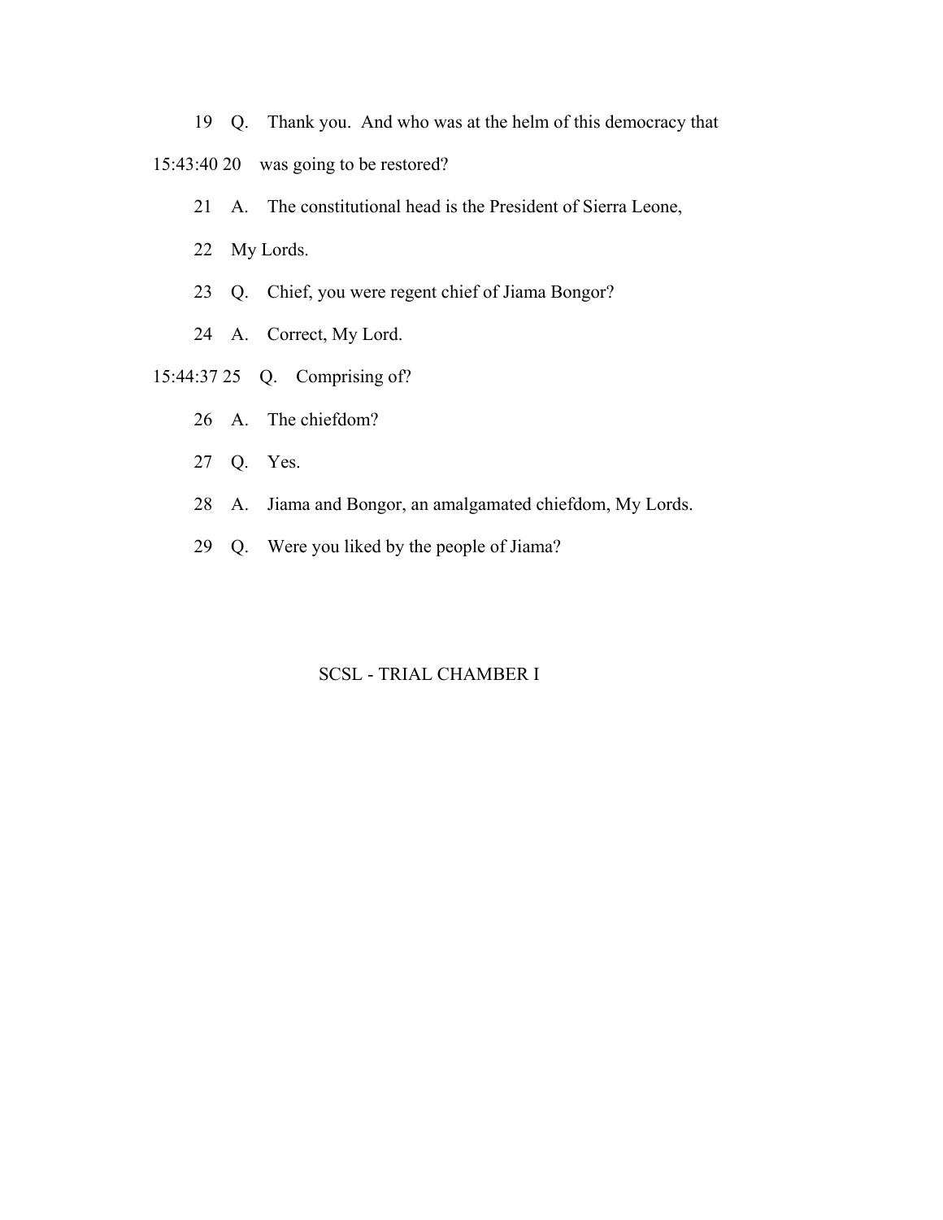19 Q. Thank you. And who was at the helm of this democracy that

15:43:40 20 was going to be restored?

21 A. The constitutional head is the President of Sierra Leone,

22 My Lords.

23 Q. Chief, you were regent chief of Jiama Bongor?

24 A. Correct, My Lord.

15:44:37 25 Q. Comprising of?

26 A. The chiefdom?

27 Q. Yes.

28 A. Jiama and Bongor, an amalgamated chiefdom, My Lords.

29 Q. Were you liked by the people of Jiama?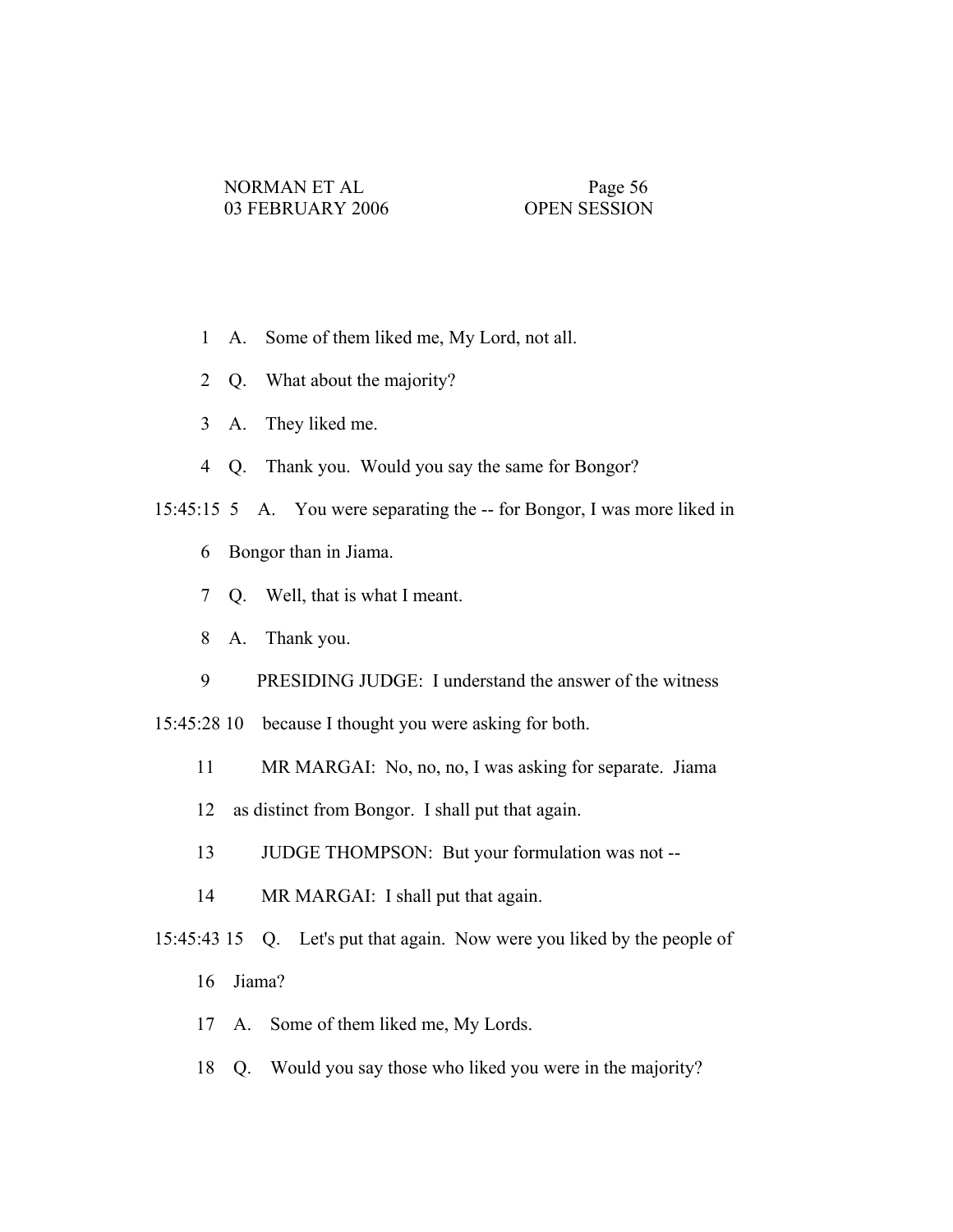1 A. Some of them liked me, My Lord, not all.

2 Q. What about the majority?

3 A. They liked me.

4 Q. Thank you. Would you say the same for Bongor?

15:45:15 5 A. You were separating the -- for Bongor, I was more liked in

6 Bongor than in Jiama.

7 Q. Well, that is what I meant.

8 A. Thank you.

9 PRESIDING JUDGE: I understand the answer of the witness

15:45:28 10 because I thought you were asking for both.

11 MR MARGAI: No, no, no, I was asking for separate. Jiama

12 as distinct from Bongor. I shall put that again.

13 JUDGE THOMPSON: But your formulation was not --

14 MR MARGAI: I shall put that again.

15:45:43 15 Q. Let's put that again. Now were you liked by the people of

16 Jiama?

17 A. Some of them liked me, My Lords.

18 Q. Would you say those who liked you were in the majority?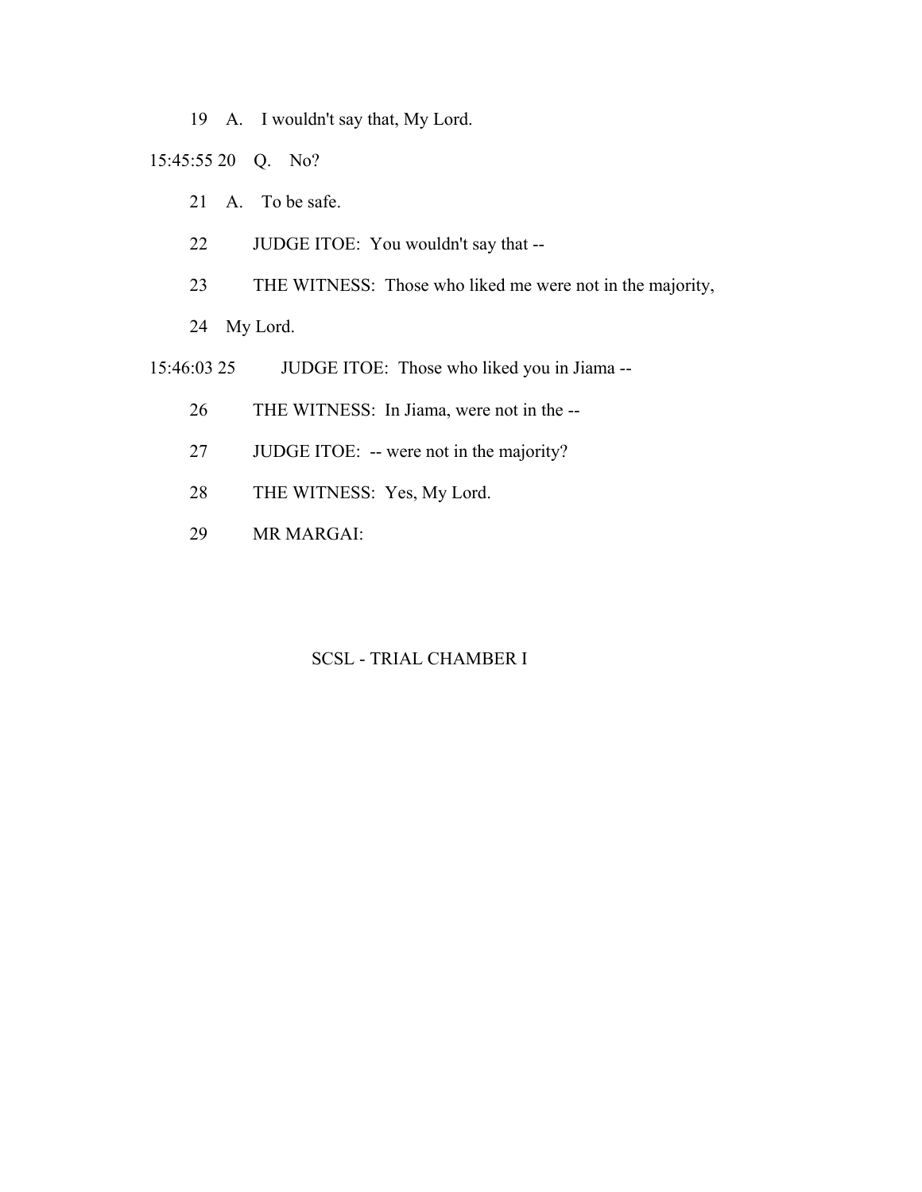19 A. I wouldn't say that, My Lord.

15:45:55 20 Q. No?

21 A. To be safe.

22 JUDGE ITOE: You wouldn't say that --

23 THE WITNESS: Those who liked me were not in the majority,

24 My Lord.

15:46:03 25 JUDGE ITOE: Those who liked you in Jiama --

26 THE WITNESS: In Jiama, were not in the --

27 JUDGE ITOE: -- were not in the majority?

28 THE WITNESS: Yes, My Lord.

29 MR MARGAI: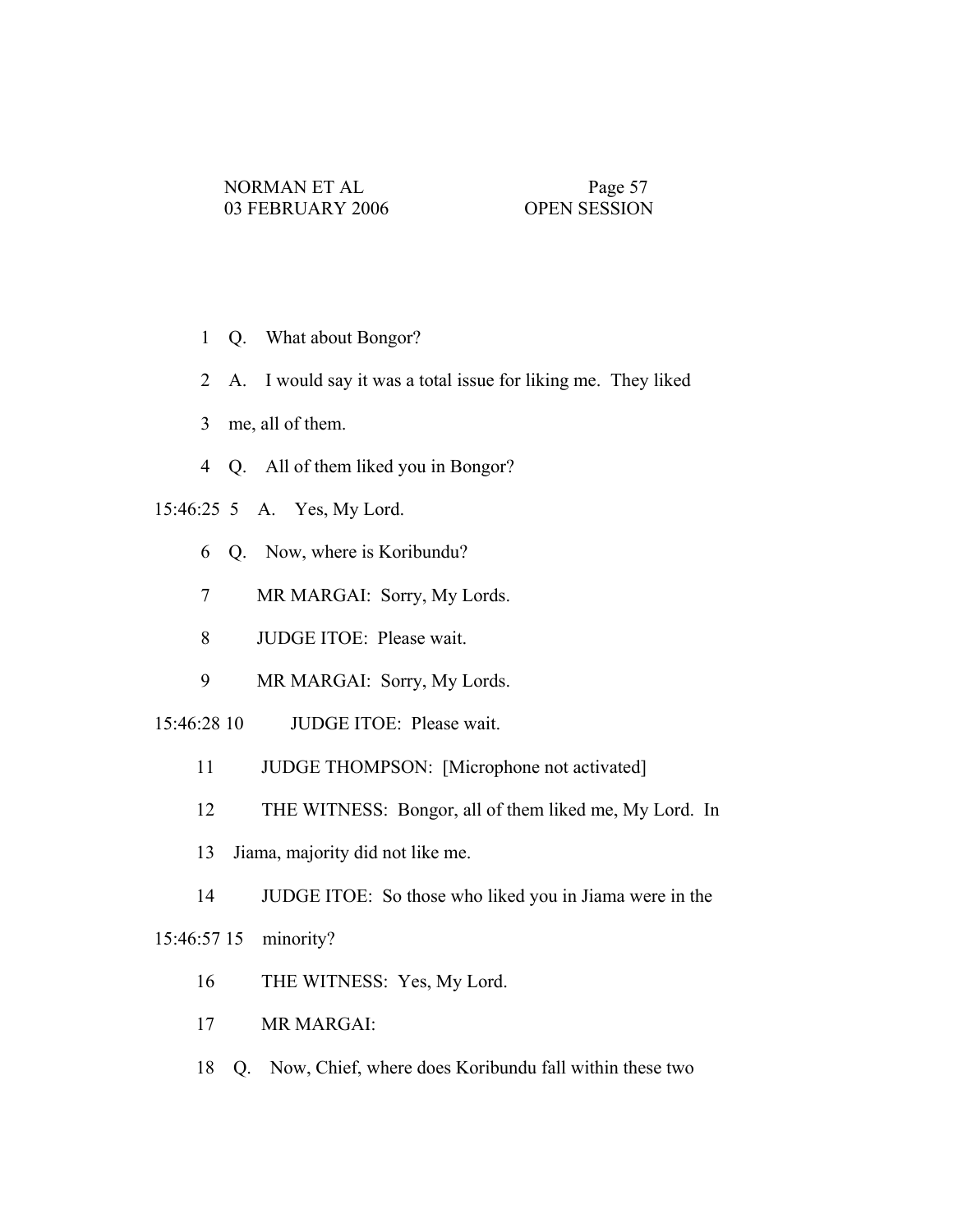1 Q. What about Bongor?

2 A. I would say it was a total issue for liking me. They liked

3 me, all of them.

4 Q. All of them liked you in Bongor?

15:46:25 5 A. Yes, My Lord.

6 Q. Now, where is Koribundu?

7 MR MARGAI: Sorry, My Lords.

8 JUDGE ITOE: Please wait.

9 MR MARGAI: Sorry, My Lords.

15:46:28 10 JUDGE ITOE: Please wait.

11 JUDGE THOMPSON: [Microphone not activated]

12 THE WITNESS: Bongor, all of them liked me, My Lord. In

13 Jiama, majority did not like me.

14 JUDGE ITOE: So those who liked you in Jiama were in the

15:46:57 15 minority?

16 THE WITNESS: Yes, My Lord.

17 MR MARGAI:

18 Q. Now, Chief, where does Koribundu fall within these two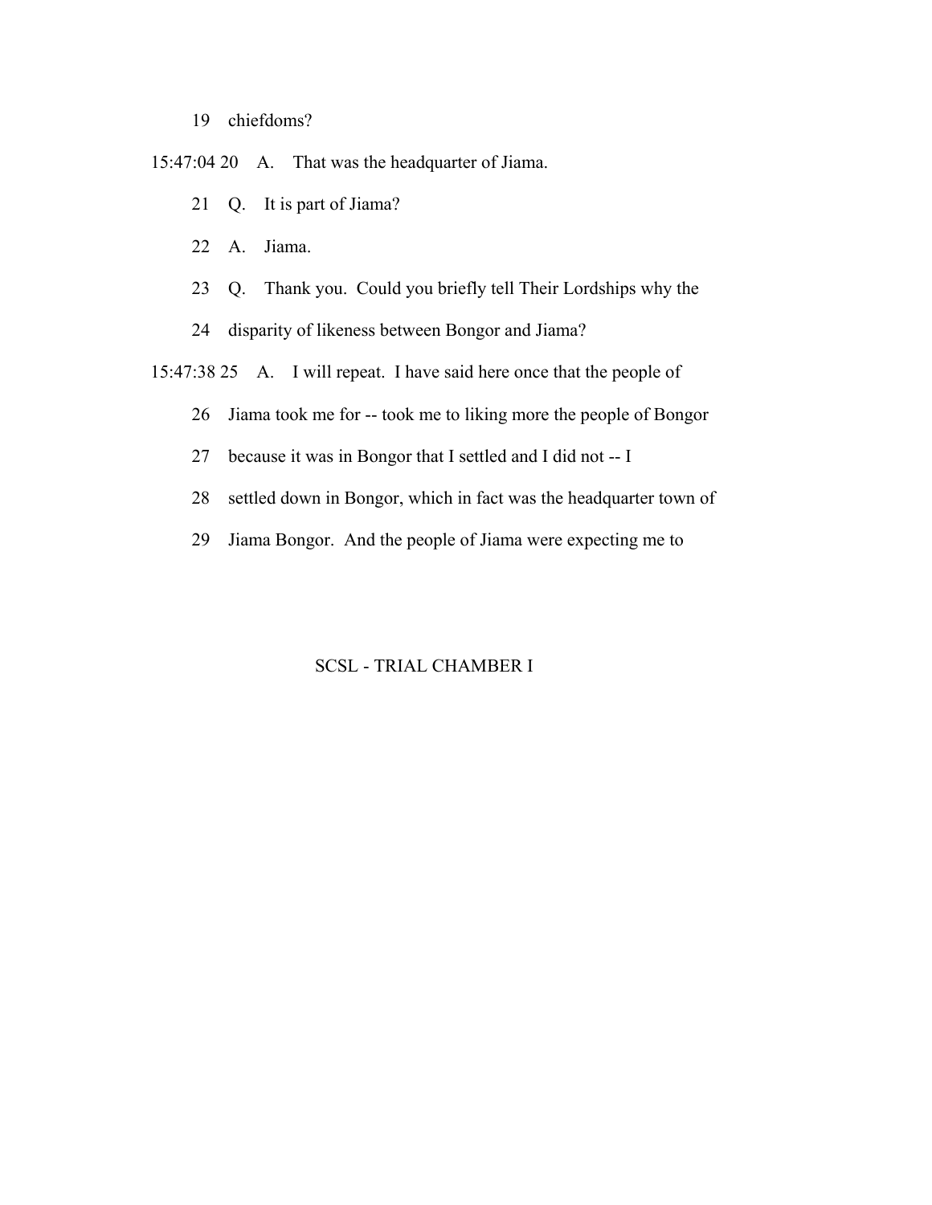19 chiefdoms?

15:47:04 20 A. That was the headquarter of Jiama.

21 Q. It is part of Jiama?

22 A. Jiama.

23 Q. Thank you. Could you briefly tell Their Lordships why the

24 disparity of likeness between Bongor and Jiama?

15:47:38 25 A. I will repeat. I have said here once that the people of

26 Jiama took me for -- took me to liking more the people of Bongor

27 because it was in Bongor that I settled and I did not -- I

28 settled down in Bongor, which in fact was the headquarter town of

29 Jiama Bongor. And the people of Jiama were expecting me to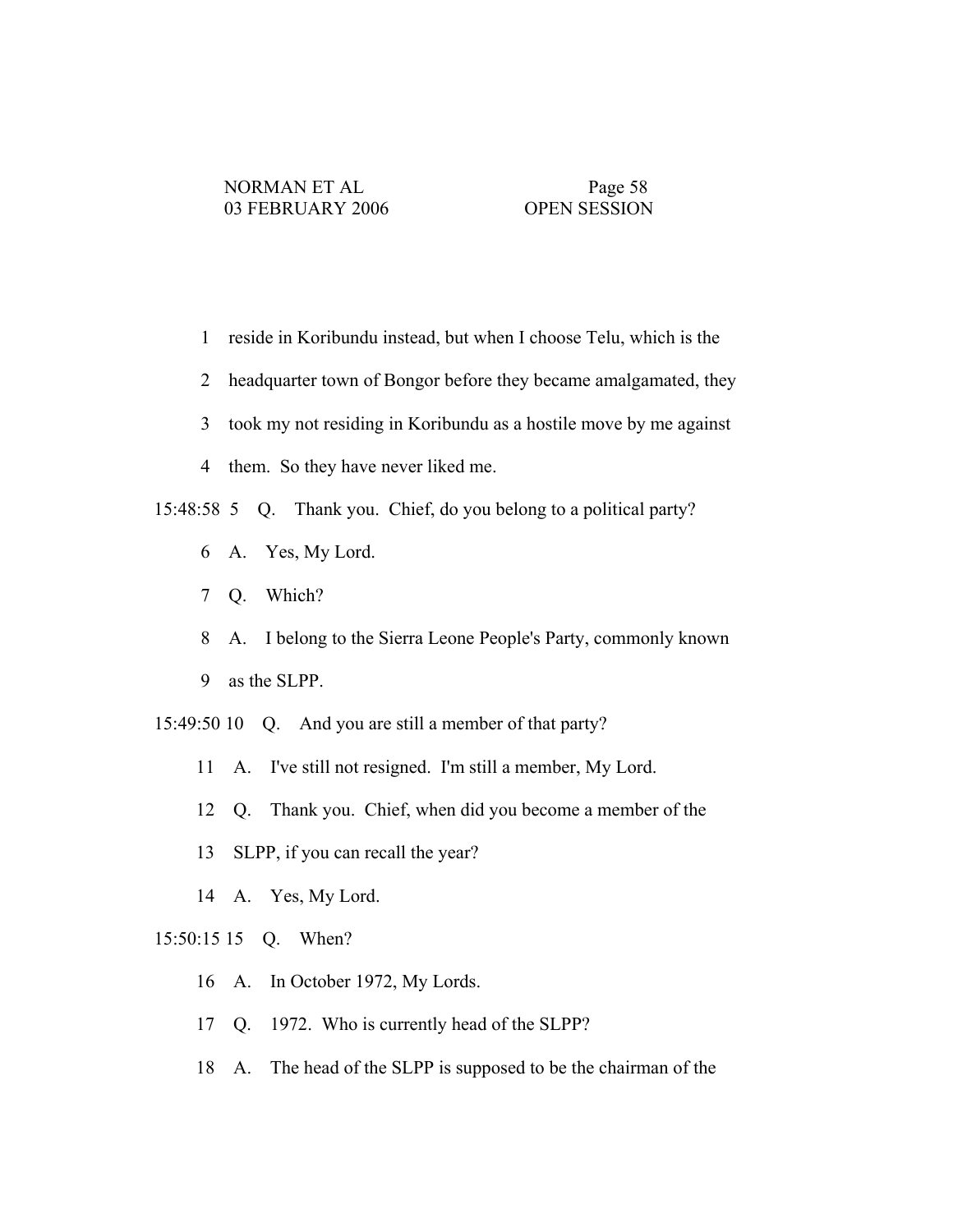1 reside in Koribundu instead, but when I choose Telu, which is the

2 headquarter town of Bongor before they became amalgamated, they

3 took my not residing in Koribundu as a hostile move by me against

4 them. So they have never liked me.

15:48:58 5 Q. Thank you. Chief, do you belong to a political party?

6 A. Yes, My Lord.

7 Q. Which?

8 A. I belong to the Sierra Leone People's Party, commonly known

9 as the SLPP.

15:49:50 10 Q. And you are still a member of that party?

11 A. I've still not resigned. I'm still a member, My Lord.

12 Q. Thank you. Chief, when did you become a member of the

13 SLPP, if you can recall the year?

14 A. Yes, My Lord.

15:50:15 15 Q. When?

16 A. In October 1972, My Lords.

17 Q. 1972. Who is currently head of the SLPP?

18 A. The head of the SLPP is supposed to be the chairman of the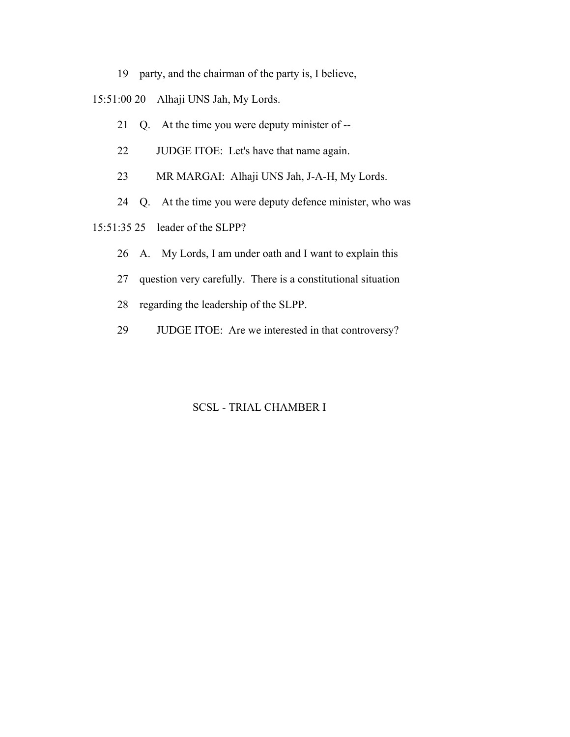19 party, and the chairman of the party is, I believe,

15:51:00 20 Alhaji UNS Jah, My Lords.

21 Q. At the time you were deputy minister of --

22 JUDGE ITOE: Let's have that name again.

23 MR MARGAI: Alhaji UNS Jah, J-A-H, My Lords.

24 Q. At the time you were deputy defence minister, who was

15:51:35 25 leader of the SLPP?

26 A. My Lords, I am under oath and I want to explain this

27 question very carefully. There is a constitutional situation

28 regarding the leadership of the SLPP.

29 JUDGE ITOE: Are we interested in that controversy?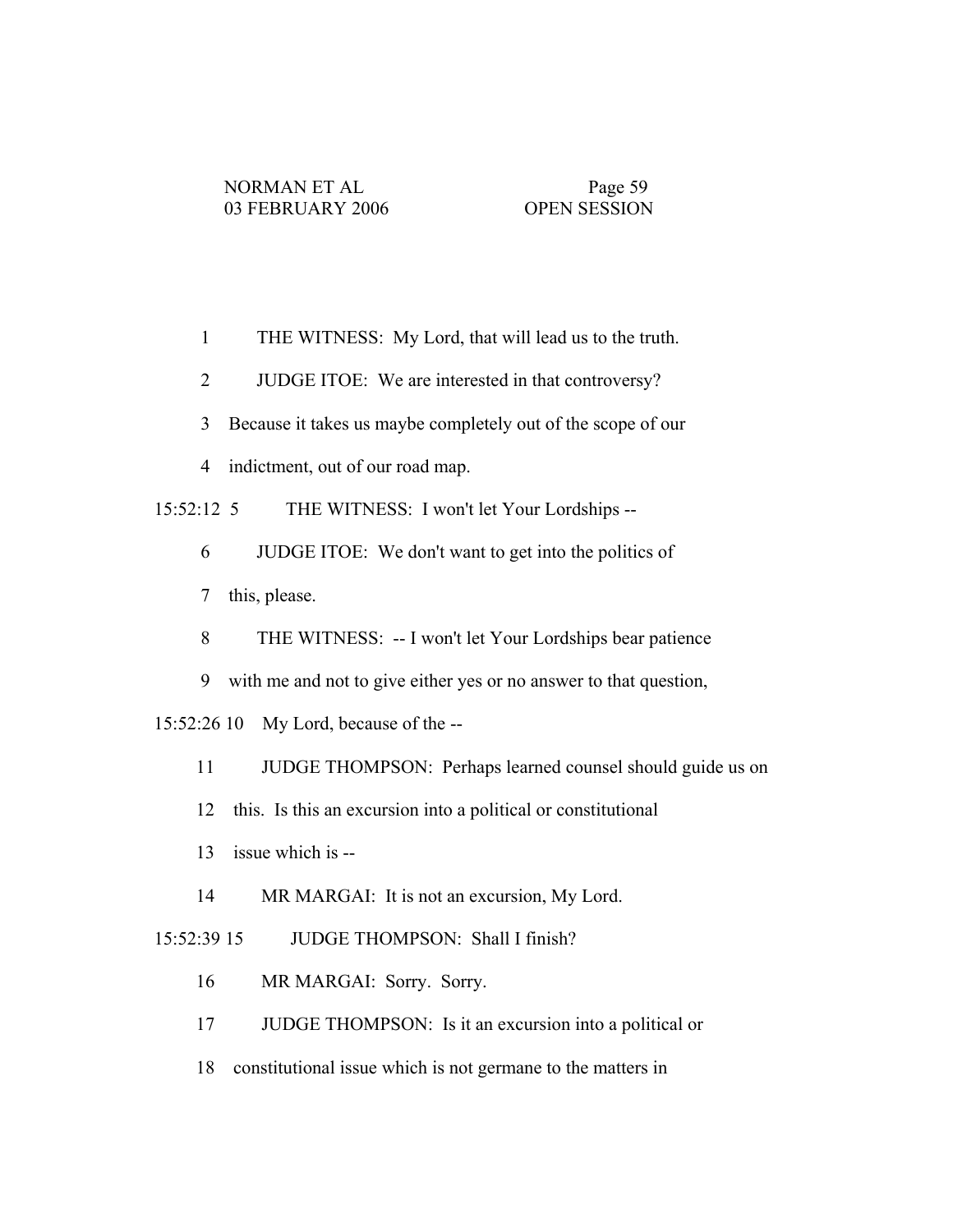1 THE WITNESS: My Lord, that will lead us to the truth.

2 JUDGE ITOE: We are interested in that controversy?

3 Because it takes us maybe completely out of the scope of our

4 indictment, out of our road map.

15:52:12 5 THE WITNESS: I won't let Your Lordships --

6 JUDGE ITOE: We don't want to get into the politics of

7 this, please.

8 THE WITNESS: -- I won't let Your Lordships bear patience

9 with me and not to give either yes or no answer to that question,

15:52:26 10 My Lord, because of the --

11 JUDGE THOMPSON: Perhaps learned counsel should guide us on

12 this. Is this an excursion into a political or constitutional

13 issue which is --

14 MR MARGAI: It is not an excursion, My Lord.

15:52:39 15 JUDGE THOMPSON: Shall I finish?

16 MR MARGAI: Sorry. Sorry.

17 JUDGE THOMPSON: Is it an excursion into a political or

18 constitutional issue which is not germane to the matters in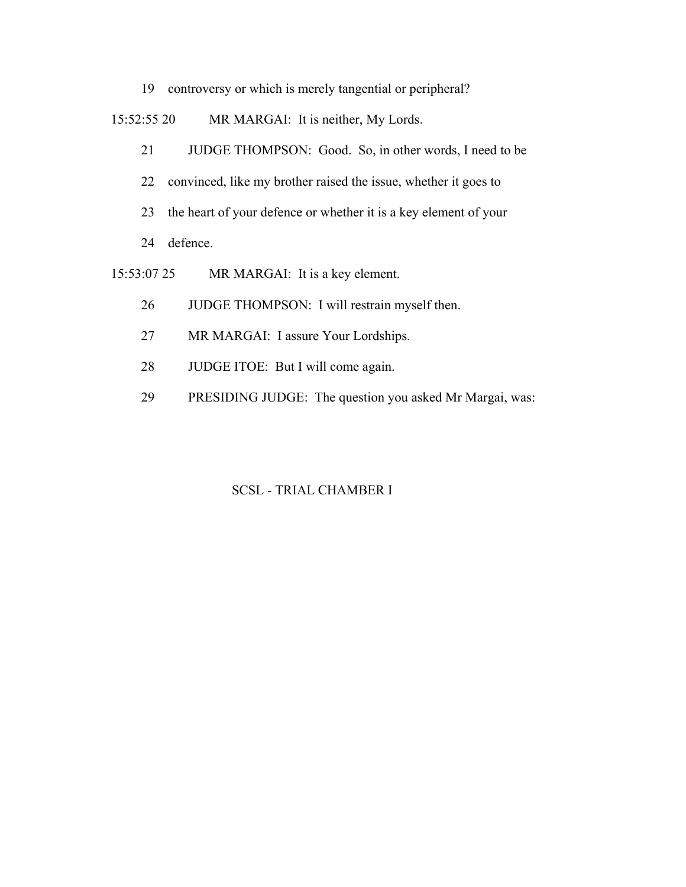19 controversy or which is merely tangential or peripheral?

15:52:55 20 MR MARGAI: It is neither, My Lords.

21 JUDGE THOMPSON: Good. So, in other words, I need to be

22 convinced, like my brother raised the issue, whether it goes to

23 the heart of your defence or whether it is a key element of your

24 defence.

15:53:07 25 MR MARGAI: It is a key element.

26 JUDGE THOMPSON: I will restrain myself then.

27 MR MARGAI: I assure Your Lordships.

28 JUDGE ITOE: But I will come again.

29 PRESIDING JUDGE: The question you asked Mr Margai, was: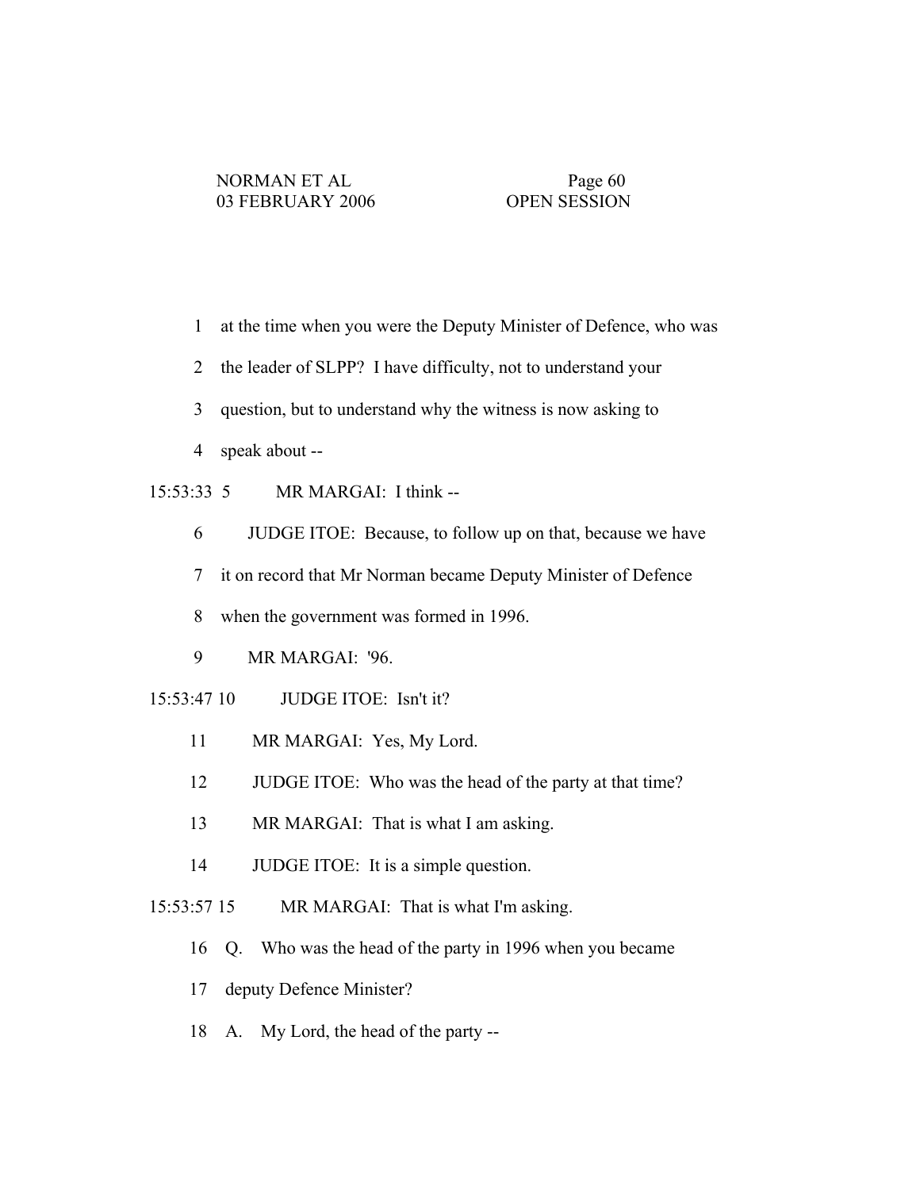1 at the time when you were the Deputy Minister of Defence, who was

2 the leader of SLPP? I have difficulty, not to understand your

3 question, but to understand why the witness is now asking to

4 speak about --

15:53:33 5 MR MARGAI: I think --

6 JUDGE ITOE: Because, to follow up on that, because we have

7 it on record that Mr Norman became Deputy Minister of Defence

8 when the government was formed in 1996.

9 MR MARGAI: '96.

15:53:47 10 JUDGE ITOE: Isn't it?

11 MR MARGAI: Yes, My Lord.

12 JUDGE ITOE: Who was the head of the party at that time?

13 MR MARGAI: That is what I am asking.

14 JUDGE ITOE: It is a simple question.

15:53:57 15 MR MARGAI: That is what I'm asking.

16 Q. Who was the head of the party in 1996 when you became

17 deputy Defence Minister?

18 A. My Lord, the head of the party --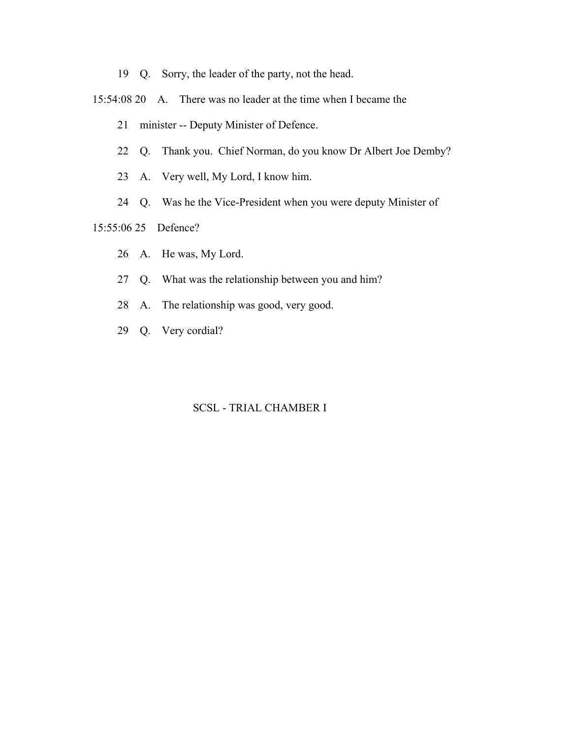19 Q. Sorry, the leader of the party, not the head.

15:54:08 20 A. There was no leader at the time when I became the

21 minister -- Deputy Minister of Defence.

22 Q. Thank you. Chief Norman, do you know Dr Albert Joe Demby?

23 A. Very well, My Lord, I know him.

24 Q. Was he the Vice-President when you were deputy Minister of

15:55:06 25 Defence?

26 A. He was, My Lord.

27 Q. What was the relationship between you and him?

28 A. The relationship was good, very good.

29 Q. Very cordial?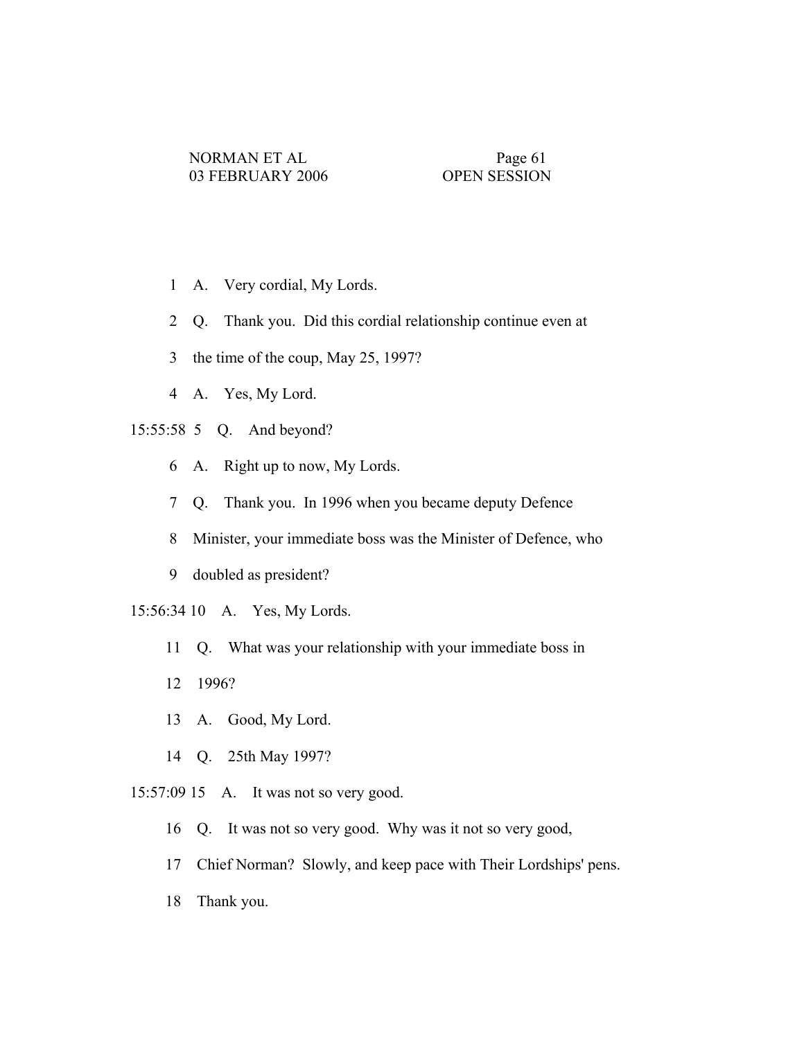1 A. Very cordial, My Lords.

2 Q. Thank you. Did this cordial relationship continue even at

3 the time of the coup, May 25, 1997?

4 A. Yes, My Lord.

15:55:58 5 Q. And beyond?

6 A. Right up to now, My Lords.

7 Q. Thank you. In 1996 when you became deputy Defence

8 Minister, your immediate boss was the Minister of Defence, who

9 doubled as president?

15:56:34 10 A. Yes, My Lords.

11 Q. What was your relationship with your immediate boss in

12 1996?

13 A. Good, My Lord.

14 Q. 25th May 1997?

15:57:09 15 A. It was not so very good.

16 Q. It was not so very good. Why was it not so very good,

17 Chief Norman? Slowly, and keep pace with Their Lordships' pens.

18 Thank you.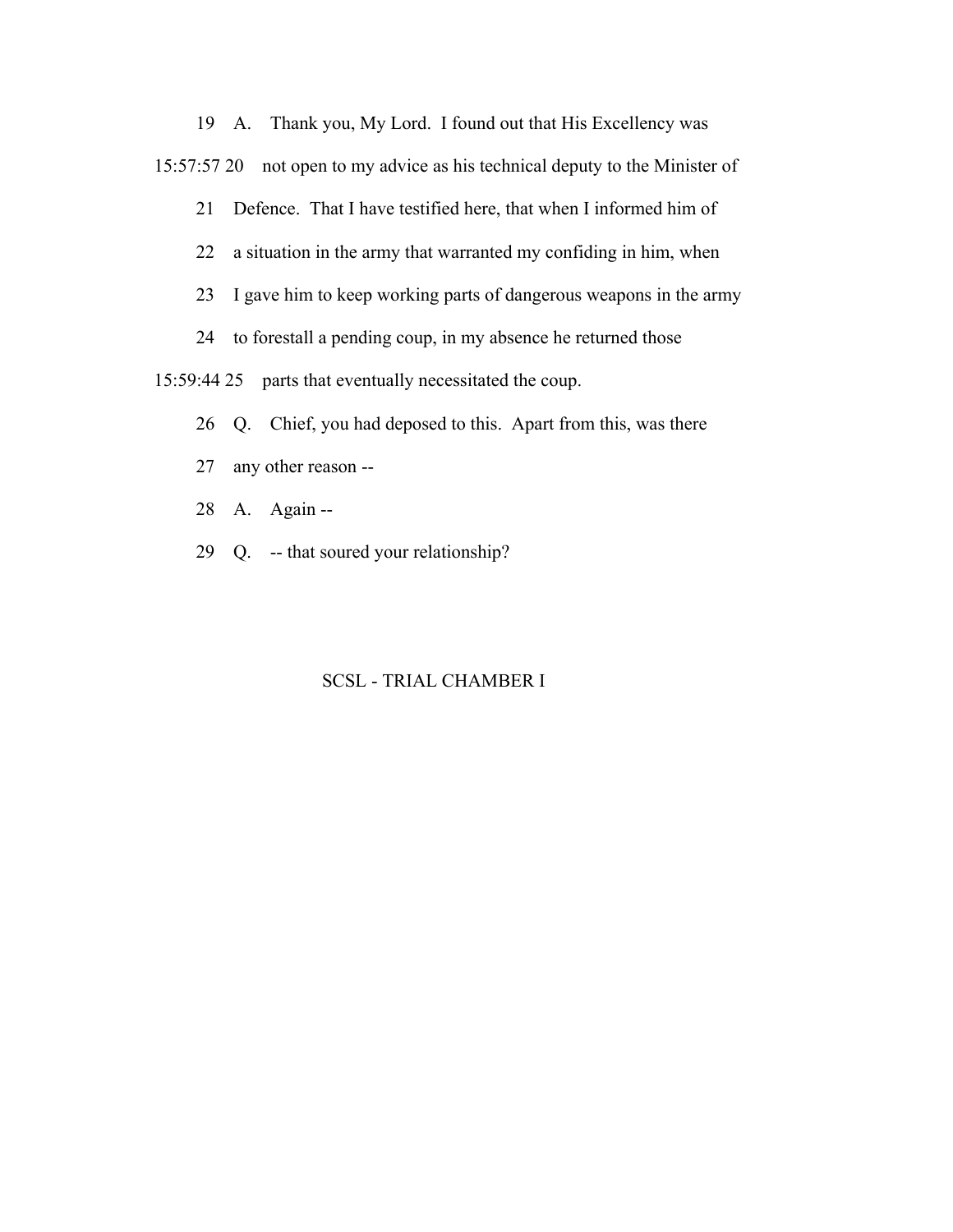19 A. Thank you, My Lord. I found out that His Excellency was

15:57:57 20 not open to my advice as his technical deputy to the Minister of

21 Defence. That I have testified here, that when I informed him of

22 a situation in the army that warranted my confiding in him, when

23 I gave him to keep working parts of dangerous weapons in the army

24 to forestall a pending coup, in my absence he returned those

15:59:44 25 parts that eventually necessitated the coup.

26 Q. Chief, you had deposed to this. Apart from this, was there

27 any other reason --

28 A. Again --

29 Q. -- that soured your relationship?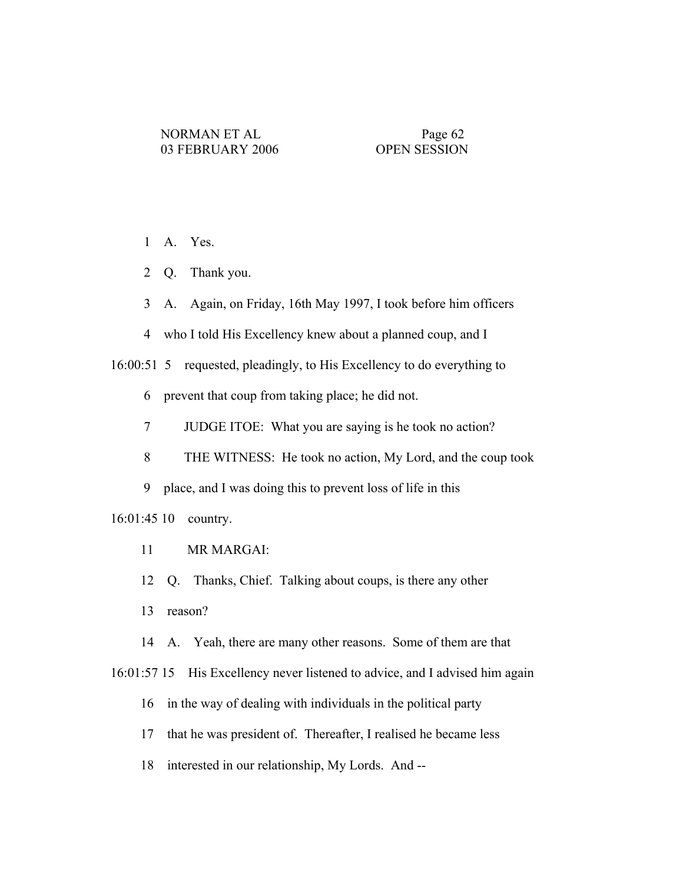1 A. Yes.

2 Q. Thank you.

3 A. Again, on Friday, 16th May 1997, I took before him officers

4 who I told His Excellency knew about a planned coup, and I

16:00:51 5 requested, pleadingly, to His Excellency to do everything to

6 prevent that coup from taking place; he did not.

7 JUDGE ITOE: What you are saying is he took no action?

8 THE WITNESS: He took no action, My Lord, and the coup took

9 place, and I was doing this to prevent loss of life in this

16:01:45 10 country.

11 MR MARGAI:

12 Q. Thanks, Chief. Talking about coups, is there any other

13 reason?

14 A. Yeah, there are many other reasons. Some of them are that

16:01:57 15 His Excellency never listened to advice, and I advised him again

16 in the way of dealing with individuals in the political party

17 that he was president of. Thereafter, I realised he became less

18 interested in our relationship, My Lords. And --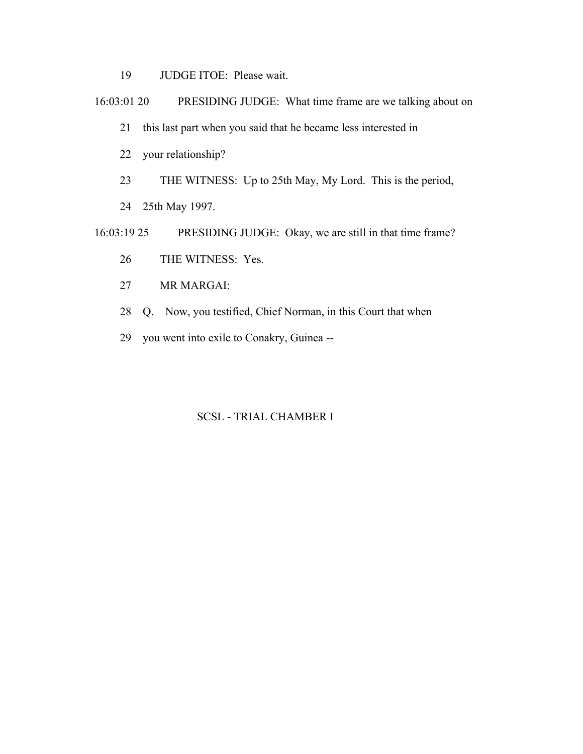19 JUDGE ITOE: Please wait.

16:03:01 20 PRESIDING JUDGE: What time frame are we talking about on

21 this last part when you said that he became less interested in

22 your relationship?

23 THE WITNESS: Up to 25th May, My Lord. This is the period,

24 25th May 1997.

16:03:19 25 PRESIDING JUDGE: Okay, we are still in that time frame?

26 THE WITNESS: Yes.

27 MR MARGAI:

28 Q. Now, you testified, Chief Norman, in this Court that when

29 you went into exile to Conakry, Guinea --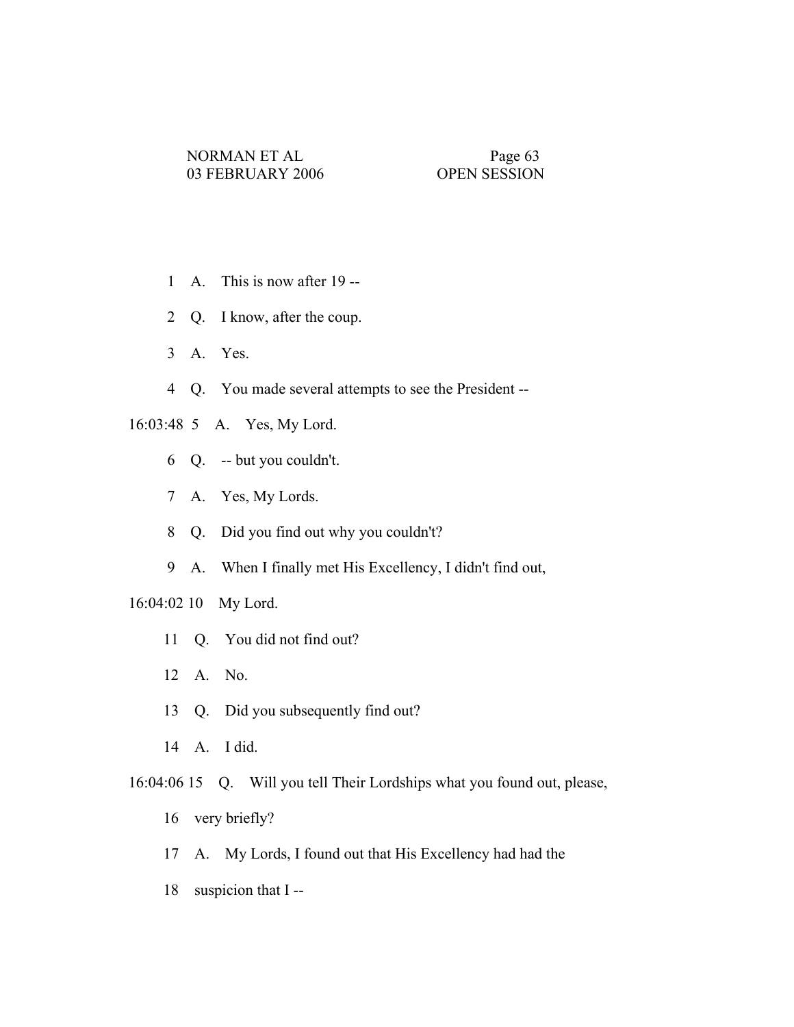1 A. This is now after 19 --

2 Q. I know, after the coup.

3 A. Yes.

4 Q. You made several attempts to see the President --

16:03:48 5 A. Yes, My Lord.

6 Q. -- but you couldn't.

7 A. Yes, My Lords.

8 Q. Did you find out why you couldn't?

9 A. When I finally met His Excellency, I didn't find out,

16:04:02 10 My Lord.

11 Q. You did not find out?

12 A. No.

13 Q. Did you subsequently find out?

14 A. I did.

16:04:06 15 Q. Will you tell Their Lordships what you found out, please,

16 very briefly?

17 A. My Lords, I found out that His Excellency had had the

18 suspicion that I --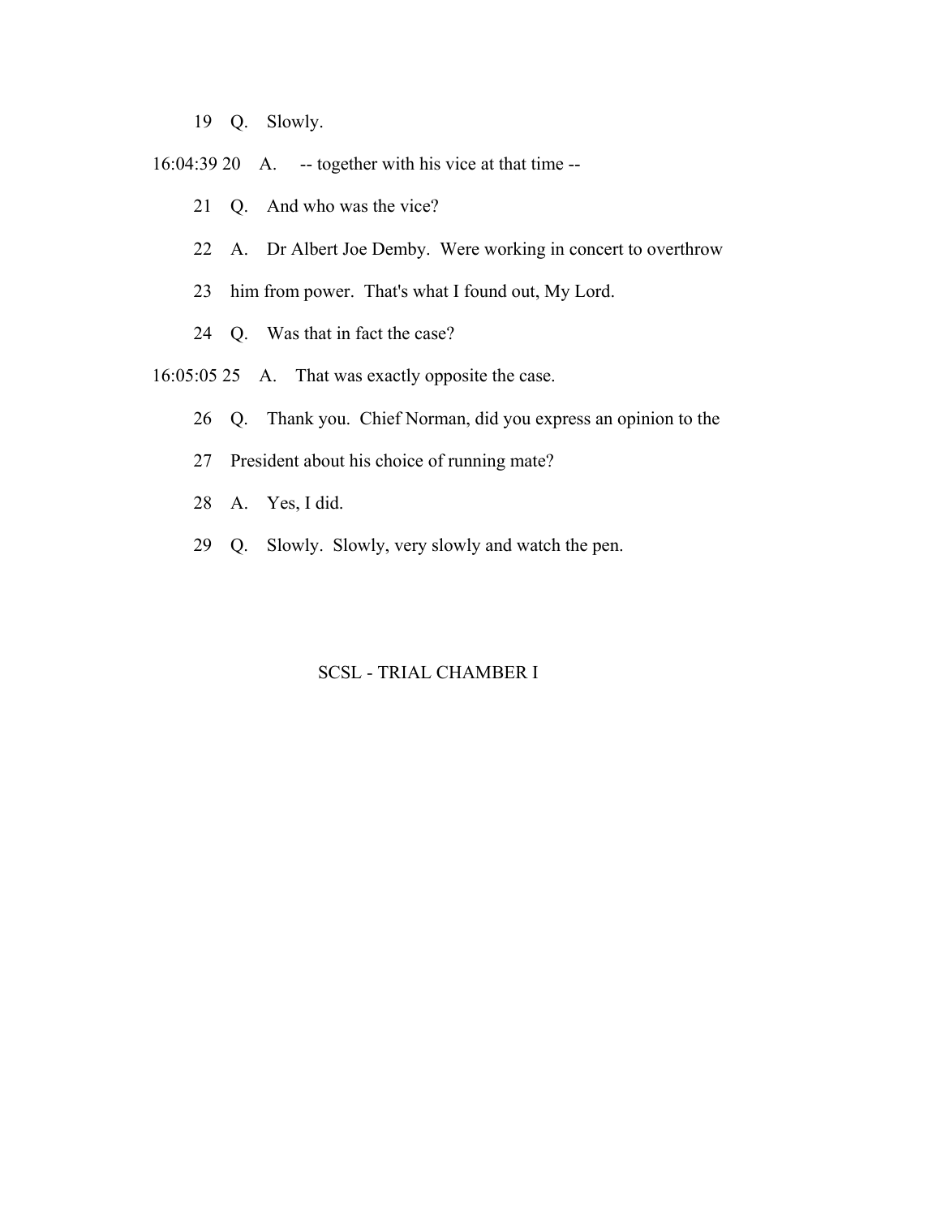19 Q. Slowly.

16:04:39 20 A. -- together with his vice at that time --

21 Q. And who was the vice?

22 A. Dr Albert Joe Demby. Were working in concert to overthrow

23 him from power. That's what I found out, My Lord.

24 Q. Was that in fact the case?

16:05:05 25 A. That was exactly opposite the case.

26 Q. Thank you. Chief Norman, did you express an opinion to the

27 President about his choice of running mate?

28 A. Yes, I did.

29 Q. Slowly. Slowly, very slowly and watch the pen.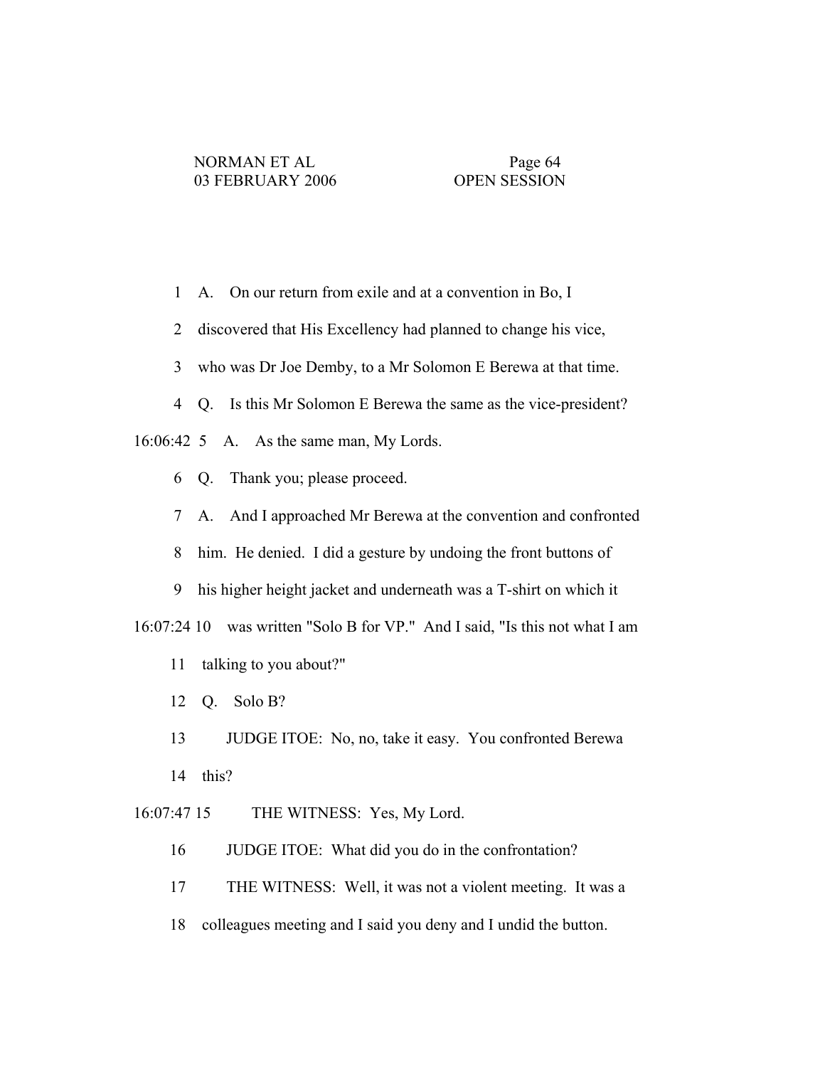1 A. On our return from exile and at a convention in Bo, I

2 discovered that His Excellency had planned to change his vice,

3 who was Dr Joe Demby, to a Mr Solomon E Berewa at that time.

4 Q. Is this Mr Solomon E Berewa the same as the vice-president?

16:06:42 5 A. As the same man, My Lords.

6 Q. Thank you; please proceed.

7 A. And I approached Mr Berewa at the convention and confronted

8 him. He denied. I did a gesture by undoing the front buttons of

9 his higher height jacket and underneath was a T-shirt on which it

16:07:24 10 was written "Solo B for VP." And I said, "Is this not what I am

11 talking to you about?"

12 Q. Solo B?

13 JUDGE ITOE: No, no, take it easy. You confronted Berewa

14 this?

16:07:47 15 THE WITNESS: Yes, My Lord.

16 JUDGE ITOE: What did you do in the confrontation?

17 THE WITNESS: Well, it was not a violent meeting. It was a

18 colleagues meeting and I said you deny and I undid the button.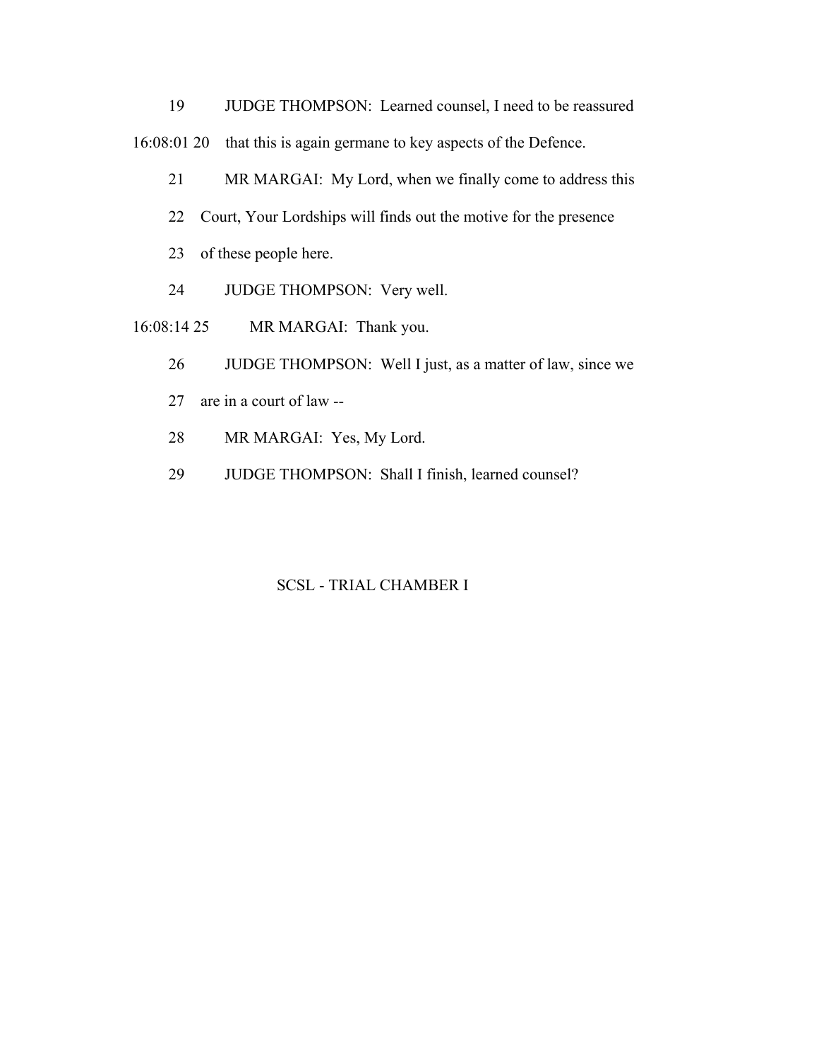19 JUDGE THOMPSON: Learned counsel, I need to be reassured

16:08:01 20 that this is again germane to key aspects of the Defence.

21 MR MARGAI: My Lord, when we finally come to address this

22 Court, Your Lordships will finds out the motive for the presence

23 of these people here.

24 JUDGE THOMPSON: Very well.

16:08:14 25 MR MARGAI: Thank you.

26 JUDGE THOMPSON: Well I just, as a matter of law, since we

27 are in a court of law --

28 MR MARGAI: Yes, My Lord.

29 JUDGE THOMPSON: Shall I finish, learned counsel?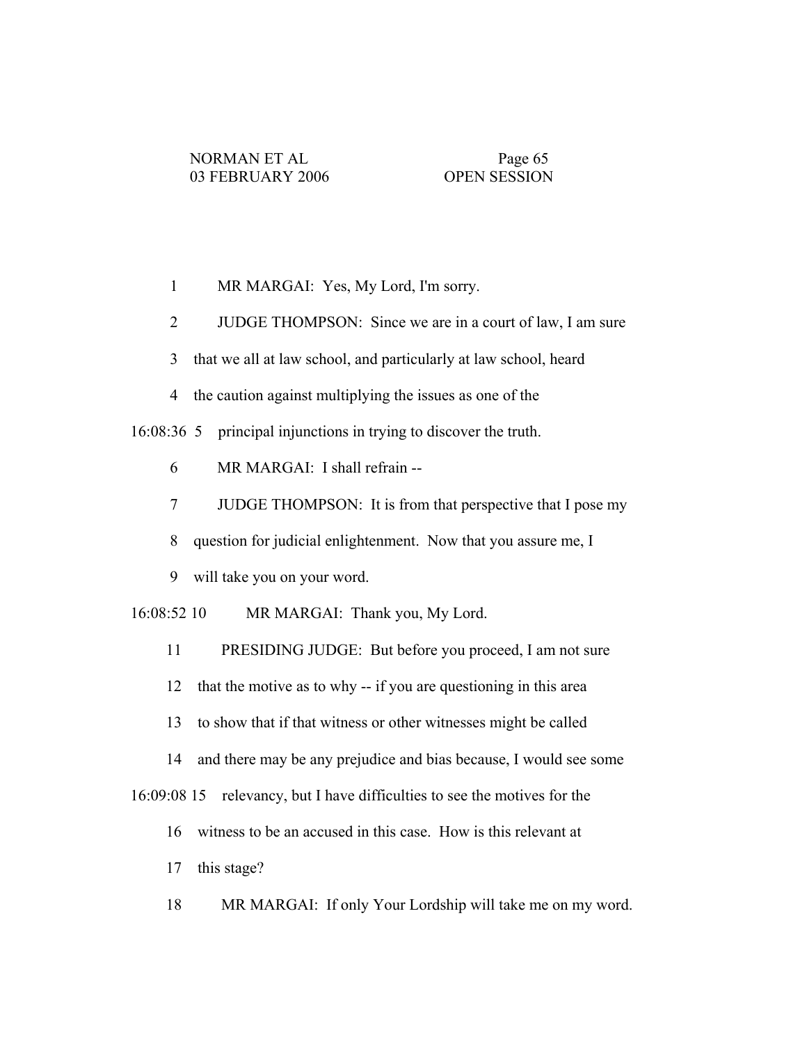1 MR MARGAI: Yes, My Lord, I'm sorry.

2 JUDGE THOMPSON: Since we are in a court of law, I am sure

3 that we all at law school, and particularly at law school, heard

4 the caution against multiplying the issues as one of the

16:08:36 5 principal injunctions in trying to discover the truth.

6 MR MARGAI: I shall refrain --

7 JUDGE THOMPSON: It is from that perspective that I pose my

8 question for judicial enlightenment. Now that you assure me, I

9 will take you on your word.

16:08:52 10 MR MARGAI: Thank you, My Lord.

11 PRESIDING JUDGE: But before you proceed, I am not sure

12 that the motive as to why -- if you are questioning in this area

13 to show that if that witness or other witnesses might be called

14 and there may be any prejudice and bias because, I would see some

16:09:08 15 relevancy, but I have difficulties to see the motives for the

16 witness to be an accused in this case. How is this relevant at

17 this stage?

18 MR MARGAI: If only Your Lordship will take me on my word.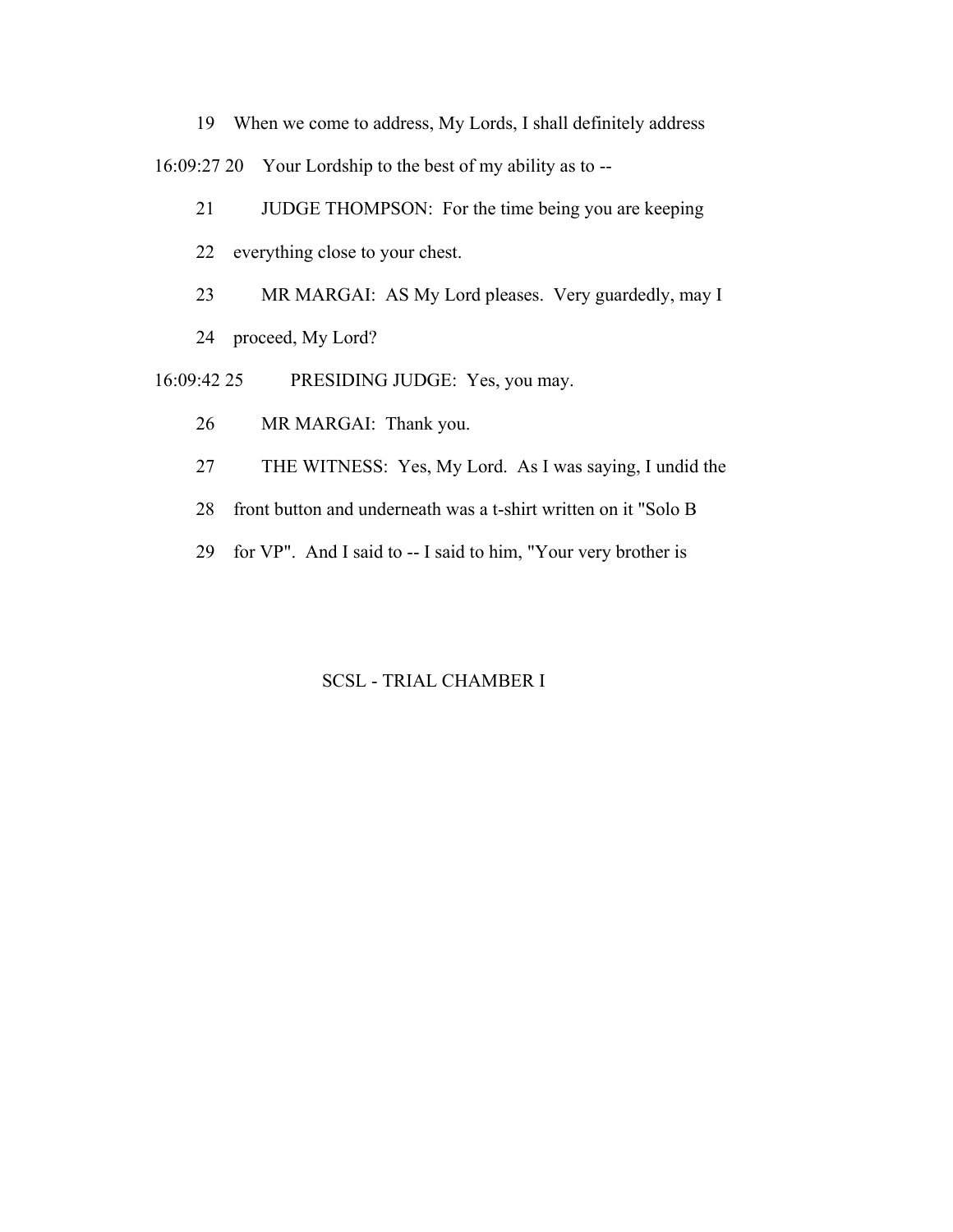19 When we come to address, My Lords, I shall definitely address

16:09:27 20 Your Lordship to the best of my ability as to --

21 JUDGE THOMPSON: For the time being you are keeping

22 everything close to your chest.

23 MR MARGAI: AS My Lord pleases. Very guardedly, may I

24 proceed, My Lord?

16:09:42 25 PRESIDING JUDGE: Yes, you may.

26 MR MARGAI: Thank you.

27 THE WITNESS: Yes, My Lord. As I was saying, I undid the

28 front button and underneath was a t-shirt written on it "Solo B

29 for VP". And I said to -- I said to him, "Your very brother is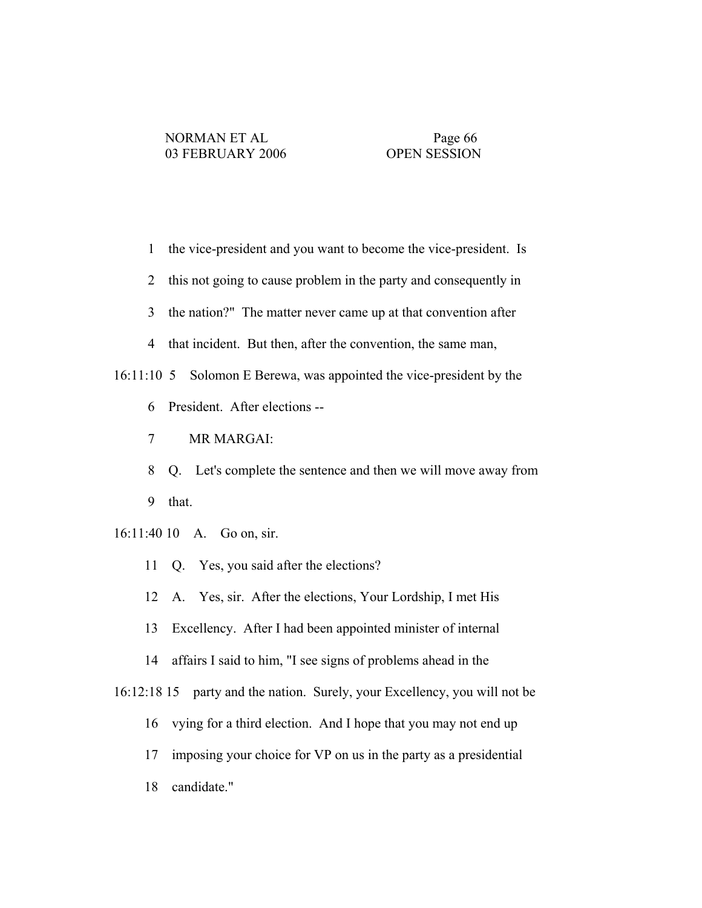the vice-president and you want to become the vice-president. Is this not going to cause problem in the party and consequently in the nation?" The matter never came up at that convention after that incident. But then, after the convention, the same man, Solomon E Berewa, was appointed the vice-president by the President. After elections --

MR MARGAI:

Q. Let's complete the sentence and then we will move away from that.

A. Go on, sir.

Q. Yes, you said after the elections?

A. Yes, sir. After the elections, Your Lordship, I met His Excellency. After I had been appointed minister of internal affairs I said to him, "I see signs of problems ahead in the party and the nation. Surely, your Excellency, you will not be vying for a third election. And I hope that you may not end up imposing your choice for VP on us in the party as a presidential candidate."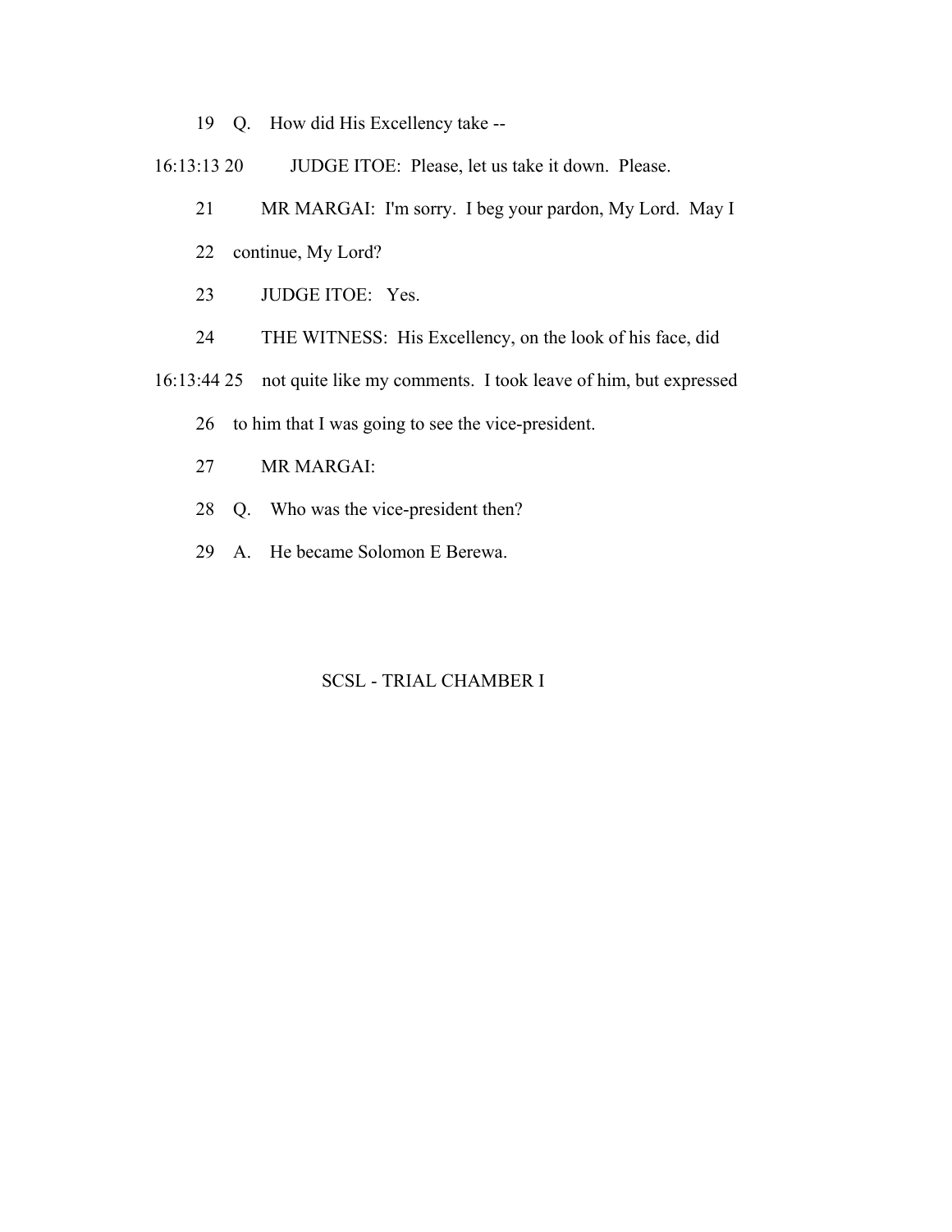19 Q. How did His Excellency take --

16:13:13 20 JUDGE ITOE: Please, let us take it down. Please.

21 MR MARGAI: I'm sorry. I beg your pardon, My Lord. May I

22 continue, My Lord?

23 JUDGE ITOE: Yes.

24 THE WITNESS: His Excellency, on the look of his face, did

16:13:44 25 not quite like my comments. I took leave of him, but expressed

26 to him that I was going to see the vice-president.

27 MR MARGAI:

28 Q. Who was the vice-president then?

29 A. He became Solomon E Berewa.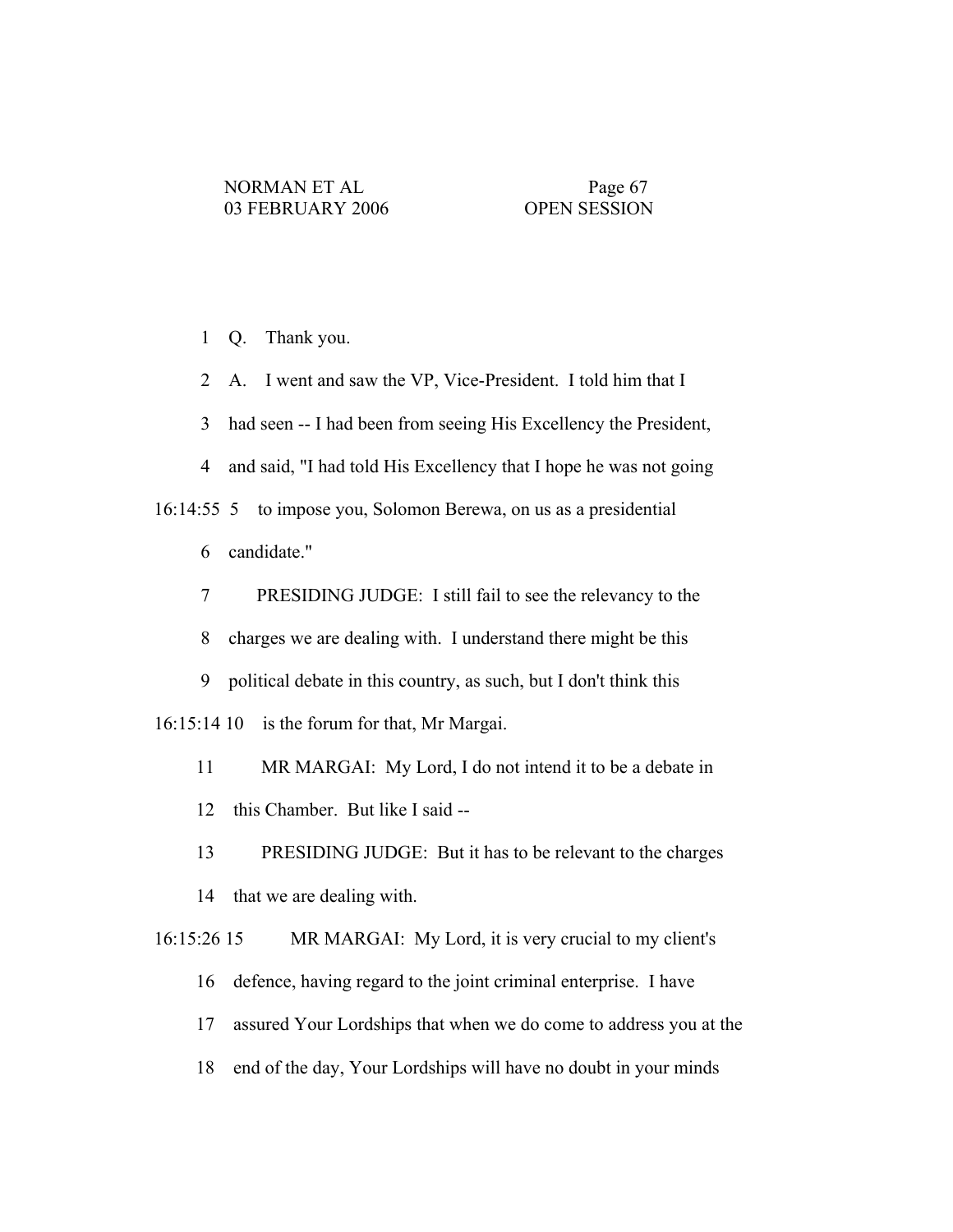1 Q. Thank you.

2 A. I went and saw the VP, Vice-President. I told him that I

3 had seen -- I had been from seeing His Excellency the President,

4 and said, "I had told His Excellency that I hope he was not going

16:14:55 5 to impose you, Solomon Berewa, on us as a presidential

6 candidate."

7 PRESIDING JUDGE: I still fail to see the relevancy to the

8 charges we are dealing with. I understand there might be this

9 political debate in this country, as such, but I don't think this

16:15:14 10 is the forum for that, Mr Margai.

11 MR MARGAI: My Lord, I do not intend it to be a debate in

12 this Chamber. But like I said --

13 PRESIDING JUDGE: But it has to be relevant to the charges

14 that we are dealing with.

16:15:26 15 MR MARGAI: My Lord, it is very crucial to my client's

16 defence, having regard to the joint criminal enterprise. I have

17 assured Your Lordships that when we do come to address you at the

18 end of the day, Your Lordships will have no doubt in your minds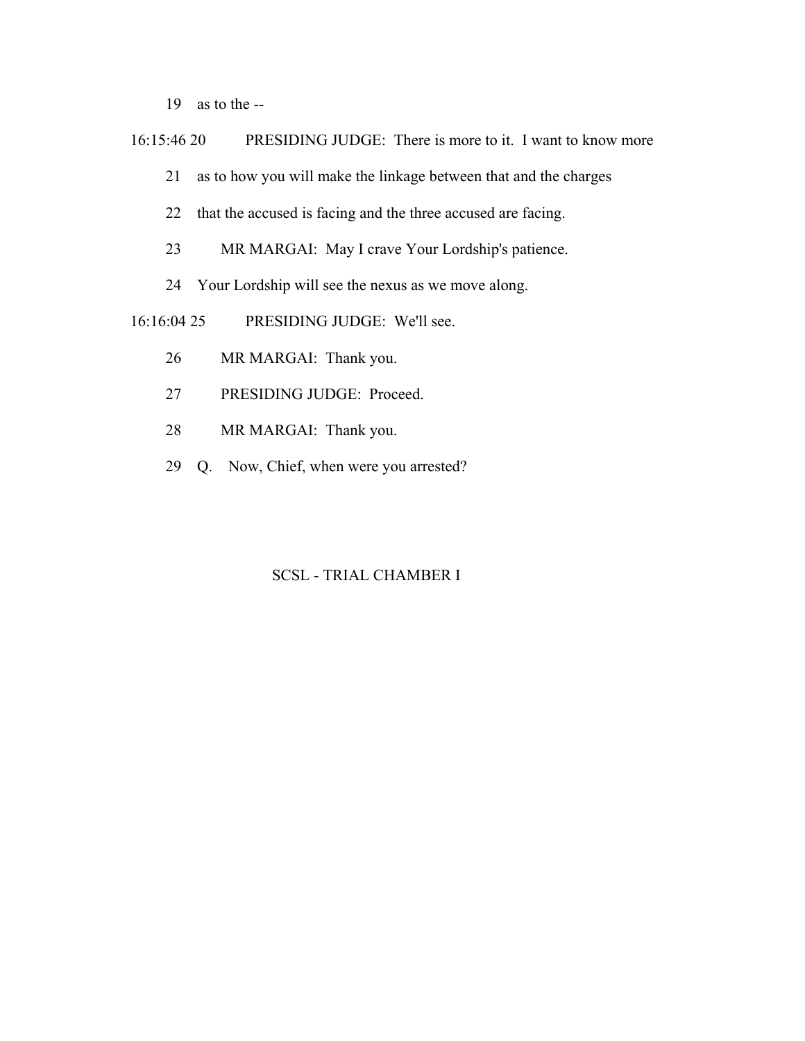19 as to the --

16:15:46 20 PRESIDING JUDGE: There is more to it. I want to know more

21 as to how you will make the linkage between that and the charges

22 that the accused is facing and the three accused are facing.

23 MR MARGAI: May I crave Your Lordship's patience.

24 Your Lordship will see the nexus as we move along.

16:16:04 25 PRESIDING JUDGE: We'll see.

26 MR MARGAI: Thank you.

27 PRESIDING JUDGE: Proceed.

28 MR MARGAI: Thank you.

29 Q. Now, Chief, when were you arrested?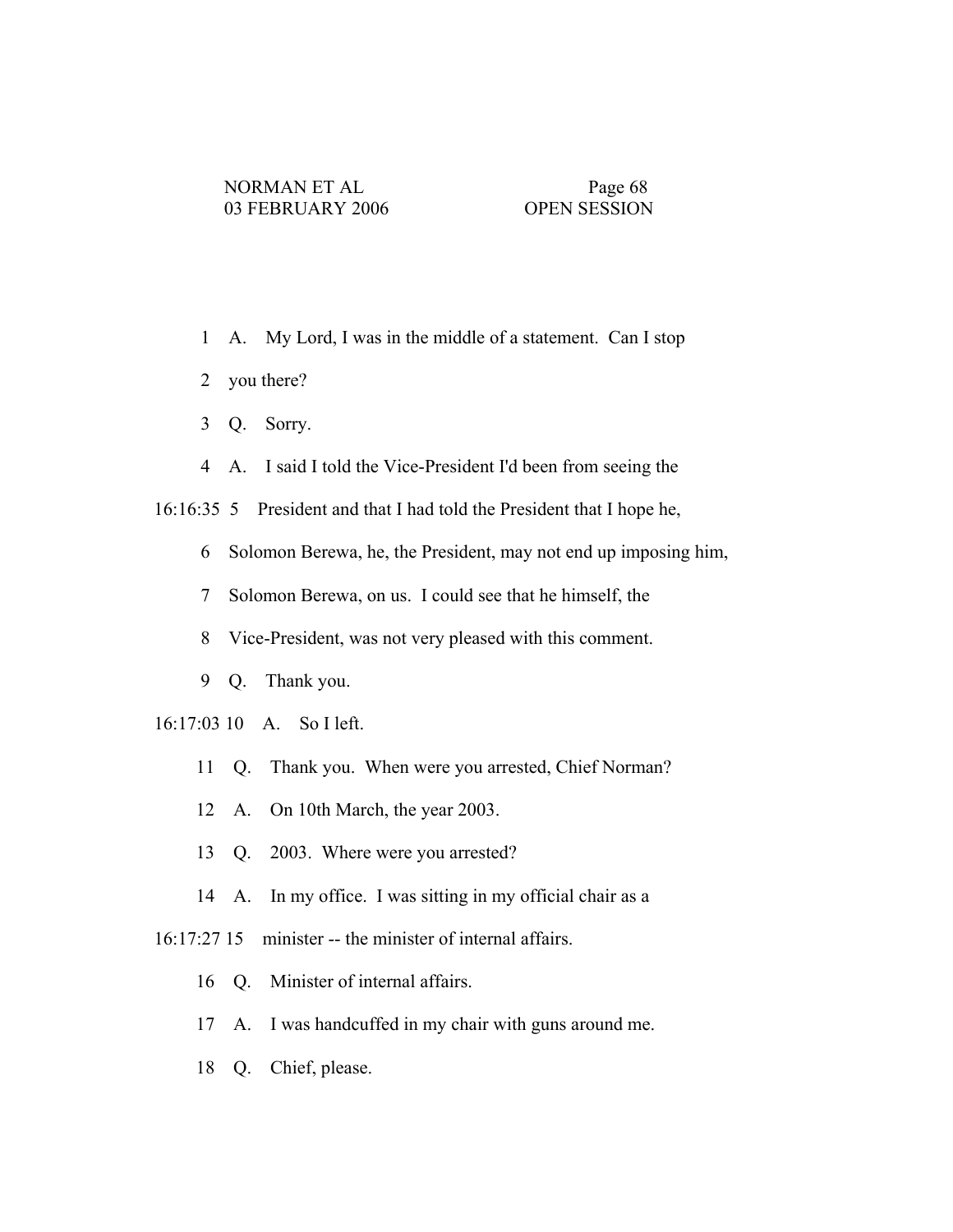1 A. My Lord, I was in the middle of a statement. Can I stop

2 you there?

3 Q. Sorry.

4 A. I said I told the Vice-President I'd been from seeing the

16:16:35 5 President and that I had told the President that I hope he,

6 Solomon Berewa, he, the President, may not end up imposing him,

7 Solomon Berewa, on us. I could see that he himself, the

8 Vice-President, was not very pleased with this comment.

9 Q. Thank you.

16:17:03 10 A. So I left.

11 Q. Thank you. When were you arrested, Chief Norman?

12 A. On 10th March, the year 2003.

13 Q. 2003. Where were you arrested?

14 A. In my office. I was sitting in my official chair as a

16:17:27 15 minister -- the minister of internal affairs.

16 Q. Minister of internal affairs.

17 A. I was handcuffed in my chair with guns around me.

18 Q. Chief, please.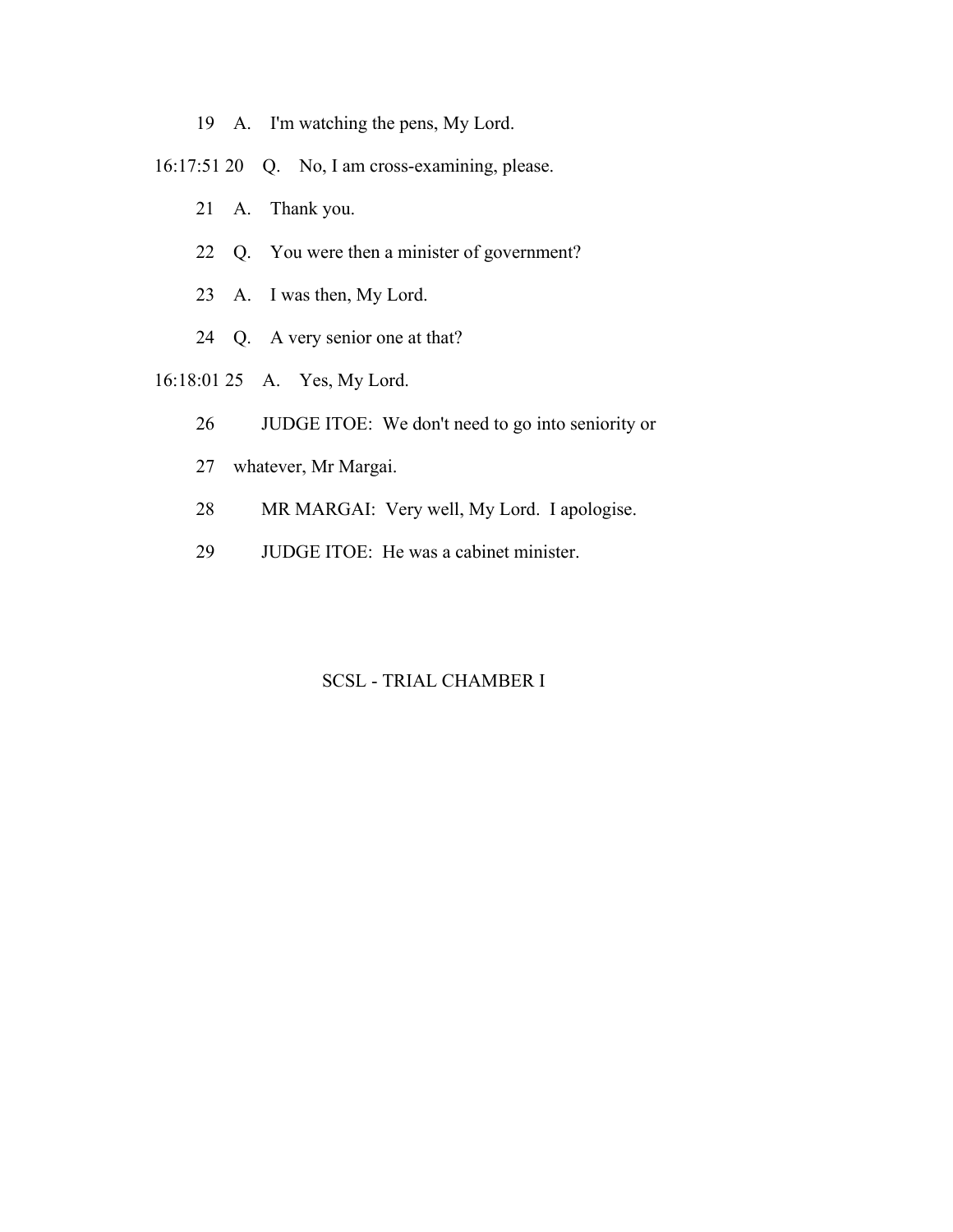19 A. I'm watching the pens, My Lord.

16:17:51 20 Q. No, I am cross-examining, please.

21 A. Thank you.

22 Q. You were then a minister of government?

23 A. I was then, My Lord.

24 Q. A very senior one at that?

16:18:01 25 A. Yes, My Lord.

26 JUDGE ITOE: We don't need to go into seniority or

27 whatever, Mr Margai.

28 MR MARGAI: Very well, My Lord. I apologise.

29 JUDGE ITOE: He was a cabinet minister.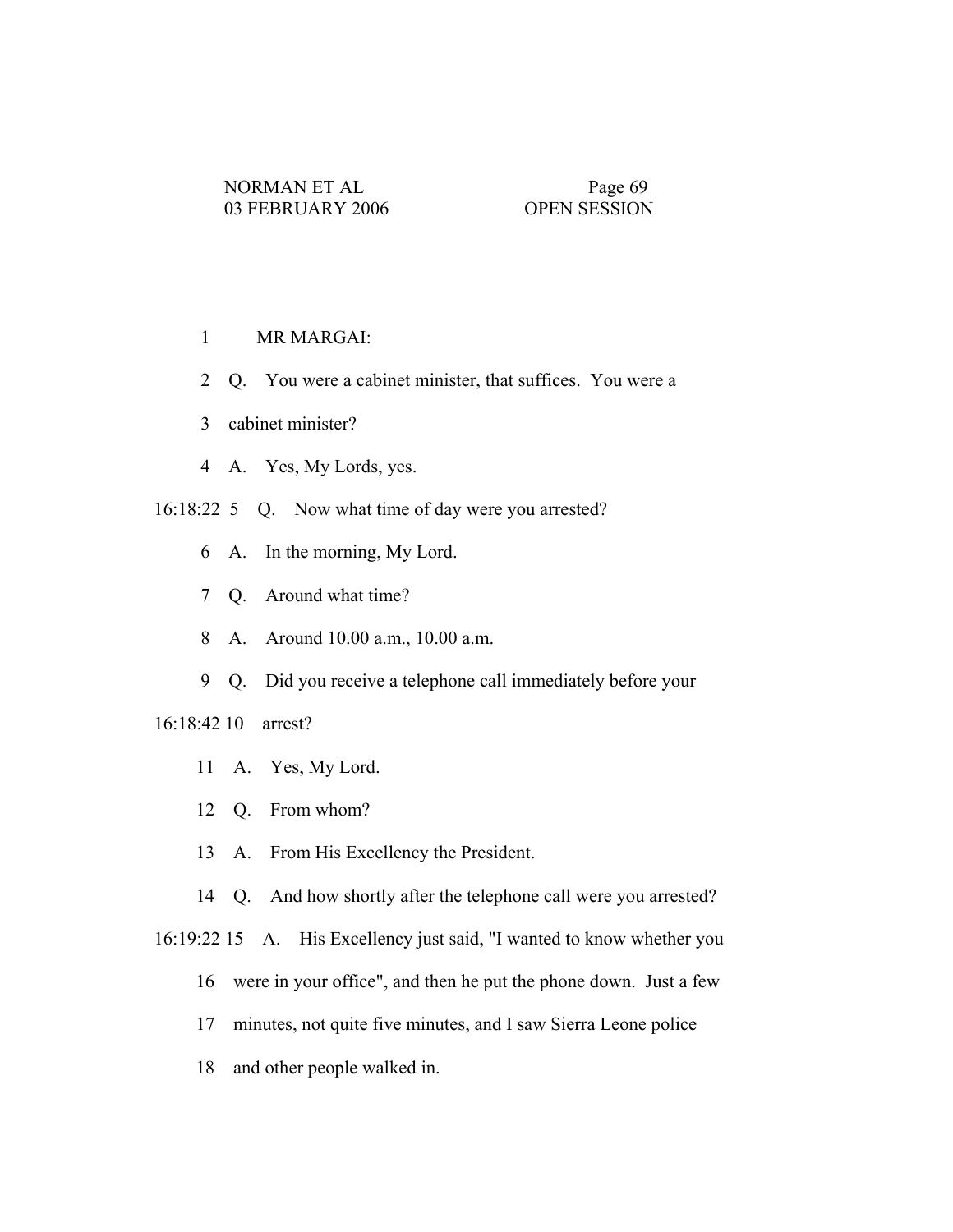MR MARGAI:

Q. You were a cabinet minister, that suffices. You were a cabinet minister?

A. Yes, My Lords, yes.

Q. Now what time of day were you arrested?

A. In the morning, My Lord.

Q. Around what time?

A. Around 10.00 a.m., 10.00 a.m.

Q. Did you receive a telephone call immediately before your arrest?

A. Yes, My Lord.

Q. From whom?

A. From His Excellency the President.

Q. And how shortly after the telephone call were you arrested?

A. His Excellency just said, "I wanted to know whether you were in your office", and then he put the phone down. Just a few minutes, not quite five minutes, and I saw Sierra Leone police and other people walked in.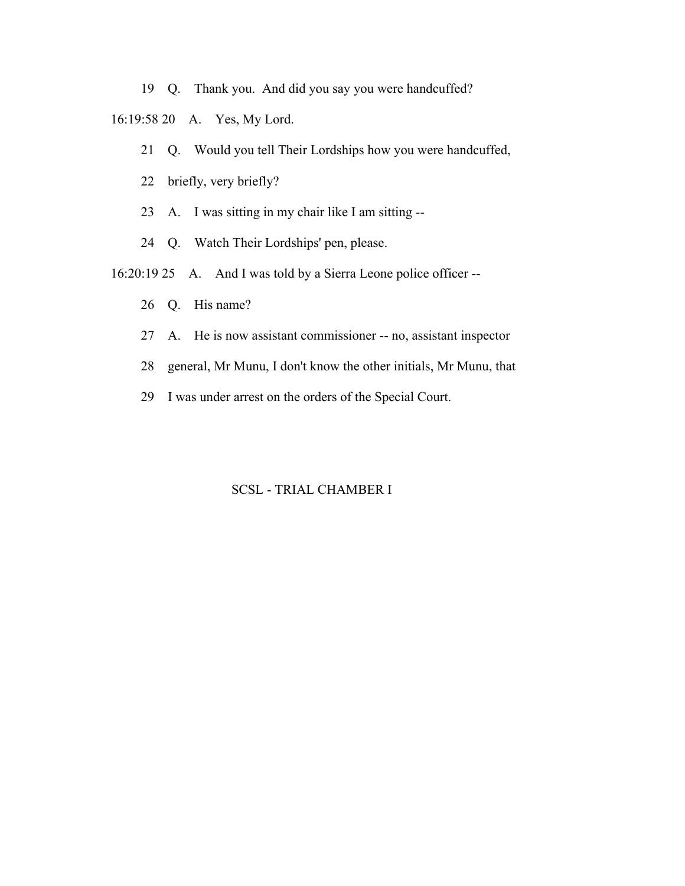19 Q. Thank you. And did you say you were handcuffed?

16:19:58 20 A. Yes, My Lord.

21 Q. Would you tell Their Lordships how you were handcuffed,

22 briefly, very briefly?

23 A. I was sitting in my chair like I am sitting --

24 Q. Watch Their Lordships' pen, please.

16:20:19 25 A. And I was told by a Sierra Leone police officer --

26 Q. His name?

27 A. He is now assistant commissioner -- no, assistant inspector

28 general, Mr Munu, I don't know the other initials, Mr Munu, that

29 I was under arrest on the orders of the Special Court.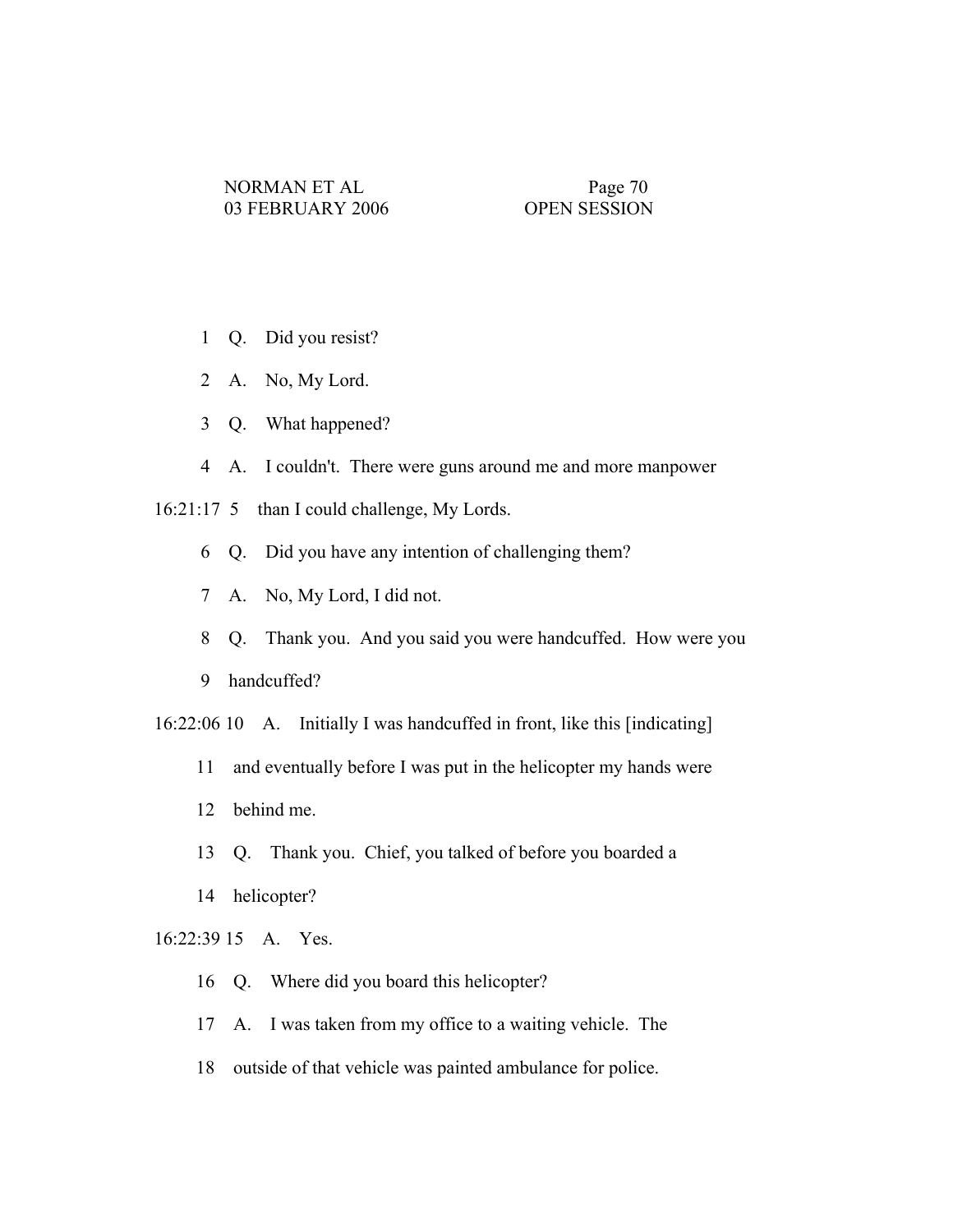1 Q. Did you resist?

2 A. No, My Lord.

3 Q. What happened?

4 A. I couldn't. There were guns around me and more manpower

16:21:17 5 than I could challenge, My Lords.

6 Q. Did you have any intention of challenging them?

7 A. No, My Lord, I did not.

8 Q. Thank you. And you said you were handcuffed. How were you

9 handcuffed?

16:22:06 10 A. Initially I was handcuffed in front, like this [indicating]

11 and eventually before I was put in the helicopter my hands were

12 behind me.

13 Q. Thank you. Chief, you talked of before you boarded a

14 helicopter?

16:22:39 15 A. Yes.

16 Q. Where did you board this helicopter?

17 A. I was taken from my office to a waiting vehicle. The

18 outside of that vehicle was painted ambulance for police.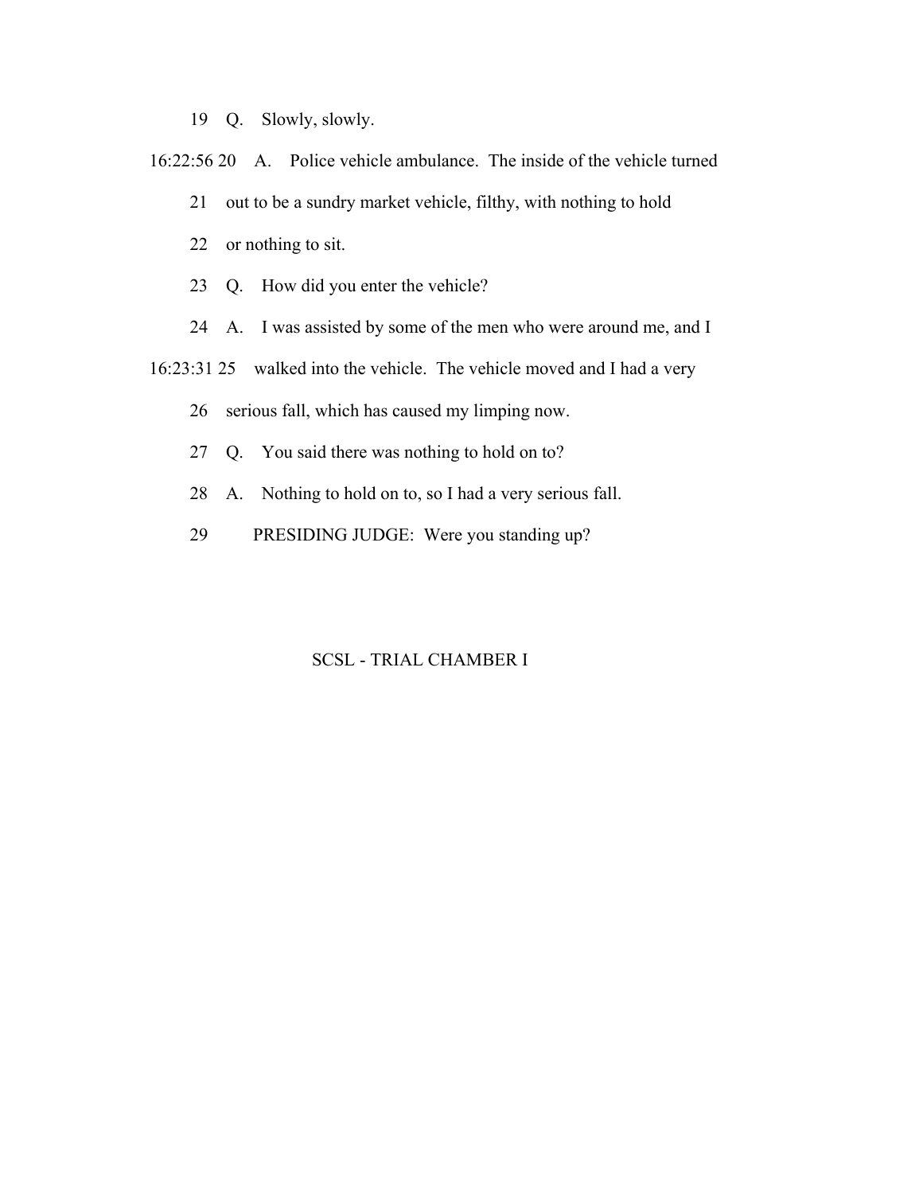19 Q. Slowly, slowly.

16:22:56 20 A. Police vehicle ambulance. The inside of the vehicle turned

21 out to be a sundry market vehicle, filthy, with nothing to hold

22 or nothing to sit.

23 Q. How did you enter the vehicle?

24 A. I was assisted by some of the men who were around me, and I

16:23:31 25 walked into the vehicle. The vehicle moved and I had a very

26 serious fall, which has caused my limping now.

27 Q. You said there was nothing to hold on to?

28 A. Nothing to hold on to, so I had a very serious fall.

29 PRESIDING JUDGE: Were you standing up?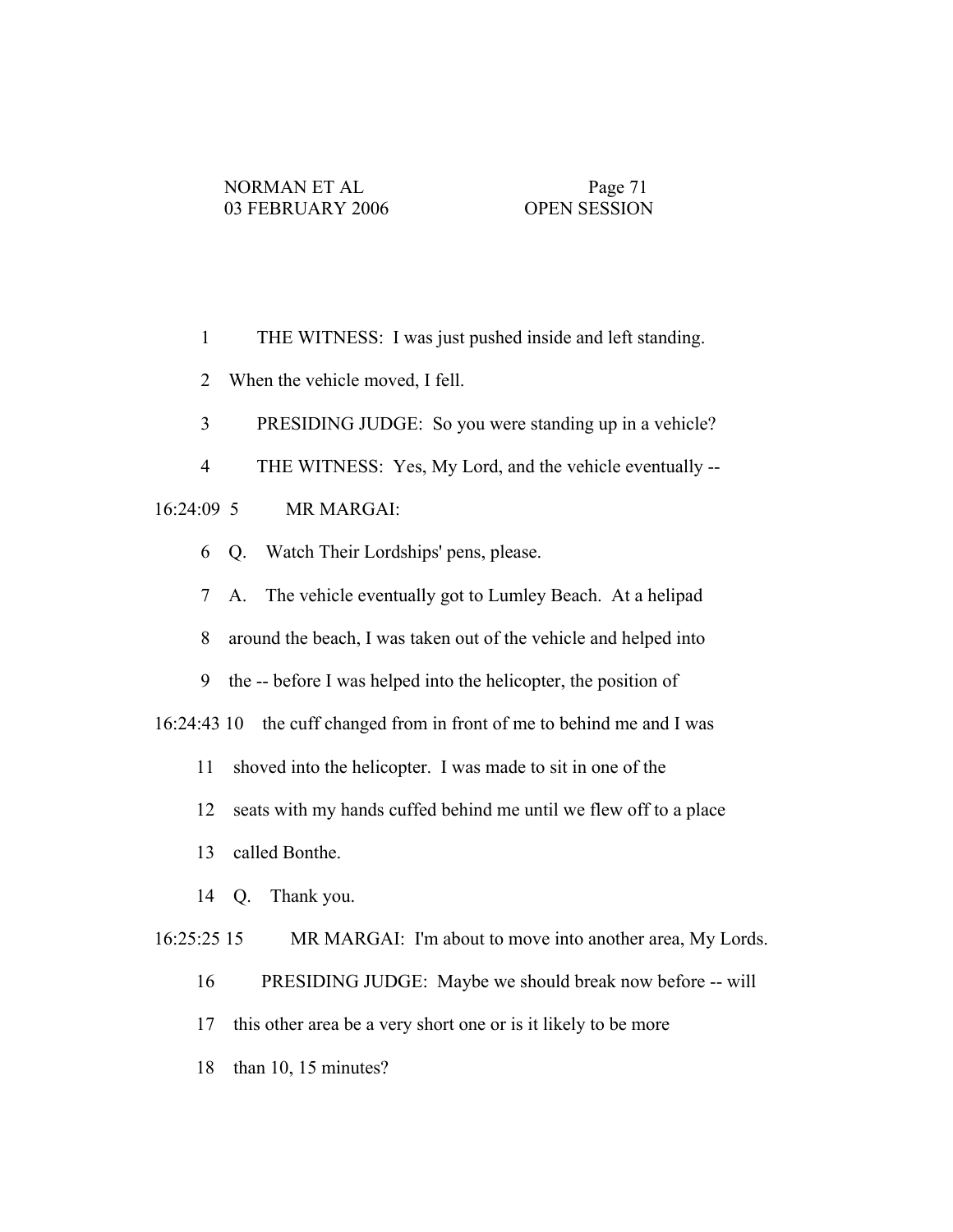1 THE WITNESS: I was just pushed inside and left standing.

2 When the vehicle moved, I fell.

3 PRESIDING JUDGE: So you were standing up in a vehicle?

4 THE WITNESS: Yes, My Lord, and the vehicle eventually --

16:24:09 5 MR MARGAI:

6 Q. Watch Their Lordships' pens, please.

7 A. The vehicle eventually got to Lumley Beach. At a helipad

8 around the beach, I was taken out of the vehicle and helped into

9 the -- before I was helped into the helicopter, the position of

16:24:43 10 the cuff changed from in front of me to behind me and I was

11 shoved into the helicopter. I was made to sit in one of the

12 seats with my hands cuffed behind me until we flew off to a place

13 called Bonthe.

14 Q. Thank you.

16:25:25 15 MR MARGAI: I'm about to move into another area, My Lords.

16 PRESIDING JUDGE: Maybe we should break now before -- will

17 this other area be a very short one or is it likely to be more

18 than 10, 15 minutes?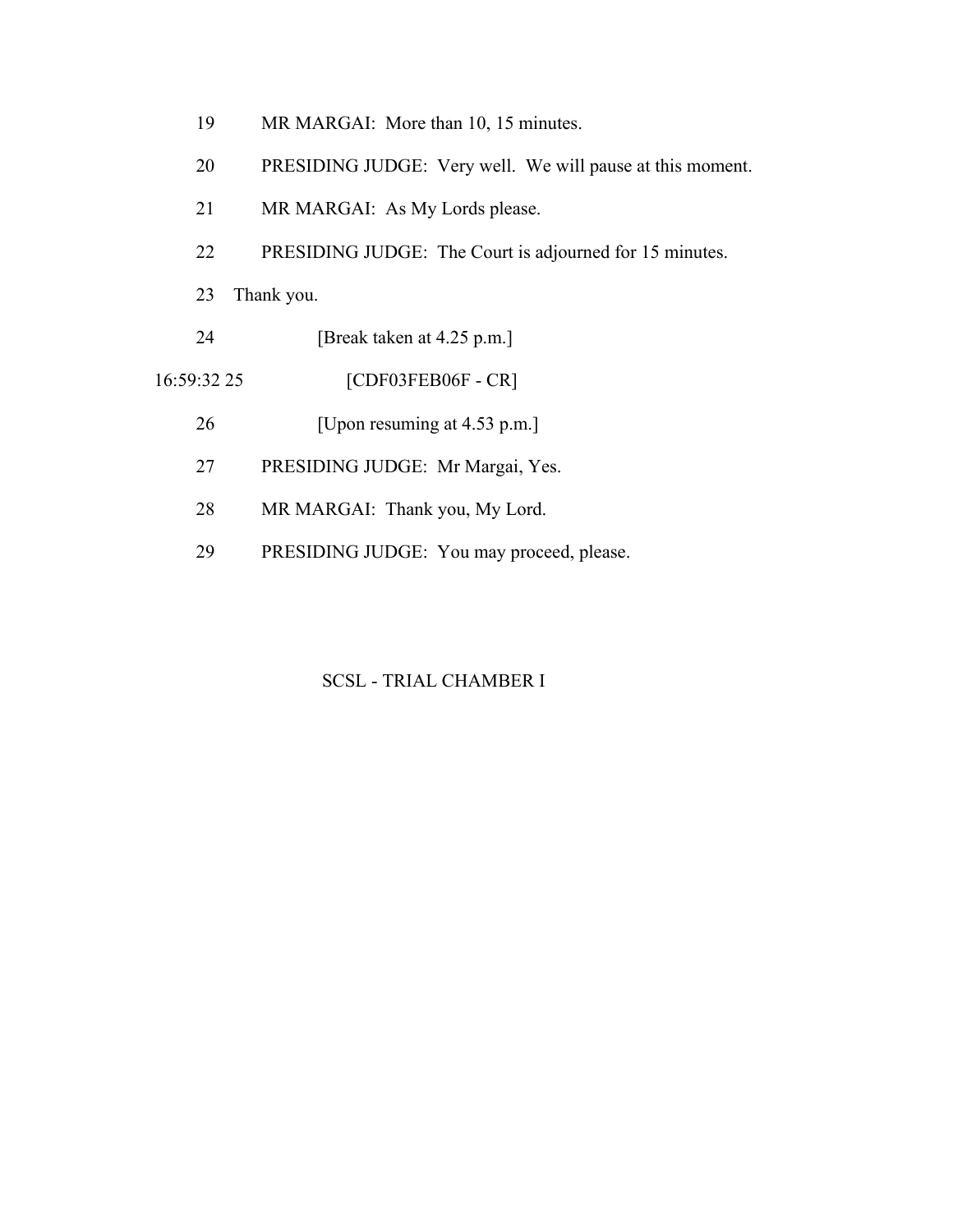19 MR MARGAI: More than 10, 15 minutes.

20 PRESIDING JUDGE: Very well. We will pause at this moment.

21 MR MARGAI: As My Lords please.

22 PRESIDING JUDGE: The Court is adjourned for 15 minutes.

23 Thank you.

24 [Break taken at 4.25 p.m.]

16:59:32 25 [CDF03FEB06F - CR]

26 [Upon resuming at 4.53 p.m.]

27 PRESIDING JUDGE: Mr Margai, Yes.

28 MR MARGAI: Thank you, My Lord.

29 PRESIDING JUDGE: You may proceed, please.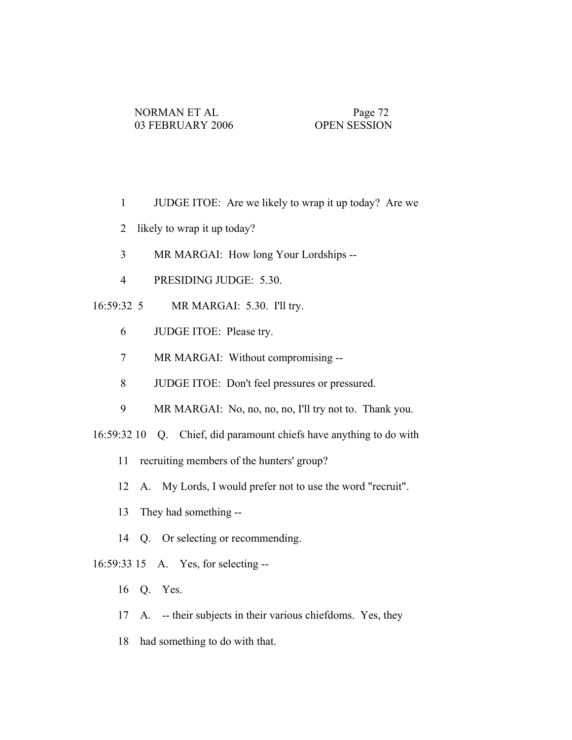1 JUDGE ITOE: Are we likely to wrap it up today? Are we

2 likely to wrap it up today?

3 MR MARGAI: How long Your Lordships --

4 PRESIDING JUDGE: 5.30.

16:59:32 5 MR MARGAI: 5.30. I'll try.

6 JUDGE ITOE: Please try.

7 MR MARGAI: Without compromising --

8 JUDGE ITOE: Don't feel pressures or pressured.

9 MR MARGAI: No, no, no, no, I'll try not to. Thank you.

16:59:32 10 Q. Chief, did paramount chiefs have anything to do with

11 recruiting members of the hunters' group?

12 A. My Lords, I would prefer not to use the word "recruit".

13 They had something --

14 Q. Or selecting or recommending.

16:59:33 15 A. Yes, for selecting --

16 Q. Yes.

17 A. -- their subjects in their various chiefdoms. Yes, they

18 had something to do with that.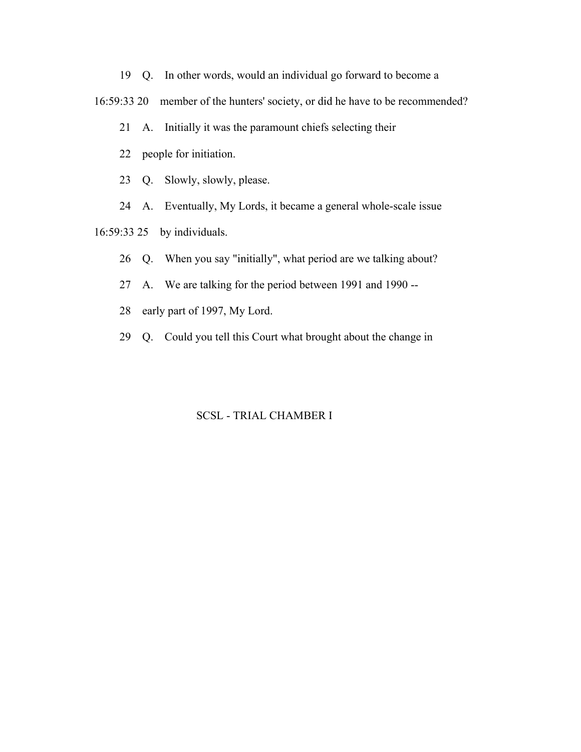19 Q. In other words, would an individual go forward to become a

16:59:33 20 member of the hunters' society, or did he have to be recommended?

21 A. Initially it was the paramount chiefs selecting their

22 people for initiation.

23 Q. Slowly, slowly, please.

24 A. Eventually, My Lords, it became a general whole-scale issue

16:59:33 25 by individuals.

26 Q. When you say "initially", what period are we talking about?

27 A. We are talking for the period between 1991 and 1990 --

28 early part of 1997, My Lord.

29 Q. Could you tell this Court what brought about the change in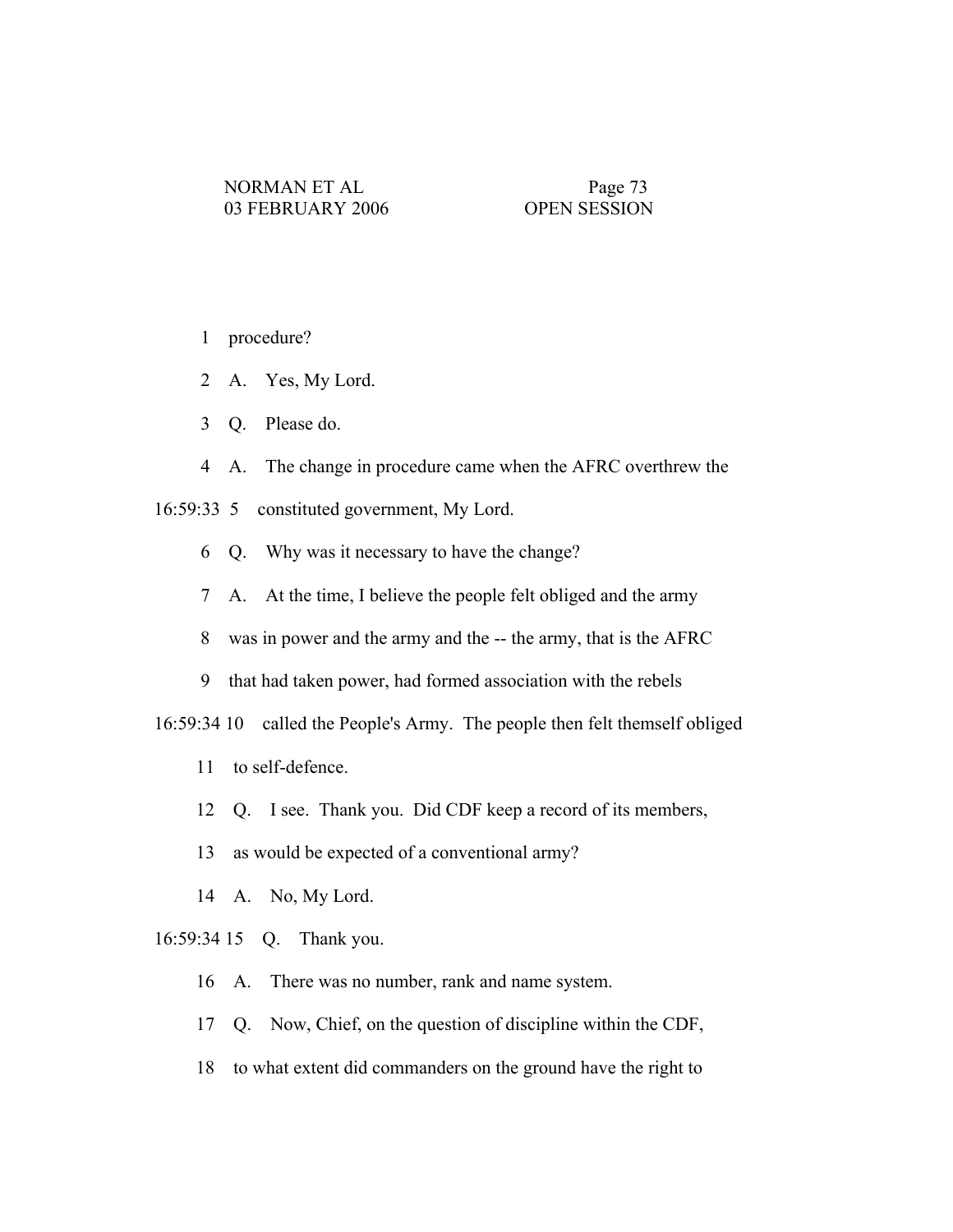1 procedure?

2 A. Yes, My Lord.

3 Q. Please do.

4 A. The change in procedure came when the AFRC overthrew the

16:59:33 5 constituted government, My Lord.

6 Q. Why was it necessary to have the change?

7 A. At the time, I believe the people felt obliged and the army

8 was in power and the army and the -- the army, that is the AFRC

9 that had taken power, had formed association with the rebels

16:59:34 10 called the People's Army. The people then felt themself obliged

11 to self-defence.

12 Q. I see. Thank you. Did CDF keep a record of its members,

13 as would be expected of a conventional army?

14 A. No, My Lord.

16:59:34 15 Q. Thank you.

16 A. There was no number, rank and name system.

17 Q. Now, Chief, on the question of discipline within the CDF,

18 to what extent did commanders on the ground have the right to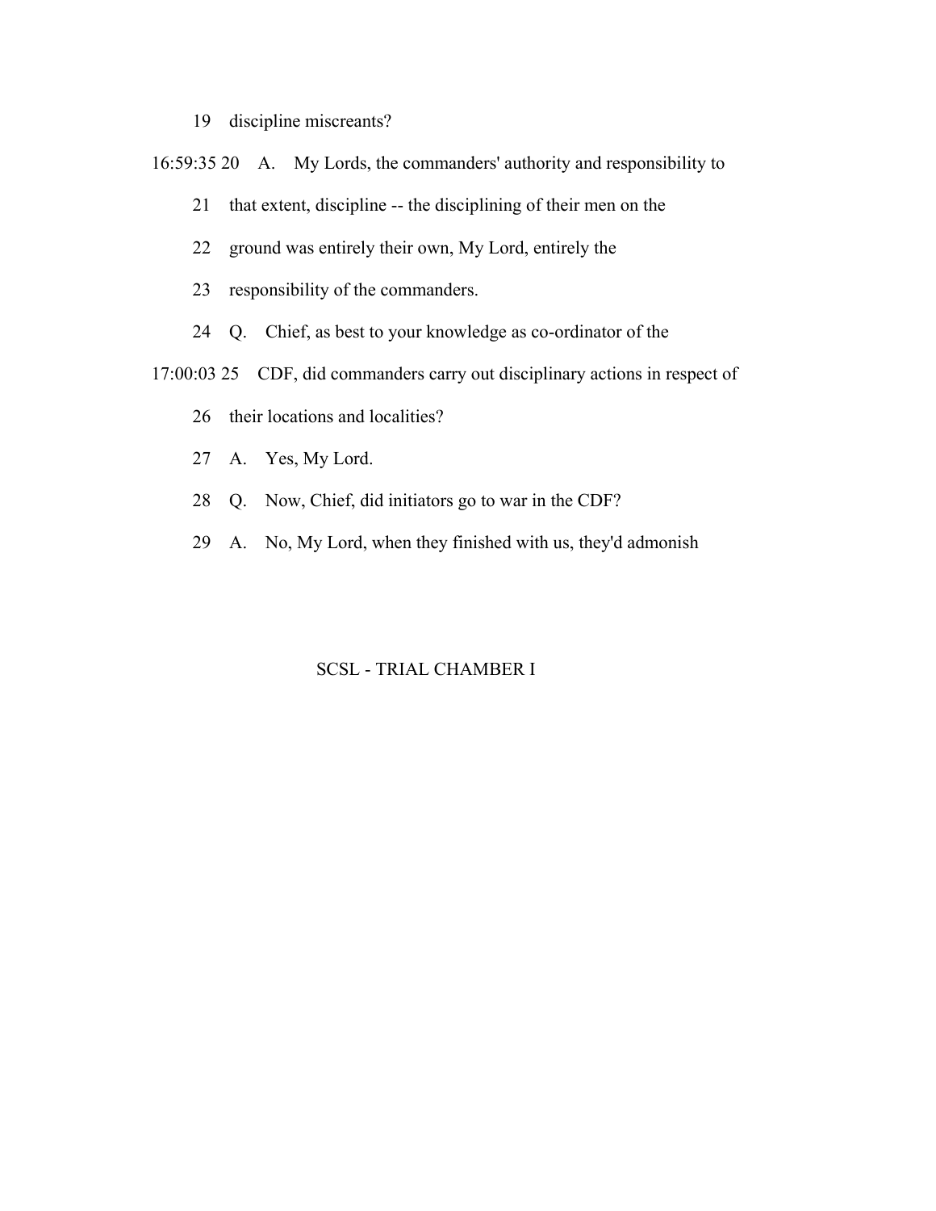19 discipline miscreants?

16:59:35 20 A. My Lords, the commanders' authority and responsibility to

21 that extent, discipline -- the disciplining of their men on the

22 ground was entirely their own, My Lord, entirely the

23 responsibility of the commanders.

24 Q. Chief, as best to your knowledge as co-ordinator of the

17:00:03 25 CDF, did commanders carry out disciplinary actions in respect of

26 their locations and localities?

27 A. Yes, My Lord.

28 Q. Now, Chief, did initiators go to war in the CDF?

29 A. No, My Lord, when they finished with us, they'd admonish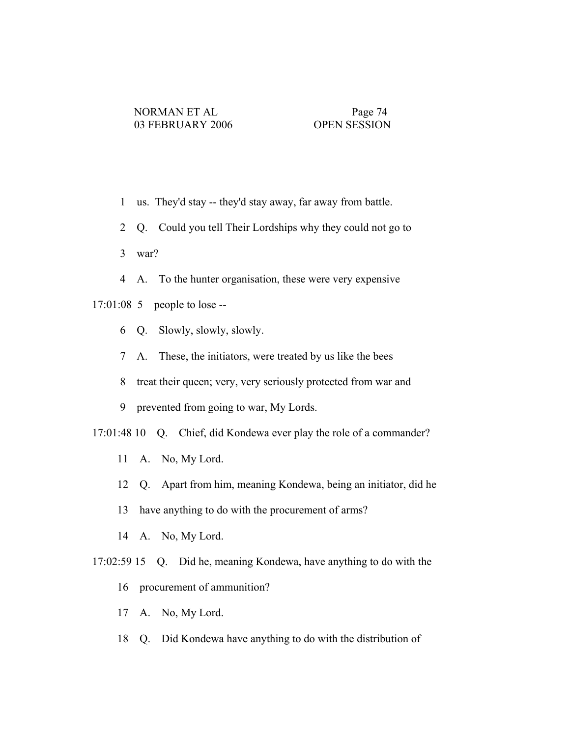1 us. They'd stay -- they'd stay away, far away from battle.

2 Q. Could you tell Their Lordships why they could not go to

3 war?

4 A. To the hunter organisation, these were very expensive

17:01:08 5 people to lose --

6 Q. Slowly, slowly, slowly.

7 A. These, the initiators, were treated by us like the bees

8 treat their queen; very, very seriously protected from war and

9 prevented from going to war, My Lords.

17:01:48 10 Q. Chief, did Kondewa ever play the role of a commander?

11 A. No, My Lord.

12 Q. Apart from him, meaning Kondewa, being an initiator, did he

13 have anything to do with the procurement of arms?

14 A. No, My Lord.

17:02:59 15 Q. Did he, meaning Kondewa, have anything to do with the

16 procurement of ammunition?

17 A. No, My Lord.

18 Q. Did Kondewa have anything to do with the distribution of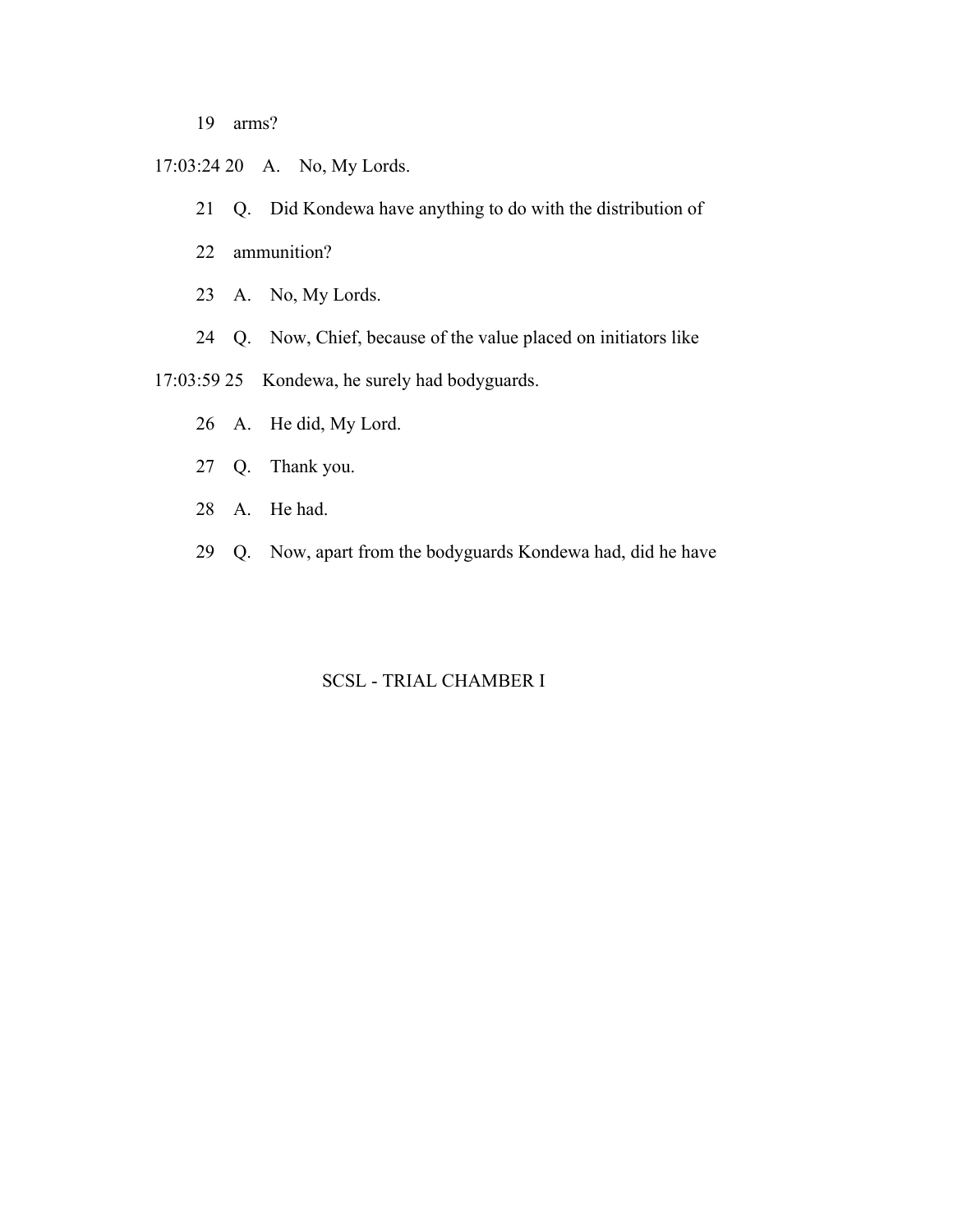19 arms?

17:03:24 20 A. No, My Lords.

21 Q. Did Kondewa have anything to do with the distribution of

22 ammunition?

23 A. No, My Lords.

24 Q. Now, Chief, because of the value placed on initiators like

17:03:59 25 Kondewa, he surely had bodyguards.

26 A. He did, My Lord.

27 Q. Thank you.

28 A. He had.

29 Q. Now, apart from the bodyguards Kondewa had, did he have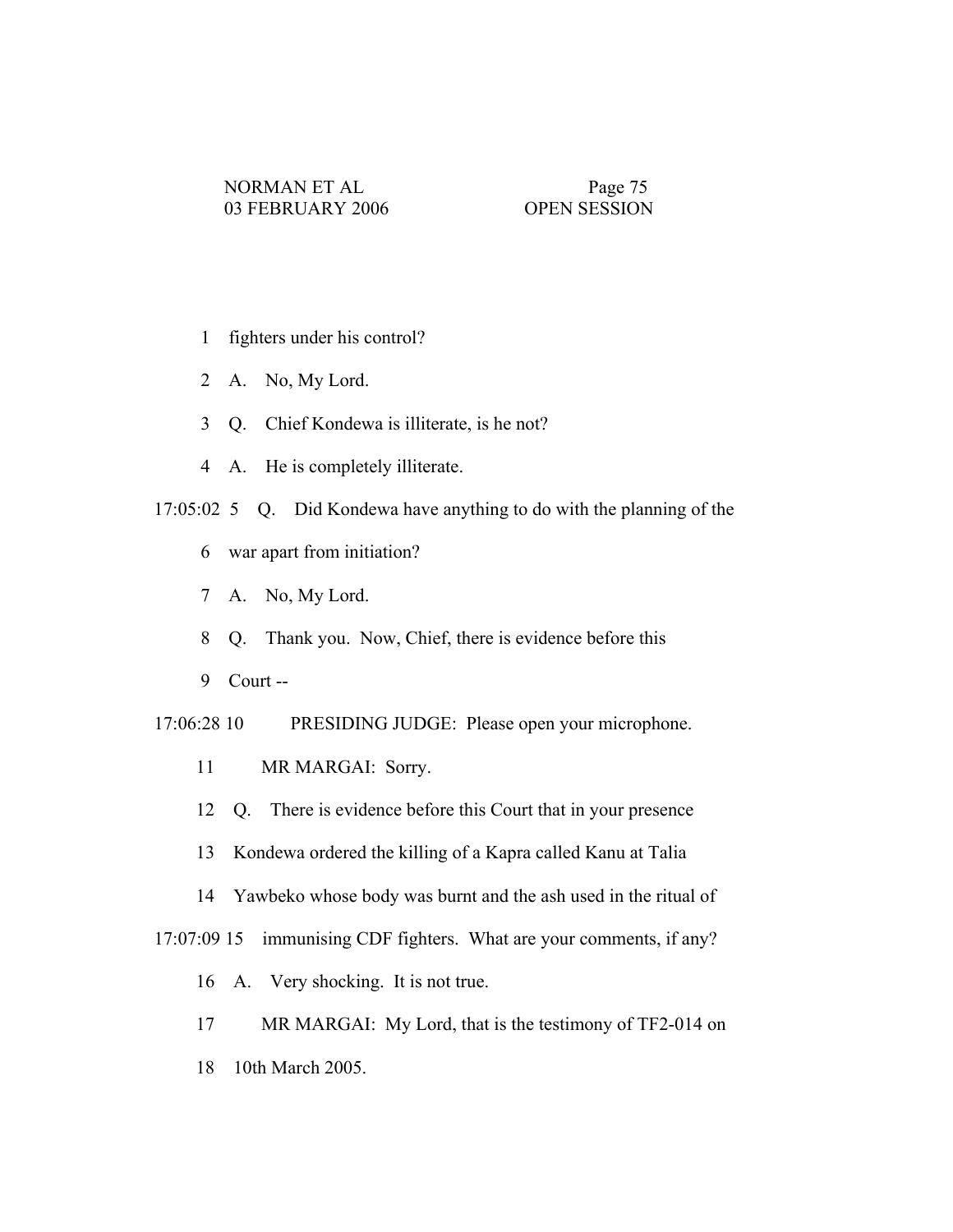1 fighters under his control?

2 A. No, My Lord.

3 Q. Chief Kondewa is illiterate, is he not?

4 A. He is completely illiterate.

17:05:02 5 Q. Did Kondewa have anything to do with the planning of the

6 war apart from initiation?

7 A. No, My Lord.

8 Q. Thank you. Now, Chief, there is evidence before this

9 Court --

17:06:28 10 PRESIDING JUDGE: Please open your microphone.

11 MR MARGAI: Sorry.

12 Q. There is evidence before this Court that in your presence

13 Kondewa ordered the killing of a Kapra called Kanu at Talia

14 Yawbeko whose body was burnt and the ash used in the ritual of

17:07:09 15 immunising CDF fighters. What are your comments, if any?

16 A. Very shocking. It is not true.

17 MR MARGAI: My Lord, that is the testimony of TF2-014 on

18 10th March 2005.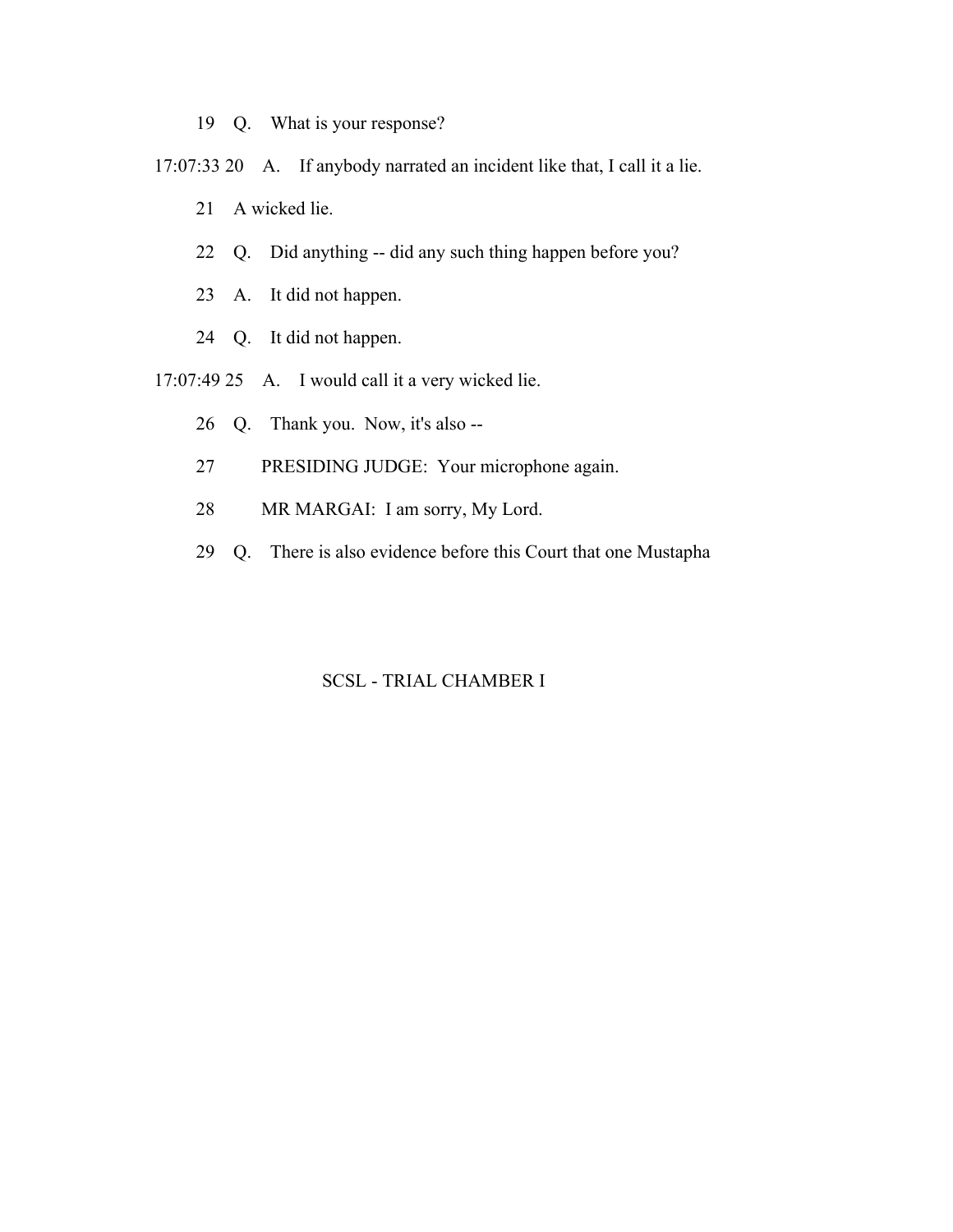19 Q. What is your response?

17:07:33 20 A. If anybody narrated an incident like that, I call it a lie.

21 A wicked lie.

22 Q. Did anything -- did any such thing happen before you?

23 A. It did not happen.

24 Q. It did not happen.

17:07:49 25 A. I would call it a very wicked lie.

26 Q. Thank you. Now, it's also --

27 PRESIDING JUDGE: Your microphone again.

28 MR MARGAI: I am sorry, My Lord.

29 Q. There is also evidence before this Court that one Mustapha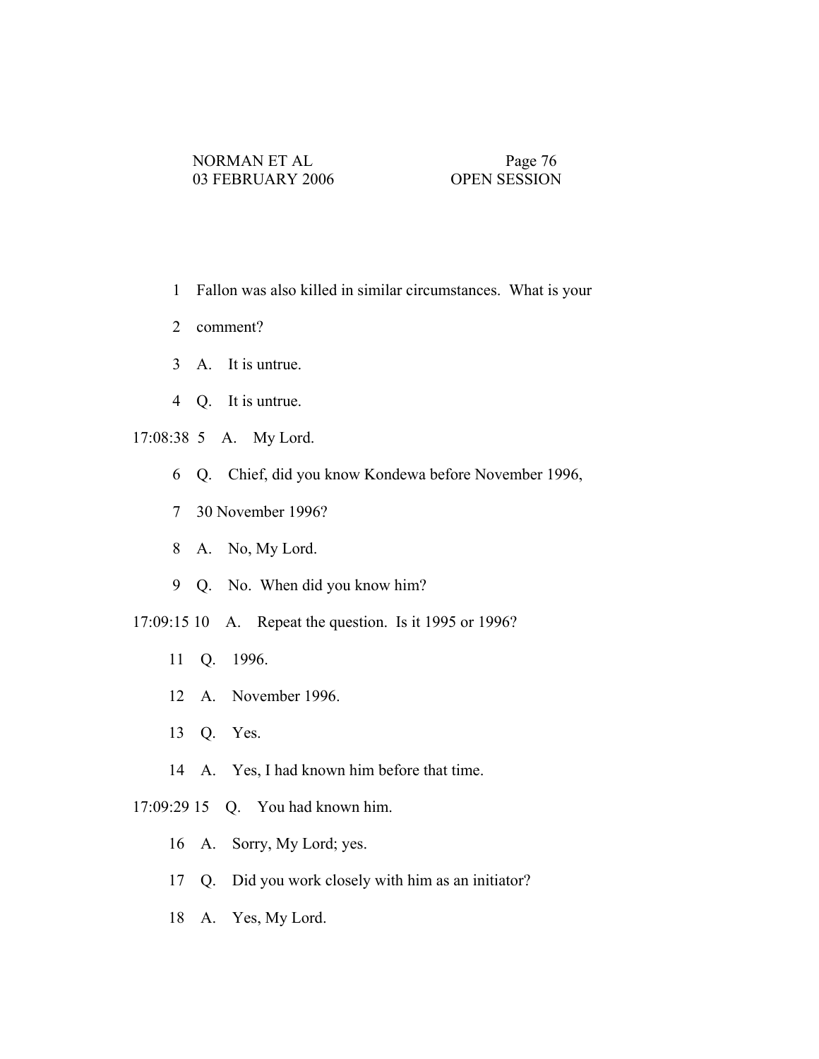1 Fallon was also killed in similar circumstances. What is your

2 comment?

3 A. It is untrue.

4 Q. It is untrue.

17:08:38 5 A. My Lord.

6 Q. Chief, did you know Kondewa before November 1996,

7 30 November 1996?

8 A. No, My Lord.

9 Q. No. When did you know him?

17:09:15 10 A. Repeat the question. Is it 1995 or 1996?

11 Q. 1996.

12 A. November 1996.

13 Q. Yes.

14 A. Yes, I had known him before that time.

17:09:29 15 Q. You had known him.

16 A. Sorry, My Lord; yes.

17 Q. Did you work closely with him as an initiator?

18 A. Yes, My Lord.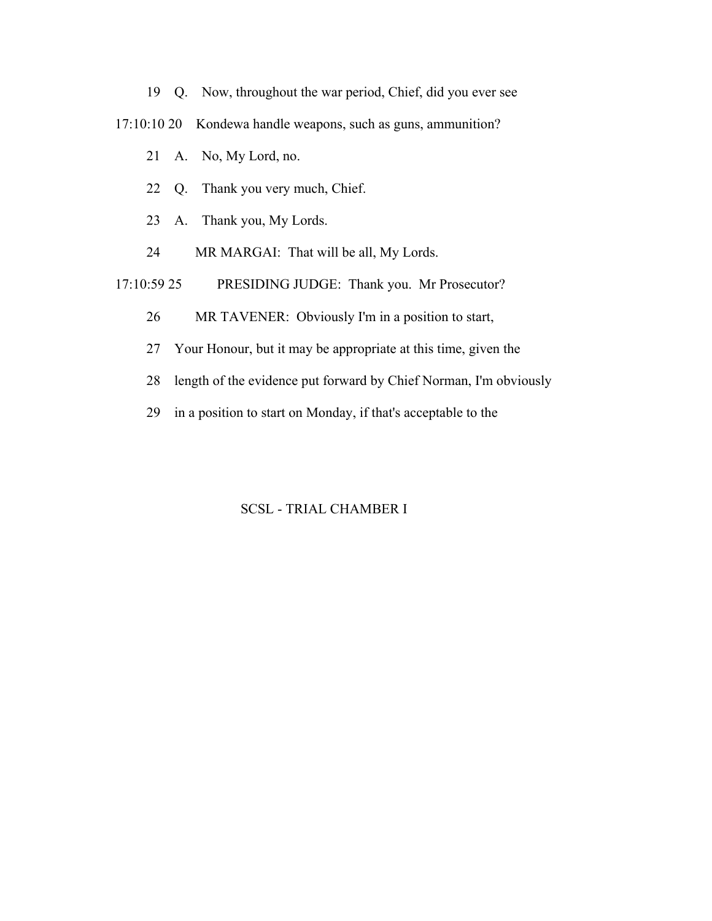19 Q. Now, throughout the war period, Chief, did you ever see

17:10:10 20 Kondewa handle weapons, such as guns, ammunition?

21 A. No, My Lord, no.

22 Q. Thank you very much, Chief.

23 A. Thank you, My Lords.

24 MR MARGAI: That will be all, My Lords.

17:10:59 25 PRESIDING JUDGE: Thank you. Mr Prosecutor?

26 MR TAVENER: Obviously I'm in a position to start,

27 Your Honour, but it may be appropriate at this time, given the

28 length of the evidence put forward by Chief Norman, I'm obviously

29 in a position to start on Monday, if that's acceptable to the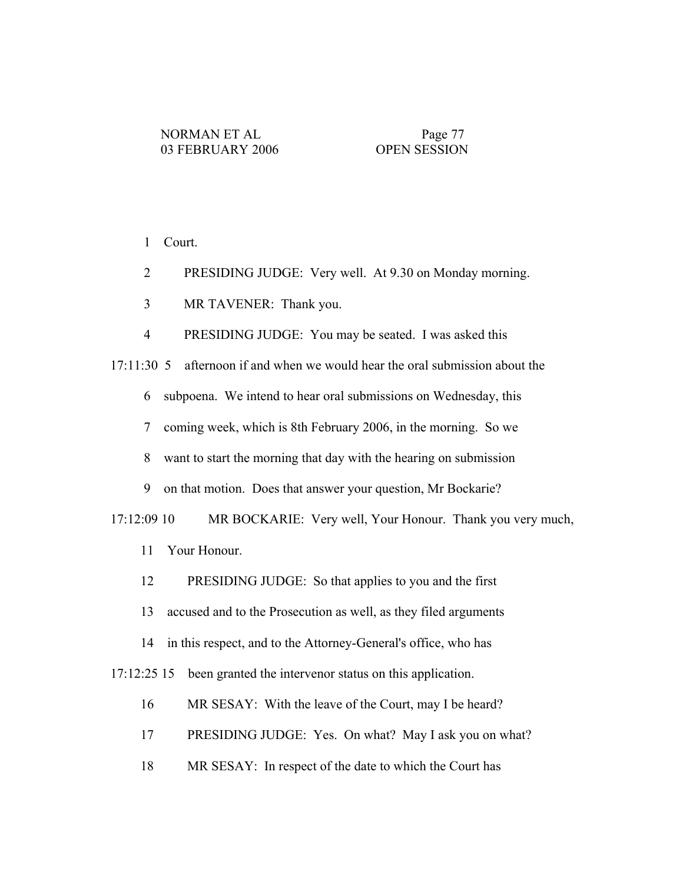1 Court.

2 PRESIDING JUDGE: Very well. At 9.30 on Monday morning.

3 MR TAVENER: Thank you.

4 PRESIDING JUDGE: You may be seated. I was asked this

17:11:30 5 afternoon if and when we would hear the oral submission about the

6 subpoena. We intend to hear oral submissions on Wednesday, this

7 coming week, which is 8th February 2006, in the morning. So we

8 want to start the morning that day with the hearing on submission

9 on that motion. Does that answer your question, Mr Bockarie?

17:12:09 10 MR BOCKARIE: Very well, Your Honour. Thank you very much,

11 Your Honour.

12 PRESIDING JUDGE: So that applies to you and the first

13 accused and to the Prosecution as well, as they filed arguments

14 in this respect, and to the Attorney-General's office, who has

17:12:25 15 been granted the intervenor status on this application.

16 MR SESAY: With the leave of the Court, may I be heard?

17 PRESIDING JUDGE: Yes. On what? May I ask you on what?

18 MR SESAY: In respect of the date to which the Court has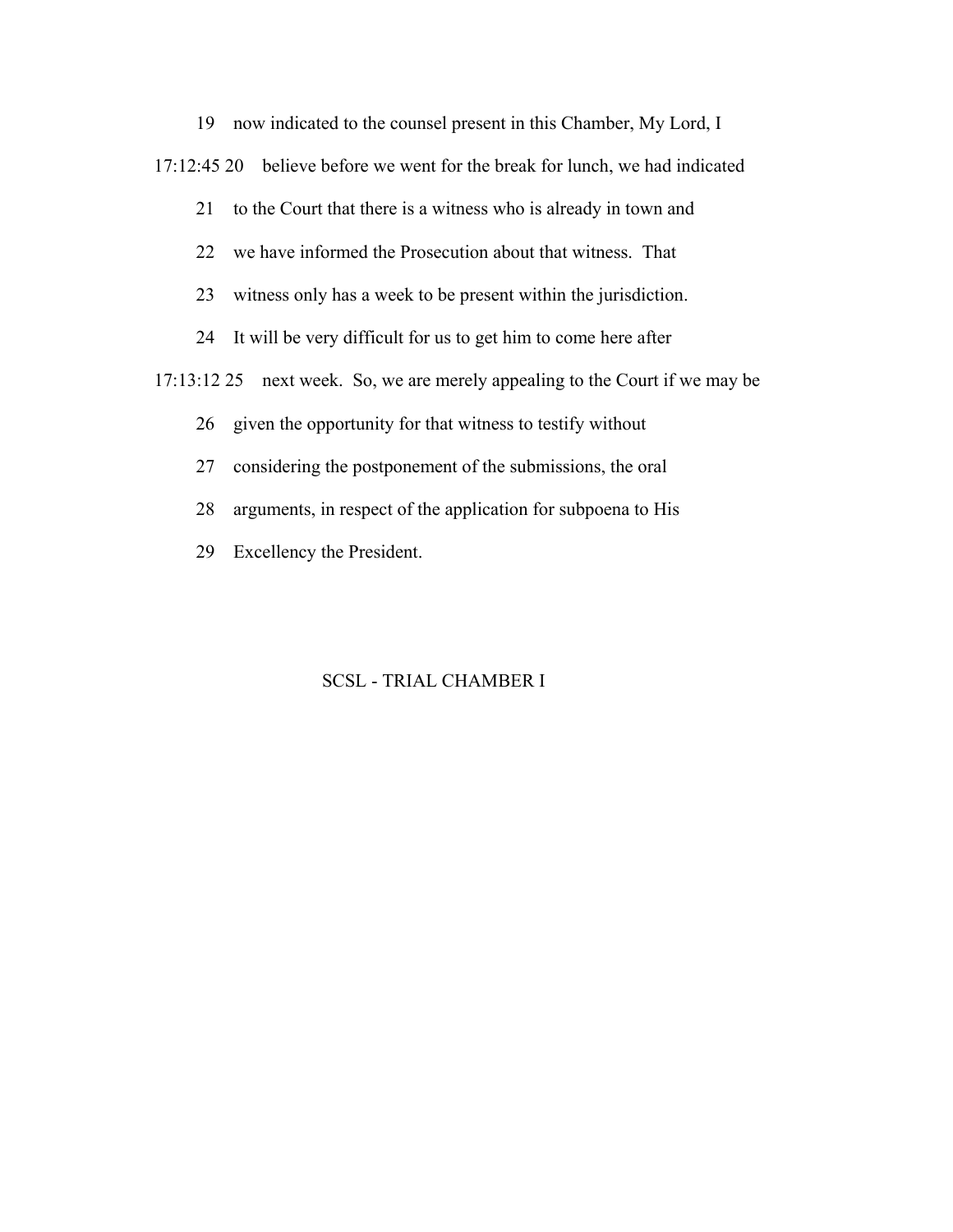19 now indicated to the counsel present in this Chamber, My Lord, I

17:12:45 20 believe before we went for the break for lunch, we had indicated

21 to the Court that there is a witness who is already in town and

22 we have informed the Prosecution about that witness. That

23 witness only has a week to be present within the jurisdiction.

24 It will be very difficult for us to get him to come here after

17:13:12 25 next week. So, we are merely appealing to the Court if we may be

26 given the opportunity for that witness to testify without

27 considering the postponement of the submissions, the oral

28 arguments, in respect of the application for subpoena to His

29 Excellency the President.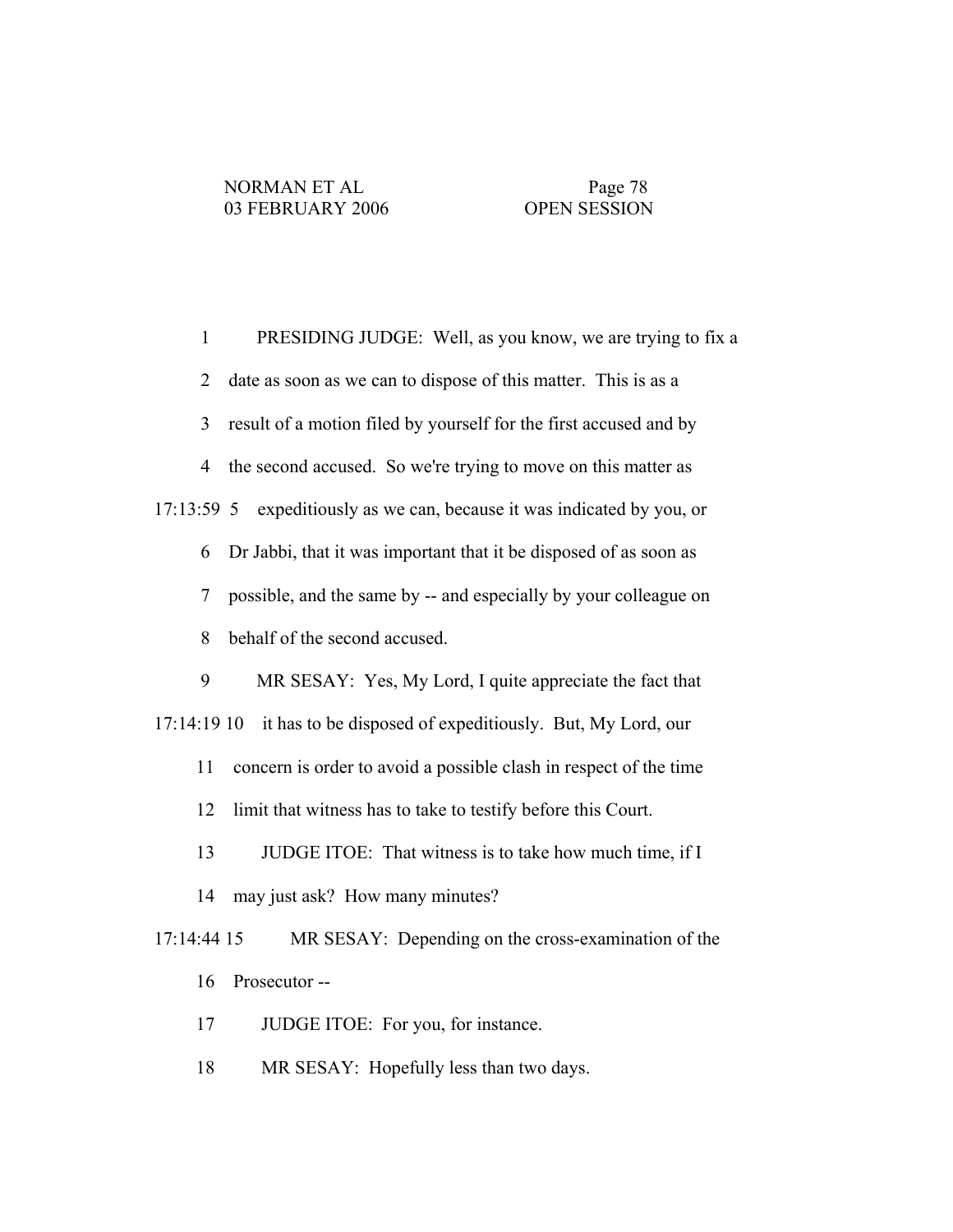1 PRESIDING JUDGE: Well, as you know, we are trying to fix a

2 date as soon as we can to dispose of this matter. This is as a

3 result of a motion filed by yourself for the first accused and by

4 the second accused. So we're trying to move on this matter as

17:13:59 5 expeditiously as we can, because it was indicated by you, or

6 Dr Jabbi, that it was important that it be disposed of as soon as

7 possible, and the same by -- and especially by your colleague on

8 behalf of the second accused.

9 MR SESAY: Yes, My Lord, I quite appreciate the fact that

17:14:19 10 it has to be disposed of expeditiously. But, My Lord, our

11 concern is order to avoid a possible clash in respect of the time

12 limit that witness has to take to testify before this Court.

13 JUDGE ITOE: That witness is to take how much time, if I

14 may just ask? How many minutes?

17:14:44 15 MR SESAY: Depending on the cross-examination of the

16 Prosecutor --

17 JUDGE ITOE: For you, for instance.

18 MR SESAY: Hopefully less than two days.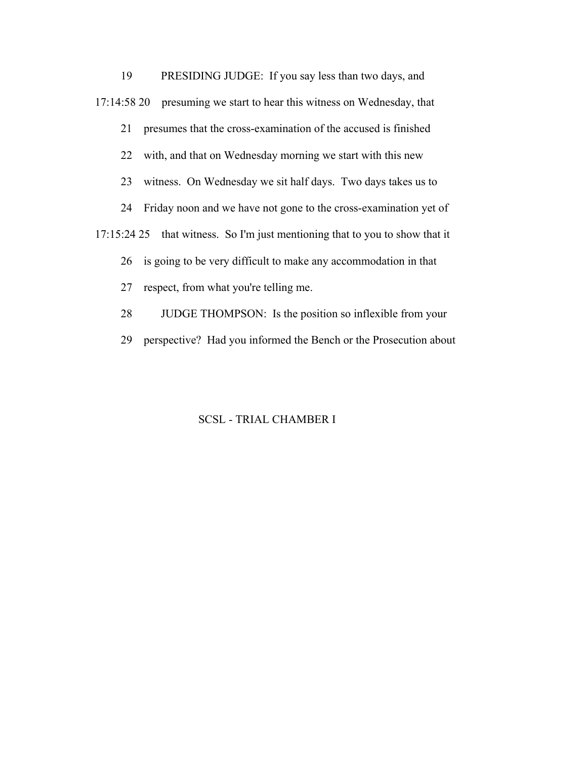19 PRESIDING JUDGE: If you say less than two days, and

17:14:58 20 presuming we start to hear this witness on Wednesday, that

21 presumes that the cross-examination of the accused is finished

22 with, and that on Wednesday morning we start with this new

23 witness. On Wednesday we sit half days. Two days takes us to

24 Friday noon and we have not gone to the cross-examination yet of

17:15:24 25 that witness. So I'm just mentioning that to you to show that it

26 is going to be very difficult to make any accommodation in that

27 respect, from what you're telling me.

28 JUDGE THOMPSON: Is the position so inflexible from your

29 perspective? Had you informed the Bench or the Prosecution about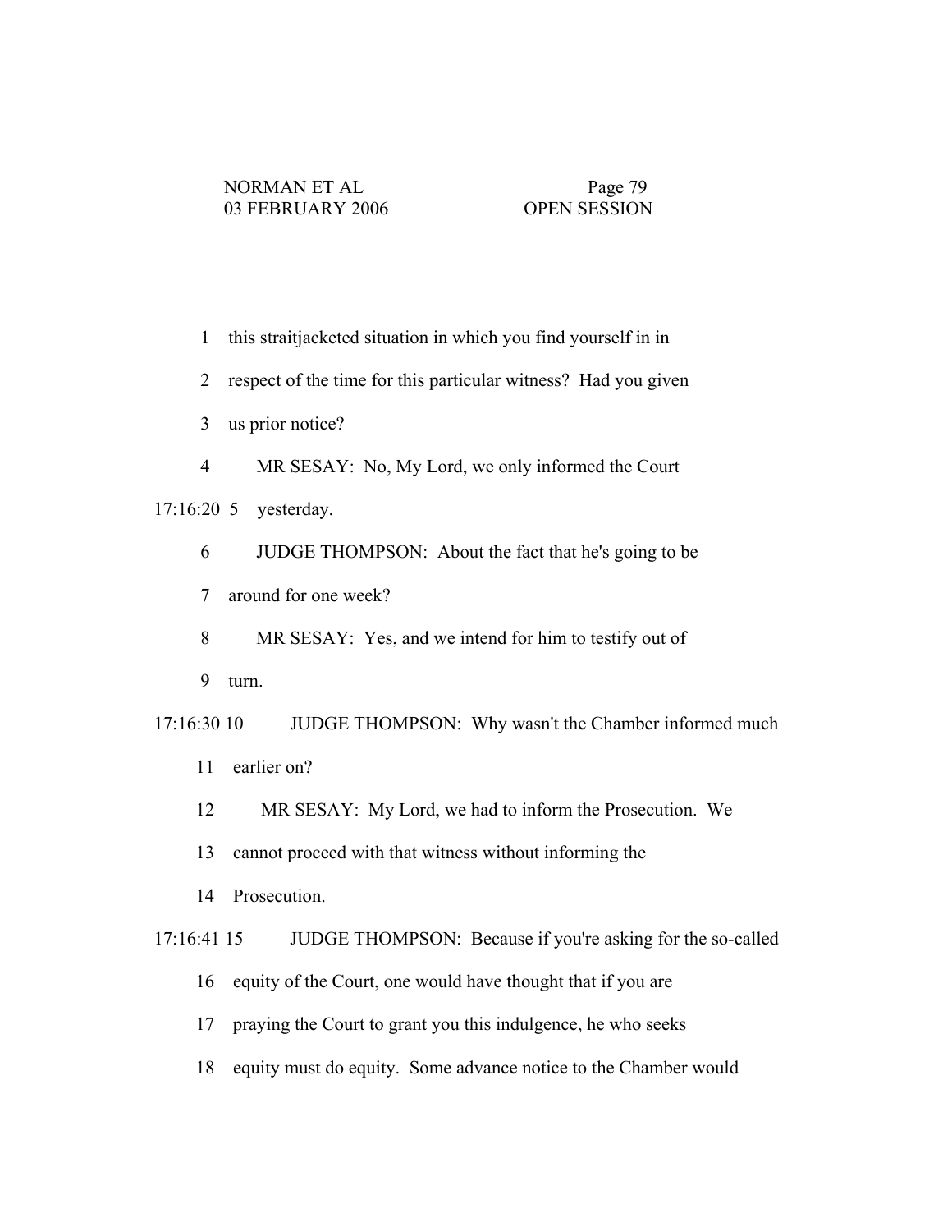1 this straitjacketed situation in which you find yourself in in

2 respect of the time for this particular witness? Had you given

3 us prior notice?

4 MR SESAY: No, My Lord, we only informed the Court

17:16:20 5 yesterday.

6 JUDGE THOMPSON: About the fact that he's going to be

7 around for one week?

8 MR SESAY: Yes, and we intend for him to testify out of

9 turn.

17:16:30 10 JUDGE THOMPSON: Why wasn't the Chamber informed much

11 earlier on?

12 MR SESAY: My Lord, we had to inform the Prosecution. We

13 cannot proceed with that witness without informing the

14 Prosecution.

17:16:41 15 JUDGE THOMPSON: Because if you're asking for the so-called

16 equity of the Court, one would have thought that if you are

17 praying the Court to grant you this indulgence, he who seeks

18 equity must do equity. Some advance notice to the Chamber would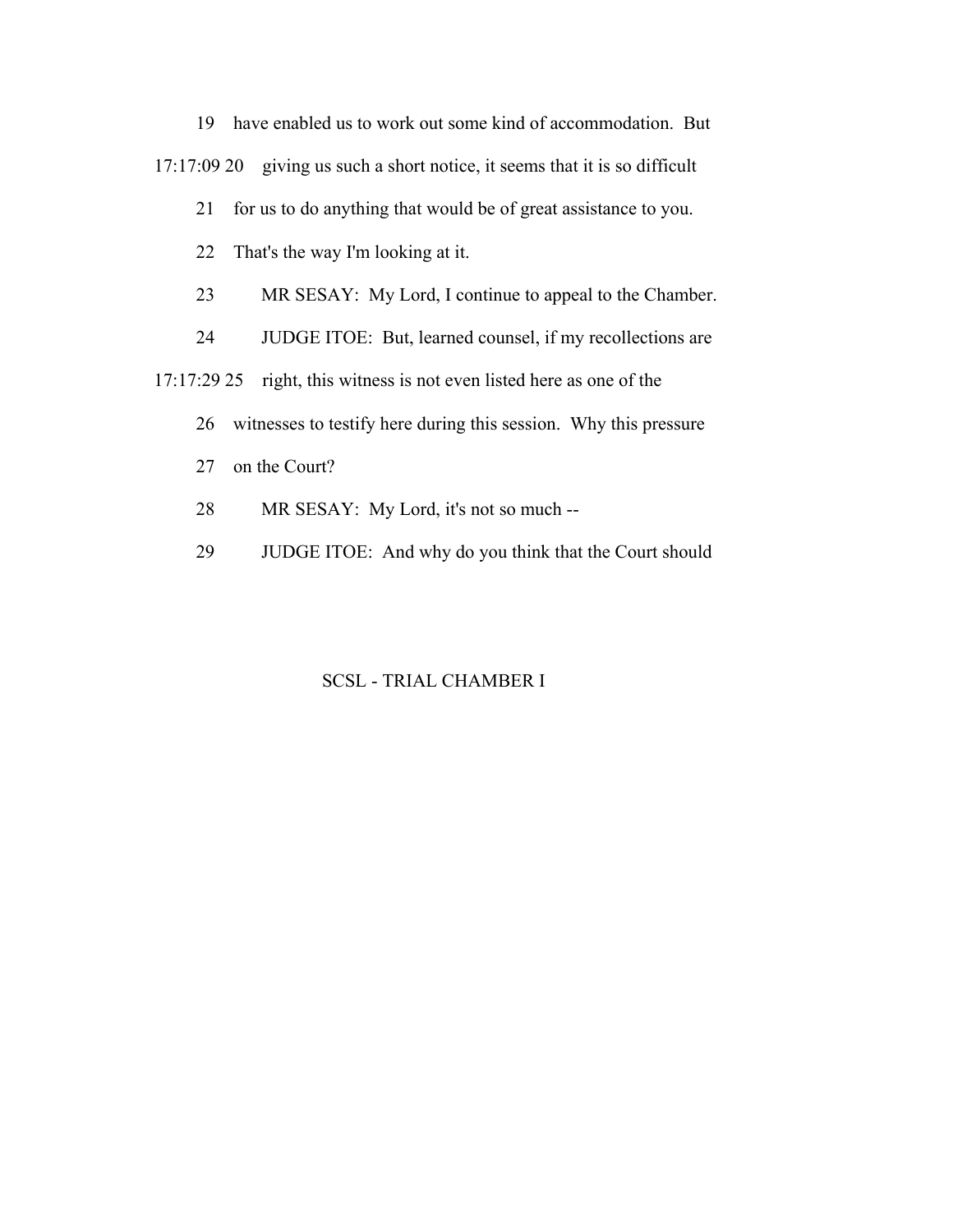19 have enabled us to work out some kind of accommodation. But

17:17:09 20 giving us such a short notice, it seems that it is so difficult

21 for us to do anything that would be of great assistance to you.

22 That's the way I'm looking at it.

23 MR SESAY: My Lord, I continue to appeal to the Chamber.

24 JUDGE ITOE: But, learned counsel, if my recollections are

17:17:29 25 right, this witness is not even listed here as one of the

26 witnesses to testify here during this session. Why this pressure

27 on the Court?

28 MR SESAY: My Lord, it's not so much --

29 JUDGE ITOE: And why do you think that the Court should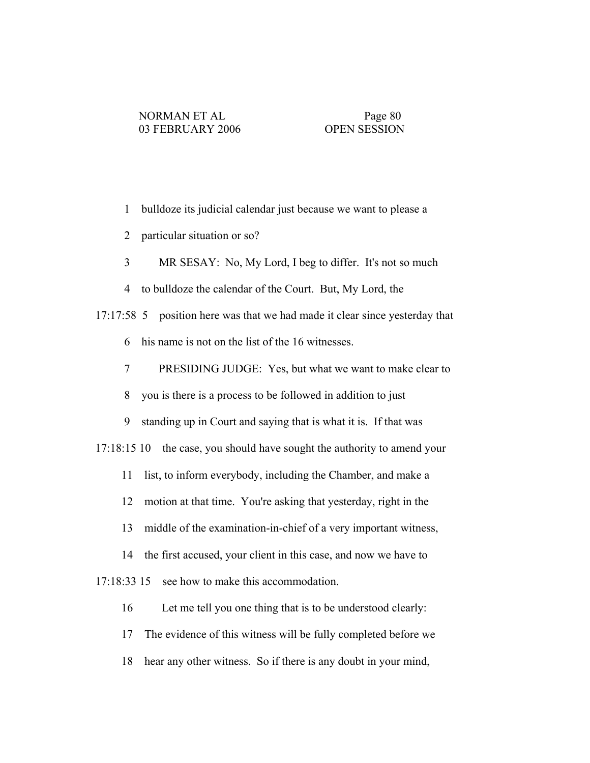1 bulldoze its judicial calendar just because we want to please a

2 particular situation or so?

3 MR SESAY: No, My Lord, I beg to differ. It's not so much

4 to bulldoze the calendar of the Court. But, My Lord, the

17:17:58 5 position here was that we had made it clear since yesterday that

6 his name is not on the list of the 16 witnesses.

7 PRESIDING JUDGE: Yes, but what we want to make clear to

8 you is there is a process to be followed in addition to just

9 standing up in Court and saying that is what it is. If that was

17:18:15 10 the case, you should have sought the authority to amend your

11 list, to inform everybody, including the Chamber, and make a

12 motion at that time. You're asking that yesterday, right in the

13 middle of the examination-in-chief of a very important witness,

14 the first accused, your client in this case, and now we have to

17:18:33 15 see how to make this accommodation.

16 Let me tell you one thing that is to be understood clearly:

17 The evidence of this witness will be fully completed before we

18 hear any other witness. So if there is any doubt in your mind,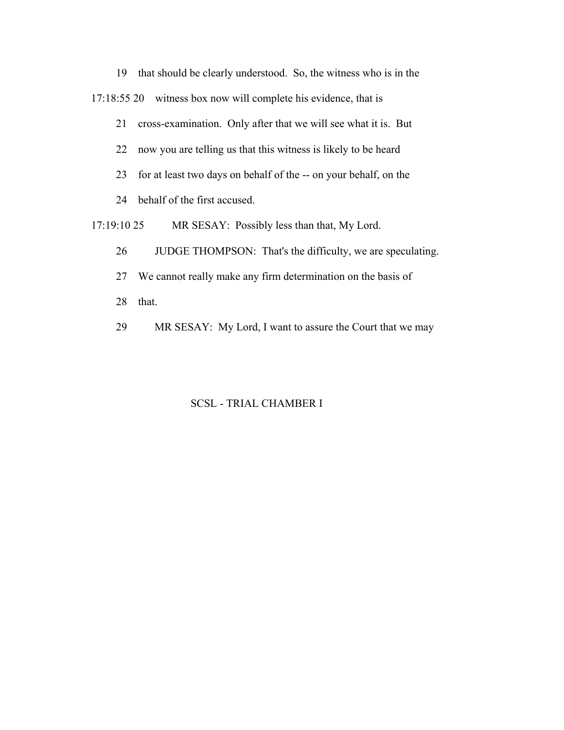19 that should be clearly understood. So, the witness who is in the

17:18:55 20 witness box now will complete his evidence, that is

21 cross-examination. Only after that we will see what it is. But

22 now you are telling us that this witness is likely to be heard

23 for at least two days on behalf of the -- on your behalf, on the

24 behalf of the first accused.

17:19:10 25 MR SESAY: Possibly less than that, My Lord.

26 JUDGE THOMPSON: That's the difficulty, we are speculating.

27 We cannot really make any firm determination on the basis of

28 that.

29 MR SESAY: My Lord, I want to assure the Court that we may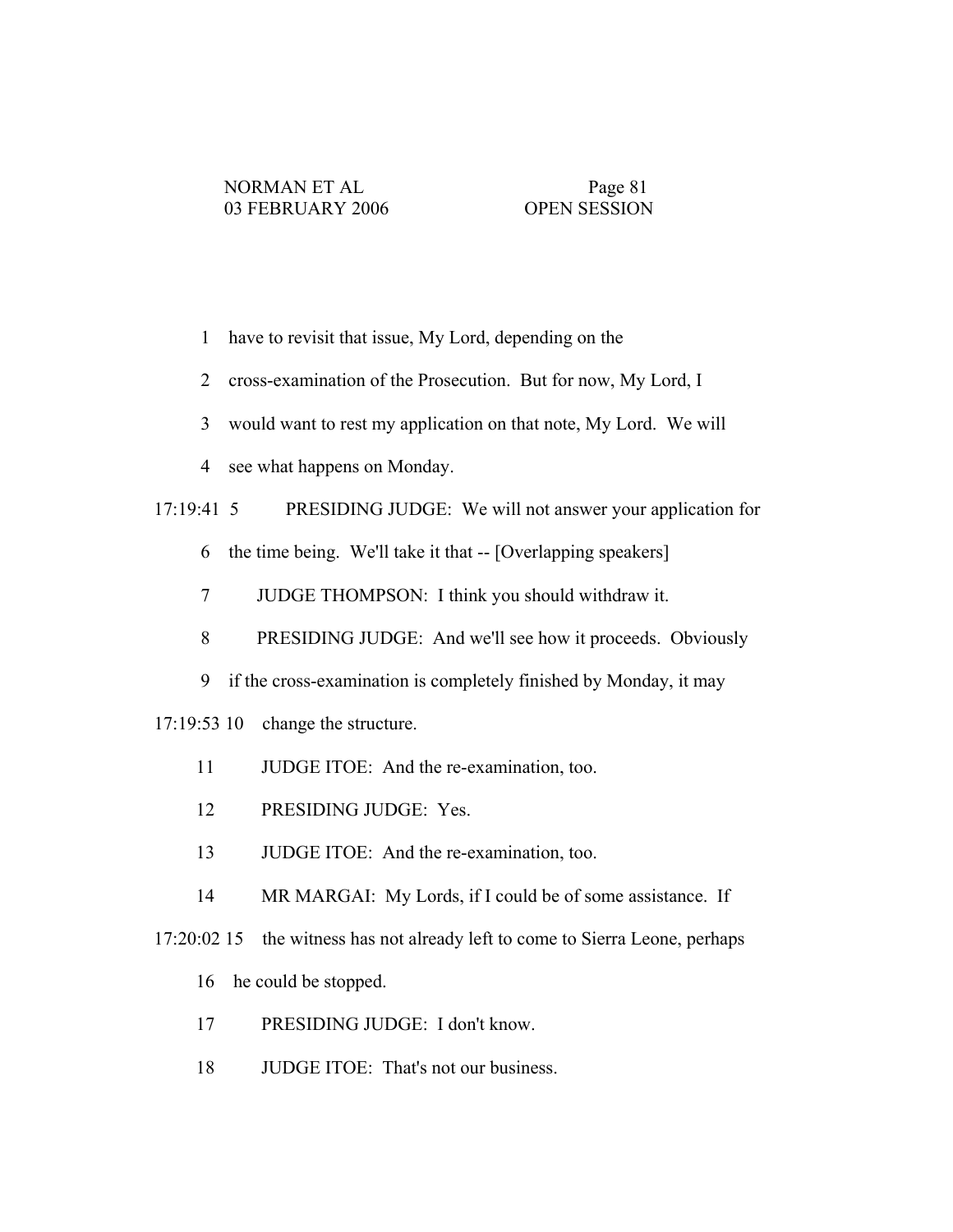1 have to revisit that issue, My Lord, depending on the

2 cross-examination of the Prosecution. But for now, My Lord, I

3 would want to rest my application on that note, My Lord. We will

4 see what happens on Monday.

17:19:41 5 PRESIDING JUDGE: We will not answer your application for

6 the time being. We'll take it that -- [Overlapping speakers]

7 JUDGE THOMPSON: I think you should withdraw it.

8 PRESIDING JUDGE: And we'll see how it proceeds. Obviously

9 if the cross-examination is completely finished by Monday, it may

17:19:53 10 change the structure.

11 JUDGE ITOE: And the re-examination, too.

12 PRESIDING JUDGE: Yes.

13 JUDGE ITOE: And the re-examination, too.

14 MR MARGAI: My Lords, if I could be of some assistance. If

17:20:02 15 the witness has not already left to come to Sierra Leone, perhaps

16 he could be stopped.

17 PRESIDING JUDGE: I don't know.

18 JUDGE ITOE: That's not our business.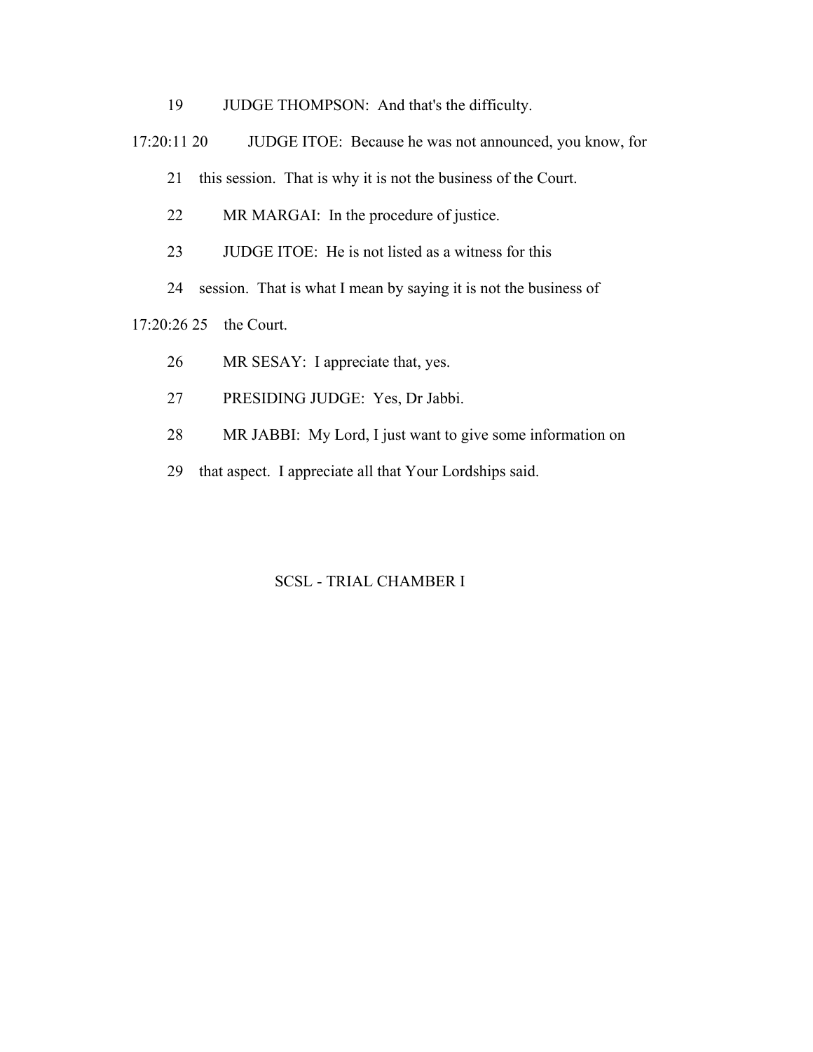19 JUDGE THOMPSON: And that's the difficulty.

17:20:11 20 JUDGE ITOE: Because he was not announced, you know, for

21 this session. That is why it is not the business of the Court.

22 MR MARGAI: In the procedure of justice.

23 JUDGE ITOE: He is not listed as a witness for this

24 session. That is what I mean by saying it is not the business of

17:20:26 25 the Court.

26 MR SESAY: I appreciate that, yes.

27 PRESIDING JUDGE: Yes, Dr Jabbi.

28 MR JABBI: My Lord, I just want to give some information on

29 that aspect. I appreciate all that Your Lordships said.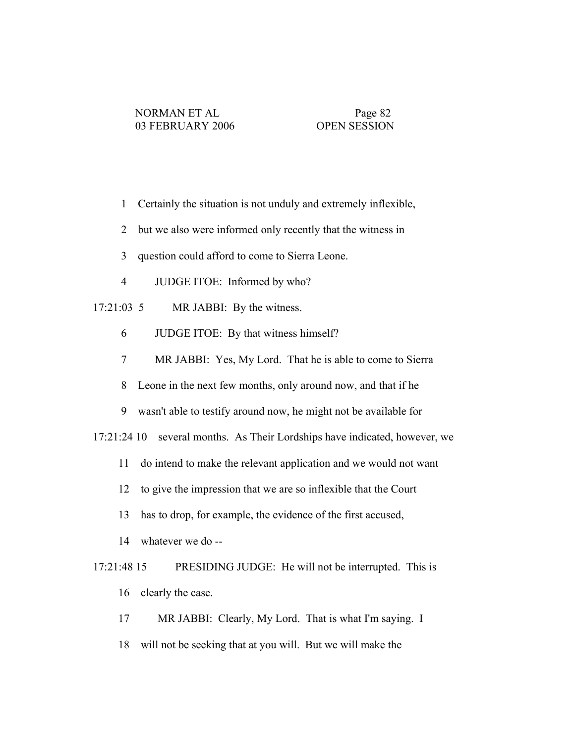1 Certainly the situation is not unduly and extremely inflexible,

2 but we also were informed only recently that the witness in

3 question could afford to come to Sierra Leone.

4 JUDGE ITOE: Informed by who?

17:21:03 5 MR JABBI: By the witness.

6 JUDGE ITOE: By that witness himself?

7 MR JABBI: Yes, My Lord. That he is able to come to Sierra

8 Leone in the next few months, only around now, and that if he

9 wasn't able to testify around now, he might not be available for

17:21:24 10 several months. As Their Lordships have indicated, however, we

11 do intend to make the relevant application and we would not want

12 to give the impression that we are so inflexible that the Court

13 has to drop, for example, the evidence of the first accused,

14 whatever we do --

17:21:48 15 PRESIDING JUDGE: He will not be interrupted. This is

16 clearly the case.

17 MR JABBI: Clearly, My Lord. That is what I'm saying. I

18 will not be seeking that at you will. But we will make the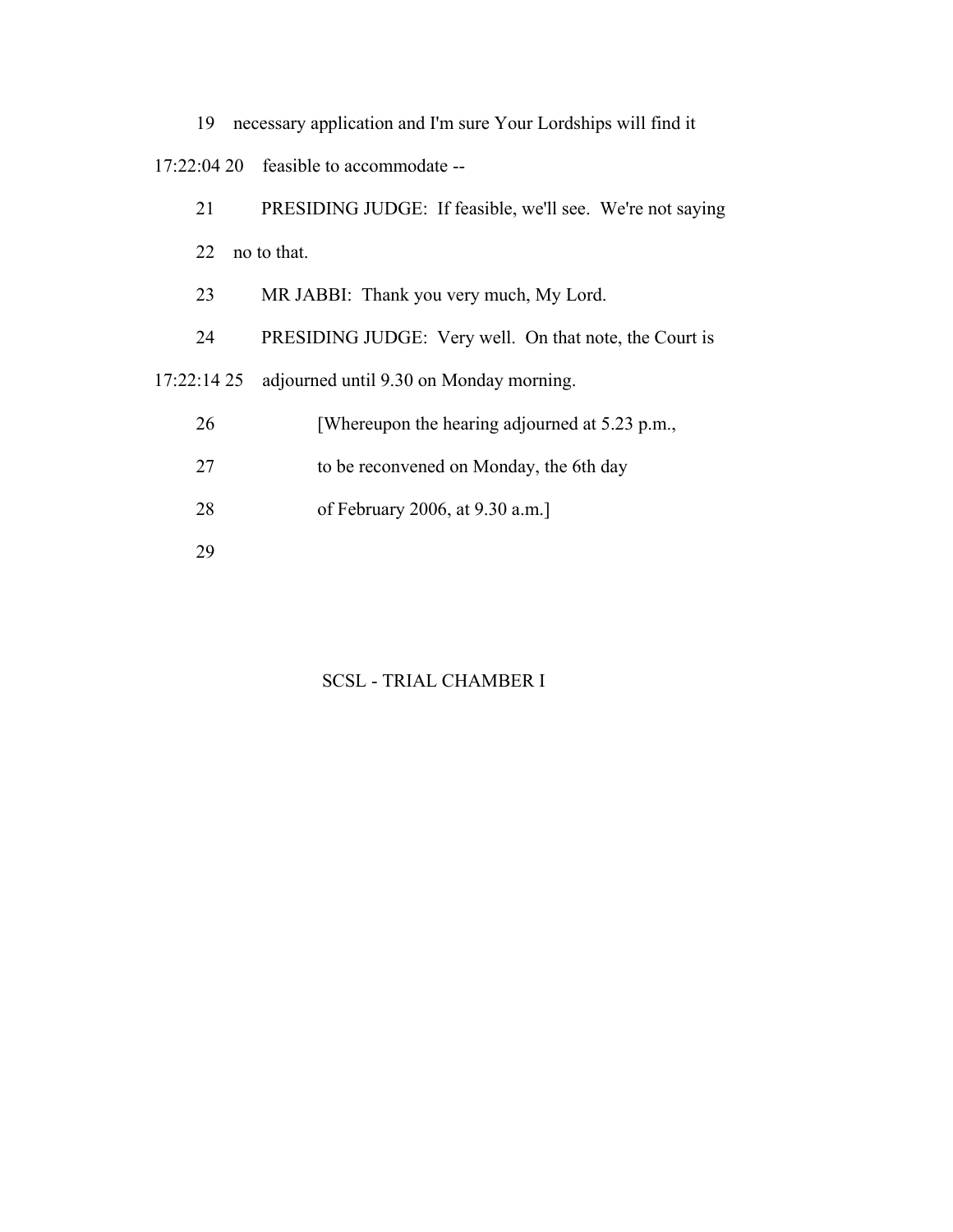19 necessary application and I'm sure Your Lordships will find it

17:22:04 20 feasible to accommodate --

21 PRESIDING JUDGE: If feasible, we'll see. We're not saying

22 no to that.

23 MR JABBI: Thank you very much, My Lord.

24 PRESIDING JUDGE: Very well. On that note, the Court is

17:22:14 25 adjourned until 9.30 on Monday morning.

26 [Whereupon the hearing adjourned at 5.23 p.m.,

27 to be reconvened on Monday, the 6th day

28 of February 2006, at 9.30 a.m.]

29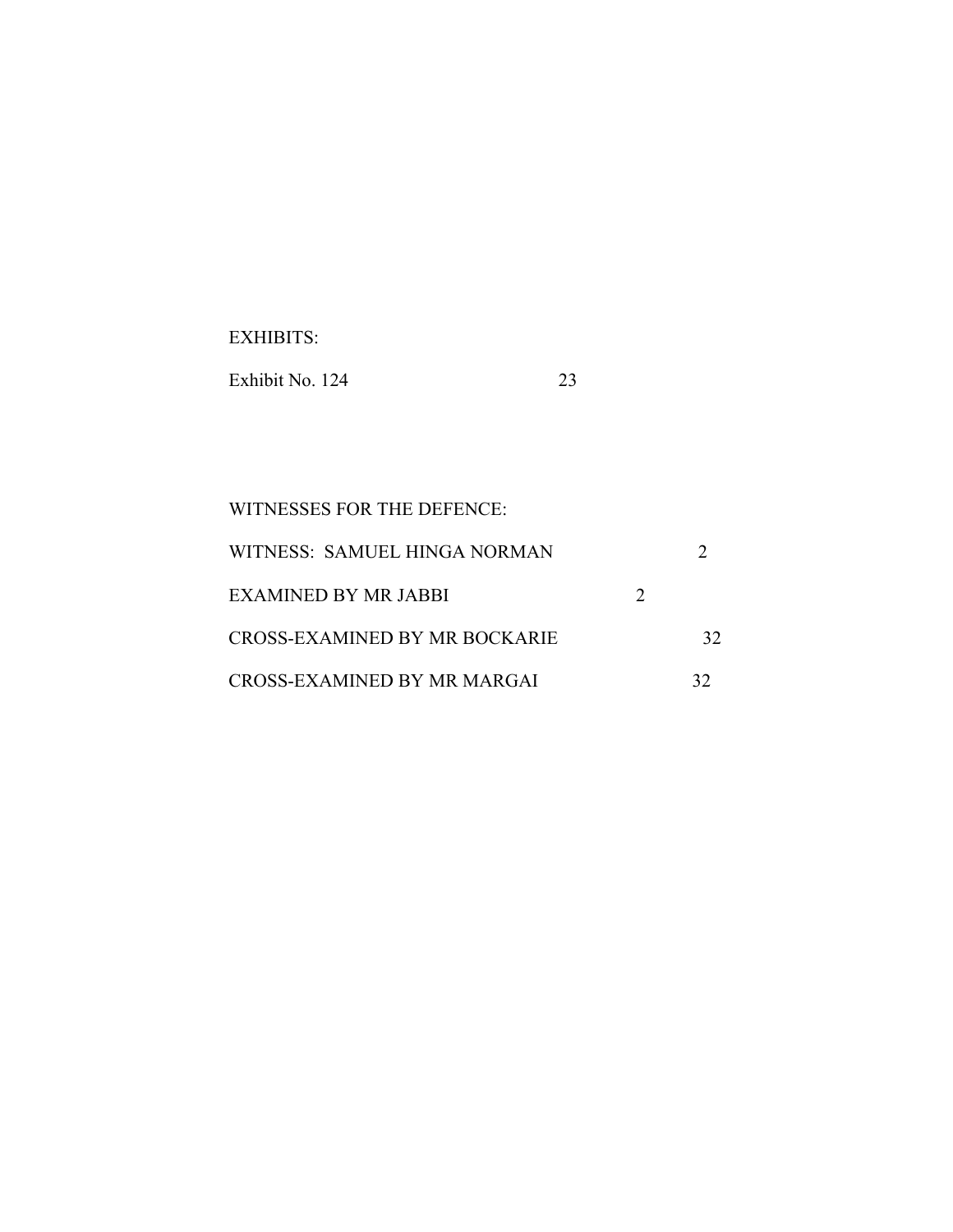EXHIBITS:

| | |
|---|---|
| Exhibit No. 124 | 23 |

WITNESSES FOR THE DEFENCE:

| | | |
|---|---|---|
| WITNESS: SAMUEL HINGA NORMAN | | 2 |
| EXAMINED BY MR JABBI | 2 | |
| CROSS-EXAMINED BY MR BOCKARIE | | 32 |
| CROSS-EXAMINED BY MR MARGAI | | 32 |